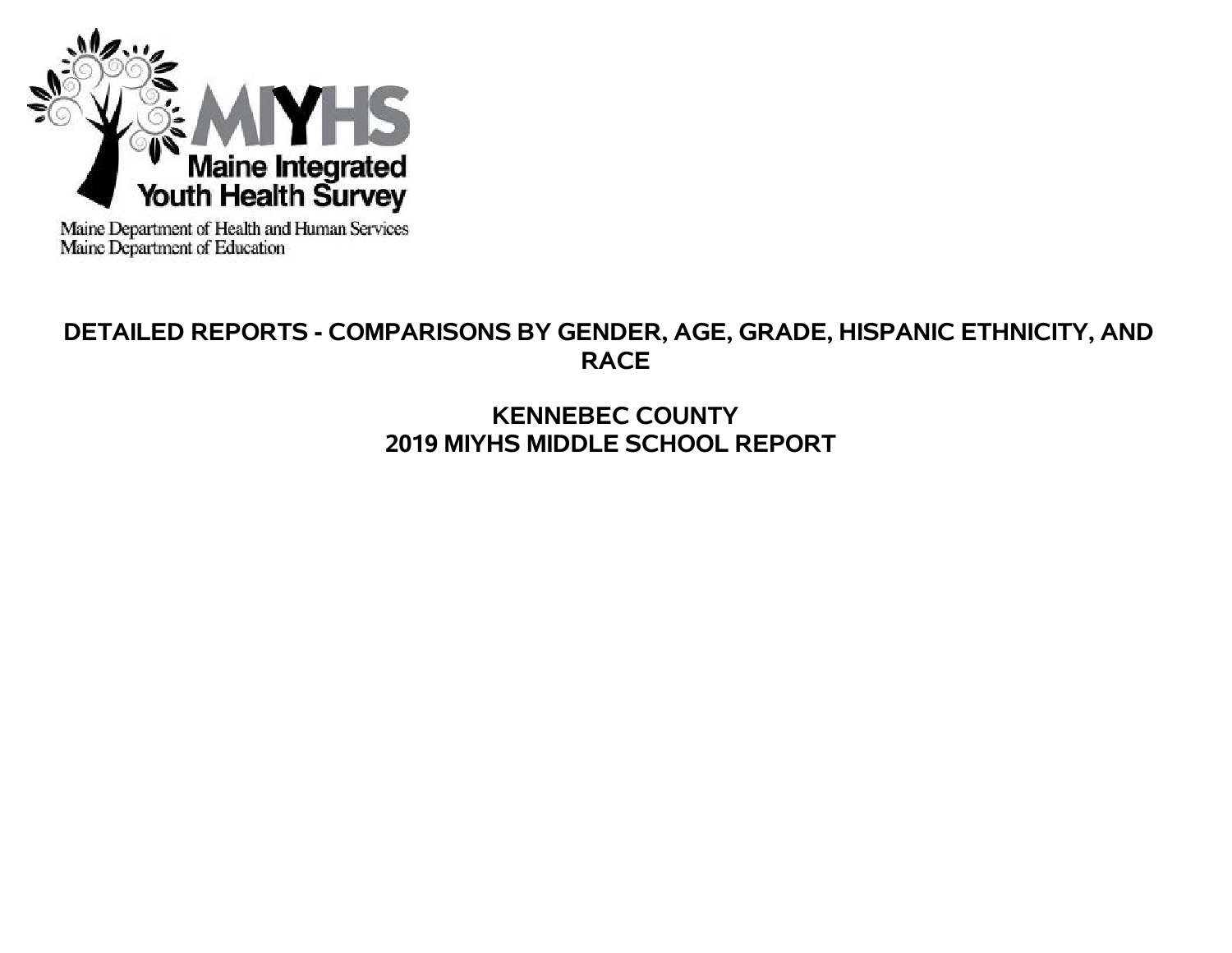MIYHS

Maine Integrated Youth Health Survey

Maine Department of Health and Human Services
Maine Department of Education

# DETAILED REPORTS - COMPARISONS BY GENDER, AGE, GRADE, HISPANIC ETHNICITY, AND RACE

## KENNEBEC COUNTY
## 2019 MIYHS MIDDLE SCHOOL REPORT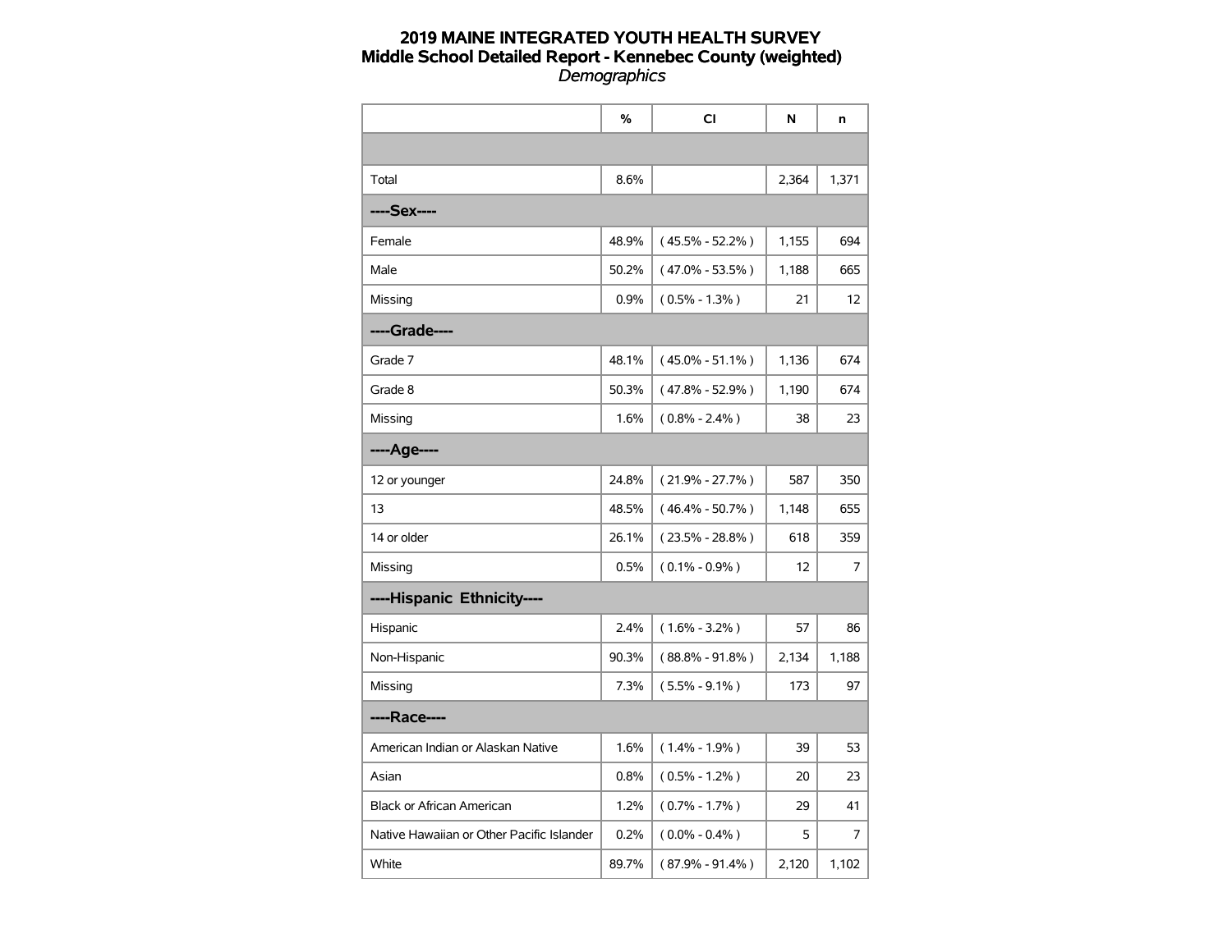# 2019 MAINE INTEGRATED YOUTH HEALTH SURVEY

## Middle School Detailed Report - Kennebec County (weighted)

*Demographics*

| | % | CI | N | n |
|---|---|---|---|---|
| | | | | |
| Total | 8.6% | | 2,364 | 1,371 |
| **----Sex----** | | | | |
| Female | 48.9% | ( 45.5% - 52.2% ) | 1,155 | 694 |
| Male | 50.2% | ( 47.0% - 53.5% ) | 1,188 | 665 |
| Missing | 0.9% | ( 0.5% - 1.3% ) | 21 | 12 |
| **----Grade----** | | | | |
| Grade 7 | 48.1% | ( 45.0% - 51.1% ) | 1,136 | 674 |
| Grade 8 | 50.3% | ( 47.8% - 52.9% ) | 1,190 | 674 |
| Missing | 1.6% | ( 0.8% - 2.4% ) | 38 | 23 |
| **----Age----** | | | | |
| 12 or younger | 24.8% | ( 21.9% - 27.7% ) | 587 | 350 |
| 13 | 48.5% | ( 46.4% - 50.7% ) | 1,148 | 655 |
| 14 or older | 26.1% | ( 23.5% - 28.8% ) | 618 | 359 |
| Missing | 0.5% | ( 0.1% - 0.9% ) | 12 | 7 |
| **----Hispanic Ethnicity----** | | | | |
| Hispanic | 2.4% | ( 1.6% - 3.2% ) | 57 | 86 |
| Non-Hispanic | 90.3% | ( 88.8% - 91.8% ) | 2,134 | 1,188 |
| Missing | 7.3% | ( 5.5% - 9.1% ) | 173 | 97 |
| **----Race----** | | | | |
| American Indian or Alaskan Native | 1.6% | ( 1.4% - 1.9% ) | 39 | 53 |
| Asian | 0.8% | ( 0.5% - 1.2% ) | 20 | 23 |
| Black or African American | 1.2% | ( 0.7% - 1.7% ) | 29 | 41 |
| Native Hawaiian or Other Pacific Islander | 0.2% | ( 0.0% - 0.4% ) | 5 | 7 |
| White | 89.7% | ( 87.9% - 91.4% ) | 2,120 | 1,102 |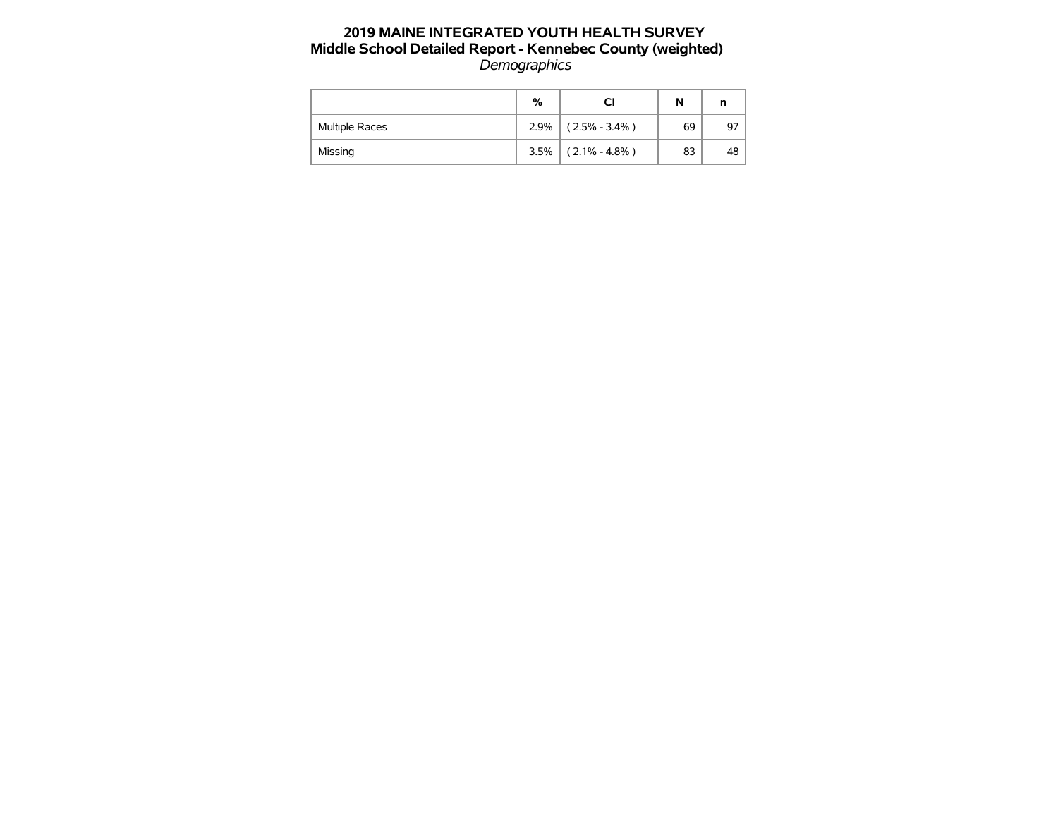# 2019 MAINE INTEGRATED YOUTH HEALTH SURVEY

## Middle School Detailed Report - Kennebec County (weighted)

*Demographics*

| | % | CI | N | n |
|---|---|---|---|---|
| Multiple Races | 2.9% | ( 2.5% - 3.4% ) | 69 | 97 |
| Missing | 3.5% | ( 2.1% - 4.8% ) | 83 | 48 |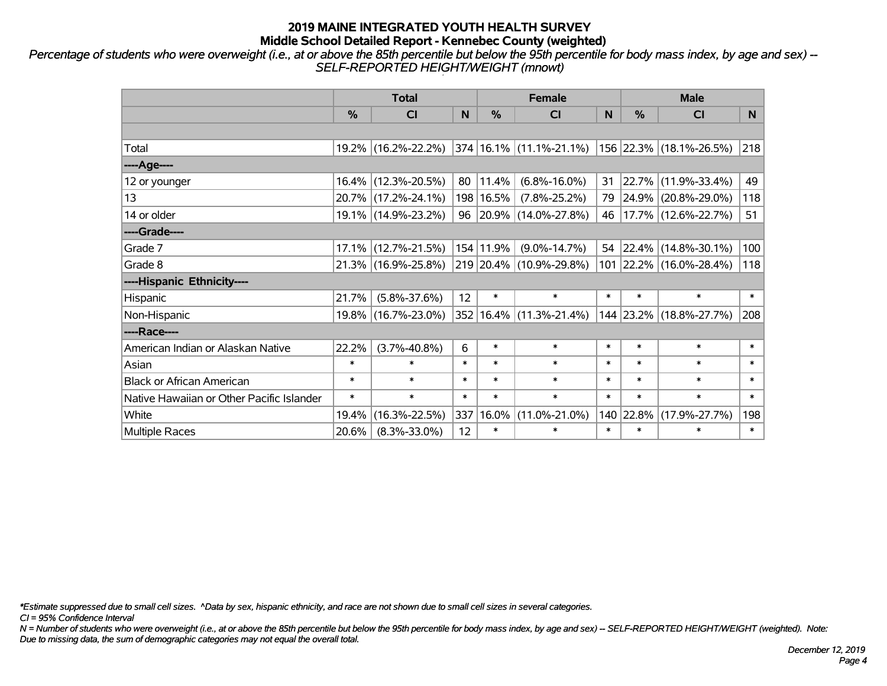# 2019 MAINE INTEGRATED YOUTH HEALTH SURVEY
## Middle School Detailed Report - Kennebec County (weighted)

*Percentage of students who were overweight (i.e., at or above the 85th percentile but below the 95th percentile for body mass index, by age and sex) -- SELF-REPORTED HEIGHT/WEIGHT (mnowt)*

| | Total | | | Female | | | Male | | |
|---|---|---|---|---|---|---|---|---|---|
| | % | CI | N | % | CI | N | % | CI | N |
| | | | | | | | | | |
| Total | 19.2% | (16.2%-22.2%) | 374 | 16.1% | (11.1%-21.1%) | 156 | 22.3% | (18.1%-26.5%) | 218 |
| ----Age---- | | | | | | | | | |
| 12 or younger | 16.4% | (12.3%-20.5%) | 80 | 11.4% | (6.8%-16.0%) | 31 | 22.7% | (11.9%-33.4%) | 49 |
| 13 | 20.7% | (17.2%-24.1%) | 198 | 16.5% | (7.8%-25.2%) | 79 | 24.9% | (20.8%-29.0%) | 118 |
| 14 or older | 19.1% | (14.9%-23.2%) | 96 | 20.9% | (14.0%-27.8%) | 46 | 17.7% | (12.6%-22.7%) | 51 |
| ----Grade---- | | | | | | | | | |
| Grade 7 | 17.1% | (12.7%-21.5%) | 154 | 11.9% | (9.0%-14.7%) | 54 | 22.4% | (14.8%-30.1%) | 100 |
| Grade 8 | 21.3% | (16.9%-25.8%) | 219 | 20.4% | (10.9%-29.8%) | 101 | 22.2% | (16.0%-28.4%) | 118 |
| ----Hispanic Ethnicity---- | | | | | | | | | |
| Hispanic | 21.7% | (5.8%-37.6%) | 12 | * | * | * | * | * | * |
| Non-Hispanic | 19.8% | (16.7%-23.0%) | 352 | 16.4% | (11.3%-21.4%) | 144 | 23.2% | (18.8%-27.7%) | 208 |
| ----Race---- | | | | | | | | | |
| American Indian or Alaskan Native | 22.2% | (3.7%-40.8%) | 6 | * | * | * | * | * | * |
| Asian | * | * | * | * | * | * | * | * | * |
| Black or African American | * | * | * | * | * | * | * | * | * |
| Native Hawaiian or Other Pacific Islander | * | * | * | * | * | * | * | * | * |
| White | 19.4% | (16.3%-22.5%) | 337 | 16.0% | (11.0%-21.0%) | 140 | 22.8% | (17.9%-27.7%) | 198 |
| Multiple Races | 20.6% | (8.3%-33.0%) | 12 | * | * | * | * | * | * |

*\*Estimate suppressed due to small cell sizes. ^Data by sex, hispanic ethnicity, and race are not shown due to small cell sizes in several categories.*

*CI = 95% Confidence Interval*

*N = Number of students who were overweight (i.e., at or above the 85th percentile but below the 95th percentile for body mass index, by age and sex) -- SELF-REPORTED HEIGHT/WEIGHT (weighted). Note: Due to missing data, the sum of demographic categories may not equal the overall total.*

*December 12, 2019*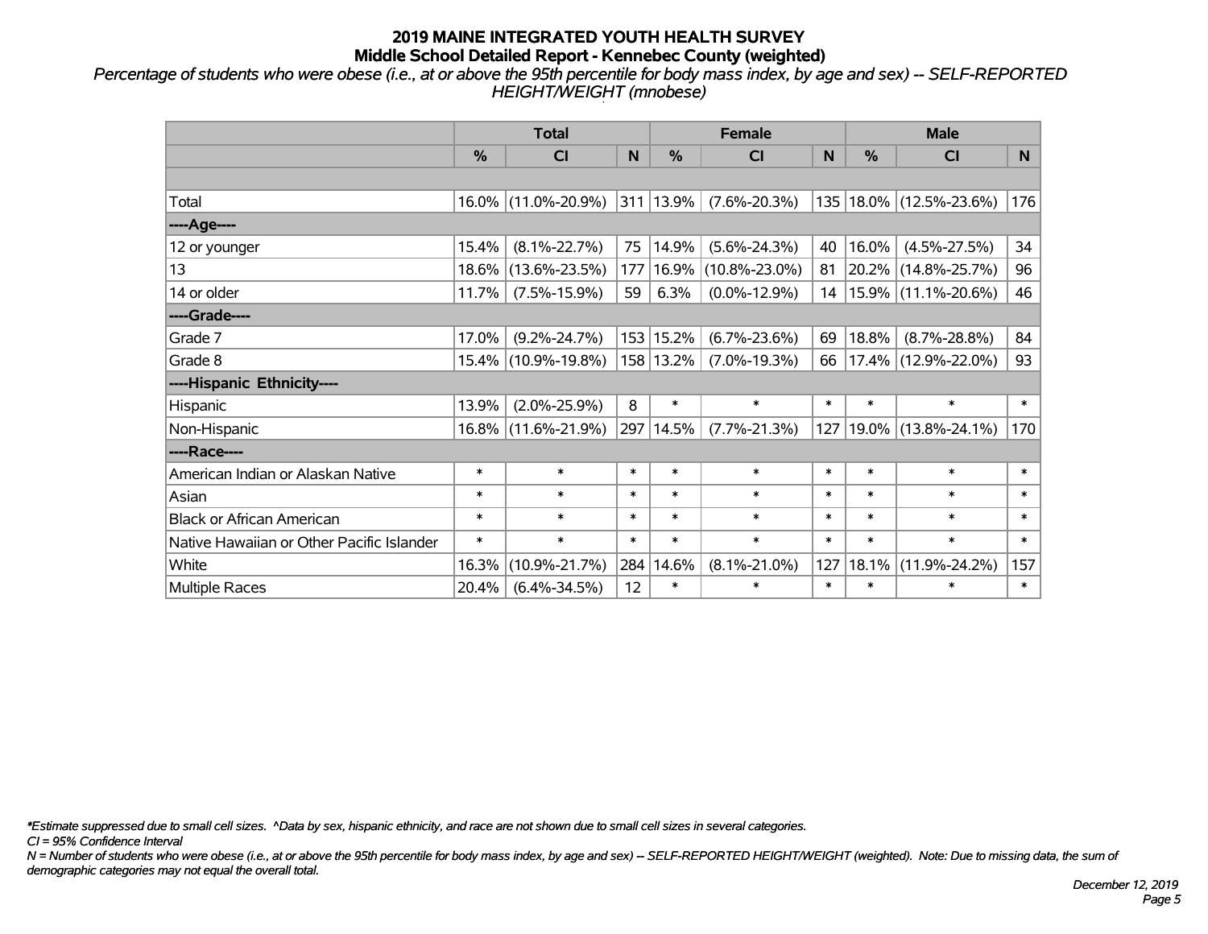# 2019 MAINE INTEGRATED YOUTH HEALTH SURVEY
## Middle School Detailed Report - Kennebec County (weighted)

*Percentage of students who were obese (i.e., at or above the 95th percentile for body mass index, by age and sex) -- SELF-REPORTED HEIGHT/WEIGHT (mnobese)*

| | Total | | | Female | | | Male | | |
|---|---|---|---|---|---|---|---|---|---|
| | % | CI | N | % | CI | N | % | CI | N |
| | | | | | | | | | |
| Total | 16.0% | (11.0%-20.9%) | 311 | 13.9% | (7.6%-20.3%) | 135 | 18.0% | (12.5%-23.6%) | 176 |
| ----Age---- | | | | | | | | | |
| 12 or younger | 15.4% | (8.1%-22.7%) | 75 | 14.9% | (5.6%-24.3%) | 40 | 16.0% | (4.5%-27.5%) | 34 |
| 13 | 18.6% | (13.6%-23.5%) | 177 | 16.9% | (10.8%-23.0%) | 81 | 20.2% | (14.8%-25.7%) | 96 |
| 14 or older | 11.7% | (7.5%-15.9%) | 59 | 6.3% | (0.0%-12.9%) | 14 | 15.9% | (11.1%-20.6%) | 46 |
| ----Grade---- | | | | | | | | | |
| Grade 7 | 17.0% | (9.2%-24.7%) | 153 | 15.2% | (6.7%-23.6%) | 69 | 18.8% | (8.7%-28.8%) | 84 |
| Grade 8 | 15.4% | (10.9%-19.8%) | 158 | 13.2% | (7.0%-19.3%) | 66 | 17.4% | (12.9%-22.0%) | 93 |
| ----Hispanic Ethnicity---- | | | | | | | | | |
| Hispanic | 13.9% | (2.0%-25.9%) | 8 | * | * | * | * | * | * |
| Non-Hispanic | 16.8% | (11.6%-21.9%) | 297 | 14.5% | (7.7%-21.3%) | 127 | 19.0% | (13.8%-24.1%) | 170 |
| ----Race---- | | | | | | | | | |
| American Indian or Alaskan Native | * | * | * | * | * | * | * | * | * |
| Asian | * | * | * | * | * | * | * | * | * |
| Black or African American | * | * | * | * | * | * | * | * | * |
| Native Hawaiian or Other Pacific Islander | * | * | * | * | * | * | * | * | * |
| White | 16.3% | (10.9%-21.7%) | 284 | 14.6% | (8.1%-21.0%) | 127 | 18.1% | (11.9%-24.2%) | 157 |
| Multiple Races | 20.4% | (6.4%-34.5%) | 12 | * | * | * | * | * | * |

*\*Estimate suppressed due to small cell sizes. ^Data by sex, hispanic ethnicity, and race are not shown due to small cell sizes in several categories.*

*CI = 95% Confidence Interval*

*N = Number of students who were obese (i.e., at or above the 95th percentile for body mass index, by age and sex) -- SELF-REPORTED HEIGHT/WEIGHT (weighted). Note: Due to missing data, the sum of demographic categories may not equal the overall total.*

*December 12, 2019*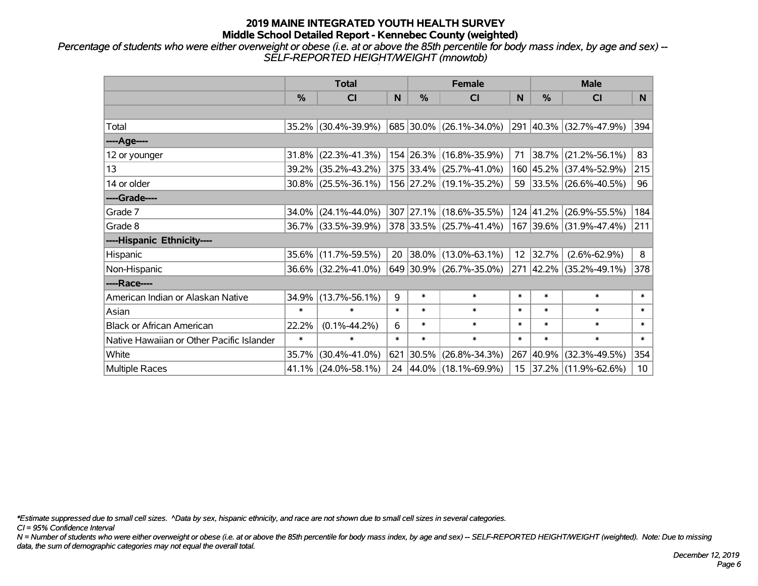# 2019 MAINE INTEGRATED YOUTH HEALTH SURVEY
## Middle School Detailed Report - Kennebec County (weighted)

*Percentage of students who were either overweight or obese (i.e. at or above the 85th percentile for body mass index, by age and sex) -- SELF-REPORTED HEIGHT/WEIGHT (mnowtob)*

| | Total | | | Female | | | Male | | |
|---|---|---|---|---|---|---|---|---|---|
| | % | CI | N | % | CI | N | % | CI | N |
| Total | 35.2% | (30.4%-39.9%) | 685 | 30.0% | (26.1%-34.0%) | 291 | 40.3% | (32.7%-47.9%) | 394 |
| ----Age---- | | | | | | | | | |
| 12 or younger | 31.8% | (22.3%-41.3%) | 154 | 26.3% | (16.8%-35.9%) | 71 | 38.7% | (21.2%-56.1%) | 83 |
| 13 | 39.2% | (35.2%-43.2%) | 375 | 33.4% | (25.7%-41.0%) | 160 | 45.2% | (37.4%-52.9%) | 215 |
| 14 or older | 30.8% | (25.5%-36.1%) | 156 | 27.2% | (19.1%-35.2%) | 59 | 33.5% | (26.6%-40.5%) | 96 |
| ----Grade---- | | | | | | | | | |
| Grade 7 | 34.0% | (24.1%-44.0%) | 307 | 27.1% | (18.6%-35.5%) | 124 | 41.2% | (26.9%-55.5%) | 184 |
| Grade 8 | 36.7% | (33.5%-39.9%) | 378 | 33.5% | (25.7%-41.4%) | 167 | 39.6% | (31.9%-47.4%) | 211 |
| ----Hispanic Ethnicity---- | | | | | | | | | |
| Hispanic | 35.6% | (11.7%-59.5%) | 20 | 38.0% | (13.0%-63.1%) | 12 | 32.7% | (2.6%-62.9%) | 8 |
| Non-Hispanic | 36.6% | (32.2%-41.0%) | 649 | 30.9% | (26.7%-35.0%) | 271 | 42.2% | (35.2%-49.1%) | 378 |
| ----Race---- | | | | | | | | | |
| American Indian or Alaskan Native | 34.9% | (13.7%-56.1%) | 9 | * | * | * | * | * | * |
| Asian | * | * | * | * | * | * | * | * | * |
| Black or African American | 22.2% | (0.1%-44.2%) | 6 | * | * | * | * | * | * |
| Native Hawaiian or Other Pacific Islander | * | * | * | * | * | * | * | * | * |
| White | 35.7% | (30.4%-41.0%) | 621 | 30.5% | (26.8%-34.3%) | 267 | 40.9% | (32.3%-49.5%) | 354 |
| Multiple Races | 41.1% | (24.0%-58.1%) | 24 | 44.0% | (18.1%-69.9%) | 15 | 37.2% | (11.9%-62.6%) | 10 |

*\*Estimate suppressed due to small cell sizes. ^Data by sex, hispanic ethnicity, and race are not shown due to small cell sizes in several categories.*

*CI = 95% Confidence Interval*

*N = Number of students who were either overweight or obese (i.e. at or above the 85th percentile for body mass index, by age and sex) -- SELF-REPORTED HEIGHT/WEIGHT (weighted). Note: Due to missing data, the sum of demographic categories may not equal the overall total.*

*December 12, 2019*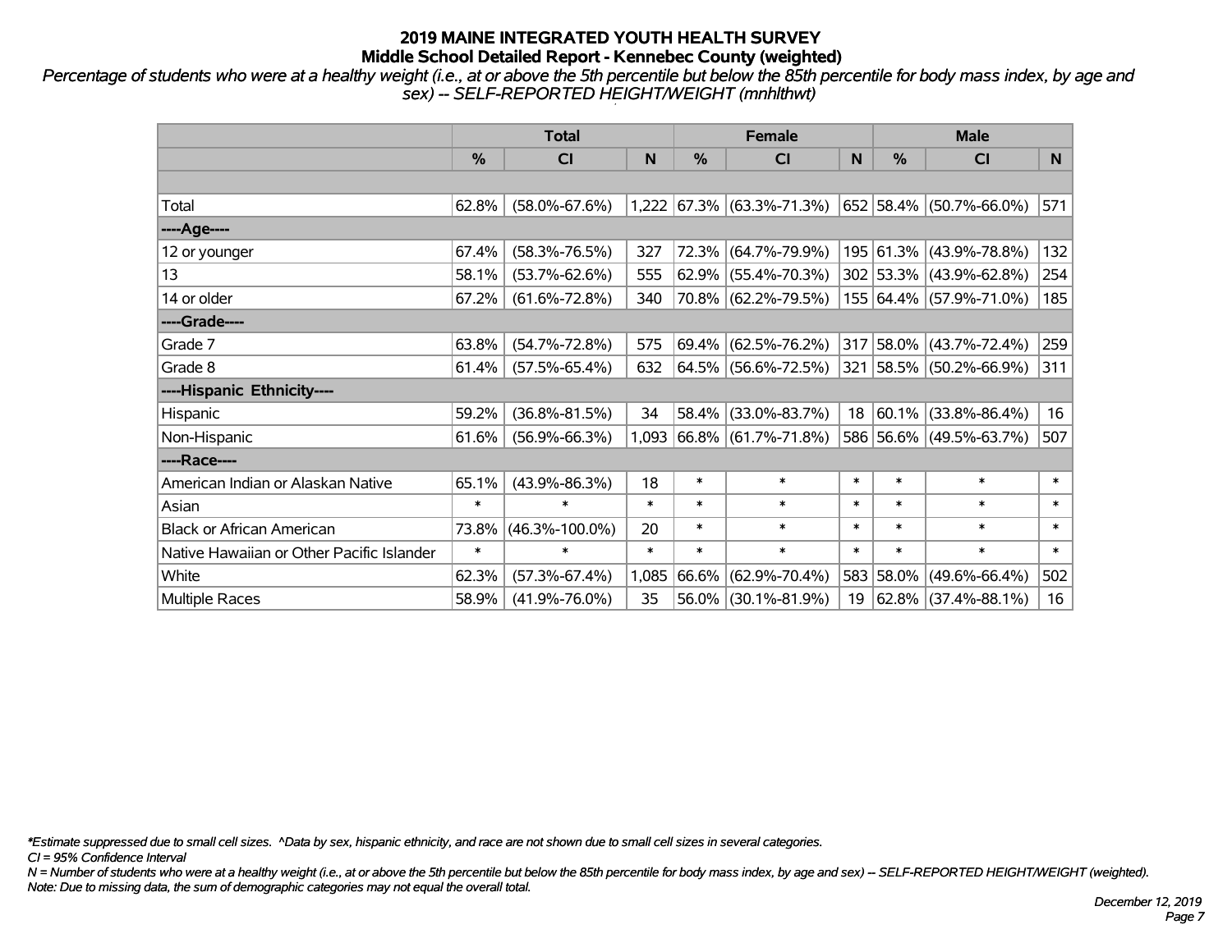# 2019 MAINE INTEGRATED YOUTH HEALTH SURVEY
## Middle School Detailed Report - Kennebec County (weighted)

*Percentage of students who were at a healthy weight (i.e., at or above the 5th percentile but below the 85th percentile for body mass index, by age and sex) -- SELF-REPORTED HEIGHT/WEIGHT (mnhlthwt)*

| | Total | | | Female | | | Male | | |
|---|---|---|---|---|---|---|---|---|---|
| | % | CI | N | % | CI | N | % | CI | N |
| | | | | | | | | | |
| Total | 62.8% | (58.0%-67.6%) | 1,222 | 67.3% | (63.3%-71.3%) | 652 | 58.4% | (50.7%-66.0%) | 571 |
| ----Age---- | | | | | | | | | |
| 12 or younger | 67.4% | (58.3%-76.5%) | 327 | 72.3% | (64.7%-79.9%) | 195 | 61.3% | (43.9%-78.8%) | 132 |
| 13 | 58.1% | (53.7%-62.6%) | 555 | 62.9% | (55.4%-70.3%) | 302 | 53.3% | (43.9%-62.8%) | 254 |
| 14 or older | 67.2% | (61.6%-72.8%) | 340 | 70.8% | (62.2%-79.5%) | 155 | 64.4% | (57.9%-71.0%) | 185 |
| ----Grade---- | | | | | | | | | |
| Grade 7 | 63.8% | (54.7%-72.8%) | 575 | 69.4% | (62.5%-76.2%) | 317 | 58.0% | (43.7%-72.4%) | 259 |
| Grade 8 | 61.4% | (57.5%-65.4%) | 632 | 64.5% | (56.6%-72.5%) | 321 | 58.5% | (50.2%-66.9%) | 311 |
| ----Hispanic Ethnicity---- | | | | | | | | | |
| Hispanic | 59.2% | (36.8%-81.5%) | 34 | 58.4% | (33.0%-83.7%) | 18 | 60.1% | (33.8%-86.4%) | 16 |
| Non-Hispanic | 61.6% | (56.9%-66.3%) | 1,093 | 66.8% | (61.7%-71.8%) | 586 | 56.6% | (49.5%-63.7%) | 507 |
| ----Race---- | | | | | | | | | |
| American Indian or Alaskan Native | 65.1% | (43.9%-86.3%) | 18 | * | * | * | * | * | * |
| Asian | * | * | * | * | * | * | * | * | * |
| Black or African American | 73.8% | (46.3%-100.0%) | 20 | * | * | * | * | * | * |
| Native Hawaiian or Other Pacific Islander | * | * | * | * | * | * | * | * | * |
| White | 62.3% | (57.3%-67.4%) | 1,085 | 66.6% | (62.9%-70.4%) | 583 | 58.0% | (49.6%-66.4%) | 502 |
| Multiple Races | 58.9% | (41.9%-76.0%) | 35 | 56.0% | (30.1%-81.9%) | 19 | 62.8% | (37.4%-88.1%) | 16 |

*\*Estimate suppressed due to small cell sizes. ^Data by sex, hispanic ethnicity, and race are not shown due to small cell sizes in several categories.*

*CI = 95% Confidence Interval*

*N = Number of students who were at a healthy weight (i.e., at or above the 5th percentile but below the 85th percentile for body mass index, by age and sex) -- SELF-REPORTED HEIGHT/WEIGHT (weighted).*

*Note: Due to missing data, the sum of demographic categories may not equal the overall total.*

*December 12, 2019*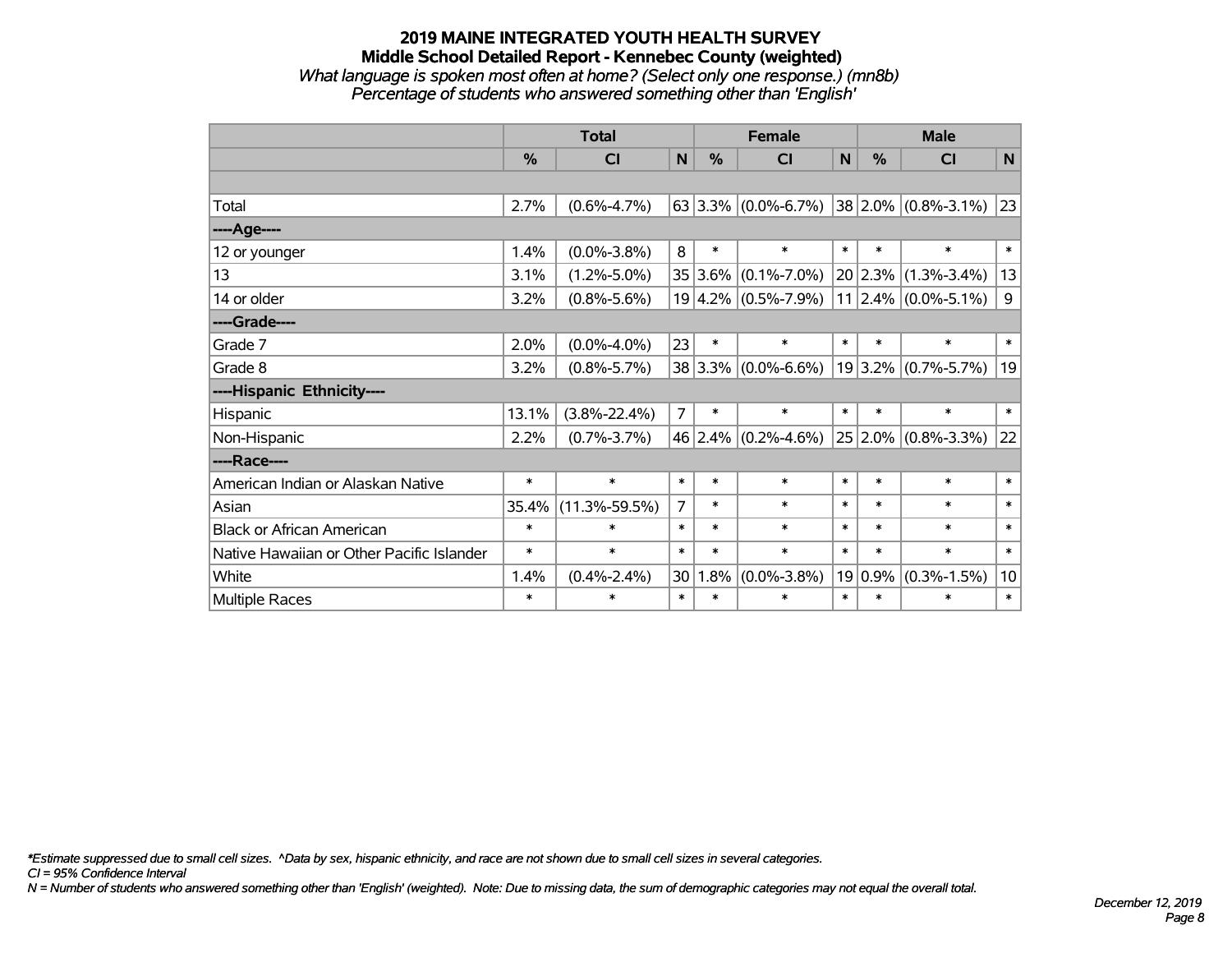# 2019 MAINE INTEGRATED YOUTH HEALTH SURVEY

## Middle School Detailed Report - Kennebec County (weighted)

*What language is spoken most often at home? (Select only one response.) (mn8b)*

*Percentage of students who answered something other than 'English'*

| | Total | | | Female | | | Male | | |
|---|---|---|---|---|---|---|---|---|---|
| | % | CI | N | % | CI | N | % | CI | N |
| | | | | | | | | | |
| Total | 2.7% | (0.6%-4.7%) | 63 | 3.3% | (0.0%-6.7%) | 38 | 2.0% | (0.8%-3.1%) | 23 |
| ----Age---- | | | | | | | | | |
| 12 or younger | 1.4% | (0.0%-3.8%) | 8 | * | * | * | * | * | * |
| 13 | 3.1% | (1.2%-5.0%) | 35 | 3.6% | (0.1%-7.0%) | 20 | 2.3% | (1.3%-3.4%) | 13 |
| 14 or older | 3.2% | (0.8%-5.6%) | 19 | 4.2% | (0.5%-7.9%) | 11 | 2.4% | (0.0%-5.1%) | 9 |
| ----Grade---- | | | | | | | | | |
| Grade 7 | 2.0% | (0.0%-4.0%) | 23 | * | * | * | * | * | * |
| Grade 8 | 3.2% | (0.8%-5.7%) | 38 | 3.3% | (0.0%-6.6%) | 19 | 3.2% | (0.7%-5.7%) | 19 |
| ----Hispanic Ethnicity---- | | | | | | | | | |
| Hispanic | 13.1% | (3.8%-22.4%) | 7 | * | * | * | * | * | * |
| Non-Hispanic | 2.2% | (0.7%-3.7%) | 46 | 2.4% | (0.2%-4.6%) | 25 | 2.0% | (0.8%-3.3%) | 22 |
| ----Race---- | | | | | | | | | |
| American Indian or Alaskan Native | * | * | * | * | * | * | * | * | * |
| Asian | 35.4% | (11.3%-59.5%) | 7 | * | * | * | * | * | * |
| Black or African American | * | * | * | * | * | * | * | * | * |
| Native Hawaiian or Other Pacific Islander | * | * | * | * | * | * | * | * | * |
| White | 1.4% | (0.4%-2.4%) | 30 | 1.8% | (0.0%-3.8%) | 19 | 0.9% | (0.3%-1.5%) | 10 |
| Multiple Races | * | * | * | * | * | * | * | * | * |

*\*Estimate suppressed due to small cell sizes. ^Data by sex, hispanic ethnicity, and race are not shown due to small cell sizes in several categories.*

*CI = 95% Confidence Interval*

*N = Number of students who answered something other than 'English' (weighted). Note: Due to missing data, the sum of demographic categories may not equal the overall total.*

*December 12, 2019*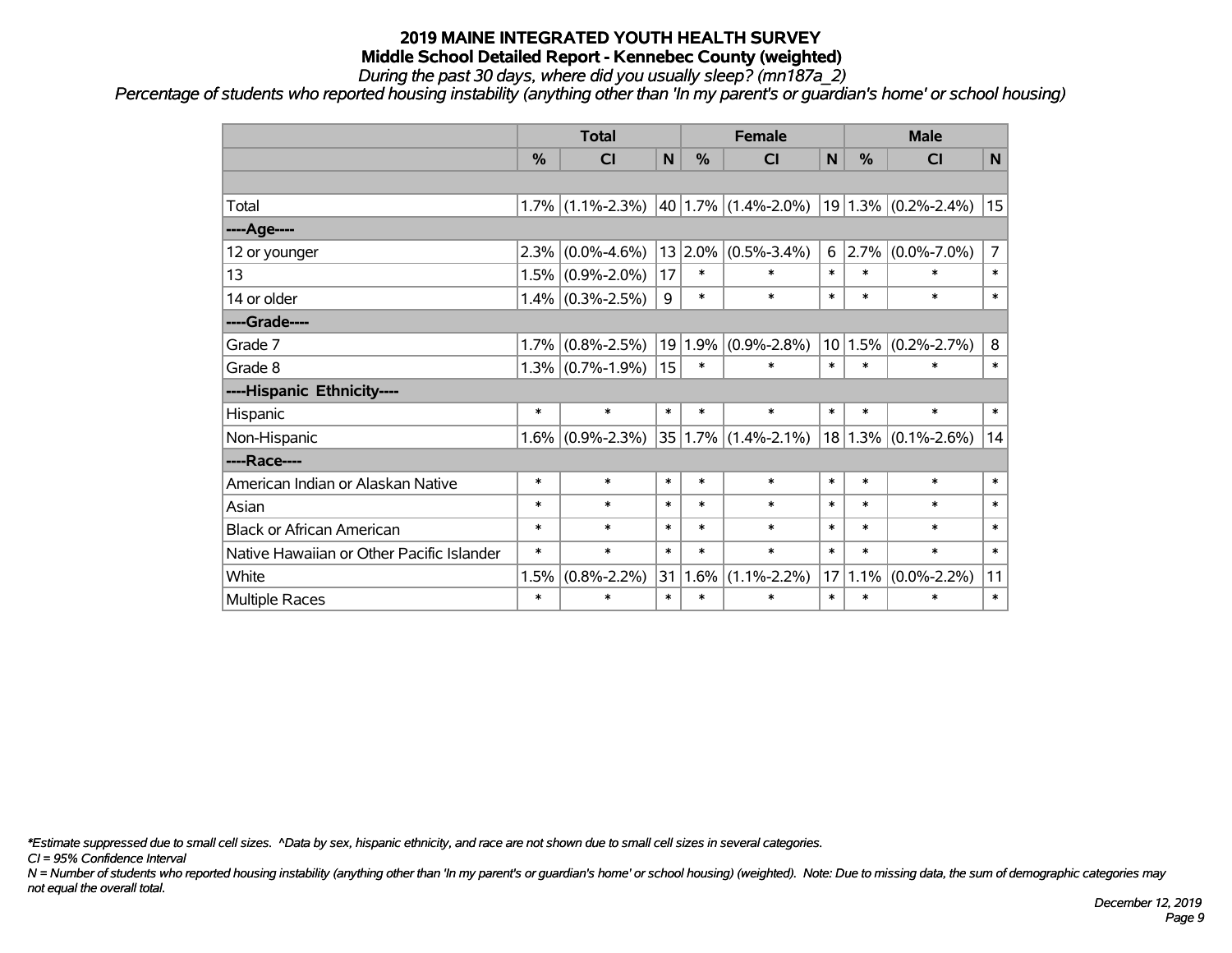# 2019 MAINE INTEGRATED YOUTH HEALTH SURVEY

## Middle School Detailed Report - Kennebec County (weighted)

*During the past 30 days, where did you usually sleep? (mn187a_2)*

*Percentage of students who reported housing instability (anything other than 'In my parent's or guardian's home' or school housing)*

| | Total | | | Female | | | Male | | |
|---|---|---|---|---|---|---|---|---|---|
| | % | CI | N | % | CI | N | % | CI | N |
| | | | | | | | | | |
| Total | 1.7% | (1.1%-2.3%) | 40 | 1.7% | (1.4%-2.0%) | 19 | 1.3% | (0.2%-2.4%) | 15 |
| ----Age---- | | | | | | | | | |
| 12 or younger | 2.3% | (0.0%-4.6%) | 13 | 2.0% | (0.5%-3.4%) | 6 | 2.7% | (0.0%-7.0%) | 7 |
| 13 | 1.5% | (0.9%-2.0%) | 17 | * | * | * | * | * | * |
| 14 or older | 1.4% | (0.3%-2.5%) | 9 | * | * | * | * | * | * |
| ----Grade---- | | | | | | | | | |
| Grade 7 | 1.7% | (0.8%-2.5%) | 19 | 1.9% | (0.9%-2.8%) | 10 | 1.5% | (0.2%-2.7%) | 8 |
| Grade 8 | 1.3% | (0.7%-1.9%) | 15 | * | * | * | * | * | * |
| ----Hispanic Ethnicity---- | | | | | | | | | |
| Hispanic | * | * | * | * | * | * | * | * | * |
| Non-Hispanic | 1.6% | (0.9%-2.3%) | 35 | 1.7% | (1.4%-2.1%) | 18 | 1.3% | (0.1%-2.6%) | 14 |
| ----Race---- | | | | | | | | | |
| American Indian or Alaskan Native | * | * | * | * | * | * | * | * | * |
| Asian | * | * | * | * | * | * | * | * | * |
| Black or African American | * | * | * | * | * | * | * | * | * |
| Native Hawaiian or Other Pacific Islander | * | * | * | * | * | * | * | * | * |
| White | 1.5% | (0.8%-2.2%) | 31 | 1.6% | (1.1%-2.2%) | 17 | 1.1% | (0.0%-2.2%) | 11 |
| Multiple Races | * | * | * | * | * | * | * | * | * |

*\*Estimate suppressed due to small cell sizes. ^Data by sex, hispanic ethnicity, and race are not shown due to small cell sizes in several categories.*

*CI = 95% Confidence Interval*

*N = Number of students who reported housing instability (anything other than 'In my parent's or guardian's home' or school housing) (weighted). Note: Due to missing data, the sum of demographic categories may not equal the overall total.*

*December 12, 2019*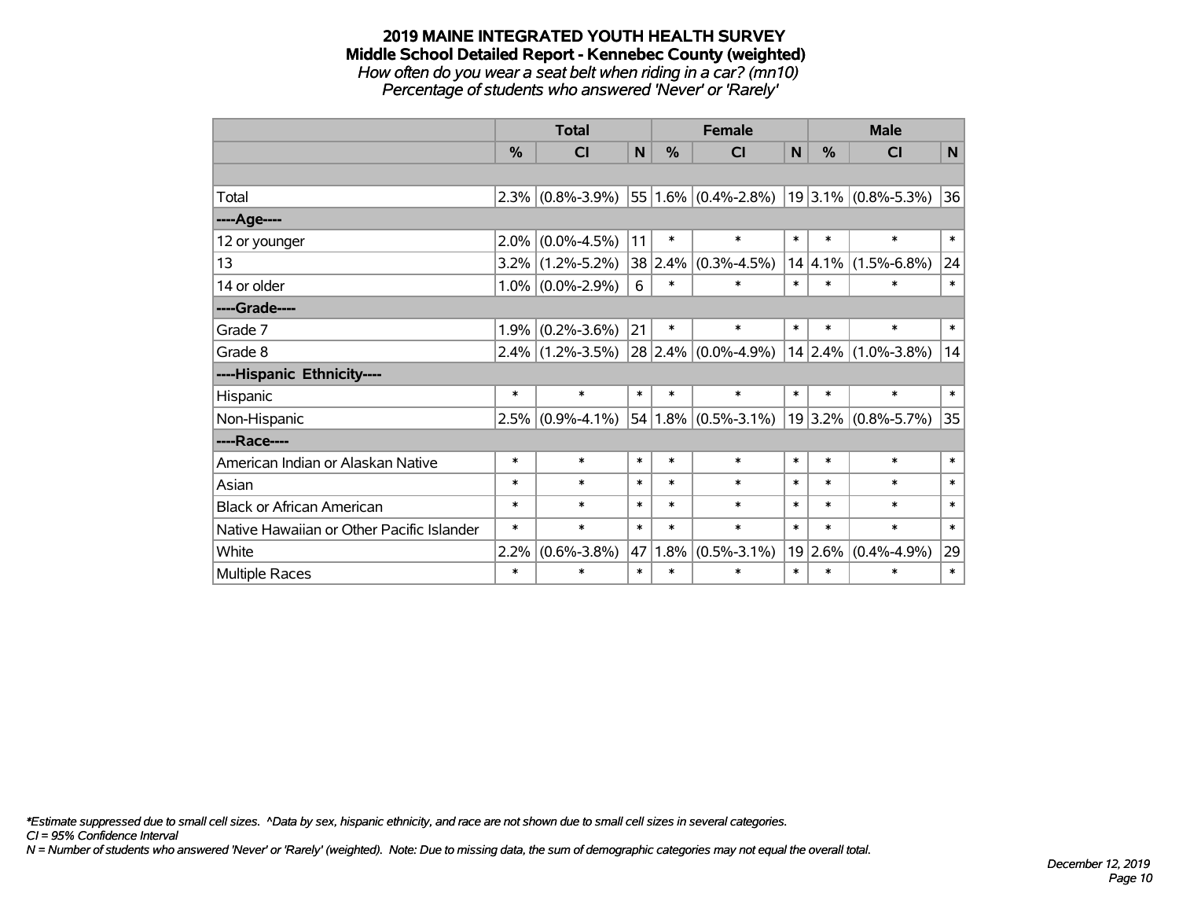# 2019 MAINE INTEGRATED YOUTH HEALTH SURVEY

## Middle School Detailed Report - Kennebec County (weighted)

*How often do you wear a seat belt when riding in a car? (mn10)*

*Percentage of students who answered 'Never' or 'Rarely'*

| | Total | | | Female | | | Male | | |
|---|---|---|---|---|---|---|---|---|---|
| | % | CI | N | % | CI | N | % | CI | N |
| | | | | | | | | | |
| Total | 2.3% | (0.8%-3.9%) | 55 | 1.6% | (0.4%-2.8%) | 19 | 3.1% | (0.8%-5.3%) | 36 |
| ----Age---- | | | | | | | | | |
| 12 or younger | 2.0% | (0.0%-4.5%) | 11 | * | * | * | * | * | * |
| 13 | 3.2% | (1.2%-5.2%) | 38 | 2.4% | (0.3%-4.5%) | 14 | 4.1% | (1.5%-6.8%) | 24 |
| 14 or older | 1.0% | (0.0%-2.9%) | 6 | * | * | * | * | * | * |
| ----Grade---- | | | | | | | | | |
| Grade 7 | 1.9% | (0.2%-3.6%) | 21 | * | * | * | * | * | * |
| Grade 8 | 2.4% | (1.2%-3.5%) | 28 | 2.4% | (0.0%-4.9%) | 14 | 2.4% | (1.0%-3.8%) | 14 |
| ----Hispanic Ethnicity---- | | | | | | | | | |
| Hispanic | * | * | * | * | * | * | * | * | * |
| Non-Hispanic | 2.5% | (0.9%-4.1%) | 54 | 1.8% | (0.5%-3.1%) | 19 | 3.2% | (0.8%-5.7%) | 35 |
| ----Race---- | | | | | | | | | |
| American Indian or Alaskan Native | * | * | * | * | * | * | * | * | * |
| Asian | * | * | * | * | * | * | * | * | * |
| Black or African American | * | * | * | * | * | * | * | * | * |
| Native Hawaiian or Other Pacific Islander | * | * | * | * | * | * | * | * | * |
| White | 2.2% | (0.6%-3.8%) | 47 | 1.8% | (0.5%-3.1%) | 19 | 2.6% | (0.4%-4.9%) | 29 |
| Multiple Races | * | * | * | * | * | * | * | * | * |

*Estimate suppressed due to small cell sizes. ^Data by sex, hispanic ethnicity, and race are not shown due to small cell sizes in several categories.

*CI = 95% Confidence Interval*

*N = Number of students who answered 'Never' or 'Rarely' (weighted). Note: Due to missing data, the sum of demographic categories may not equal the overall total.*

*December 12, 2019*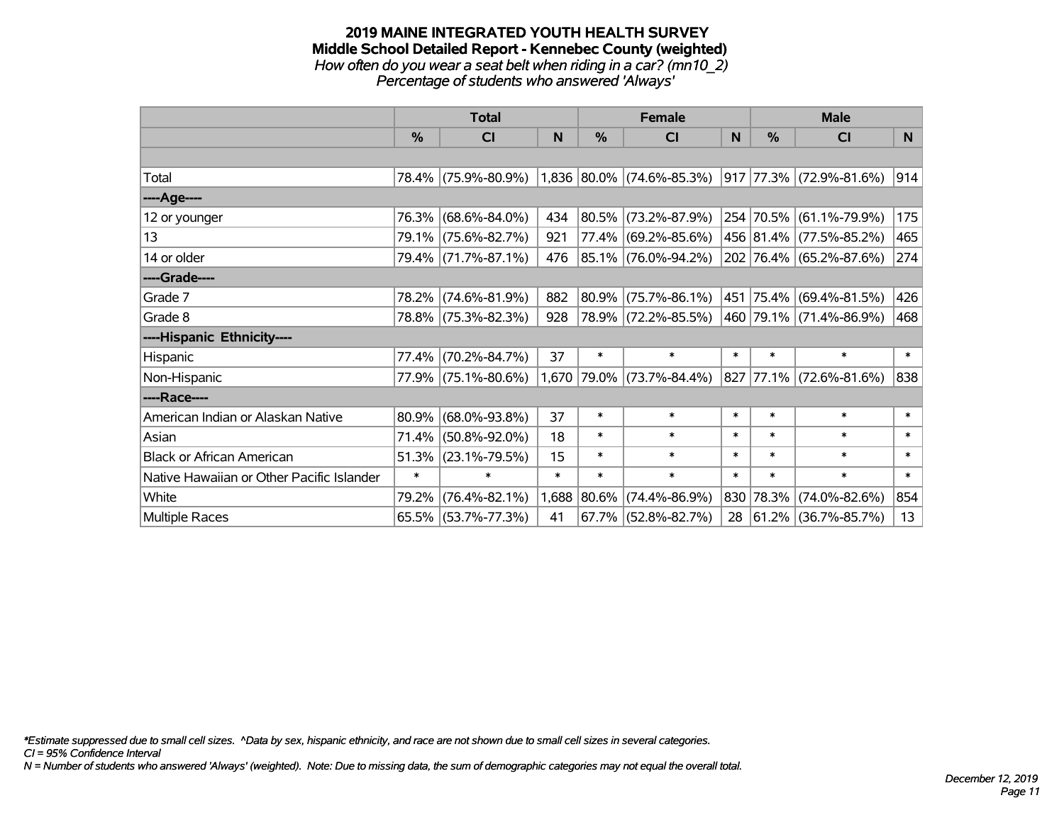# 2019 MAINE INTEGRATED YOUTH HEALTH SURVEY

## Middle School Detailed Report - Kennebec County (weighted)

*How often do you wear a seat belt when riding in a car? (mn10_2)*

*Percentage of students who answered 'Always'*

| | Total | | | Female | | | Male | | |
|---|---|---|---|---|---|---|---|---|---|
| | % | CI | N | % | CI | N | % | CI | N |
| | | | | | | | | | |
| Total | 78.4% | (75.9%-80.9%) | 1,836 | 80.0% | (74.6%-85.3%) | 917 | 77.3% | (72.9%-81.6%) | 914 |
| ----Age---- | | | | | | | | | |
| 12 or younger | 76.3% | (68.6%-84.0%) | 434 | 80.5% | (73.2%-87.9%) | 254 | 70.5% | (61.1%-79.9%) | 175 |
| 13 | 79.1% | (75.6%-82.7%) | 921 | 77.4% | (69.2%-85.6%) | 456 | 81.4% | (77.5%-85.2%) | 465 |
| 14 or older | 79.4% | (71.7%-87.1%) | 476 | 85.1% | (76.0%-94.2%) | 202 | 76.4% | (65.2%-87.6%) | 274 |
| ----Grade---- | | | | | | | | | |
| Grade 7 | 78.2% | (74.6%-81.9%) | 882 | 80.9% | (75.7%-86.1%) | 451 | 75.4% | (69.4%-81.5%) | 426 |
| Grade 8 | 78.8% | (75.3%-82.3%) | 928 | 78.9% | (72.2%-85.5%) | 460 | 79.1% | (71.4%-86.9%) | 468 |
| ----Hispanic Ethnicity---- | | | | | | | | | |
| Hispanic | 77.4% | (70.2%-84.7%) | 37 | * | * | * | * | * | * |
| Non-Hispanic | 77.9% | (75.1%-80.6%) | 1,670 | 79.0% | (73.7%-84.4%) | 827 | 77.1% | (72.6%-81.6%) | 838 |
| ----Race---- | | | | | | | | | |
| American Indian or Alaskan Native | 80.9% | (68.0%-93.8%) | 37 | * | * | * | * | * | * |
| Asian | 71.4% | (50.8%-92.0%) | 18 | * | * | * | * | * | * |
| Black or African American | 51.3% | (23.1%-79.5%) | 15 | * | * | * | * | * | * |
| Native Hawaiian or Other Pacific Islander | * | * | * | * | * | * | * | * | * |
| White | 79.2% | (76.4%-82.1%) | 1,688 | 80.6% | (74.4%-86.9%) | 830 | 78.3% | (74.0%-82.6%) | 854 |
| Multiple Races | 65.5% | (53.7%-77.3%) | 41 | 67.7% | (52.8%-82.7%) | 28 | 61.2% | (36.7%-85.7%) | 13 |

*\*Estimate suppressed due to small cell sizes. ^Data by sex, hispanic ethnicity, and race are not shown due to small cell sizes in several categories.*

*CI = 95% Confidence Interval*

*N = Number of students who answered 'Always' (weighted). Note: Due to missing data, the sum of demographic categories may not equal the overall total.*

*December 12, 2019*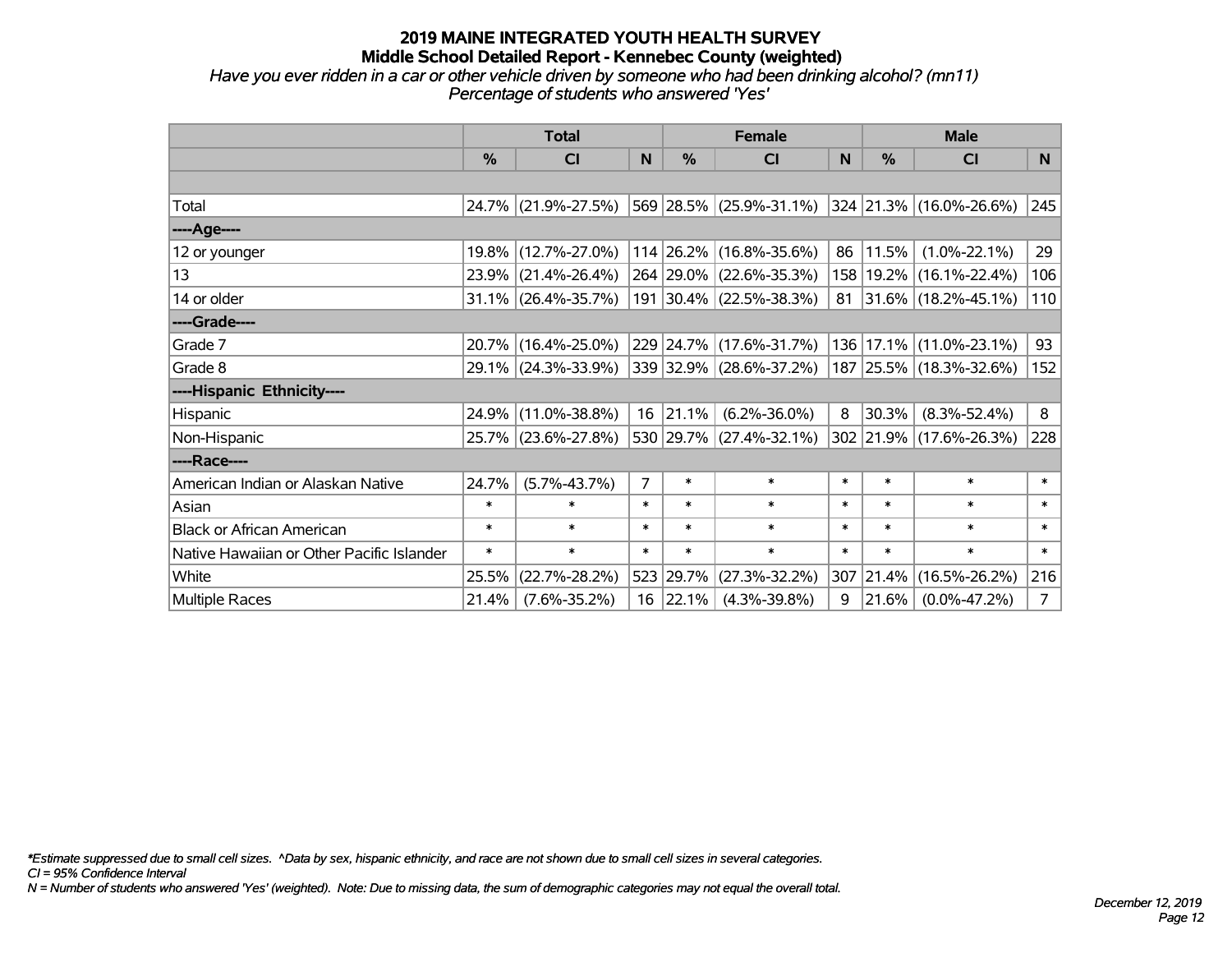# 2019 MAINE INTEGRATED YOUTH HEALTH SURVEY

## Middle School Detailed Report - Kennebec County (weighted)

*Have you ever ridden in a car or other vehicle driven by someone who had been drinking alcohol? (mn11)*
*Percentage of students who answered 'Yes'*

| | Total | | | Female | | | Male | | |
|---|---|---|---|---|---|---|---|---|---|
| | % | CI | N | % | CI | N | % | CI | N |
| Total | 24.7% | (21.9%-27.5%) | 569 | 28.5% | (25.9%-31.1%) | 324 | 21.3% | (16.0%-26.6%) | 245 |
| ----Age---- | | | | | | | | | |
| 12 or younger | 19.8% | (12.7%-27.0%) | 114 | 26.2% | (16.8%-35.6%) | 86 | 11.5% | (1.0%-22.1%) | 29 |
| 13 | 23.9% | (21.4%-26.4%) | 264 | 29.0% | (22.6%-35.3%) | 158 | 19.2% | (16.1%-22.4%) | 106 |
| 14 or older | 31.1% | (26.4%-35.7%) | 191 | 30.4% | (22.5%-38.3%) | 81 | 31.6% | (18.2%-45.1%) | 110 |
| ----Grade---- | | | | | | | | | |
| Grade 7 | 20.7% | (16.4%-25.0%) | 229 | 24.7% | (17.6%-31.7%) | 136 | 17.1% | (11.0%-23.1%) | 93 |
| Grade 8 | 29.1% | (24.3%-33.9%) | 339 | 32.9% | (28.6%-37.2%) | 187 | 25.5% | (18.3%-32.6%) | 152 |
| ----Hispanic Ethnicity---- | | | | | | | | | |
| Hispanic | 24.9% | (11.0%-38.8%) | 16 | 21.1% | (6.2%-36.0%) | 8 | 30.3% | (8.3%-52.4%) | 8 |
| Non-Hispanic | 25.7% | (23.6%-27.8%) | 530 | 29.7% | (27.4%-32.1%) | 302 | 21.9% | (17.6%-26.3%) | 228 |
| ----Race---- | | | | | | | | | |
| American Indian or Alaskan Native | 24.7% | (5.7%-43.7%) | 7 | * | * | * | * | * | * |
| Asian | * | * | * | * | * | * | * | * | * |
| Black or African American | * | * | * | * | * | * | * | * | * |
| Native Hawaiian or Other Pacific Islander | * | * | * | * | * | * | * | * | * |
| White | 25.5% | (22.7%-28.2%) | 523 | 29.7% | (27.3%-32.2%) | 307 | 21.4% | (16.5%-26.2%) | 216 |
| Multiple Races | 21.4% | (7.6%-35.2%) | 16 | 22.1% | (4.3%-39.8%) | 9 | 21.6% | (0.0%-47.2%) | 7 |

*\*Estimate suppressed due to small cell sizes. ^Data by sex, hispanic ethnicity, and race are not shown due to small cell sizes in several categories.*
*CI = 95% Confidence Interval*
*N = Number of students who answered 'Yes' (weighted). Note: Due to missing data, the sum of demographic categories may not equal the overall total.*

*December 12, 2019*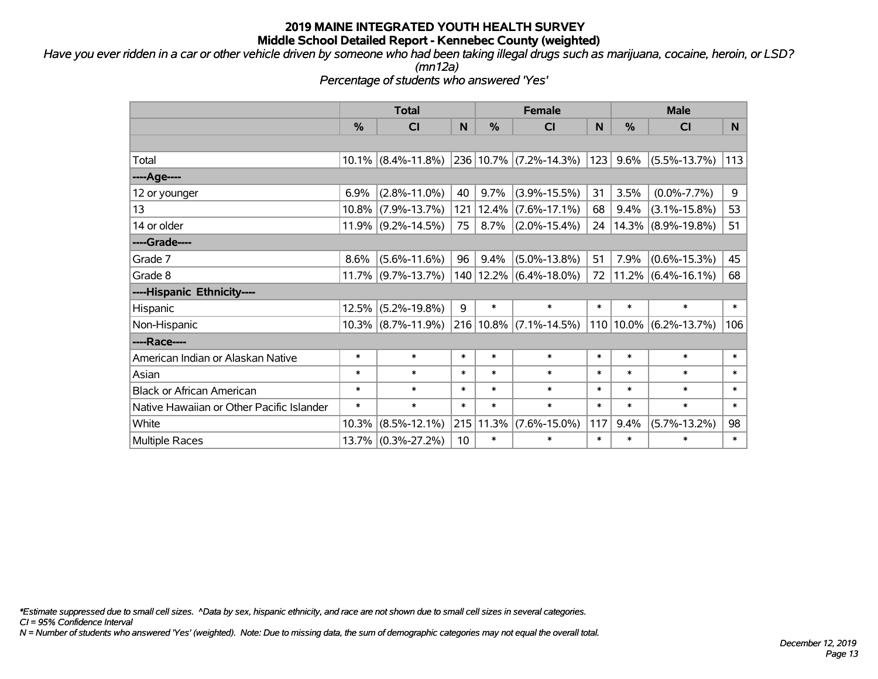# 2019 MAINE INTEGRATED YOUTH HEALTH SURVEY
## Middle School Detailed Report - Kennebec County (weighted)

*Have you ever ridden in a car or other vehicle driven by someone who had been taking illegal drugs such as marijuana, cocaine, heroin, or LSD? (mn12a)*

*Percentage of students who answered 'Yes'*

| | Total | | | Female | | | Male | | |
|---|---|---|---|---|---|---|---|---|---|
| | % | CI | N | % | CI | N | % | CI | N |
| Total | 10.1% | (8.4%-11.8%) | 236 | 10.7% | (7.2%-14.3%) | 123 | 9.6% | (5.5%-13.7%) | 113 |
| ----Age---- | | | | | | | | | |
| 12 or younger | 6.9% | (2.8%-11.0%) | 40 | 9.7% | (3.9%-15.5%) | 31 | 3.5% | (0.0%-7.7%) | 9 |
| 13 | 10.8% | (7.9%-13.7%) | 121 | 12.4% | (7.6%-17.1%) | 68 | 9.4% | (3.1%-15.8%) | 53 |
| 14 or older | 11.9% | (9.2%-14.5%) | 75 | 8.7% | (2.0%-15.4%) | 24 | 14.3% | (8.9%-19.8%) | 51 |
| ----Grade---- | | | | | | | | | |
| Grade 7 | 8.6% | (5.6%-11.6%) | 96 | 9.4% | (5.0%-13.8%) | 51 | 7.9% | (0.6%-15.3%) | 45 |
| Grade 8 | 11.7% | (9.7%-13.7%) | 140 | 12.2% | (6.4%-18.0%) | 72 | 11.2% | (6.4%-16.1%) | 68 |
| ----Hispanic Ethnicity---- | | | | | | | | | |
| Hispanic | 12.5% | (5.2%-19.8%) | 9 | * | * | * | * | * | * |
| Non-Hispanic | 10.3% | (8.7%-11.9%) | 216 | 10.8% | (7.1%-14.5%) | 110 | 10.0% | (6.2%-13.7%) | 106 |
| ----Race---- | | | | | | | | | |
| American Indian or Alaskan Native | * | * | * | * | * | * | * | * | * |
| Asian | * | * | * | * | * | * | * | * | * |
| Black or African American | * | * | * | * | * | * | * | * | * |
| Native Hawaiian or Other Pacific Islander | * | * | * | * | * | * | * | * | * |
| White | 10.3% | (8.5%-12.1%) | 215 | 11.3% | (7.6%-15.0%) | 117 | 9.4% | (5.7%-13.2%) | 98 |
| Multiple Races | 13.7% | (0.3%-27.2%) | 10 | * | * | * | * | * | * |

*Estimate suppressed due to small cell sizes. ^Data by sex, hispanic ethnicity, and race are not shown due to small cell sizes in several categories.*

*CI = 95% Confidence Interval*

*N = Number of students who answered 'Yes' (weighted). Note: Due to missing data, the sum of demographic categories may not equal the overall total.*

*December 12, 2019*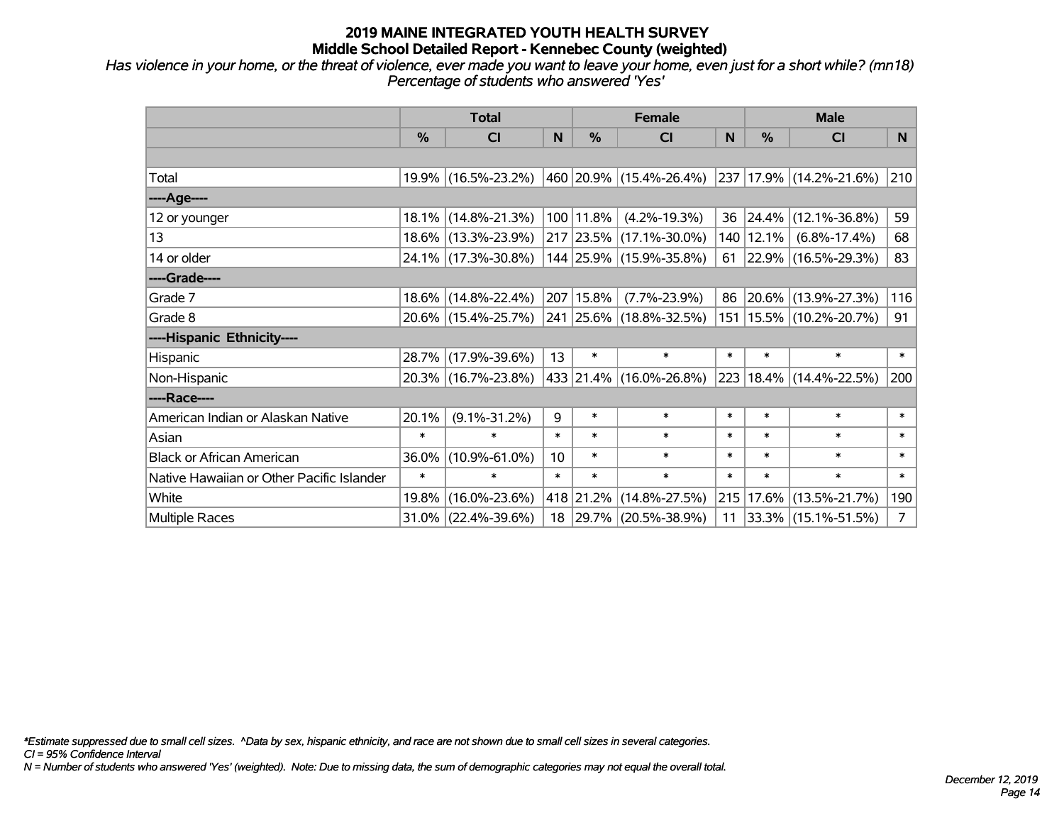# 2019 MAINE INTEGRATED YOUTH HEALTH SURVEY

## Middle School Detailed Report - Kennebec County (weighted)

*Has violence in your home, or the threat of violence, ever made you want to leave your home, even just for a short while? (mn18)*
*Percentage of students who answered 'Yes'*

| | Total | | | Female | | | Male | | |
|---|---|---|---|---|---|---|---|---|---|
| | % | CI | N | % | CI | N | % | CI | N |
| Total | 19.9% | (16.5%-23.2%) | 460 | 20.9% | (15.4%-26.4%) | 237 | 17.9% | (14.2%-21.6%) | 210 |
| ----Age---- | | | | | | | | | |
| 12 or younger | 18.1% | (14.8%-21.3%) | 100 | 11.8% | (4.2%-19.3%) | 36 | 24.4% | (12.1%-36.8%) | 59 |
| 13 | 18.6% | (13.3%-23.9%) | 217 | 23.5% | (17.1%-30.0%) | 140 | 12.1% | (6.8%-17.4%) | 68 |
| 14 or older | 24.1% | (17.3%-30.8%) | 144 | 25.9% | (15.9%-35.8%) | 61 | 22.9% | (16.5%-29.3%) | 83 |
| ----Grade---- | | | | | | | | | |
| Grade 7 | 18.6% | (14.8%-22.4%) | 207 | 15.8% | (7.7%-23.9%) | 86 | 20.6% | (13.9%-27.3%) | 116 |
| Grade 8 | 20.6% | (15.4%-25.7%) | 241 | 25.6% | (18.8%-32.5%) | 151 | 15.5% | (10.2%-20.7%) | 91 |
| ----Hispanic Ethnicity---- | | | | | | | | | |
| Hispanic | 28.7% | (17.9%-39.6%) | 13 | * | * | * | * | * | * |
| Non-Hispanic | 20.3% | (16.7%-23.8%) | 433 | 21.4% | (16.0%-26.8%) | 223 | 18.4% | (14.4%-22.5%) | 200 |
| ----Race---- | | | | | | | | | |
| American Indian or Alaskan Native | 20.1% | (9.1%-31.2%) | 9 | * | * | * | * | * | * |
| Asian | * | * | * | * | * | * | * | * | * |
| Black or African American | 36.0% | (10.9%-61.0%) | 10 | * | * | * | * | * | * |
| Native Hawaiian or Other Pacific Islander | * | * | * | * | * | * | * | * | * |
| White | 19.8% | (16.0%-23.6%) | 418 | 21.2% | (14.8%-27.5%) | 215 | 17.6% | (13.5%-21.7%) | 190 |
| Multiple Races | 31.0% | (22.4%-39.6%) | 18 | 29.7% | (20.5%-38.9%) | 11 | 33.3% | (15.1%-51.5%) | 7 |

*\*Estimate suppressed due to small cell sizes. ^Data by sex, hispanic ethnicity, and race are not shown due to small cell sizes in several categories.*
*CI = 95% Confidence Interval*
*N = Number of students who answered 'Yes' (weighted). Note: Due to missing data, the sum of demographic categories may not equal the overall total.*

*December 12, 2019*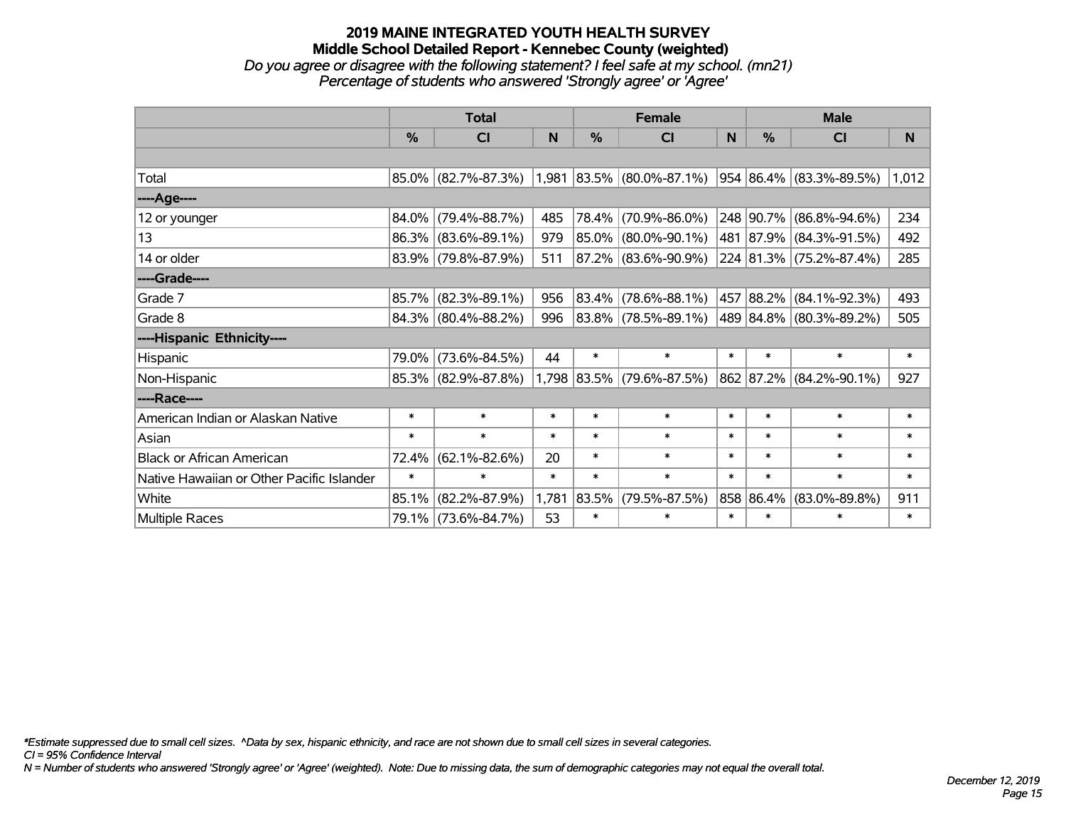# 2019 MAINE INTEGRATED YOUTH HEALTH SURVEY

## Middle School Detailed Report - Kennebec County (weighted)

*Do you agree or disagree with the following statement? I feel safe at my school. (mn21)*

*Percentage of students who answered 'Strongly agree' or 'Agree'*

| | Total | | | Female | | | Male | | |
|---|---|---|---|---|---|---|---|---|---|
| | % | CI | N | % | CI | N | % | CI | N |
| | | | | | | | | | |
| Total | 85.0% | (82.7%-87.3%) | 1,981 | 83.5% | (80.0%-87.1%) | 954 | 86.4% | (83.3%-89.5%) | 1,012 |
| ----Age---- | | | | | | | | | |
| 12 or younger | 84.0% | (79.4%-88.7%) | 485 | 78.4% | (70.9%-86.0%) | 248 | 90.7% | (86.8%-94.6%) | 234 |
| 13 | 86.3% | (83.6%-89.1%) | 979 | 85.0% | (80.0%-90.1%) | 481 | 87.9% | (84.3%-91.5%) | 492 |
| 14 or older | 83.9% | (79.8%-87.9%) | 511 | 87.2% | (83.6%-90.9%) | 224 | 81.3% | (75.2%-87.4%) | 285 |
| ----Grade---- | | | | | | | | | |
| Grade 7 | 85.7% | (82.3%-89.1%) | 956 | 83.4% | (78.6%-88.1%) | 457 | 88.2% | (84.1%-92.3%) | 493 |
| Grade 8 | 84.3% | (80.4%-88.2%) | 996 | 83.8% | (78.5%-89.1%) | 489 | 84.8% | (80.3%-89.2%) | 505 |
| ----Hispanic Ethnicity---- | | | | | | | | | |
| Hispanic | 79.0% | (73.6%-84.5%) | 44 | * | * | * | * | * | * |
| Non-Hispanic | 85.3% | (82.9%-87.8%) | 1,798 | 83.5% | (79.6%-87.5%) | 862 | 87.2% | (84.2%-90.1%) | 927 |
| ----Race---- | | | | | | | | | |
| American Indian or Alaskan Native | * | * | * | * | * | * | * | * | * |
| Asian | * | * | * | * | * | * | * | * | * |
| Black or African American | 72.4% | (62.1%-82.6%) | 20 | * | * | * | * | * | * |
| Native Hawaiian or Other Pacific Islander | * | * | * | * | * | * | * | * | * |
| White | 85.1% | (82.2%-87.9%) | 1,781 | 83.5% | (79.5%-87.5%) | 858 | 86.4% | (83.0%-89.8%) | 911 |
| Multiple Races | 79.1% | (73.6%-84.7%) | 53 | * | * | * | * | * | * |

*\*Estimate suppressed due to small cell sizes. ^Data by sex, hispanic ethnicity, and race are not shown due to small cell sizes in several categories.*

*CI = 95% Confidence Interval*

*N = Number of students who answered 'Strongly agree' or 'Agree' (weighted). Note: Due to missing data, the sum of demographic categories may not equal the overall total.*

*December 12, 2019*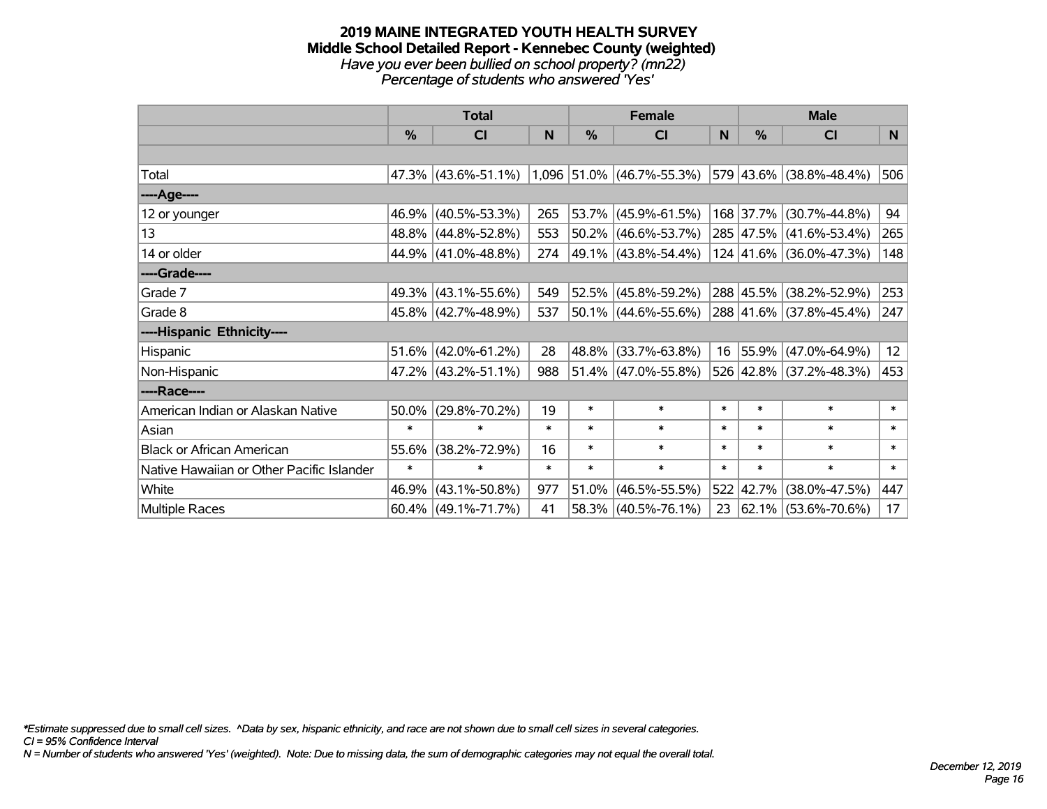# 2019 MAINE INTEGRATED YOUTH HEALTH SURVEY

## Middle School Detailed Report - Kennebec County (weighted)

*Have you ever been bullied on school property? (mn22)*

*Percentage of students who answered 'Yes'*

| | Total | | | Female | | | Male | | |
|---|---|---|---|---|---|---|---|---|---|
| | % | CI | N | % | CI | N | % | CI | N |
| | | | | | | | | | |
| Total | 47.3% | (43.6%-51.1%) | 1,096 | 51.0% | (46.7%-55.3%) | 579 | 43.6% | (38.8%-48.4%) | 506 |
| ----Age---- | | | | | | | | | |
| 12 or younger | 46.9% | (40.5%-53.3%) | 265 | 53.7% | (45.9%-61.5%) | 168 | 37.7% | (30.7%-44.8%) | 94 |
| 13 | 48.8% | (44.8%-52.8%) | 553 | 50.2% | (46.6%-53.7%) | 285 | 47.5% | (41.6%-53.4%) | 265 |
| 14 or older | 44.9% | (41.0%-48.8%) | 274 | 49.1% | (43.8%-54.4%) | 124 | 41.6% | (36.0%-47.3%) | 148 |
| ----Grade---- | | | | | | | | | |
| Grade 7 | 49.3% | (43.1%-55.6%) | 549 | 52.5% | (45.8%-59.2%) | 288 | 45.5% | (38.2%-52.9%) | 253 |
| Grade 8 | 45.8% | (42.7%-48.9%) | 537 | 50.1% | (44.6%-55.6%) | 288 | 41.6% | (37.8%-45.4%) | 247 |
| ----Hispanic Ethnicity---- | | | | | | | | | |
| Hispanic | 51.6% | (42.0%-61.2%) | 28 | 48.8% | (33.7%-63.8%) | 16 | 55.9% | (47.0%-64.9%) | 12 |
| Non-Hispanic | 47.2% | (43.2%-51.1%) | 988 | 51.4% | (47.0%-55.8%) | 526 | 42.8% | (37.2%-48.3%) | 453 |
| ----Race---- | | | | | | | | | |
| American Indian or Alaskan Native | 50.0% | (29.8%-70.2%) | 19 | * | * | * | * | * | * |
| Asian | * | * | * | * | * | * | * | * | * |
| Black or African American | 55.6% | (38.2%-72.9%) | 16 | * | * | * | * | * | * |
| Native Hawaiian or Other Pacific Islander | * | * | * | * | * | * | * | * | * |
| White | 46.9% | (43.1%-50.8%) | 977 | 51.0% | (46.5%-55.5%) | 522 | 42.7% | (38.0%-47.5%) | 447 |
| Multiple Races | 60.4% | (49.1%-71.7%) | 41 | 58.3% | (40.5%-76.1%) | 23 | 62.1% | (53.6%-70.6%) | 17 |

*\*Estimate suppressed due to small cell sizes. ^Data by sex, hispanic ethnicity, and race are not shown due to small cell sizes in several categories.*

*CI = 95% Confidence Interval*

*N = Number of students who answered 'Yes' (weighted). Note: Due to missing data, the sum of demographic categories may not equal the overall total.*

*December 12, 2019*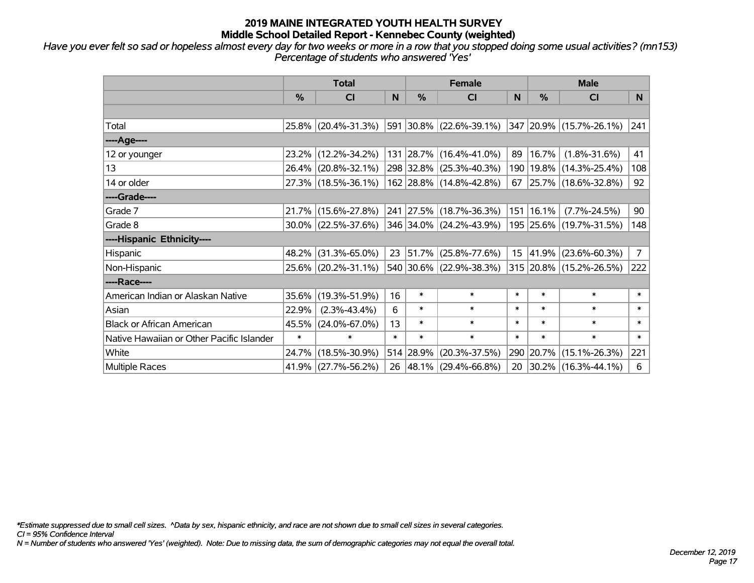# 2019 MAINE INTEGRATED YOUTH HEALTH SURVEY
## Middle School Detailed Report - Kennebec County (weighted)

*Have you ever felt so sad or hopeless almost every day for two weeks or more in a row that you stopped doing some usual activities? (mn153)*
*Percentage of students who answered 'Yes'*

| | Total | | | Female | | | Male | | |
|---|---|---|---|---|---|---|---|---|---|
| | % | CI | N | % | CI | N | % | CI | N |
| | | | | | | | | | |
| Total | 25.8% | (20.4%-31.3%) | 591 | 30.8% | (22.6%-39.1%) | 347 | 20.9% | (15.7%-26.1%) | 241 |
| ----Age---- | | | | | | | | | |
| 12 or younger | 23.2% | (12.2%-34.2%) | 131 | 28.7% | (16.4%-41.0%) | 89 | 16.7% | (1.8%-31.6%) | 41 |
| 13 | 26.4% | (20.8%-32.1%) | 298 | 32.8% | (25.3%-40.3%) | 190 | 19.8% | (14.3%-25.4%) | 108 |
| 14 or older | 27.3% | (18.5%-36.1%) | 162 | 28.8% | (14.8%-42.8%) | 67 | 25.7% | (18.6%-32.8%) | 92 |
| ----Grade---- | | | | | | | | | |
| Grade 7 | 21.7% | (15.6%-27.8%) | 241 | 27.5% | (18.7%-36.3%) | 151 | 16.1% | (7.7%-24.5%) | 90 |
| Grade 8 | 30.0% | (22.5%-37.6%) | 346 | 34.0% | (24.2%-43.9%) | 195 | 25.6% | (19.7%-31.5%) | 148 |
| ----Hispanic Ethnicity---- | | | | | | | | | |
| Hispanic | 48.2% | (31.3%-65.0%) | 23 | 51.7% | (25.8%-77.6%) | 15 | 41.9% | (23.6%-60.3%) | 7 |
| Non-Hispanic | 25.6% | (20.2%-31.1%) | 540 | 30.6% | (22.9%-38.3%) | 315 | 20.8% | (15.2%-26.5%) | 222 |
| ----Race---- | | | | | | | | | |
| American Indian or Alaskan Native | 35.6% | (19.3%-51.9%) | 16 | * | * | * | * | * | * |
| Asian | 22.9% | (2.3%-43.4%) | 6 | * | * | * | * | * | * |
| Black or African American | 45.5% | (24.0%-67.0%) | 13 | * | * | * | * | * | * |
| Native Hawaiian or Other Pacific Islander | * | * | * | * | * | * | * | * | * |
| White | 24.7% | (18.5%-30.9%) | 514 | 28.9% | (20.3%-37.5%) | 290 | 20.7% | (15.1%-26.3%) | 221 |
| Multiple Races | 41.9% | (27.7%-56.2%) | 26 | 48.1% | (29.4%-66.8%) | 20 | 30.2% | (16.3%-44.1%) | 6 |

*\*Estimate suppressed due to small cell sizes. ^Data by sex, hispanic ethnicity, and race are not shown due to small cell sizes in several categories.*
*CI = 95% Confidence Interval*
*N = Number of students who answered 'Yes' (weighted). Note: Due to missing data, the sum of demographic categories may not equal the overall total.*

*December 12, 2019*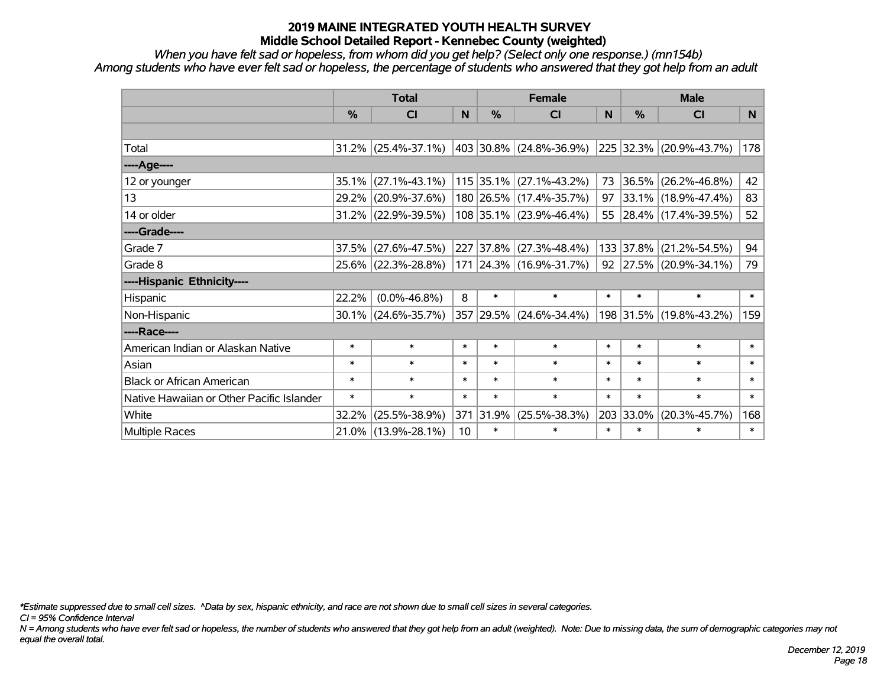# 2019 MAINE INTEGRATED YOUTH HEALTH SURVEY
## Middle School Detailed Report - Kennebec County (weighted)

*When you have felt sad or hopeless, from whom did you get help? (Select only one response.) (mn154b)*
*Among students who have ever felt sad or hopeless, the percentage of students who answered that they got help from an adult*

| | Total | | | Female | | | Male | | |
|---|---|---|---|---|---|---|---|---|---|
| | % | CI | N | % | CI | N | % | CI | N |
| Total | 31.2% | (25.4%-37.1%) | 403 | 30.8% | (24.8%-36.9%) | 225 | 32.3% | (20.9%-43.7%) | 178 |
| ----Age---- | | | | | | | | | |
| 12 or younger | 35.1% | (27.1%-43.1%) | 115 | 35.1% | (27.1%-43.2%) | 73 | 36.5% | (26.2%-46.8%) | 42 |
| 13 | 29.2% | (20.9%-37.6%) | 180 | 26.5% | (17.4%-35.7%) | 97 | 33.1% | (18.9%-47.4%) | 83 |
| 14 or older | 31.2% | (22.9%-39.5%) | 108 | 35.1% | (23.9%-46.4%) | 55 | 28.4% | (17.4%-39.5%) | 52 |
| ----Grade---- | | | | | | | | | |
| Grade 7 | 37.5% | (27.6%-47.5%) | 227 | 37.8% | (27.3%-48.4%) | 133 | 37.8% | (21.2%-54.5%) | 94 |
| Grade 8 | 25.6% | (22.3%-28.8%) | 171 | 24.3% | (16.9%-31.7%) | 92 | 27.5% | (20.9%-34.1%) | 79 |
| ----Hispanic Ethnicity---- | | | | | | | | | |
| Hispanic | 22.2% | (0.0%-46.8%) | 8 | * | * | * | * | * | * |
| Non-Hispanic | 30.1% | (24.6%-35.7%) | 357 | 29.5% | (24.6%-34.4%) | 198 | 31.5% | (19.8%-43.2%) | 159 |
| ----Race---- | | | | | | | | | |
| American Indian or Alaskan Native | * | * | * | * | * | * | * | * | * |
| Asian | * | * | * | * | * | * | * | * | * |
| Black or African American | * | * | * | * | * | * | * | * | * |
| Native Hawaiian or Other Pacific Islander | * | * | * | * | * | * | * | * | * |
| White | 32.2% | (25.5%-38.9%) | 371 | 31.9% | (25.5%-38.3%) | 203 | 33.0% | (20.3%-45.7%) | 168 |
| Multiple Races | 21.0% | (13.9%-28.1%) | 10 | * | * | * | * | * | * |

*\*Estimate suppressed due to small cell sizes. ^Data by sex, hispanic ethnicity, and race are not shown due to small cell sizes in several categories.*

*CI = 95% Confidence Interval*

*N = Among students who have ever felt sad or hopeless, the number of students who answered that they got help from an adult (weighted). Note: Due to missing data, the sum of demographic categories may not equal the overall total.*

*December 12, 2019*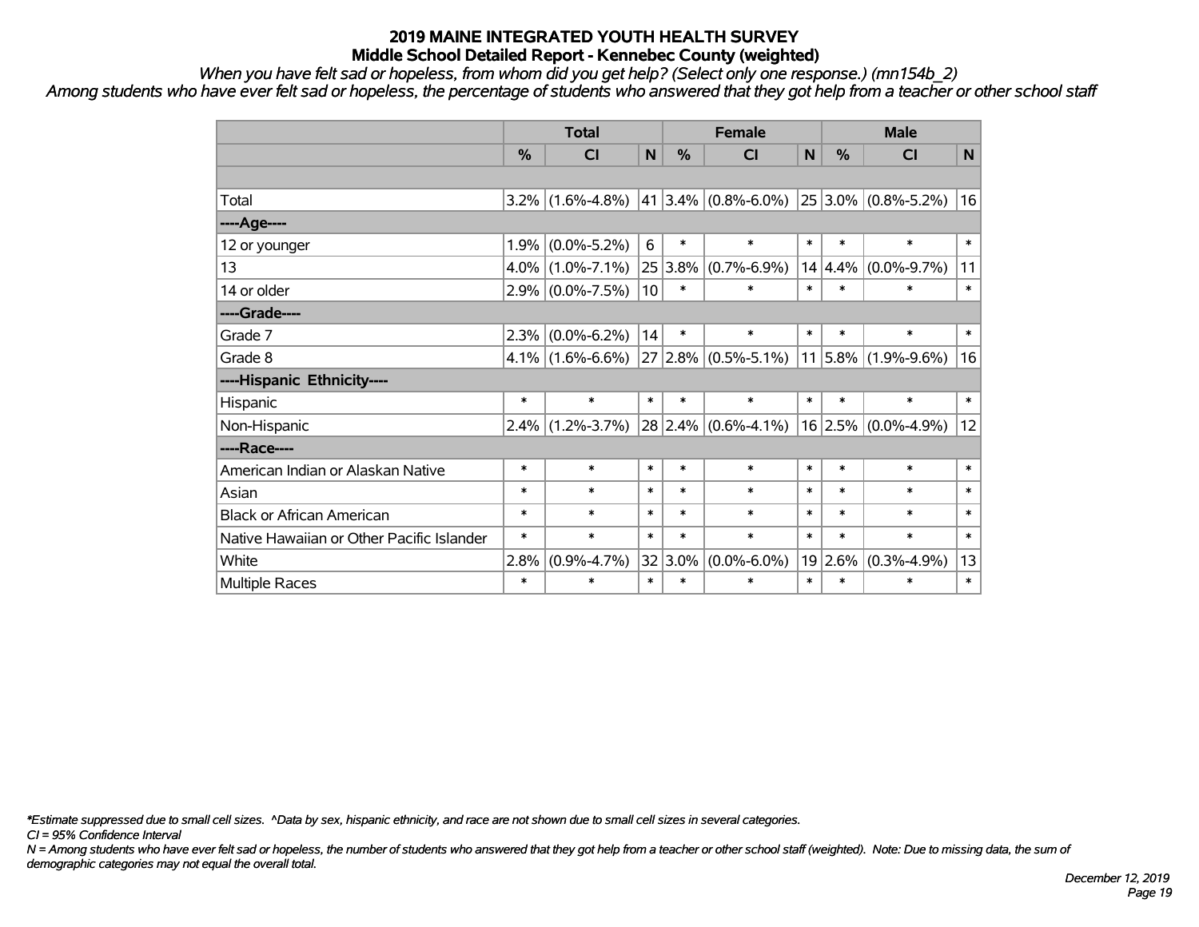# 2019 MAINE INTEGRATED YOUTH HEALTH SURVEY

## Middle School Detailed Report - Kennebec County (weighted)

*When you have felt sad or hopeless, from whom did you get help? (Select only one response.) (mn154b_2)*

*Among students who have ever felt sad or hopeless, the percentage of students who answered that they got help from a teacher or other school staff*

| | Total | | | Female | | | Male | | |
|---|---|---|---|---|---|---|---|---|---|
| | % | CI | N | % | CI | N | % | CI | N |
| Total | 3.2% | (1.6%-4.8%) | 41 | 3.4% | (0.8%-6.0%) | 25 | 3.0% | (0.8%-5.2%) | 16 |
| ----Age---- | | | | | | | | | |
| 12 or younger | 1.9% | (0.0%-5.2%) | 6 | * | * | * | * | * | * |
| 13 | 4.0% | (1.0%-7.1%) | 25 | 3.8% | (0.7%-6.9%) | 14 | 4.4% | (0.0%-9.7%) | 11 |
| 14 or older | 2.9% | (0.0%-7.5%) | 10 | * | * | * | * | * | * |
| ----Grade---- | | | | | | | | | |
| Grade 7 | 2.3% | (0.0%-6.2%) | 14 | * | * | * | * | * | * |
| Grade 8 | 4.1% | (1.6%-6.6%) | 27 | 2.8% | (0.5%-5.1%) | 11 | 5.8% | (1.9%-9.6%) | 16 |
| ----Hispanic Ethnicity---- | | | | | | | | | |
| Hispanic | * | * | * | * | * | * | * | * | * |
| Non-Hispanic | 2.4% | (1.2%-3.7%) | 28 | 2.4% | (0.6%-4.1%) | 16 | 2.5% | (0.0%-4.9%) | 12 |
| ----Race---- | | | | | | | | | |
| American Indian or Alaskan Native | * | * | * | * | * | * | * | * | * |
| Asian | * | * | * | * | * | * | * | * | * |
| Black or African American | * | * | * | * | * | * | * | * | * |
| Native Hawaiian or Other Pacific Islander | * | * | * | * | * | * | * | * | * |
| White | 2.8% | (0.9%-4.7%) | 32 | 3.0% | (0.0%-6.0%) | 19 | 2.6% | (0.3%-4.9%) | 13 |
| Multiple Races | * | * | * | * | * | * | * | * | * |

*\*Estimate suppressed due to small cell sizes. ^Data by sex, hispanic ethnicity, and race are not shown due to small cell sizes in several categories.*

*CI = 95% Confidence Interval*

*N = Among students who have ever felt sad or hopeless, the number of students who answered that they got help from a teacher or other school staff (weighted). Note: Due to missing data, the sum of demographic categories may not equal the overall total.*

*December 12, 2019*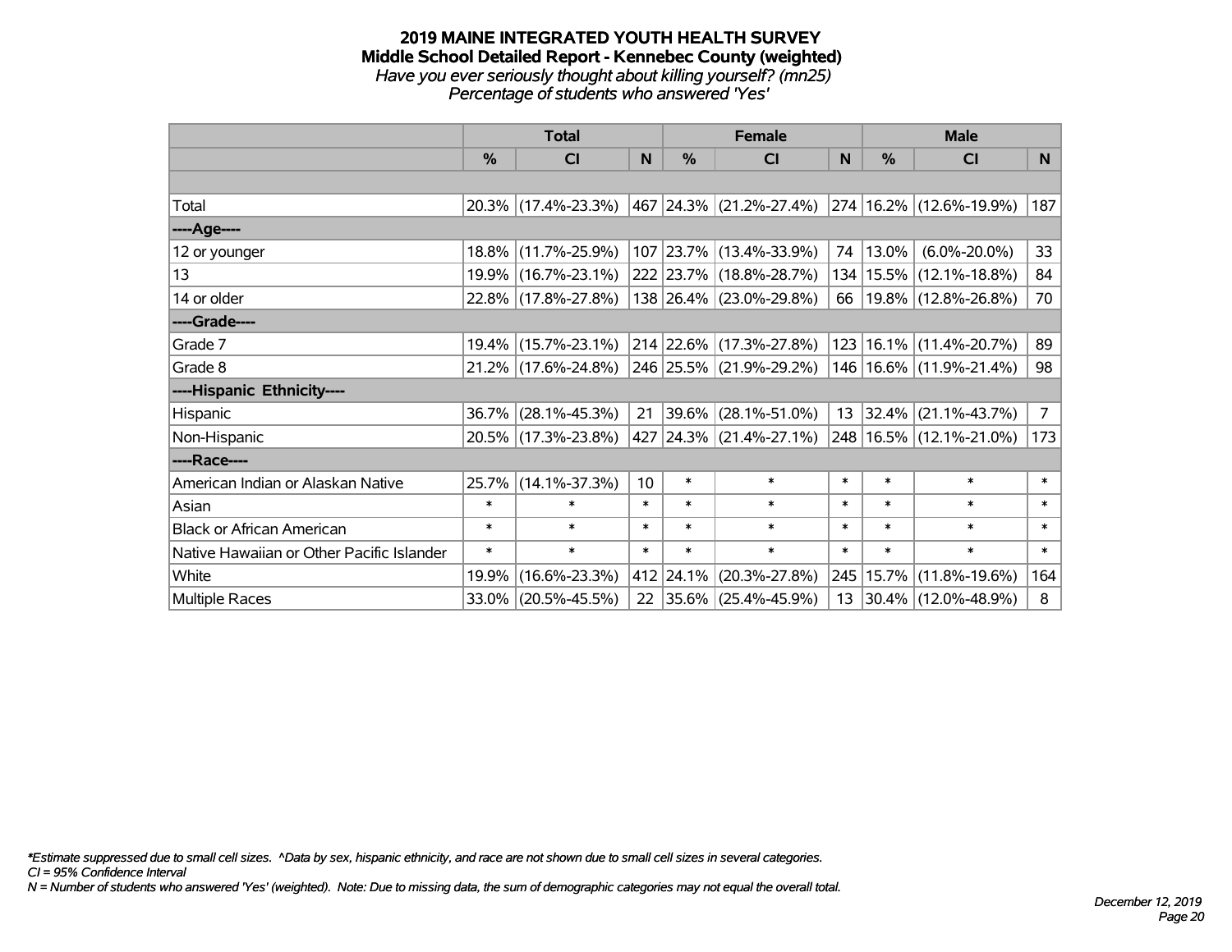# 2019 MAINE INTEGRATED YOUTH HEALTH SURVEY

## Middle School Detailed Report - Kennebec County (weighted)

*Have you ever seriously thought about killing yourself? (mn25)*

*Percentage of students who answered 'Yes'*

| | Total | | | Female | | | Male | | |
|---|---|---|---|---|---|---|---|---|---|
| | % | CI | N | % | CI | N | % | CI | N |
| | | | | | | | | | |
| Total | 20.3% | (17.4%-23.3%) | 467 | 24.3% | (21.2%-27.4%) | 274 | 16.2% | (12.6%-19.9%) | 187 |
| ----Age---- | | | | | | | | | |
| 12 or younger | 18.8% | (11.7%-25.9%) | 107 | 23.7% | (13.4%-33.9%) | 74 | 13.0% | (6.0%-20.0%) | 33 |
| 13 | 19.9% | (16.7%-23.1%) | 222 | 23.7% | (18.8%-28.7%) | 134 | 15.5% | (12.1%-18.8%) | 84 |
| 14 or older | 22.8% | (17.8%-27.8%) | 138 | 26.4% | (23.0%-29.8%) | 66 | 19.8% | (12.8%-26.8%) | 70 |
| ----Grade---- | | | | | | | | | |
| Grade 7 | 19.4% | (15.7%-23.1%) | 214 | 22.6% | (17.3%-27.8%) | 123 | 16.1% | (11.4%-20.7%) | 89 |
| Grade 8 | 21.2% | (17.6%-24.8%) | 246 | 25.5% | (21.9%-29.2%) | 146 | 16.6% | (11.9%-21.4%) | 98 |
| ----Hispanic Ethnicity---- | | | | | | | | | |
| Hispanic | 36.7% | (28.1%-45.3%) | 21 | 39.6% | (28.1%-51.0%) | 13 | 32.4% | (21.1%-43.7%) | 7 |
| Non-Hispanic | 20.5% | (17.3%-23.8%) | 427 | 24.3% | (21.4%-27.1%) | 248 | 16.5% | (12.1%-21.0%) | 173 |
| ----Race---- | | | | | | | | | |
| American Indian or Alaskan Native | 25.7% | (14.1%-37.3%) | 10 | * | * | * | * | * | * |
| Asian | * | * | * | * | * | * | * | * | * |
| Black or African American | * | * | * | * | * | * | * | * | * |
| Native Hawaiian or Other Pacific Islander | * | * | * | * | * | * | * | * | * |
| White | 19.9% | (16.6%-23.3%) | 412 | 24.1% | (20.3%-27.8%) | 245 | 15.7% | (11.8%-19.6%) | 164 |
| Multiple Races | 33.0% | (20.5%-45.5%) | 22 | 35.6% | (25.4%-45.9%) | 13 | 30.4% | (12.0%-48.9%) | 8 |

*\*Estimate suppressed due to small cell sizes. ^Data by sex, hispanic ethnicity, and race are not shown due to small cell sizes in several categories.*

*CI = 95% Confidence Interval*

*N = Number of students who answered 'Yes' (weighted). Note: Due to missing data, the sum of demographic categories may not equal the overall total.*

*December 12, 2019*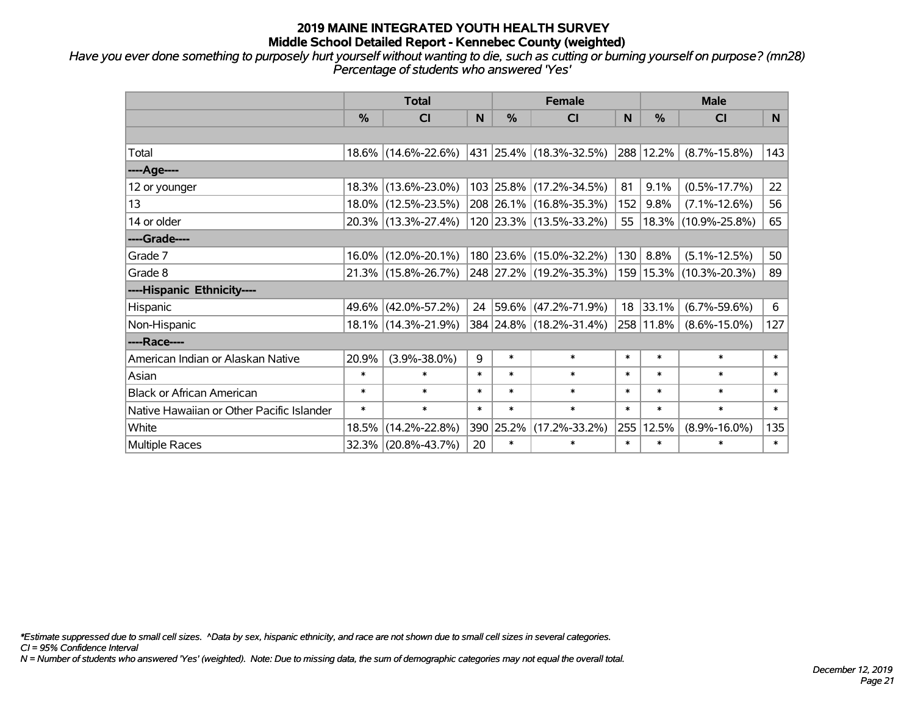# 2019 MAINE INTEGRATED YOUTH HEALTH SURVEY

## Middle School Detailed Report - Kennebec County (weighted)

*Have you ever done something to purposely hurt yourself without wanting to die, such as cutting or burning yourself on purpose? (mn28)*
*Percentage of students who answered 'Yes'*

| | Total | | | Female | | | Male | | |
|---|---|---|---|---|---|---|---|---|---|
| | % | CI | N | % | CI | N | % | CI | N |
| Total | 18.6% | (14.6%-22.6%) | 431 | 25.4% | (18.3%-32.5%) | 288 | 12.2% | (8.7%-15.8%) | 143 |
| ----Age---- | | | | | | | | | |
| 12 or younger | 18.3% | (13.6%-23.0%) | 103 | 25.8% | (17.2%-34.5%) | 81 | 9.1% | (0.5%-17.7%) | 22 |
| 13 | 18.0% | (12.5%-23.5%) | 208 | 26.1% | (16.8%-35.3%) | 152 | 9.8% | (7.1%-12.6%) | 56 |
| 14 or older | 20.3% | (13.3%-27.4%) | 120 | 23.3% | (13.5%-33.2%) | 55 | 18.3% | (10.9%-25.8%) | 65 |
| ----Grade---- | | | | | | | | | |
| Grade 7 | 16.0% | (12.0%-20.1%) | 180 | 23.6% | (15.0%-32.2%) | 130 | 8.8% | (5.1%-12.5%) | 50 |
| Grade 8 | 21.3% | (15.8%-26.7%) | 248 | 27.2% | (19.2%-35.3%) | 159 | 15.3% | (10.3%-20.3%) | 89 |
| ----Hispanic Ethnicity---- | | | | | | | | | |
| Hispanic | 49.6% | (42.0%-57.2%) | 24 | 59.6% | (47.2%-71.9%) | 18 | 33.1% | (6.7%-59.6%) | 6 |
| Non-Hispanic | 18.1% | (14.3%-21.9%) | 384 | 24.8% | (18.2%-31.4%) | 258 | 11.8% | (8.6%-15.0%) | 127 |
| ----Race---- | | | | | | | | | |
| American Indian or Alaskan Native | 20.9% | (3.9%-38.0%) | 9 | * | * | * | * | * | * |
| Asian | * | * | * | * | * | * | * | * | * |
| Black or African American | * | * | * | * | * | * | * | * | * |
| Native Hawaiian or Other Pacific Islander | * | * | * | * | * | * | * | * | * |
| White | 18.5% | (14.2%-22.8%) | 390 | 25.2% | (17.2%-33.2%) | 255 | 12.5% | (8.9%-16.0%) | 135 |
| Multiple Races | 32.3% | (20.8%-43.7%) | 20 | * | * | * | * | * | * |

*\*Estimate suppressed due to small cell sizes. ^Data by sex, hispanic ethnicity, and race are not shown due to small cell sizes in several categories.*
*CI = 95% Confidence Interval*
*N = Number of students who answered 'Yes' (weighted). Note: Due to missing data, the sum of demographic categories may not equal the overall total.*

*December 12, 2019*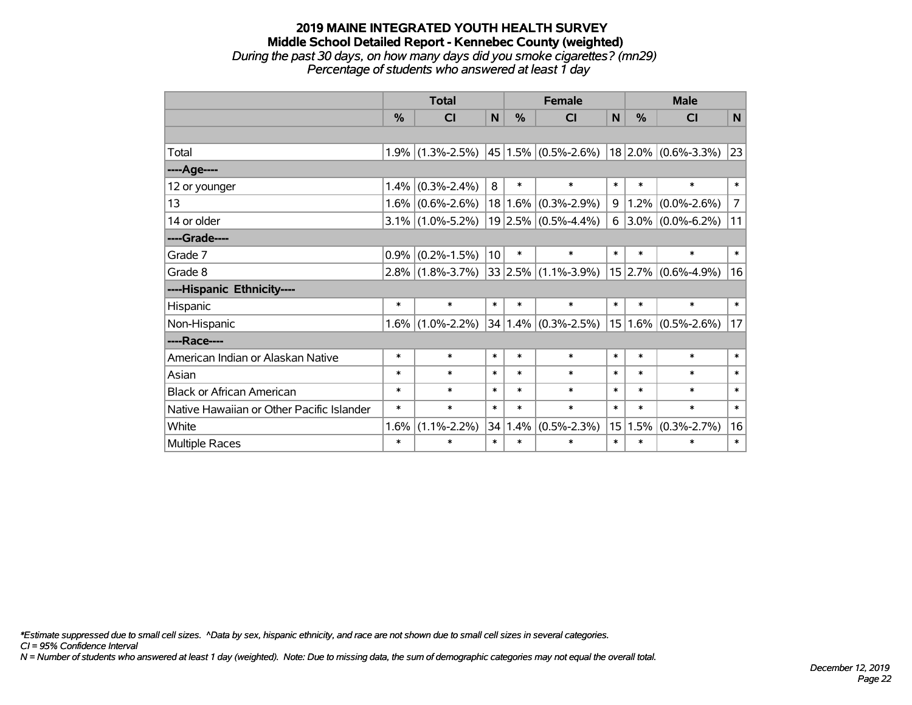# 2019 MAINE INTEGRATED YOUTH HEALTH SURVEY
## Middle School Detailed Report - Kennebec County (weighted)
*During the past 30 days, on how many days did you smoke cigarettes? (mn29)*
*Percentage of students who answered at least 1 day*

| | Total | | | Female | | | Male | | |
|---|---|---|---|---|---|---|---|---|---|
| | % | CI | N | % | CI | N | % | CI | N |
| | | | | | | | | | |
| Total | 1.9% | (1.3%-2.5%) | 45 | 1.5% | (0.5%-2.6%) | 18 | 2.0% | (0.6%-3.3%) | 23 |
| ----Age---- | | | | | | | | | |
| 12 or younger | 1.4% | (0.3%-2.4%) | 8 | * | * | * | * | * | * |
| 13 | 1.6% | (0.6%-2.6%) | 18 | 1.6% | (0.3%-2.9%) | 9 | 1.2% | (0.0%-2.6%) | 7 |
| 14 or older | 3.1% | (1.0%-5.2%) | 19 | 2.5% | (0.5%-4.4%) | 6 | 3.0% | (0.0%-6.2%) | 11 |
| ----Grade---- | | | | | | | | | |
| Grade 7 | 0.9% | (0.2%-1.5%) | 10 | * | * | * | * | * | * |
| Grade 8 | 2.8% | (1.8%-3.7%) | 33 | 2.5% | (1.1%-3.9%) | 15 | 2.7% | (0.6%-4.9%) | 16 |
| ----Hispanic Ethnicity---- | | | | | | | | | |
| Hispanic | * | * | * | * | * | * | * | * | * |
| Non-Hispanic | 1.6% | (1.0%-2.2%) | 34 | 1.4% | (0.3%-2.5%) | 15 | 1.6% | (0.5%-2.6%) | 17 |
| ----Race---- | | | | | | | | | |
| American Indian or Alaskan Native | * | * | * | * | * | * | * | * | * |
| Asian | * | * | * | * | * | * | * | * | * |
| Black or African American | * | * | * | * | * | * | * | * | * |
| Native Hawaiian or Other Pacific Islander | * | * | * | * | * | * | * | * | * |
| White | 1.6% | (1.1%-2.2%) | 34 | 1.4% | (0.5%-2.3%) | 15 | 1.5% | (0.3%-2.7%) | 16 |
| Multiple Races | * | * | * | * | * | * | * | * | * |

*\*Estimate suppressed due to small cell sizes. ^Data by sex, hispanic ethnicity, and race are not shown due to small cell sizes in several categories.*
*CI = 95% Confidence Interval*
*N = Number of students who answered at least 1 day (weighted). Note: Due to missing data, the sum of demographic categories may not equal the overall total.*

*December 12, 2019*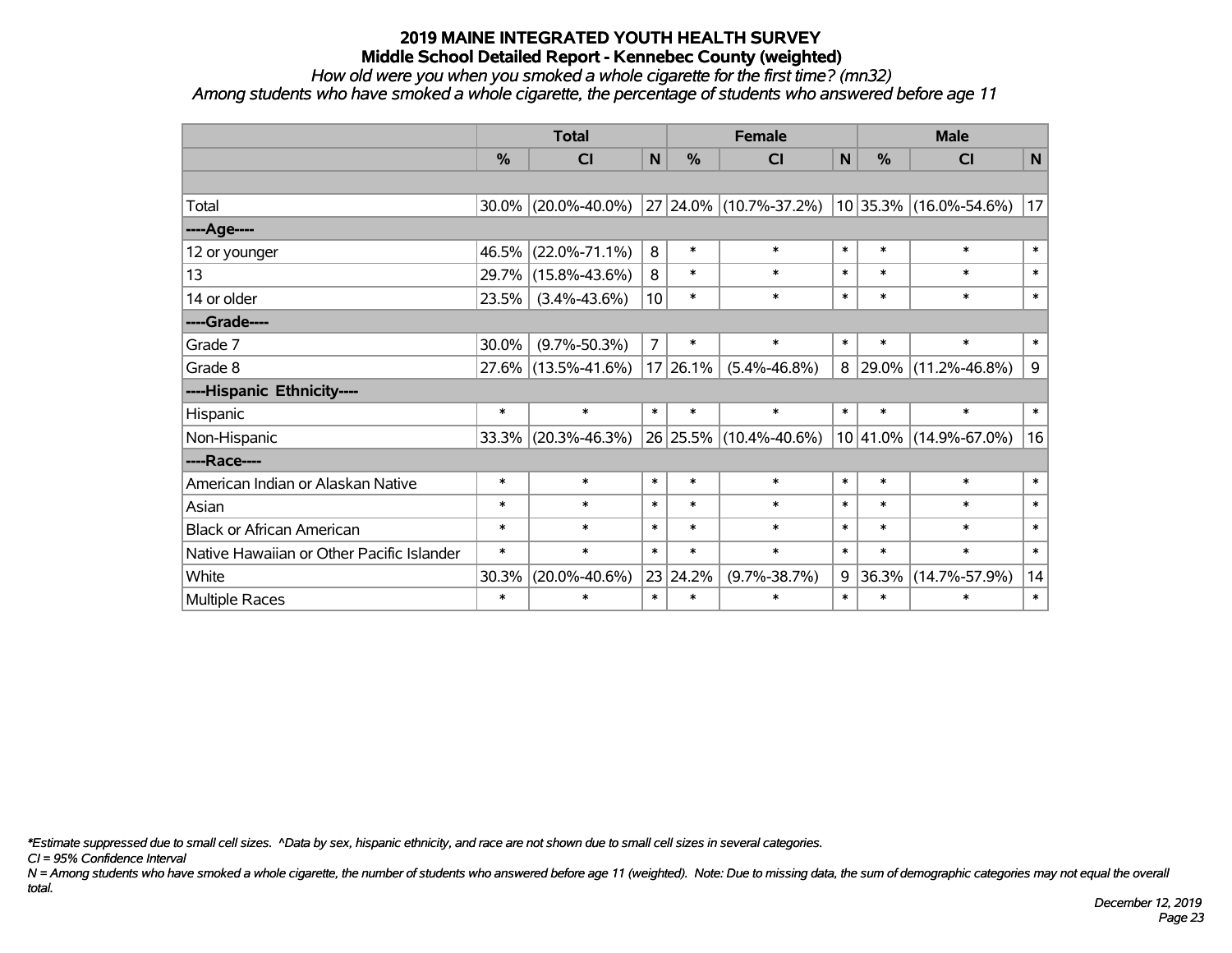# 2019 MAINE INTEGRATED YOUTH HEALTH SURVEY

## Middle School Detailed Report - Kennebec County (weighted)

*How old were you when you smoked a whole cigarette for the first time? (mn32)*

*Among students who have smoked a whole cigarette, the percentage of students who answered before age 11*

| | Total | | | Female | | | Male | | |
|---|---|---|---|---|---|---|---|---|---|
| | % | CI | N | % | CI | N | % | CI | N |
| Total | 30.0% | (20.0%-40.0%) | 27 | 24.0% | (10.7%-37.2%) | 10 | 35.3% | (16.0%-54.6%) | 17 |
| ----Age---- | | | | | | | | | |
| 12 or younger | 46.5% | (22.0%-71.1%) | 8 | * | * | * | * | * | * |
| 13 | 29.7% | (15.8%-43.6%) | 8 | * | * | * | * | * | * |
| 14 or older | 23.5% | (3.4%-43.6%) | 10 | * | * | * | * | * | * |
| ----Grade---- | | | | | | | | | |
| Grade 7 | 30.0% | (9.7%-50.3%) | 7 | * | * | * | * | * | * |
| Grade 8 | 27.6% | (13.5%-41.6%) | 17 | 26.1% | (5.4%-46.8%) | 8 | 29.0% | (11.2%-46.8%) | 9 |
| ----Hispanic Ethnicity---- | | | | | | | | | |
| Hispanic | * | * | * | * | * | * | * | * | * |
| Non-Hispanic | 33.3% | (20.3%-46.3%) | 26 | 25.5% | (10.4%-40.6%) | 10 | 41.0% | (14.9%-67.0%) | 16 |
| ----Race---- | | | | | | | | | |
| American Indian or Alaskan Native | * | * | * | * | * | * | * | * | * |
| Asian | * | * | * | * | * | * | * | * | * |
| Black or African American | * | * | * | * | * | * | * | * | * |
| Native Hawaiian or Other Pacific Islander | * | * | * | * | * | * | * | * | * |
| White | 30.3% | (20.0%-40.6%) | 23 | 24.2% | (9.7%-38.7%) | 9 | 36.3% | (14.7%-57.9%) | 14 |
| Multiple Races | * | * | * | * | * | * | * | * | * |

*\*Estimate suppressed due to small cell sizes. ^Data by sex, hispanic ethnicity, and race are not shown due to small cell sizes in several categories.*

*CI = 95% Confidence Interval*

*N = Among students who have smoked a whole cigarette, the number of students who answered before age 11 (weighted). Note: Due to missing data, the sum of demographic categories may not equal the overall total.*

*December 12, 2019*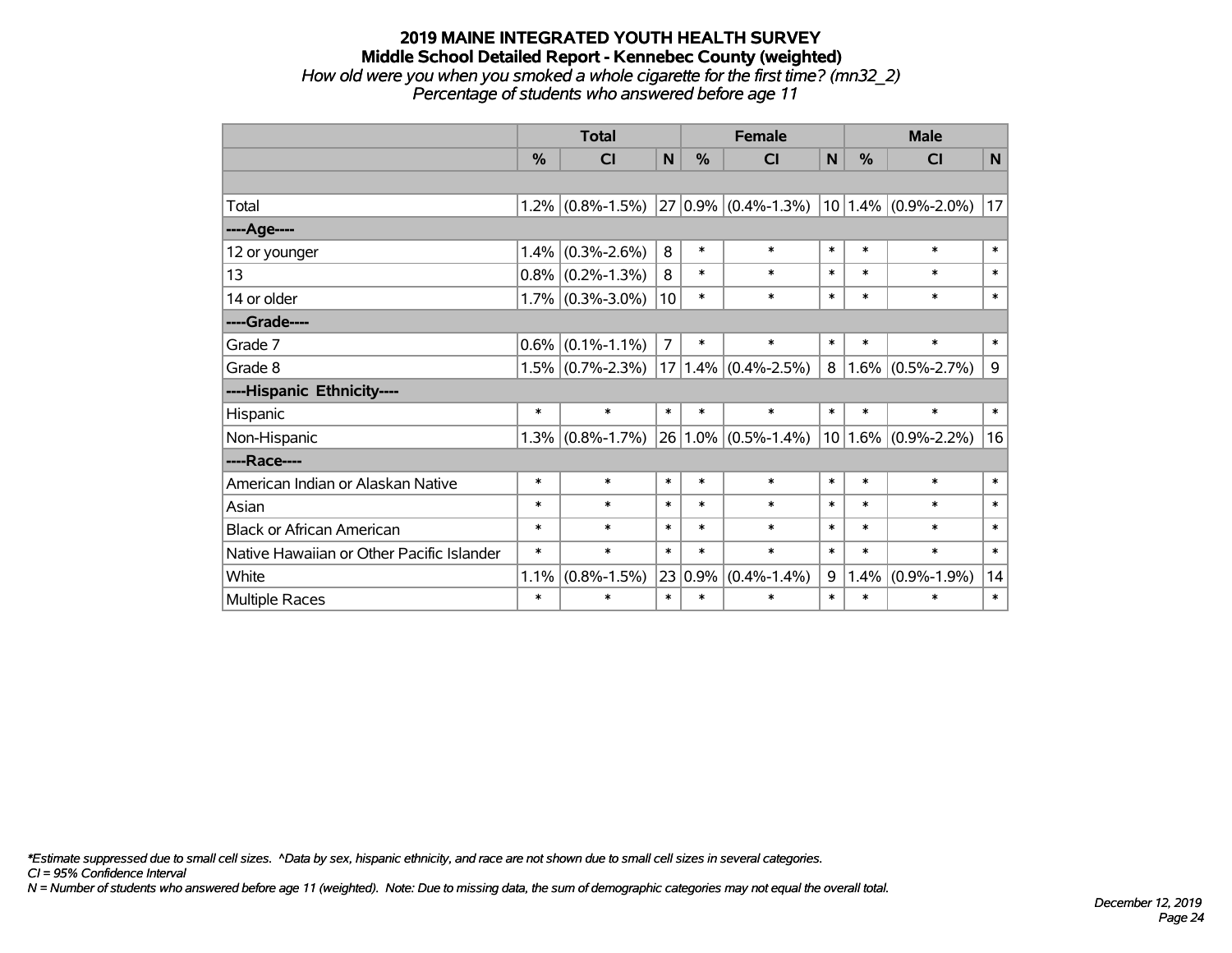# 2019 MAINE INTEGRATED YOUTH HEALTH SURVEY

## Middle School Detailed Report - Kennebec County (weighted)

*How old were you when you smoked a whole cigarette for the first time? (mn32_2)*
*Percentage of students who answered before age 11*

| | Total | | | Female | | | Male | | |
|---|---|---|---|---|---|---|---|---|---|
| | % | CI | N | % | CI | N | % | CI | N |
| | | | | | | | | | |
| Total | 1.2% | (0.8%-1.5%) | 27 | 0.9% | (0.4%-1.3%) | 10 | 1.4% | (0.9%-2.0%) | 17 |
| ----Age---- | | | | | | | | | |
| 12 or younger | 1.4% | (0.3%-2.6%) | 8 | * | * | * | * | * | * |
| 13 | 0.8% | (0.2%-1.3%) | 8 | * | * | * | * | * | * |
| 14 or older | 1.7% | (0.3%-3.0%) | 10 | * | * | * | * | * | * |
| ----Grade---- | | | | | | | | | |
| Grade 7 | 0.6% | (0.1%-1.1%) | 7 | * | * | * | * | * | * |
| Grade 8 | 1.5% | (0.7%-2.3%) | 17 | 1.4% | (0.4%-2.5%) | 8 | 1.6% | (0.5%-2.7%) | 9 |
| ----Hispanic Ethnicity---- | | | | | | | | | |
| Hispanic | * | * | * | * | * | * | * | * | * |
| Non-Hispanic | 1.3% | (0.8%-1.7%) | 26 | 1.0% | (0.5%-1.4%) | 10 | 1.6% | (0.9%-2.2%) | 16 |
| ----Race---- | | | | | | | | | |
| American Indian or Alaskan Native | * | * | * | * | * | * | * | * | * |
| Asian | * | * | * | * | * | * | * | * | * |
| Black or African American | * | * | * | * | * | * | * | * | * |
| Native Hawaiian or Other Pacific Islander | * | * | * | * | * | * | * | * | * |
| White | 1.1% | (0.8%-1.5%) | 23 | 0.9% | (0.4%-1.4%) | 9 | 1.4% | (0.9%-1.9%) | 14 |
| Multiple Races | * | * | * | * | * | * | * | * | * |

*\*Estimate suppressed due to small cell sizes. ^Data by sex, hispanic ethnicity, and race are not shown due to small cell sizes in several categories.*
*CI = 95% Confidence Interval*
*N = Number of students who answered before age 11 (weighted). Note: Due to missing data, the sum of demographic categories may not equal the overall total.*

*December 12, 2019*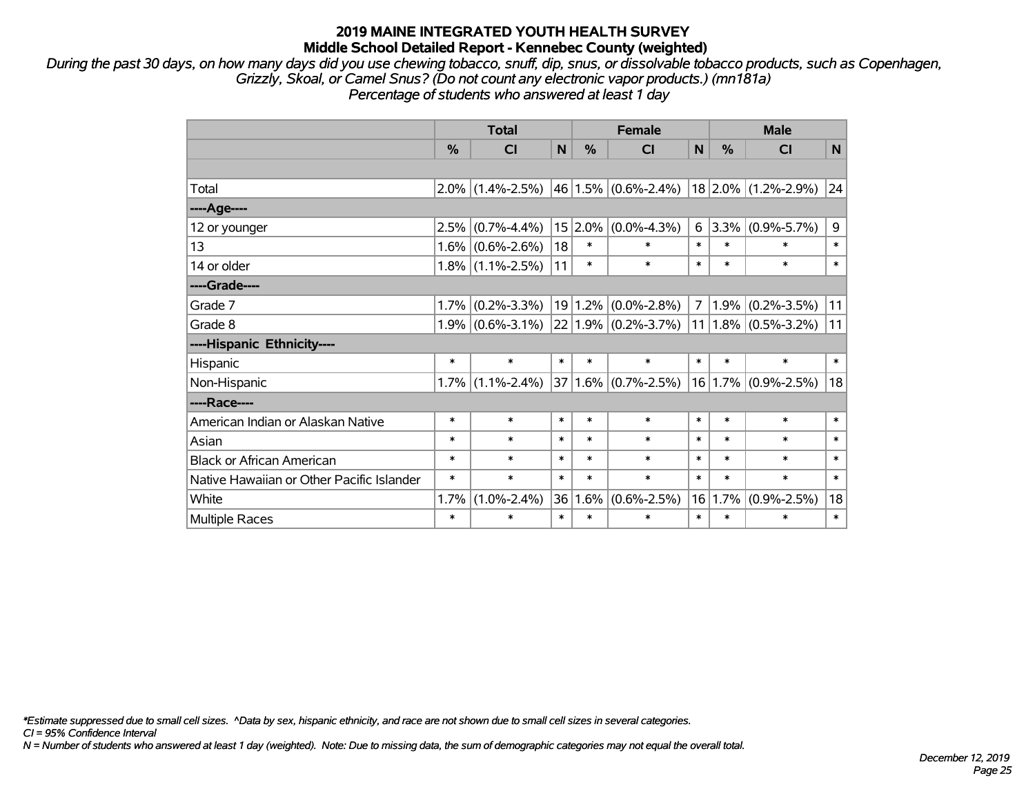# 2019 MAINE INTEGRATED YOUTH HEALTH SURVEY
## Middle School Detailed Report - Kennebec County (weighted)

*During the past 30 days, on how many days did you use chewing tobacco, snuff, dip, snus, or dissolvable tobacco products, such as Copenhagen, Grizzly, Skoal, or Camel Snus? (Do not count any electronic vapor products.) (mn181a)*
*Percentage of students who answered at least 1 day*

| | Total | | | Female | | | Male | | |
|---|---|---|---|---|---|---|---|---|---|
| | % | CI | N | % | CI | N | % | CI | N |
| | | | | | | | | | |
| Total | 2.0% | (1.4%-2.5%) | 46 | 1.5% | (0.6%-2.4%) | 18 | 2.0% | (1.2%-2.9%) | 24 |
| ----Age---- | | | | | | | | | |
| 12 or younger | 2.5% | (0.7%-4.4%) | 15 | 2.0% | (0.0%-4.3%) | 6 | 3.3% | (0.9%-5.7%) | 9 |
| 13 | 1.6% | (0.6%-2.6%) | 18 | * | * | * | * | * | * |
| 14 or older | 1.8% | (1.1%-2.5%) | 11 | * | * | * | * | * | * |
| ----Grade---- | | | | | | | | | |
| Grade 7 | 1.7% | (0.2%-3.3%) | 19 | 1.2% | (0.0%-2.8%) | 7 | 1.9% | (0.2%-3.5%) | 11 |
| Grade 8 | 1.9% | (0.6%-3.1%) | 22 | 1.9% | (0.2%-3.7%) | 11 | 1.8% | (0.5%-3.2%) | 11 |
| ----Hispanic Ethnicity---- | | | | | | | | | |
| Hispanic | * | * | * | * | * | * | * | * | * |
| Non-Hispanic | 1.7% | (1.1%-2.4%) | 37 | 1.6% | (0.7%-2.5%) | 16 | 1.7% | (0.9%-2.5%) | 18 |
| ----Race---- | | | | | | | | | |
| American Indian or Alaskan Native | * | * | * | * | * | * | * | * | * |
| Asian | * | * | * | * | * | * | * | * | * |
| Black or African American | * | * | * | * | * | * | * | * | * |
| Native Hawaiian or Other Pacific Islander | * | * | * | * | * | * | * | * | * |
| White | 1.7% | (1.0%-2.4%) | 36 | 1.6% | (0.6%-2.5%) | 16 | 1.7% | (0.9%-2.5%) | 18 |
| Multiple Races | * | * | * | * | * | * | * | * | * |

*\*Estimate suppressed due to small cell sizes. ^Data by sex, hispanic ethnicity, and race are not shown due to small cell sizes in several categories.*
*CI = 95% Confidence Interval*
*N = Number of students who answered at least 1 day (weighted). Note: Due to missing data, the sum of demographic categories may not equal the overall total.*

*December 12, 2019*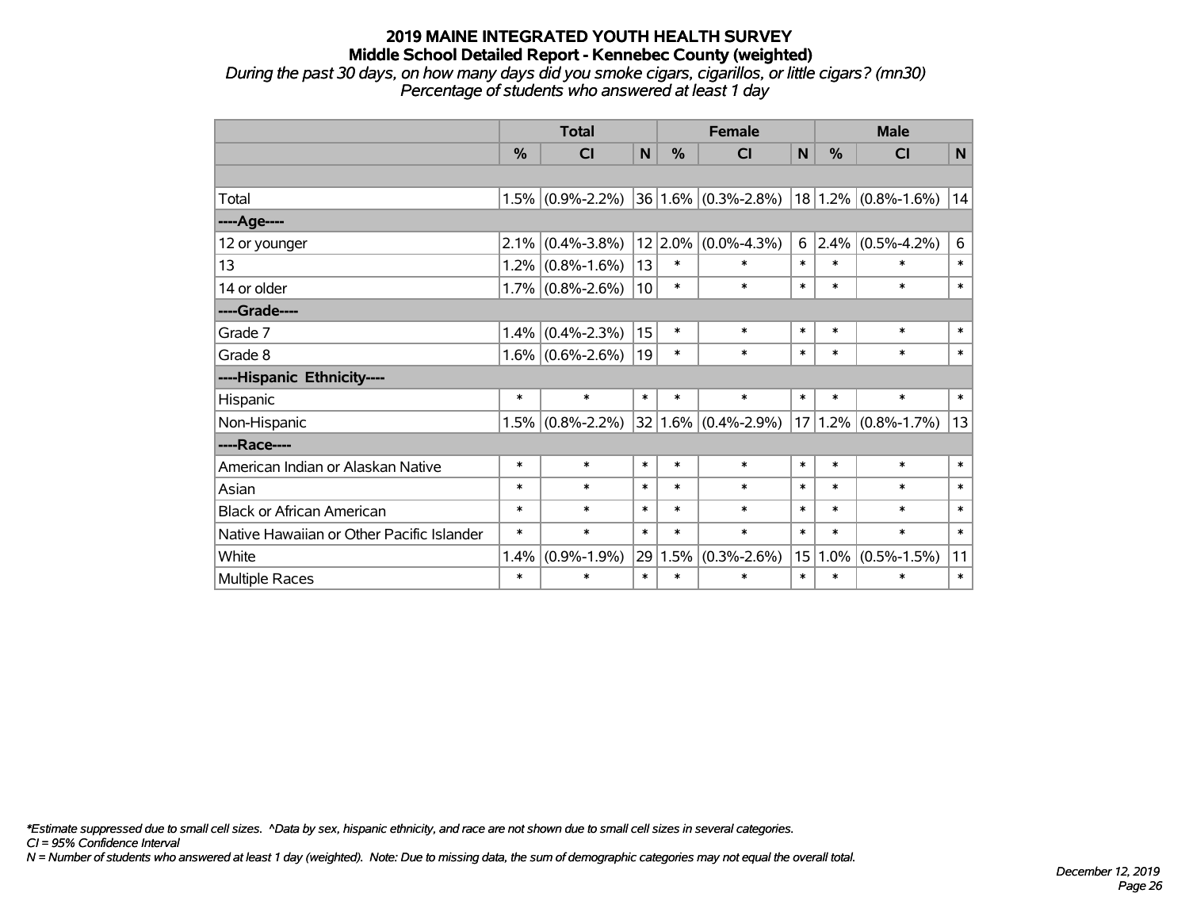# 2019 MAINE INTEGRATED YOUTH HEALTH SURVEY
## Middle School Detailed Report - Kennebec County (weighted)

*During the past 30 days, on how many days did you smoke cigars, cigarillos, or little cigars? (mn30)*
*Percentage of students who answered at least 1 day*

| | Total | | | Female | | | Male | | |
|---|---|---|---|---|---|---|---|---|---|
| | % | CI | N | % | CI | N | % | CI | N |
| | | | | | | | | | |
| Total | 1.5% | (0.9%-2.2%) | 36 | 1.6% | (0.3%-2.8%) | 18 | 1.2% | (0.8%-1.6%) | 14 |
| ----Age---- | | | | | | | | | |
| 12 or younger | 2.1% | (0.4%-3.8%) | 12 | 2.0% | (0.0%-4.3%) | 6 | 2.4% | (0.5%-4.2%) | 6 |
| 13 | 1.2% | (0.8%-1.6%) | 13 | * | * | * | * | * | * |
| 14 or older | 1.7% | (0.8%-2.6%) | 10 | * | * | * | * | * | * |
| ----Grade---- | | | | | | | | | |
| Grade 7 | 1.4% | (0.4%-2.3%) | 15 | * | * | * | * | * | * |
| Grade 8 | 1.6% | (0.6%-2.6%) | 19 | * | * | * | * | * | * |
| ----Hispanic Ethnicity---- | | | | | | | | | |
| Hispanic | * | * | * | * | * | * | * | * | * |
| Non-Hispanic | 1.5% | (0.8%-2.2%) | 32 | 1.6% | (0.4%-2.9%) | 17 | 1.2% | (0.8%-1.7%) | 13 |
| ----Race---- | | | | | | | | | |
| American Indian or Alaskan Native | * | * | * | * | * | * | * | * | * |
| Asian | * | * | * | * | * | * | * | * | * |
| Black or African American | * | * | * | * | * | * | * | * | * |
| Native Hawaiian or Other Pacific Islander | * | * | * | * | * | * | * | * | * |
| White | 1.4% | (0.9%-1.9%) | 29 | 1.5% | (0.3%-2.6%) | 15 | 1.0% | (0.5%-1.5%) | 11 |
| Multiple Races | * | * | * | * | * | * | * | * | * |

*\*Estimate suppressed due to small cell sizes. ^Data by sex, hispanic ethnicity, and race are not shown due to small cell sizes in several categories.*
*CI = 95% Confidence Interval*
*N = Number of students who answered at least 1 day (weighted). Note: Due to missing data, the sum of demographic categories may not equal the overall total.*

*December 12, 2019*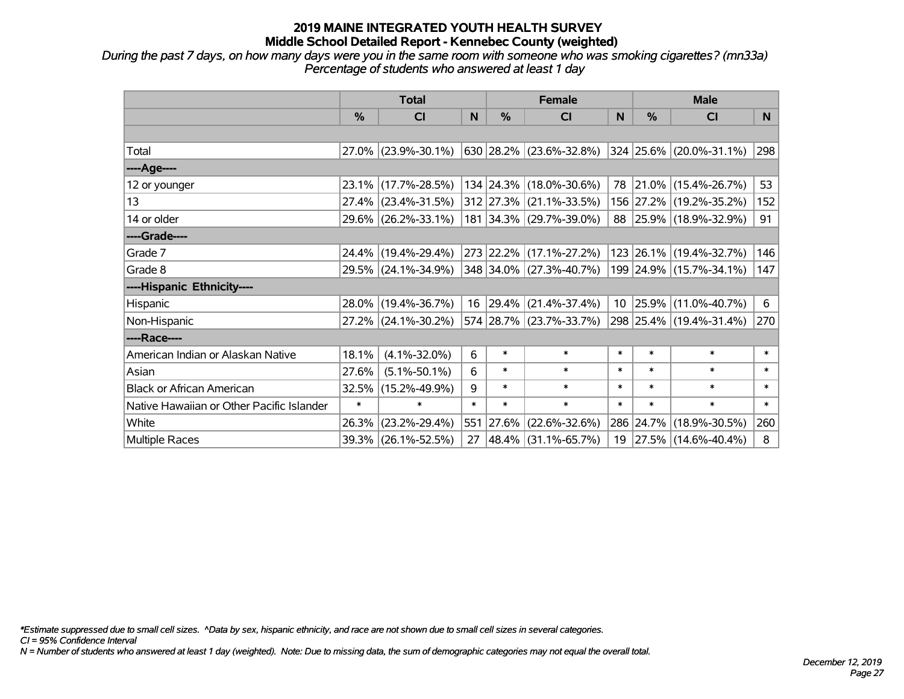# 2019 MAINE INTEGRATED YOUTH HEALTH SURVEY
## Middle School Detailed Report - Kennebec County (weighted)

*During the past 7 days, on how many days were you in the same room with someone who was smoking cigarettes? (mn33a)*
*Percentage of students who answered at least 1 day*

| | Total | | | Female | | | Male | | |
|---|---|---|---|---|---|---|---|---|---|
| | % | CI | N | % | CI | N | % | CI | N |
| Total | 27.0% | (23.9%-30.1%) | 630 | 28.2% | (23.6%-32.8%) | 324 | 25.6% | (20.0%-31.1%) | 298 |
| ----Age---- | | | | | | | | | |
| 12 or younger | 23.1% | (17.7%-28.5%) | 134 | 24.3% | (18.0%-30.6%) | 78 | 21.0% | (15.4%-26.7%) | 53 |
| 13 | 27.4% | (23.4%-31.5%) | 312 | 27.3% | (21.1%-33.5%) | 156 | 27.2% | (19.2%-35.2%) | 152 |
| 14 or older | 29.6% | (26.2%-33.1%) | 181 | 34.3% | (29.7%-39.0%) | 88 | 25.9% | (18.9%-32.9%) | 91 |
| ----Grade---- | | | | | | | | | |
| Grade 7 | 24.4% | (19.4%-29.4%) | 273 | 22.2% | (17.1%-27.2%) | 123 | 26.1% | (19.4%-32.7%) | 146 |
| Grade 8 | 29.5% | (24.1%-34.9%) | 348 | 34.0% | (27.3%-40.7%) | 199 | 24.9% | (15.7%-34.1%) | 147 |
| ----Hispanic Ethnicity---- | | | | | | | | | |
| Hispanic | 28.0% | (19.4%-36.7%) | 16 | 29.4% | (21.4%-37.4%) | 10 | 25.9% | (11.0%-40.7%) | 6 |
| Non-Hispanic | 27.2% | (24.1%-30.2%) | 574 | 28.7% | (23.7%-33.7%) | 298 | 25.4% | (19.4%-31.4%) | 270 |
| ----Race---- | | | | | | | | | |
| American Indian or Alaskan Native | 18.1% | (4.1%-32.0%) | 6 | * | * | * | * | * | * |
| Asian | 27.6% | (5.1%-50.1%) | 6 | * | * | * | * | * | * |
| Black or African American | 32.5% | (15.2%-49.9%) | 9 | * | * | * | * | * | * |
| Native Hawaiian or Other Pacific Islander | * | * | * | * | * | * | * | * | * |
| White | 26.3% | (23.2%-29.4%) | 551 | 27.6% | (22.6%-32.6%) | 286 | 24.7% | (18.9%-30.5%) | 260 |
| Multiple Races | 39.3% | (26.1%-52.5%) | 27 | 48.4% | (31.1%-65.7%) | 19 | 27.5% | (14.6%-40.4%) | 8 |

*\*Estimate suppressed due to small cell sizes. ^Data by sex, hispanic ethnicity, and race are not shown due to small cell sizes in several categories.*
*CI = 95% Confidence Interval*
*N = Number of students who answered at least 1 day (weighted). Note: Due to missing data, the sum of demographic categories may not equal the overall total.*

*December 12, 2019*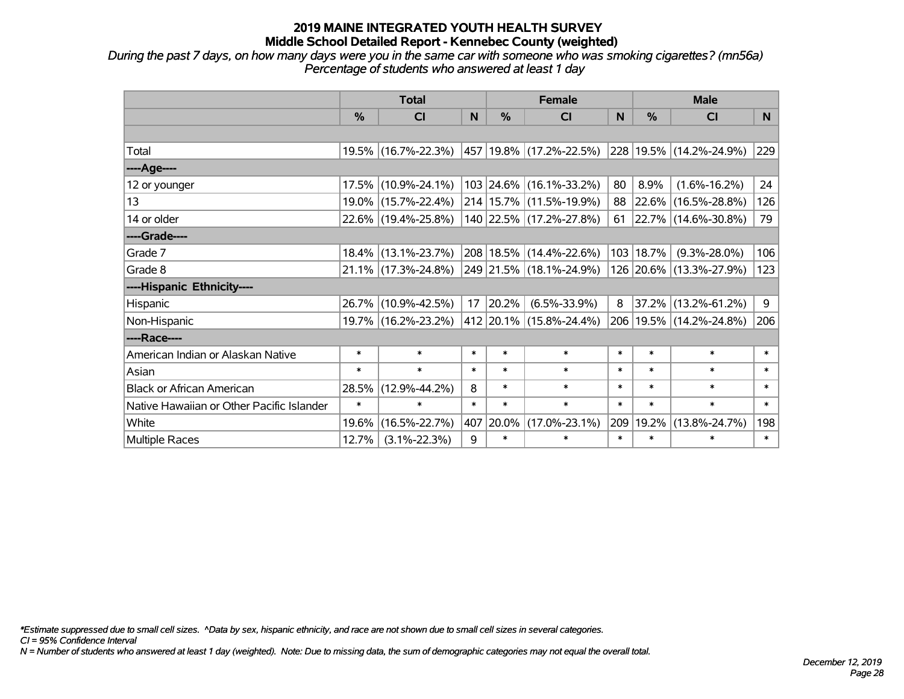# 2019 MAINE INTEGRATED YOUTH HEALTH SURVEY
## Middle School Detailed Report - Kennebec County (weighted)

*During the past 7 days, on how many days were you in the same car with someone who was smoking cigarettes? (mn56a)*
*Percentage of students who answered at least 1 day*

| | Total | | | Female | | | Male | | |
|---|---|---|---|---|---|---|---|---|---|
| | % | CI | N | % | CI | N | % | CI | N |
| | | | | | | | | | |
| Total | 19.5% | (16.7%-22.3%) | 457 | 19.8% | (17.2%-22.5%) | 228 | 19.5% | (14.2%-24.9%) | 229 |
| ----Age---- | | | | | | | | | |
| 12 or younger | 17.5% | (10.9%-24.1%) | 103 | 24.6% | (16.1%-33.2%) | 80 | 8.9% | (1.6%-16.2%) | 24 |
| 13 | 19.0% | (15.7%-22.4%) | 214 | 15.7% | (11.5%-19.9%) | 88 | 22.6% | (16.5%-28.8%) | 126 |
| 14 or older | 22.6% | (19.4%-25.8%) | 140 | 22.5% | (17.2%-27.8%) | 61 | 22.7% | (14.6%-30.8%) | 79 |
| ----Grade---- | | | | | | | | | |
| Grade 7 | 18.4% | (13.1%-23.7%) | 208 | 18.5% | (14.4%-22.6%) | 103 | 18.7% | (9.3%-28.0%) | 106 |
| Grade 8 | 21.1% | (17.3%-24.8%) | 249 | 21.5% | (18.1%-24.9%) | 126 | 20.6% | (13.3%-27.9%) | 123 |
| ----Hispanic Ethnicity---- | | | | | | | | | |
| Hispanic | 26.7% | (10.9%-42.5%) | 17 | 20.2% | (6.5%-33.9%) | 8 | 37.2% | (13.2%-61.2%) | 9 |
| Non-Hispanic | 19.7% | (16.2%-23.2%) | 412 | 20.1% | (15.8%-24.4%) | 206 | 19.5% | (14.2%-24.8%) | 206 |
| ----Race---- | | | | | | | | | |
| American Indian or Alaskan Native | * | * | * | * | * | * | * | * | * |
| Asian | * | * | * | * | * | * | * | * | * |
| Black or African American | 28.5% | (12.9%-44.2%) | 8 | * | * | * | * | * | * |
| Native Hawaiian or Other Pacific Islander | * | * | * | * | * | * | * | * | * |
| White | 19.6% | (16.5%-22.7%) | 407 | 20.0% | (17.0%-23.1%) | 209 | 19.2% | (13.8%-24.7%) | 198 |
| Multiple Races | 12.7% | (3.1%-22.3%) | 9 | * | * | * | * | * | * |

*\*Estimate suppressed due to small cell sizes. ^Data by sex, hispanic ethnicity, and race are not shown due to small cell sizes in several categories.*
*CI = 95% Confidence Interval*
*N = Number of students who answered at least 1 day (weighted). Note: Due to missing data, the sum of demographic categories may not equal the overall total.*

*December 12, 2019*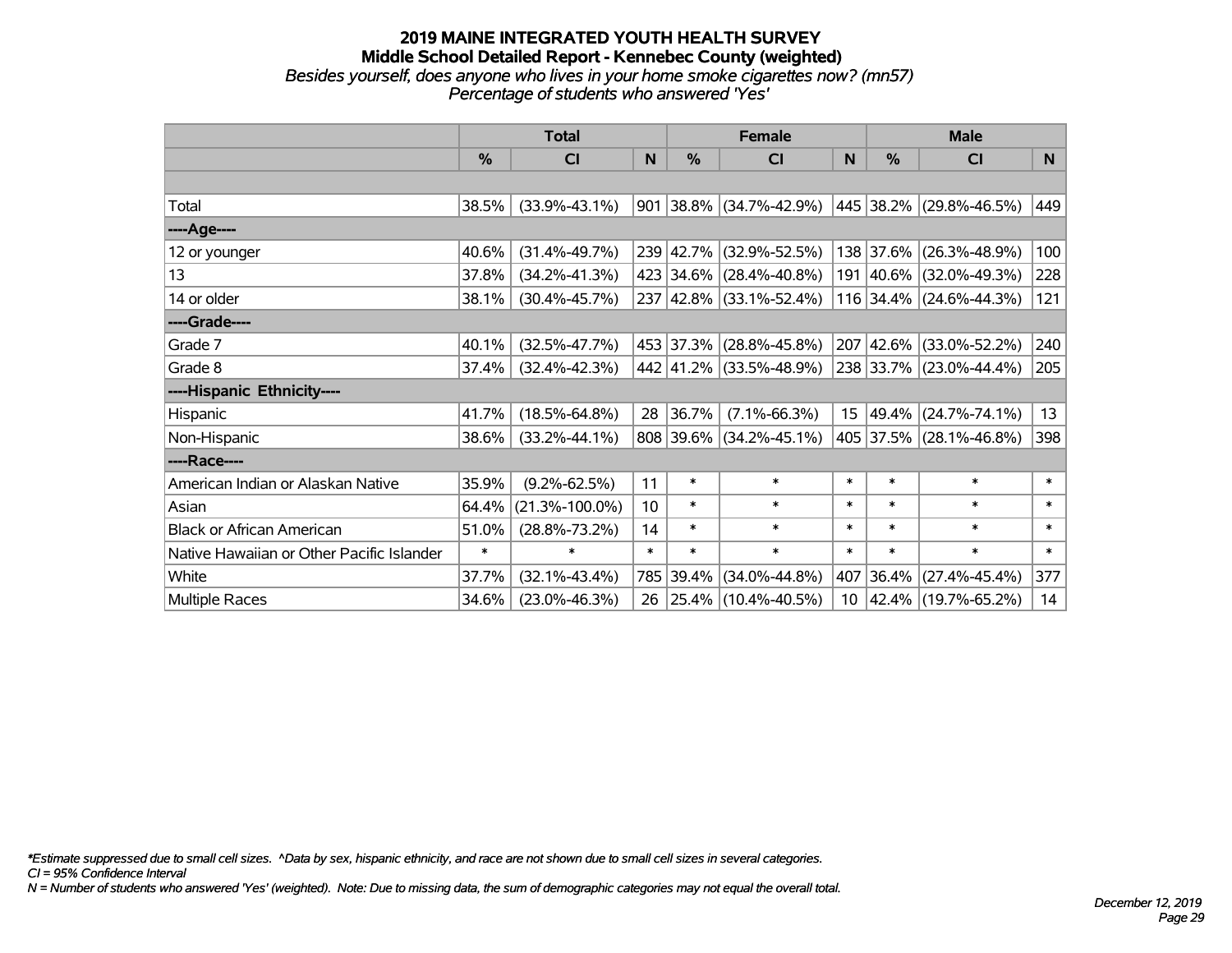# 2019 MAINE INTEGRATED YOUTH HEALTH SURVEY
## Middle School Detailed Report - Kennebec County (weighted)
*Besides yourself, does anyone who lives in your home smoke cigarettes now? (mn57)*
*Percentage of students who answered 'Yes'*

| | Total | | | Female | | | Male | | |
|---|---|---|---|---|---|---|---|---|---|
| | % | CI | N | % | CI | N | % | CI | N |
| | | | | | | | | | |
| Total | 38.5% | (33.9%-43.1%) | 901 | 38.8% | (34.7%-42.9%) | 445 | 38.2% | (29.8%-46.5%) | 449 |
| ----Age---- | | | | | | | | | |
| 12 or younger | 40.6% | (31.4%-49.7%) | 239 | 42.7% | (32.9%-52.5%) | 138 | 37.6% | (26.3%-48.9%) | 100 |
| 13 | 37.8% | (34.2%-41.3%) | 423 | 34.6% | (28.4%-40.8%) | 191 | 40.6% | (32.0%-49.3%) | 228 |
| 14 or older | 38.1% | (30.4%-45.7%) | 237 | 42.8% | (33.1%-52.4%) | 116 | 34.4% | (24.6%-44.3%) | 121 |
| ----Grade---- | | | | | | | | | |
| Grade 7 | 40.1% | (32.5%-47.7%) | 453 | 37.3% | (28.8%-45.8%) | 207 | 42.6% | (33.0%-52.2%) | 240 |
| Grade 8 | 37.4% | (32.4%-42.3%) | 442 | 41.2% | (33.5%-48.9%) | 238 | 33.7% | (23.0%-44.4%) | 205 |
| ----Hispanic Ethnicity---- | | | | | | | | | |
| Hispanic | 41.7% | (18.5%-64.8%) | 28 | 36.7% | (7.1%-66.3%) | 15 | 49.4% | (24.7%-74.1%) | 13 |
| Non-Hispanic | 38.6% | (33.2%-44.1%) | 808 | 39.6% | (34.2%-45.1%) | 405 | 37.5% | (28.1%-46.8%) | 398 |
| ----Race---- | | | | | | | | | |
| American Indian or Alaskan Native | 35.9% | (9.2%-62.5%) | 11 | * | * | * | * | * | * |
| Asian | 64.4% | (21.3%-100.0%) | 10 | * | * | * | * | * | * |
| Black or African American | 51.0% | (28.8%-73.2%) | 14 | * | * | * | * | * | * |
| Native Hawaiian or Other Pacific Islander | * | * | * | * | * | * | * | * | * |
| White | 37.7% | (32.1%-43.4%) | 785 | 39.4% | (34.0%-44.8%) | 407 | 36.4% | (27.4%-45.4%) | 377 |
| Multiple Races | 34.6% | (23.0%-46.3%) | 26 | 25.4% | (10.4%-40.5%) | 10 | 42.4% | (19.7%-65.2%) | 14 |

*\*Estimate suppressed due to small cell sizes. ^Data by sex, hispanic ethnicity, and race are not shown due to small cell sizes in several categories.*
*CI = 95% Confidence Interval*
*N = Number of students who answered 'Yes' (weighted). Note: Due to missing data, the sum of demographic categories may not equal the overall total.*

*December 12, 2019*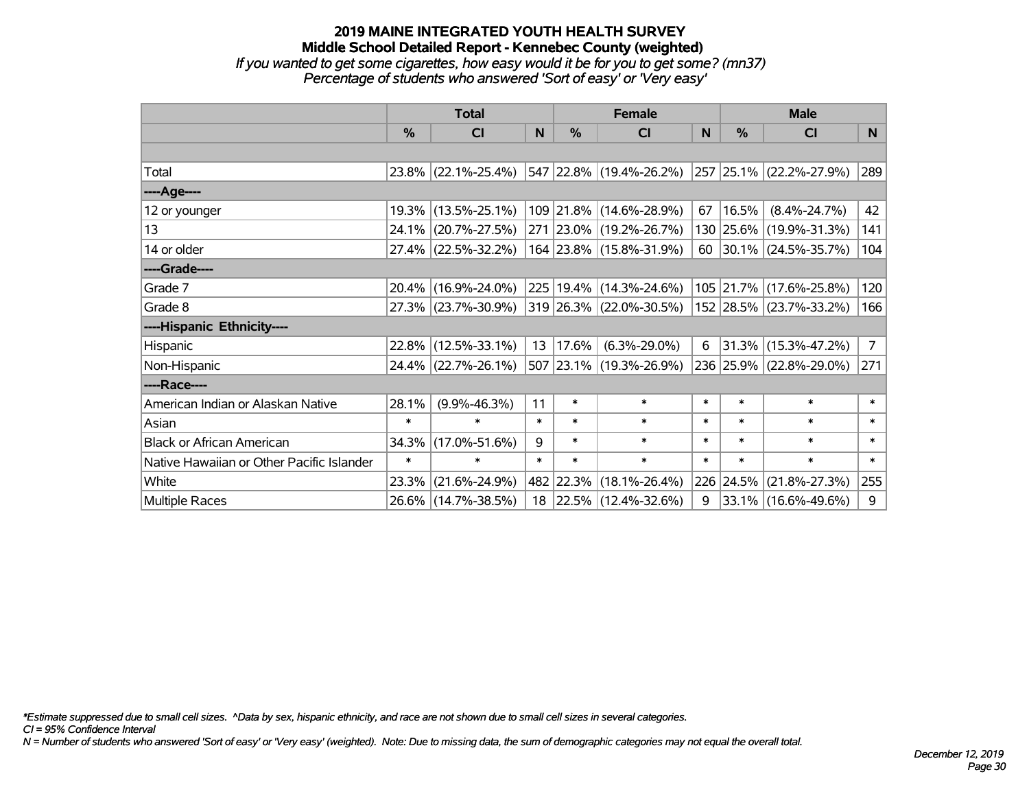# 2019 MAINE INTEGRATED YOUTH HEALTH SURVEY
## Middle School Detailed Report - Kennebec County (weighted)
*If you wanted to get some cigarettes, how easy would it be for you to get some? (mn37)*
*Percentage of students who answered 'Sort of easy' or 'Very easy'*

| | Total | | | Female | | | Male | | |
|---|---|---|---|---|---|---|---|---|---|
| | % | CI | N | % | CI | N | % | CI | N |
| Total | 23.8% | (22.1%-25.4%) | 547 | 22.8% | (19.4%-26.2%) | 257 | 25.1% | (22.2%-27.9%) | 289 |
| ----Age---- | | | | | | | | | |
| 12 or younger | 19.3% | (13.5%-25.1%) | 109 | 21.8% | (14.6%-28.9%) | 67 | 16.5% | (8.4%-24.7%) | 42 |
| 13 | 24.1% | (20.7%-27.5%) | 271 | 23.0% | (19.2%-26.7%) | 130 | 25.6% | (19.9%-31.3%) | 141 |
| 14 or older | 27.4% | (22.5%-32.2%) | 164 | 23.8% | (15.8%-31.9%) | 60 | 30.1% | (24.5%-35.7%) | 104 |
| ----Grade---- | | | | | | | | | |
| Grade 7 | 20.4% | (16.9%-24.0%) | 225 | 19.4% | (14.3%-24.6%) | 105 | 21.7% | (17.6%-25.8%) | 120 |
| Grade 8 | 27.3% | (23.7%-30.9%) | 319 | 26.3% | (22.0%-30.5%) | 152 | 28.5% | (23.7%-33.2%) | 166 |
| ----Hispanic Ethnicity---- | | | | | | | | | |
| Hispanic | 22.8% | (12.5%-33.1%) | 13 | 17.6% | (6.3%-29.0%) | 6 | 31.3% | (15.3%-47.2%) | 7 |
| Non-Hispanic | 24.4% | (22.7%-26.1%) | 507 | 23.1% | (19.3%-26.9%) | 236 | 25.9% | (22.8%-29.0%) | 271 |
| ----Race---- | | | | | | | | | |
| American Indian or Alaskan Native | 28.1% | (9.9%-46.3%) | 11 | * | * | * | * | * | * |
| Asian | * | * | * | * | * | * | * | * | * |
| Black or African American | 34.3% | (17.0%-51.6%) | 9 | * | * | * | * | * | * |
| Native Hawaiian or Other Pacific Islander | * | * | * | * | * | * | * | * | * |
| White | 23.3% | (21.6%-24.9%) | 482 | 22.3% | (18.1%-26.4%) | 226 | 24.5% | (21.8%-27.3%) | 255 |
| Multiple Races | 26.6% | (14.7%-38.5%) | 18 | 22.5% | (12.4%-32.6%) | 9 | 33.1% | (16.6%-49.6%) | 9 |

*\*Estimate suppressed due to small cell sizes. ^Data by sex, hispanic ethnicity, and race are not shown due to small cell sizes in several categories.*
*CI = 95% Confidence Interval*
*N = Number of students who answered 'Sort of easy' or 'Very easy' (weighted). Note: Due to missing data, the sum of demographic categories may not equal the overall total.*

*December 12, 2019*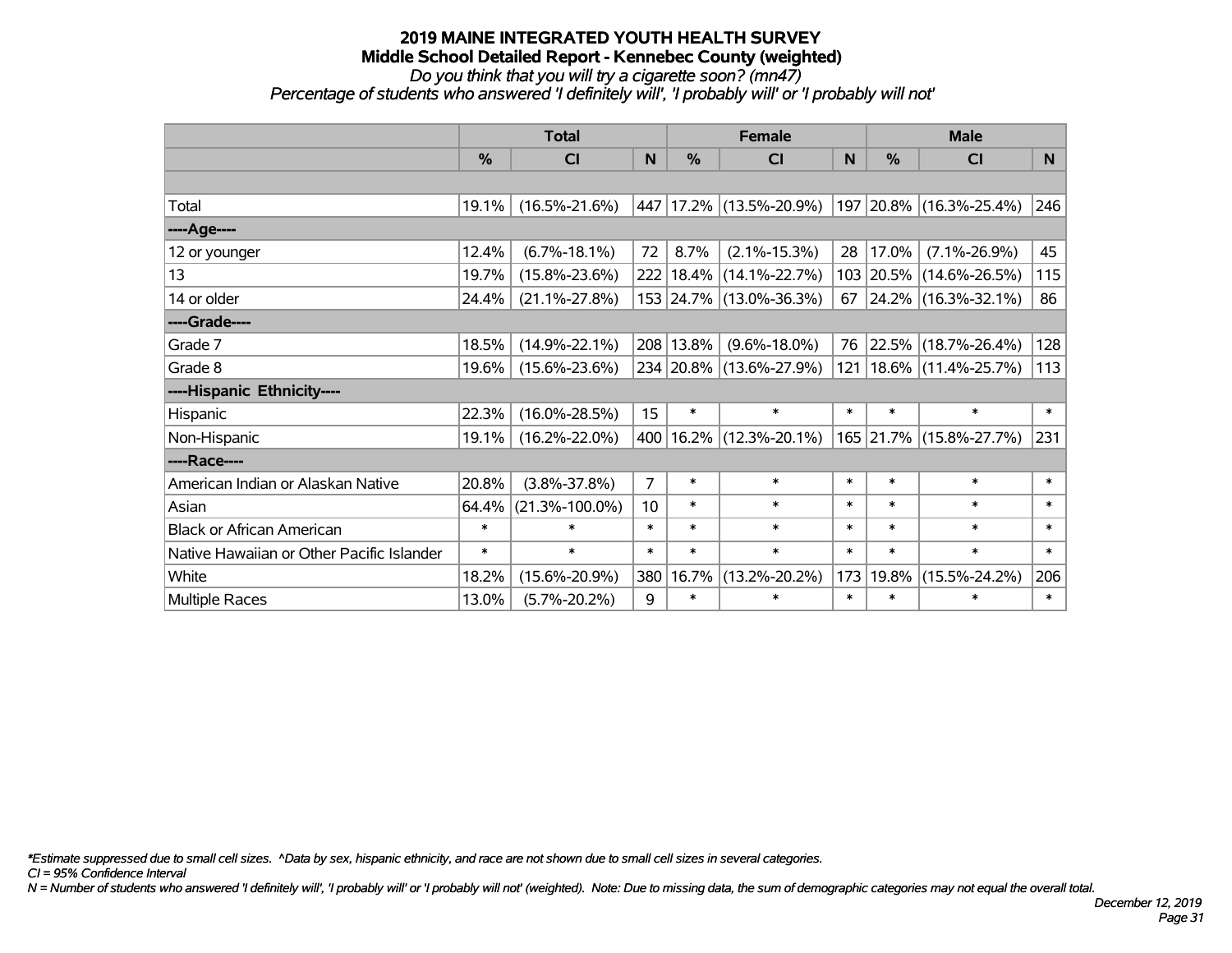# 2019 MAINE INTEGRATED YOUTH HEALTH SURVEY
## Middle School Detailed Report - Kennebec County (weighted)
*Do you think that you will try a cigarette soon? (mn47)*
*Percentage of students who answered 'I definitely will', 'I probably will' or 'I probably will not'*

| | Total | | | Female | | | Male | | |
|---|---|---|---|---|---|---|---|---|---|
| | % | CI | N | % | CI | N | % | CI | N |
| Total | 19.1% | (16.5%-21.6%) | 447 | 17.2% | (13.5%-20.9%) | 197 | 20.8% | (16.3%-25.4%) | 246 |
| ----Age---- | | | | | | | | | |
| 12 or younger | 12.4% | (6.7%-18.1%) | 72 | 8.7% | (2.1%-15.3%) | 28 | 17.0% | (7.1%-26.9%) | 45 |
| 13 | 19.7% | (15.8%-23.6%) | 222 | 18.4% | (14.1%-22.7%) | 103 | 20.5% | (14.6%-26.5%) | 115 |
| 14 or older | 24.4% | (21.1%-27.8%) | 153 | 24.7% | (13.0%-36.3%) | 67 | 24.2% | (16.3%-32.1%) | 86 |
| ----Grade---- | | | | | | | | | |
| Grade 7 | 18.5% | (14.9%-22.1%) | 208 | 13.8% | (9.6%-18.0%) | 76 | 22.5% | (18.7%-26.4%) | 128 |
| Grade 8 | 19.6% | (15.6%-23.6%) | 234 | 20.8% | (13.6%-27.9%) | 121 | 18.6% | (11.4%-25.7%) | 113 |
| ----Hispanic Ethnicity---- | | | | | | | | | |
| Hispanic | 22.3% | (16.0%-28.5%) | 15 | * | * | * | * | * | * |
| Non-Hispanic | 19.1% | (16.2%-22.0%) | 400 | 16.2% | (12.3%-20.1%) | 165 | 21.7% | (15.8%-27.7%) | 231 |
| ----Race---- | | | | | | | | | |
| American Indian or Alaskan Native | 20.8% | (3.8%-37.8%) | 7 | * | * | * | * | * | * |
| Asian | 64.4% | (21.3%-100.0%) | 10 | * | * | * | * | * | * |
| Black or African American | * | * | * | * | * | * | * | * | * |
| Native Hawaiian or Other Pacific Islander | * | * | * | * | * | * | * | * | * |
| White | 18.2% | (15.6%-20.9%) | 380 | 16.7% | (13.2%-20.2%) | 173 | 19.8% | (15.5%-24.2%) | 206 |
| Multiple Races | 13.0% | (5.7%-20.2%) | 9 | * | * | * | * | * | * |

*\*Estimate suppressed due to small cell sizes. ^Data by sex, hispanic ethnicity, and race are not shown due to small cell sizes in several categories.*
*CI = 95% Confidence Interval*
*N = Number of students who answered 'I definitely will', 'I probably will' or 'I probably will not' (weighted). Note: Due to missing data, the sum of demographic categories may not equal the overall total.*

*December 12, 2019*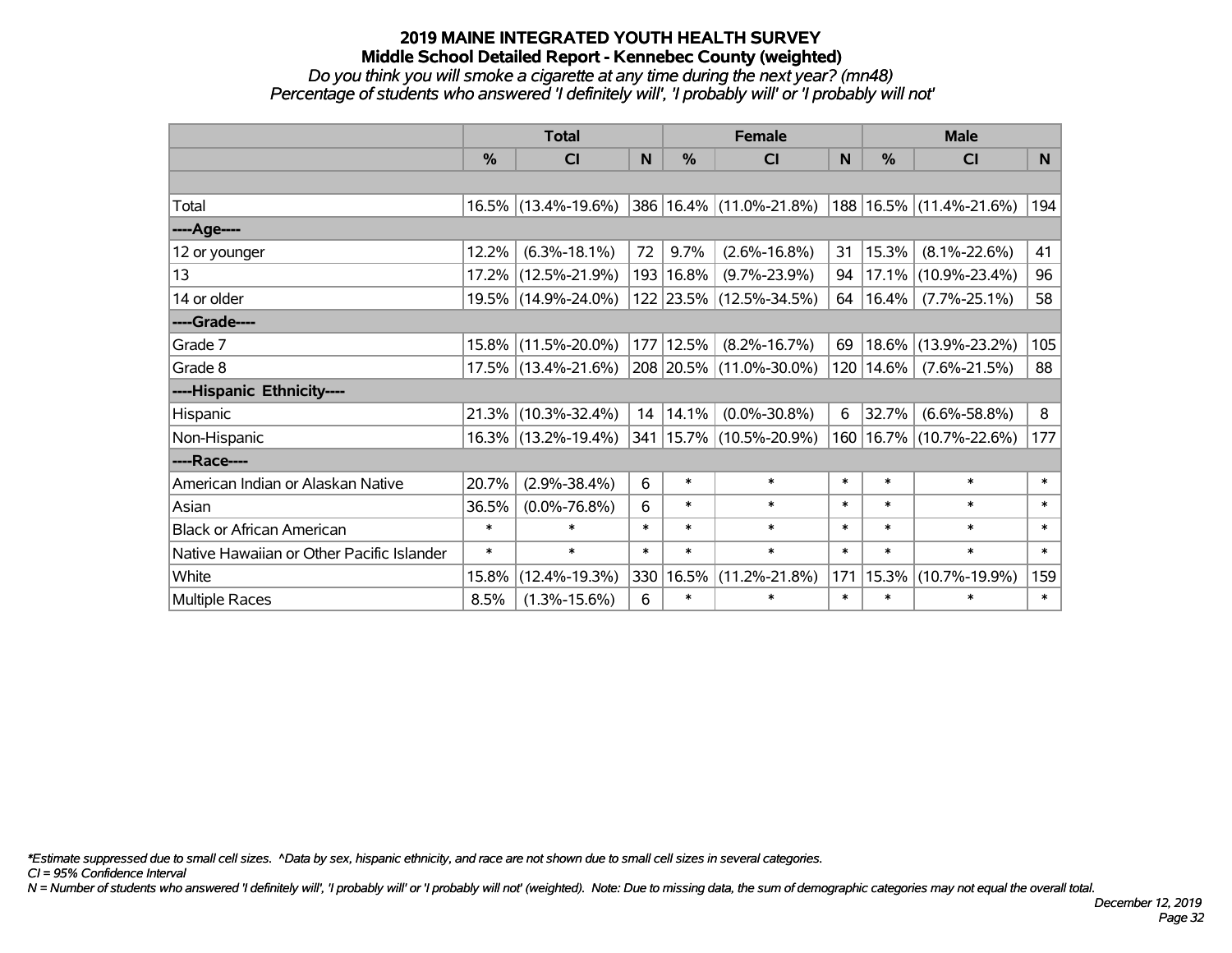# 2019 MAINE INTEGRATED YOUTH HEALTH SURVEY

## Middle School Detailed Report - Kennebec County (weighted)

*Do you think you will smoke a cigarette at any time during the next year? (mn48)*

*Percentage of students who answered 'I definitely will', 'I probably will' or 'I probably will not'*

| | Total | | | Female | | | Male | | |
|---|---|---|---|---|---|---|---|---|---|
| | % | CI | N | % | CI | N | % | CI | N |
| Total | 16.5% | (13.4%-19.6%) | 386 | 16.4% | (11.0%-21.8%) | 188 | 16.5% | (11.4%-21.6%) | 194 |
| ----Age---- | | | | | | | | | |
| 12 or younger | 12.2% | (6.3%-18.1%) | 72 | 9.7% | (2.6%-16.8%) | 31 | 15.3% | (8.1%-22.6%) | 41 |
| 13 | 17.2% | (12.5%-21.9%) | 193 | 16.8% | (9.7%-23.9%) | 94 | 17.1% | (10.9%-23.4%) | 96 |
| 14 or older | 19.5% | (14.9%-24.0%) | 122 | 23.5% | (12.5%-34.5%) | 64 | 16.4% | (7.7%-25.1%) | 58 |
| ----Grade---- | | | | | | | | | |
| Grade 7 | 15.8% | (11.5%-20.0%) | 177 | 12.5% | (8.2%-16.7%) | 69 | 18.6% | (13.9%-23.2%) | 105 |
| Grade 8 | 17.5% | (13.4%-21.6%) | 208 | 20.5% | (11.0%-30.0%) | 120 | 14.6% | (7.6%-21.5%) | 88 |
| ----Hispanic Ethnicity---- | | | | | | | | | |
| Hispanic | 21.3% | (10.3%-32.4%) | 14 | 14.1% | (0.0%-30.8%) | 6 | 32.7% | (6.6%-58.8%) | 8 |
| Non-Hispanic | 16.3% | (13.2%-19.4%) | 341 | 15.7% | (10.5%-20.9%) | 160 | 16.7% | (10.7%-22.6%) | 177 |
| ----Race---- | | | | | | | | | |
| American Indian or Alaskan Native | 20.7% | (2.9%-38.4%) | 6 | * | * | * | * | * | * |
| Asian | 36.5% | (0.0%-76.8%) | 6 | * | * | * | * | * | * |
| Black or African American | * | * | * | * | * | * | * | * | * |
| Native Hawaiian or Other Pacific Islander | * | * | * | * | * | * | * | * | * |
| White | 15.8% | (12.4%-19.3%) | 330 | 16.5% | (11.2%-21.8%) | 171 | 15.3% | (10.7%-19.9%) | 159 |
| Multiple Races | 8.5% | (1.3%-15.6%) | 6 | * | * | * | * | * | * |

*\*Estimate suppressed due to small cell sizes. ^Data by sex, hispanic ethnicity, and race are not shown due to small cell sizes in several categories.*

*CI = 95% Confidence Interval*

*N = Number of students who answered 'I definitely will', 'I probably will' or 'I probably will not' (weighted). Note: Due to missing data, the sum of demographic categories may not equal the overall total.*

*December 12, 2019*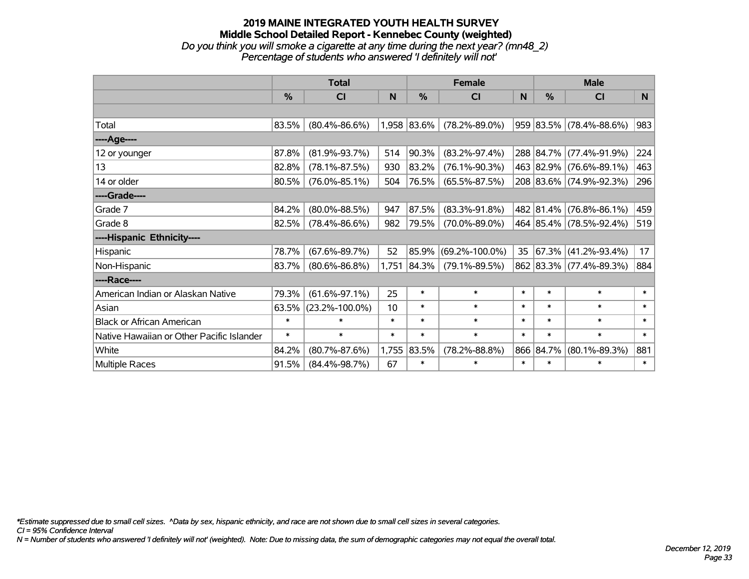# 2019 MAINE INTEGRATED YOUTH HEALTH SURVEY
## Middle School Detailed Report - Kennebec County (weighted)
*Do you think you will smoke a cigarette at any time during the next year? (mn48_2)*
*Percentage of students who answered 'I definitely will not'*

| | Total | | | Female | | | Male | | |
|---|---|---|---|---|---|---|---|---|---|
| | % | CI | N | % | CI | N | % | CI | N |
| | | | | | | | | | |
| Total | 83.5% | (80.4%-86.6%) | 1,958 | 83.6% | (78.2%-89.0%) | 959 | 83.5% | (78.4%-88.6%) | 983 |
| ----Age---- | | | | | | | | | |
| 12 or younger | 87.8% | (81.9%-93.7%) | 514 | 90.3% | (83.2%-97.4%) | 288 | 84.7% | (77.4%-91.9%) | 224 |
| 13 | 82.8% | (78.1%-87.5%) | 930 | 83.2% | (76.1%-90.3%) | 463 | 82.9% | (76.6%-89.1%) | 463 |
| 14 or older | 80.5% | (76.0%-85.1%) | 504 | 76.5% | (65.5%-87.5%) | 208 | 83.6% | (74.9%-92.3%) | 296 |
| ----Grade---- | | | | | | | | | |
| Grade 7 | 84.2% | (80.0%-88.5%) | 947 | 87.5% | (83.3%-91.8%) | 482 | 81.4% | (76.8%-86.1%) | 459 |
| Grade 8 | 82.5% | (78.4%-86.6%) | 982 | 79.5% | (70.0%-89.0%) | 464 | 85.4% | (78.5%-92.4%) | 519 |
| ----Hispanic Ethnicity---- | | | | | | | | | |
| Hispanic | 78.7% | (67.6%-89.7%) | 52 | 85.9% | (69.2%-100.0%) | 35 | 67.3% | (41.2%-93.4%) | 17 |
| Non-Hispanic | 83.7% | (80.6%-86.8%) | 1,751 | 84.3% | (79.1%-89.5%) | 862 | 83.3% | (77.4%-89.3%) | 884 |
| ----Race---- | | | | | | | | | |
| American Indian or Alaskan Native | 79.3% | (61.6%-97.1%) | 25 | * | * | * | * | * | * |
| Asian | 63.5% | (23.2%-100.0%) | 10 | * | * | * | * | * | * |
| Black or African American | * | * | * | * | * | * | * | * | * |
| Native Hawaiian or Other Pacific Islander | * | * | * | * | * | * | * | * | * |
| White | 84.2% | (80.7%-87.6%) | 1,755 | 83.5% | (78.2%-88.8%) | 866 | 84.7% | (80.1%-89.3%) | 881 |
| Multiple Races | 91.5% | (84.4%-98.7%) | 67 | * | * | * | * | * | * |

*\*Estimate suppressed due to small cell sizes. ^Data by sex, hispanic ethnicity, and race are not shown due to small cell sizes in several categories.*
*CI = 95% Confidence Interval*
*N = Number of students who answered 'I definitely will not' (weighted). Note: Due to missing data, the sum of demographic categories may not equal the overall total.*

*December 12, 2019*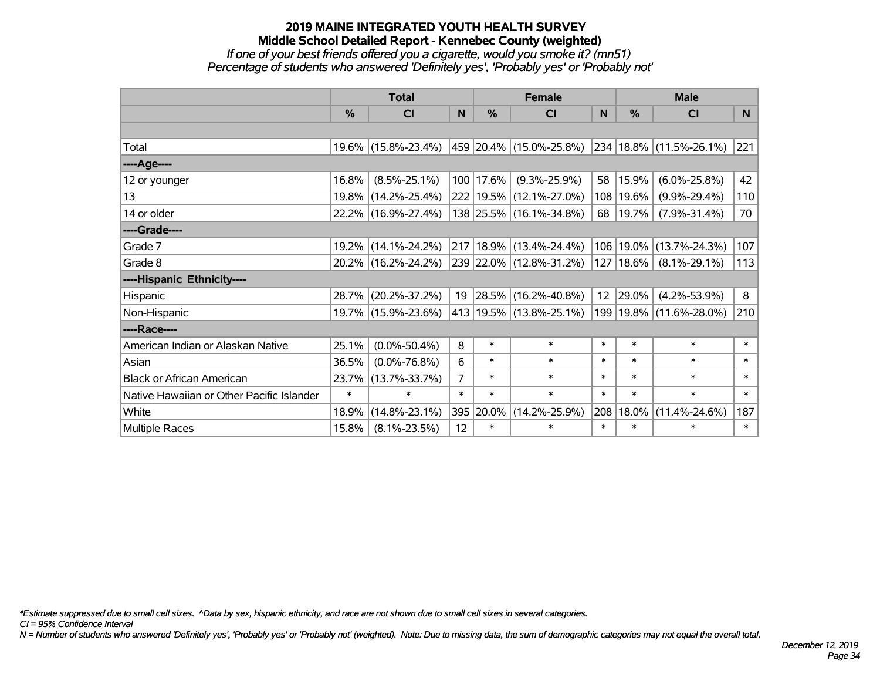# 2019 MAINE INTEGRATED YOUTH HEALTH SURVEY

## Middle School Detailed Report - Kennebec County (weighted)

*If one of your best friends offered you a cigarette, would you smoke it? (mn51)*

*Percentage of students who answered 'Definitely yes', 'Probably yes' or 'Probably not'*

| | Total | | | Female | | | Male | | |
|---|---|---|---|---|---|---|---|---|---|
| | % | CI | N | % | CI | N | % | CI | N |
| Total | 19.6% | (15.8%-23.4%) | 459 | 20.4% | (15.0%-25.8%) | 234 | 18.8% | (11.5%-26.1%) | 221 |
| ----Age---- | | | | | | | | | |
| 12 or younger | 16.8% | (8.5%-25.1%) | 100 | 17.6% | (9.3%-25.9%) | 58 | 15.9% | (6.0%-25.8%) | 42 |
| 13 | 19.8% | (14.2%-25.4%) | 222 | 19.5% | (12.1%-27.0%) | 108 | 19.6% | (9.9%-29.4%) | 110 |
| 14 or older | 22.2% | (16.9%-27.4%) | 138 | 25.5% | (16.1%-34.8%) | 68 | 19.7% | (7.9%-31.4%) | 70 |
| ----Grade---- | | | | | | | | | |
| Grade 7 | 19.2% | (14.1%-24.2%) | 217 | 18.9% | (13.4%-24.4%) | 106 | 19.0% | (13.7%-24.3%) | 107 |
| Grade 8 | 20.2% | (16.2%-24.2%) | 239 | 22.0% | (12.8%-31.2%) | 127 | 18.6% | (8.1%-29.1%) | 113 |
| ----Hispanic Ethnicity---- | | | | | | | | | |
| Hispanic | 28.7% | (20.2%-37.2%) | 19 | 28.5% | (16.2%-40.8%) | 12 | 29.0% | (4.2%-53.9%) | 8 |
| Non-Hispanic | 19.7% | (15.9%-23.6%) | 413 | 19.5% | (13.8%-25.1%) | 199 | 19.8% | (11.6%-28.0%) | 210 |
| ----Race---- | | | | | | | | | |
| American Indian or Alaskan Native | 25.1% | (0.0%-50.4%) | 8 | * | * | * | * | * | * |
| Asian | 36.5% | (0.0%-76.8%) | 6 | * | * | * | * | * | * |
| Black or African American | 23.7% | (13.7%-33.7%) | 7 | * | * | * | * | * | * |
| Native Hawaiian or Other Pacific Islander | * | * | * | * | * | * | * | * | * |
| White | 18.9% | (14.8%-23.1%) | 395 | 20.0% | (14.2%-25.9%) | 208 | 18.0% | (11.4%-24.6%) | 187 |
| Multiple Races | 15.8% | (8.1%-23.5%) | 12 | * | * | * | * | * | * |

*Estimate suppressed due to small cell sizes. ^Data by sex, hispanic ethnicity, and race are not shown due to small cell sizes in several categories.

CI = 95% Confidence Interval

N = Number of students who answered 'Definitely yes', 'Probably yes' or 'Probably not' (weighted). Note: Due to missing data, the sum of demographic categories may not equal the overall total.

December 12, 2019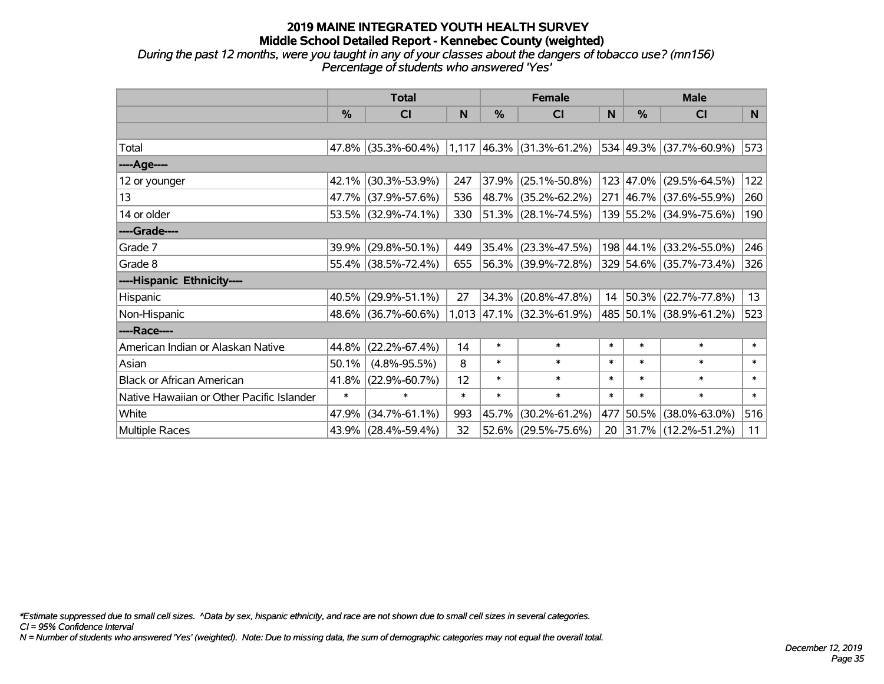# 2019 MAINE INTEGRATED YOUTH HEALTH SURVEY
## Middle School Detailed Report - Kennebec County (weighted)

*During the past 12 months, were you taught in any of your classes about the dangers of tobacco use? (mn156)*
*Percentage of students who answered 'Yes'*

| | Total | | | Female | | | Male | | |
|---|---|---|---|---|---|---|---|---|---|
| | % | CI | N | % | CI | N | % | CI | N |
| | | | | | | | | | |
| Total | 47.8% | (35.3%-60.4%) | 1,117 | 46.3% | (31.3%-61.2%) | 534 | 49.3% | (37.7%-60.9%) | 573 |
| ----Age---- | | | | | | | | | |
| 12 or younger | 42.1% | (30.3%-53.9%) | 247 | 37.9% | (25.1%-50.8%) | 123 | 47.0% | (29.5%-64.5%) | 122 |
| 13 | 47.7% | (37.9%-57.6%) | 536 | 48.7% | (35.2%-62.2%) | 271 | 46.7% | (37.6%-55.9%) | 260 |
| 14 or older | 53.5% | (32.9%-74.1%) | 330 | 51.3% | (28.1%-74.5%) | 139 | 55.2% | (34.9%-75.6%) | 190 |
| ----Grade---- | | | | | | | | | |
| Grade 7 | 39.9% | (29.8%-50.1%) | 449 | 35.4% | (23.3%-47.5%) | 198 | 44.1% | (33.2%-55.0%) | 246 |
| Grade 8 | 55.4% | (38.5%-72.4%) | 655 | 56.3% | (39.9%-72.8%) | 329 | 54.6% | (35.7%-73.4%) | 326 |
| ----Hispanic Ethnicity---- | | | | | | | | | |
| Hispanic | 40.5% | (29.9%-51.1%) | 27 | 34.3% | (20.8%-47.8%) | 14 | 50.3% | (22.7%-77.8%) | 13 |
| Non-Hispanic | 48.6% | (36.7%-60.6%) | 1,013 | 47.1% | (32.3%-61.9%) | 485 | 50.1% | (38.9%-61.2%) | 523 |
| ----Race---- | | | | | | | | | |
| American Indian or Alaskan Native | 44.8% | (22.2%-67.4%) | 14 | * | * | * | * | * | * |
| Asian | 50.1% | (4.8%-95.5%) | 8 | * | * | * | * | * | * |
| Black or African American | 41.8% | (22.9%-60.7%) | 12 | * | * | * | * | * | * |
| Native Hawaiian or Other Pacific Islander | * | * | * | * | * | * | * | * | * |
| White | 47.9% | (34.7%-61.1%) | 993 | 45.7% | (30.2%-61.2%) | 477 | 50.5% | (38.0%-63.0%) | 516 |
| Multiple Races | 43.9% | (28.4%-59.4%) | 32 | 52.6% | (29.5%-75.6%) | 20 | 31.7% | (12.2%-51.2%) | 11 |

*Estimate suppressed due to small cell sizes. ^Data by sex, hispanic ethnicity, and race are not shown due to small cell sizes in several categories.
CI = 95% Confidence Interval
N = Number of students who answered 'Yes' (weighted). Note: Due to missing data, the sum of demographic categories may not equal the overall total.

December 12, 2019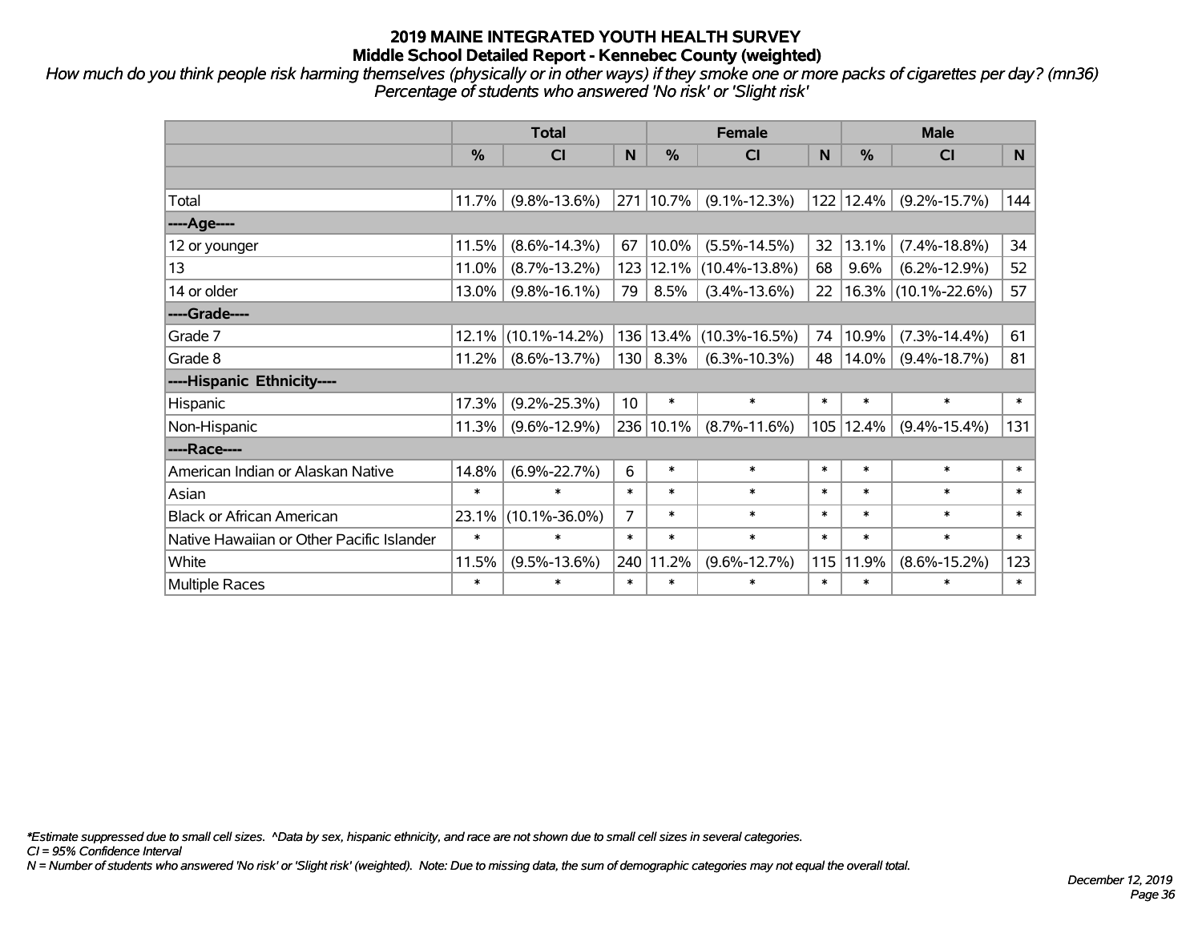# 2019 MAINE INTEGRATED YOUTH HEALTH SURVEY
## Middle School Detailed Report - Kennebec County (weighted)

*How much do you think people risk harming themselves (physically or in other ways) if they smoke one or more packs of cigarettes per day? (mn36)*
*Percentage of students who answered 'No risk' or 'Slight risk'*

| | Total | | | Female | | | Male | | |
|---|---|---|---|---|---|---|---|---|---|
| | % | CI | N | % | CI | N | % | CI | N |
| | | | | | | | | | |
| Total | 11.7% | (9.8%-13.6%) | 271 | 10.7% | (9.1%-12.3%) | 122 | 12.4% | (9.2%-15.7%) | 144 |
| ----Age---- | | | | | | | | | |
| 12 or younger | 11.5% | (8.6%-14.3%) | 67 | 10.0% | (5.5%-14.5%) | 32 | 13.1% | (7.4%-18.8%) | 34 |
| 13 | 11.0% | (8.7%-13.2%) | 123 | 12.1% | (10.4%-13.8%) | 68 | 9.6% | (6.2%-12.9%) | 52 |
| 14 or older | 13.0% | (9.8%-16.1%) | 79 | 8.5% | (3.4%-13.6%) | 22 | 16.3% | (10.1%-22.6%) | 57 |
| ----Grade---- | | | | | | | | | |
| Grade 7 | 12.1% | (10.1%-14.2%) | 136 | 13.4% | (10.3%-16.5%) | 74 | 10.9% | (7.3%-14.4%) | 61 |
| Grade 8 | 11.2% | (8.6%-13.7%) | 130 | 8.3% | (6.3%-10.3%) | 48 | 14.0% | (9.4%-18.7%) | 81 |
| ----Hispanic Ethnicity---- | | | | | | | | | |
| Hispanic | 17.3% | (9.2%-25.3%) | 10 | * | * | * | * | * | * |
| Non-Hispanic | 11.3% | (9.6%-12.9%) | 236 | 10.1% | (8.7%-11.6%) | 105 | 12.4% | (9.4%-15.4%) | 131 |
| ----Race---- | | | | | | | | | |
| American Indian or Alaskan Native | 14.8% | (6.9%-22.7%) | 6 | * | * | * | * | * | * |
| Asian | * | * | * | * | * | * | * | * | * |
| Black or African American | 23.1% | (10.1%-36.0%) | 7 | * | * | * | * | * | * |
| Native Hawaiian or Other Pacific Islander | * | * | * | * | * | * | * | * | * |
| White | 11.5% | (9.5%-13.6%) | 240 | 11.2% | (9.6%-12.7%) | 115 | 11.9% | (8.6%-15.2%) | 123 |
| Multiple Races | * | * | * | * | * | * | * | * | * |

*\*Estimate suppressed due to small cell sizes. ^Data by sex, hispanic ethnicity, and race are not shown due to small cell sizes in several categories.*
*CI = 95% Confidence Interval*
*N = Number of students who answered 'No risk' or 'Slight risk' (weighted). Note: Due to missing data, the sum of demographic categories may not equal the overall total.*

*December 12, 2019*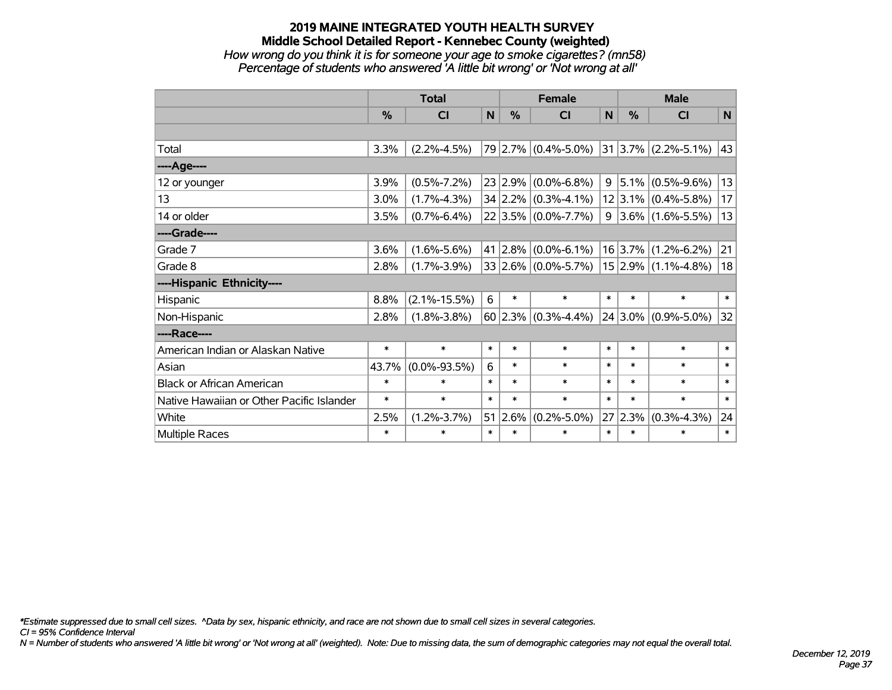# 2019 MAINE INTEGRATED YOUTH HEALTH SURVEY

## Middle School Detailed Report - Kennebec County (weighted)

*How wrong do you think it is for someone your age to smoke cigarettes? (mn58)*

*Percentage of students who answered 'A little bit wrong' or 'Not wrong at all'*

| | Total | | | Female | | | Male | | |
|---|---|---|---|---|---|---|---|---|---|
| | % | CI | N | % | CI | N | % | CI | N |
| Total | 3.3% | (2.2%-4.5%) | 79 | 2.7% | (0.4%-5.0%) | 31 | 3.7% | (2.2%-5.1%) | 43 |
| ----Age---- | | | | | | | | | |
| 12 or younger | 3.9% | (0.5%-7.2%) | 23 | 2.9% | (0.0%-6.8%) | 9 | 5.1% | (0.5%-9.6%) | 13 |
| 13 | 3.0% | (1.7%-4.3%) | 34 | 2.2% | (0.3%-4.1%) | 12 | 3.1% | (0.4%-5.8%) | 17 |
| 14 or older | 3.5% | (0.7%-6.4%) | 22 | 3.5% | (0.0%-7.7%) | 9 | 3.6% | (1.6%-5.5%) | 13 |
| ----Grade---- | | | | | | | | | |
| Grade 7 | 3.6% | (1.6%-5.6%) | 41 | 2.8% | (0.0%-6.1%) | 16 | 3.7% | (1.2%-6.2%) | 21 |
| Grade 8 | 2.8% | (1.7%-3.9%) | 33 | 2.6% | (0.0%-5.7%) | 15 | 2.9% | (1.1%-4.8%) | 18 |
| ----Hispanic Ethnicity---- | | | | | | | | | |
| Hispanic | 8.8% | (2.1%-15.5%) | 6 | * | * | * | * | * | * |
| Non-Hispanic | 2.8% | (1.8%-3.8%) | 60 | 2.3% | (0.3%-4.4%) | 24 | 3.0% | (0.9%-5.0%) | 32 |
| ----Race---- | | | | | | | | | |
| American Indian or Alaskan Native | * | * | * | * | * | * | * | * | * |
| Asian | 43.7% | (0.0%-93.5%) | 6 | * | * | * | * | * | * |
| Black or African American | * | * | * | * | * | * | * | * | * |
| Native Hawaiian or Other Pacific Islander | * | * | * | * | * | * | * | * | * |
| White | 2.5% | (1.2%-3.7%) | 51 | 2.6% | (0.2%-5.0%) | 27 | 2.3% | (0.3%-4.3%) | 24 |
| Multiple Races | * | * | * | * | * | * | * | * | * |

*\*Estimate suppressed due to small cell sizes. ^Data by sex, hispanic ethnicity, and race are not shown due to small cell sizes in several categories.*

*CI = 95% Confidence Interval*

*N = Number of students who answered 'A little bit wrong' or 'Not wrong at all' (weighted). Note: Due to missing data, the sum of demographic categories may not equal the overall total.*

*December 12, 2019*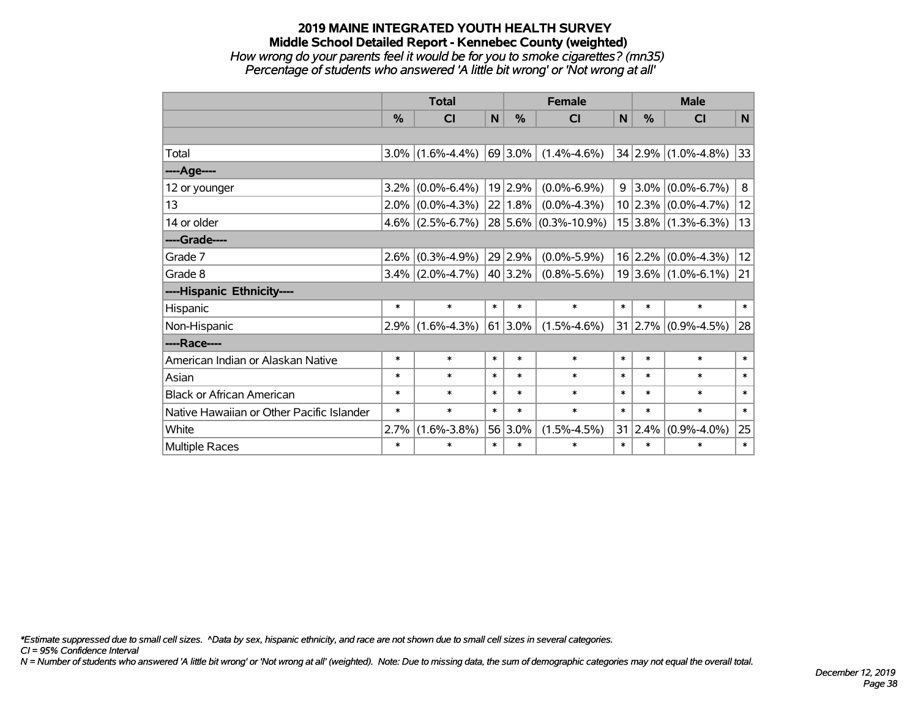# 2019 MAINE INTEGRATED YOUTH HEALTH SURVEY

## Middle School Detailed Report - Kennebec County (weighted)

*How wrong do your parents feel it would be for you to smoke cigarettes? (mn35)*

*Percentage of students who answered 'A little bit wrong' or 'Not wrong at all'*

| | Total | | | Female | | | Male | | |
|---|---|---|---|---|---|---|---|---|---|
| | % | CI | N | % | CI | N | % | CI | N |
| | | | | | | | | | |
| Total | 3.0% | (1.6%-4.4%) | 69 | 3.0% | (1.4%-4.6%) | 34 | 2.9% | (1.0%-4.8%) | 33 |
| ----Age---- | | | | | | | | | |
| 12 or younger | 3.2% | (0.0%-6.4%) | 19 | 2.9% | (0.0%-6.9%) | 9 | 3.0% | (0.0%-6.7%) | 8 |
| 13 | 2.0% | (0.0%-4.3%) | 22 | 1.8% | (0.0%-4.3%) | 10 | 2.3% | (0.0%-4.7%) | 12 |
| 14 or older | 4.6% | (2.5%-6.7%) | 28 | 5.6% | (0.3%-10.9%) | 15 | 3.8% | (1.3%-6.3%) | 13 |
| ----Grade---- | | | | | | | | | |
| Grade 7 | 2.6% | (0.3%-4.9%) | 29 | 2.9% | (0.0%-5.9%) | 16 | 2.2% | (0.0%-4.3%) | 12 |
| Grade 8 | 3.4% | (2.0%-4.7%) | 40 | 3.2% | (0.8%-5.6%) | 19 | 3.6% | (1.0%-6.1%) | 21 |
| ----Hispanic Ethnicity---- | | | | | | | | | |
| Hispanic | * | * | * | * | * | * | * | * | * |
| Non-Hispanic | 2.9% | (1.6%-4.3%) | 61 | 3.0% | (1.5%-4.6%) | 31 | 2.7% | (0.9%-4.5%) | 28 |
| ----Race---- | | | | | | | | | |
| American Indian or Alaskan Native | * | * | * | * | * | * | * | * | * |
| Asian | * | * | * | * | * | * | * | * | * |
| Black or African American | * | * | * | * | * | * | * | * | * |
| Native Hawaiian or Other Pacific Islander | * | * | * | * | * | * | * | * | * |
| White | 2.7% | (1.6%-3.8%) | 56 | 3.0% | (1.5%-4.5%) | 31 | 2.4% | (0.9%-4.0%) | 25 |
| Multiple Races | * | * | * | * | * | * | * | * | * |

*\*Estimate suppressed due to small cell sizes. ^Data by sex, hispanic ethnicity, and race are not shown due to small cell sizes in several categories.*

*CI = 95% Confidence Interval*

*N = Number of students who answered 'A little bit wrong' or 'Not wrong at all' (weighted). Note: Due to missing data, the sum of demographic categories may not equal the overall total.*

*December 12, 2019*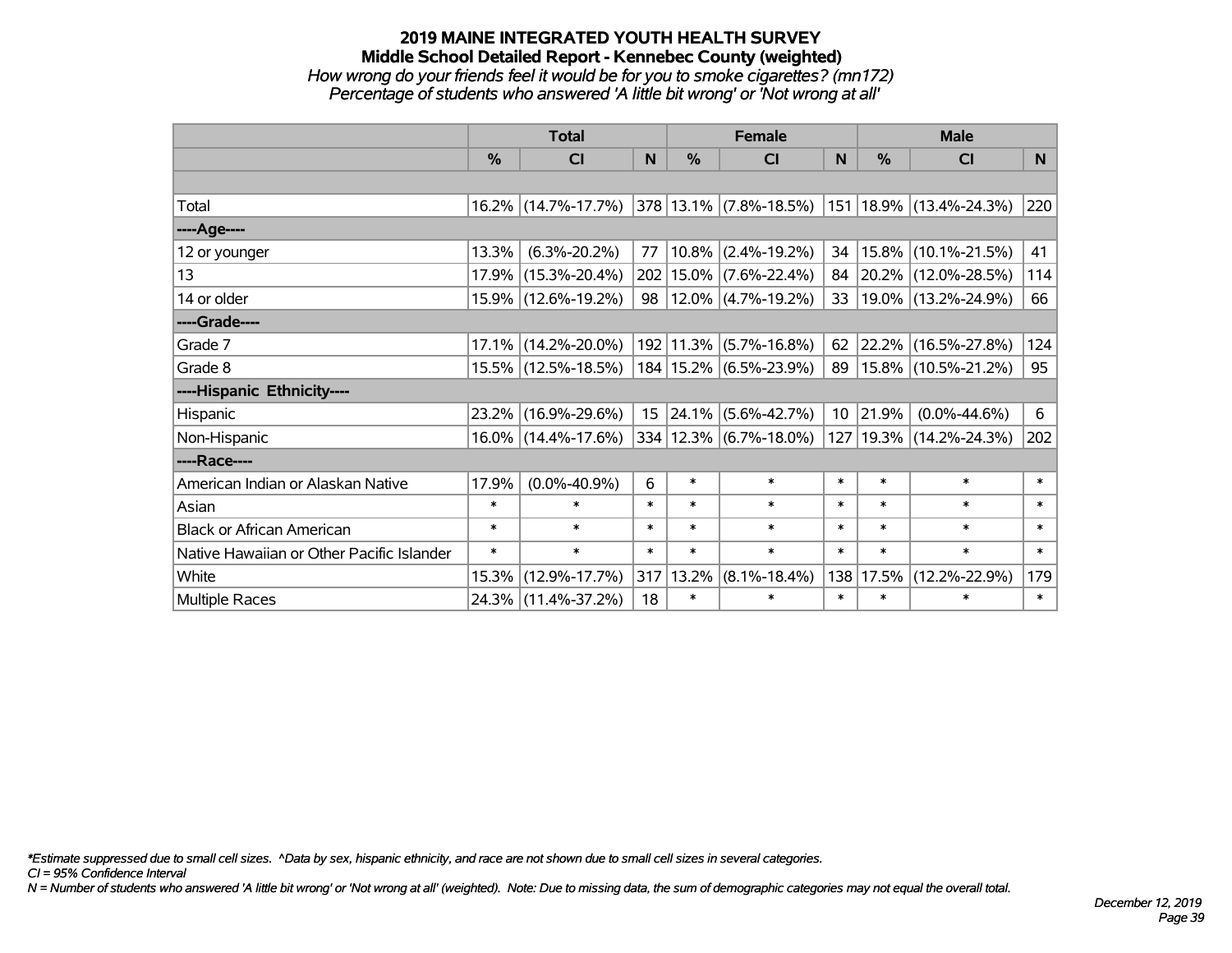# 2019 MAINE INTEGRATED YOUTH HEALTH SURVEY
## Middle School Detailed Report - Kennebec County (weighted)
*How wrong do your friends feel it would be for you to smoke cigarettes? (mn172)*
*Percentage of students who answered 'A little bit wrong' or 'Not wrong at all'*

| | Total | | | Female | | | Male | | |
|---|---|---|---|---|---|---|---|---|---|
| | % | CI | N | % | CI | N | % | CI | N |
| | | | | | | | | | |
| Total | 16.2% | (14.7%-17.7%) | 378 | 13.1% | (7.8%-18.5%) | 151 | 18.9% | (13.4%-24.3%) | 220 |
| ----Age---- | | | | | | | | | |
| 12 or younger | 13.3% | (6.3%-20.2%) | 77 | 10.8% | (2.4%-19.2%) | 34 | 15.8% | (10.1%-21.5%) | 41 |
| 13 | 17.9% | (15.3%-20.4%) | 202 | 15.0% | (7.6%-22.4%) | 84 | 20.2% | (12.0%-28.5%) | 114 |
| 14 or older | 15.9% | (12.6%-19.2%) | 98 | 12.0% | (4.7%-19.2%) | 33 | 19.0% | (13.2%-24.9%) | 66 |
| ----Grade---- | | | | | | | | | |
| Grade 7 | 17.1% | (14.2%-20.0%) | 192 | 11.3% | (5.7%-16.8%) | 62 | 22.2% | (16.5%-27.8%) | 124 |
| Grade 8 | 15.5% | (12.5%-18.5%) | 184 | 15.2% | (6.5%-23.9%) | 89 | 15.8% | (10.5%-21.2%) | 95 |
| ----Hispanic Ethnicity---- | | | | | | | | | |
| Hispanic | 23.2% | (16.9%-29.6%) | 15 | 24.1% | (5.6%-42.7%) | 10 | 21.9% | (0.0%-44.6%) | 6 |
| Non-Hispanic | 16.0% | (14.4%-17.6%) | 334 | 12.3% | (6.7%-18.0%) | 127 | 19.3% | (14.2%-24.3%) | 202 |
| ----Race---- | | | | | | | | | |
| American Indian or Alaskan Native | 17.9% | (0.0%-40.9%) | 6 | * | * | * | * | * | * |
| Asian | * | * | * | * | * | * | * | * | * |
| Black or African American | * | * | * | * | * | * | * | * | * |
| Native Hawaiian or Other Pacific Islander | * | * | * | * | * | * | * | * | * |
| White | 15.3% | (12.9%-17.7%) | 317 | 13.2% | (8.1%-18.4%) | 138 | 17.5% | (12.2%-22.9%) | 179 |
| Multiple Races | 24.3% | (11.4%-37.2%) | 18 | * | * | * | * | * | * |

*\*Estimate suppressed due to small cell sizes. ^Data by sex, hispanic ethnicity, and race are not shown due to small cell sizes in several categories.*

*CI = 95% Confidence Interval*

*N = Number of students who answered 'A little bit wrong' or 'Not wrong at all' (weighted). Note: Due to missing data, the sum of demographic categories may not equal the overall total.*

*December 12, 2019*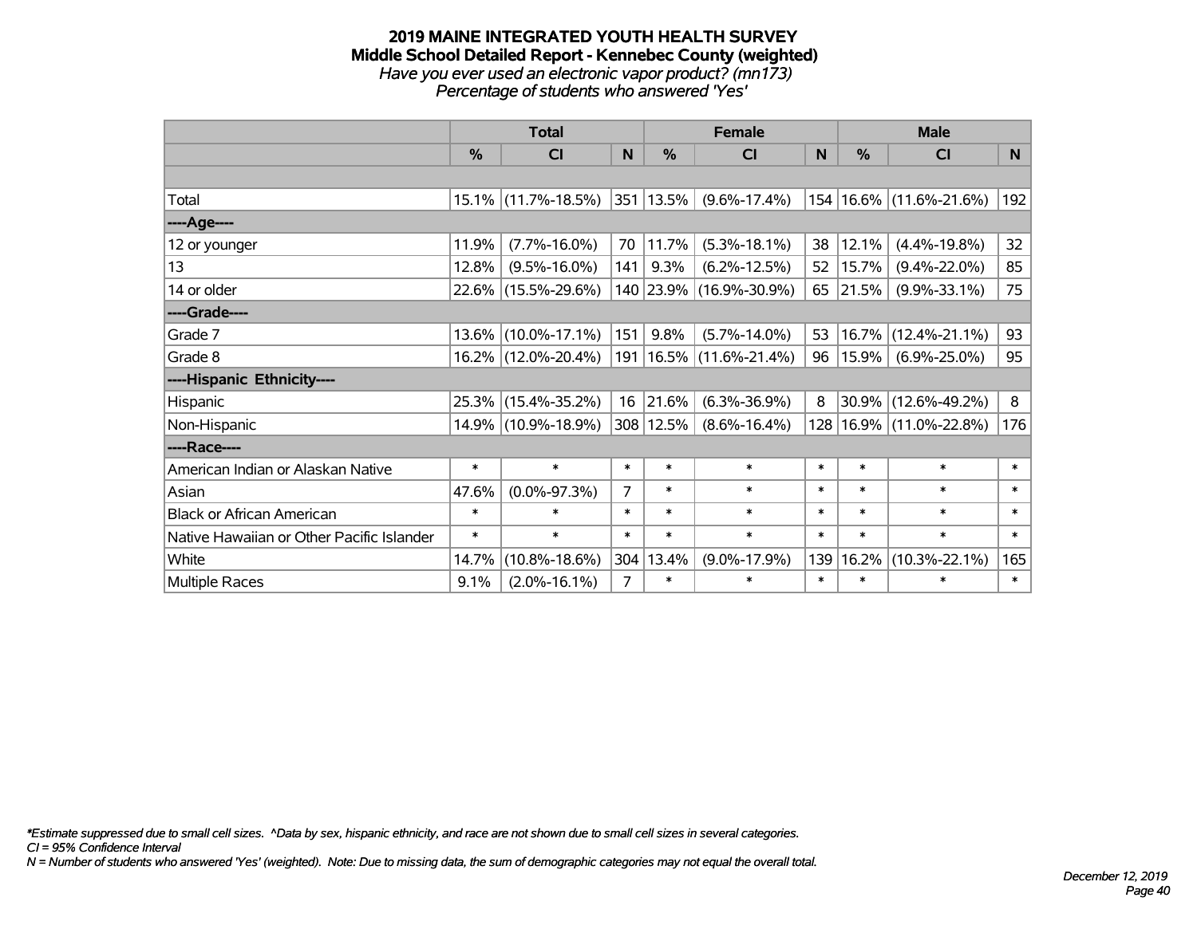# 2019 MAINE INTEGRATED YOUTH HEALTH SURVEY
## Middle School Detailed Report - Kennebec County (weighted)
*Have you ever used an electronic vapor product? (mn173)*
*Percentage of students who answered 'Yes'*

| | Total | | | Female | | | Male | | |
|---|---|---|---|---|---|---|---|---|---|
| | % | CI | N | % | CI | N | % | CI | N |
| Total | 15.1% | (11.7%-18.5%) | 351 | 13.5% | (9.6%-17.4%) | 154 | 16.6% | (11.6%-21.6%) | 192 |
| ----Age---- | | | | | | | | | |
| 12 or younger | 11.9% | (7.7%-16.0%) | 70 | 11.7% | (5.3%-18.1%) | 38 | 12.1% | (4.4%-19.8%) | 32 |
| 13 | 12.8% | (9.5%-16.0%) | 141 | 9.3% | (6.2%-12.5%) | 52 | 15.7% | (9.4%-22.0%) | 85 |
| 14 or older | 22.6% | (15.5%-29.6%) | 140 | 23.9% | (16.9%-30.9%) | 65 | 21.5% | (9.9%-33.1%) | 75 |
| ----Grade---- | | | | | | | | | |
| Grade 7 | 13.6% | (10.0%-17.1%) | 151 | 9.8% | (5.7%-14.0%) | 53 | 16.7% | (12.4%-21.1%) | 93 |
| Grade 8 | 16.2% | (12.0%-20.4%) | 191 | 16.5% | (11.6%-21.4%) | 96 | 15.9% | (6.9%-25.0%) | 95 |
| ----Hispanic Ethnicity---- | | | | | | | | | |
| Hispanic | 25.3% | (15.4%-35.2%) | 16 | 21.6% | (6.3%-36.9%) | 8 | 30.9% | (12.6%-49.2%) | 8 |
| Non-Hispanic | 14.9% | (10.9%-18.9%) | 308 | 12.5% | (8.6%-16.4%) | 128 | 16.9% | (11.0%-22.8%) | 176 |
| ----Race---- | | | | | | | | | |
| American Indian or Alaskan Native | * | * | * | * | * | * | * | * | * |
| Asian | 47.6% | (0.0%-97.3%) | 7 | * | * | * | * | * | * |
| Black or African American | * | * | * | * | * | * | * | * | * |
| Native Hawaiian or Other Pacific Islander | * | * | * | * | * | * | * | * | * |
| White | 14.7% | (10.8%-18.6%) | 304 | 13.4% | (9.0%-17.9%) | 139 | 16.2% | (10.3%-22.1%) | 165 |
| Multiple Races | 9.1% | (2.0%-16.1%) | 7 | * | * | * | * | * | * |

*\*Estimate suppressed due to small cell sizes. ^Data by sex, hispanic ethnicity, and race are not shown due to small cell sizes in several categories.*
*CI = 95% Confidence Interval*
*N = Number of students who answered 'Yes' (weighted). Note: Due to missing data, the sum of demographic categories may not equal the overall total.*

*December 12, 2019*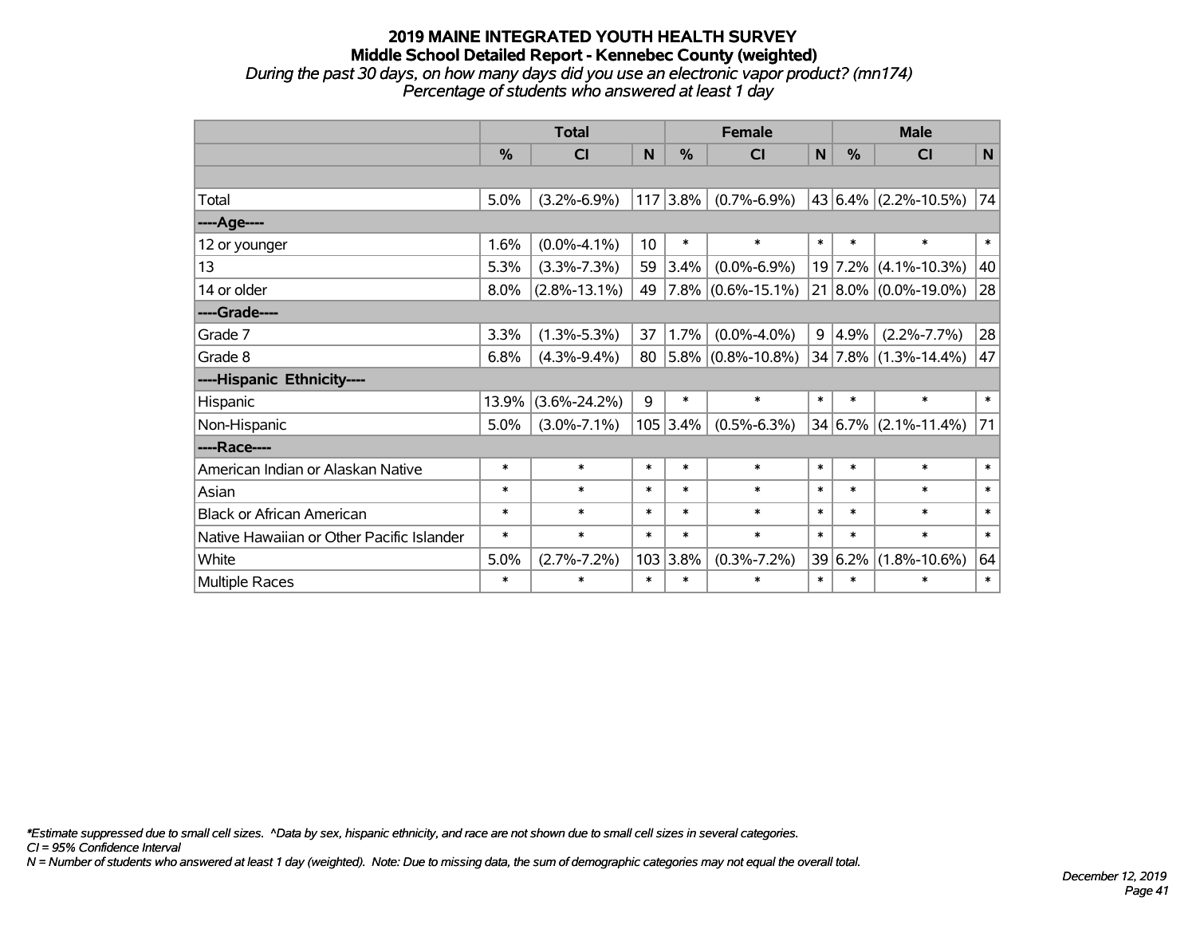# 2019 MAINE INTEGRATED YOUTH HEALTH SURVEY

## Middle School Detailed Report - Kennebec County (weighted)

*During the past 30 days, on how many days did you use an electronic vapor product? (mn174)*

*Percentage of students who answered at least 1 day*

| | Total | | | Female | | | Male | | |
|---|---|---|---|---|---|---|---|---|---|
| | % | CI | N | % | CI | N | % | CI | N |
| | | | | | | | | | |
| Total | 5.0% | (3.2%-6.9%) | 117 | 3.8% | (0.7%-6.9%) | 43 | 6.4% | (2.2%-10.5%) | 74 |
| ----Age---- | | | | | | | | | |
| 12 or younger | 1.6% | (0.0%-4.1%) | 10 | * | * | * | * | * | * |
| 13 | 5.3% | (3.3%-7.3%) | 59 | 3.4% | (0.0%-6.9%) | 19 | 7.2% | (4.1%-10.3%) | 40 |
| 14 or older | 8.0% | (2.8%-13.1%) | 49 | 7.8% | (0.6%-15.1%) | 21 | 8.0% | (0.0%-19.0%) | 28 |
| ----Grade---- | | | | | | | | | |
| Grade 7 | 3.3% | (1.3%-5.3%) | 37 | 1.7% | (0.0%-4.0%) | 9 | 4.9% | (2.2%-7.7%) | 28 |
| Grade 8 | 6.8% | (4.3%-9.4%) | 80 | 5.8% | (0.8%-10.8%) | 34 | 7.8% | (1.3%-14.4%) | 47 |
| ----Hispanic Ethnicity---- | | | | | | | | | |
| Hispanic | 13.9% | (3.6%-24.2%) | 9 | * | * | * | * | * | * |
| Non-Hispanic | 5.0% | (3.0%-7.1%) | 105 | 3.4% | (0.5%-6.3%) | 34 | 6.7% | (2.1%-11.4%) | 71 |
| ----Race---- | | | | | | | | | |
| American Indian or Alaskan Native | * | * | * | * | * | * | * | * | * |
| Asian | * | * | * | * | * | * | * | * | * |
| Black or African American | * | * | * | * | * | * | * | * | * |
| Native Hawaiian or Other Pacific Islander | * | * | * | * | * | * | * | * | * |
| White | 5.0% | (2.7%-7.2%) | 103 | 3.8% | (0.3%-7.2%) | 39 | 6.2% | (1.8%-10.6%) | 64 |
| Multiple Races | * | * | * | * | * | * | * | * | * |

*\*Estimate suppressed due to small cell sizes. ^Data by sex, hispanic ethnicity, and race are not shown due to small cell sizes in several categories.*

*CI = 95% Confidence Interval*

*N = Number of students who answered at least 1 day (weighted). Note: Due to missing data, the sum of demographic categories may not equal the overall total.*

*December 12, 2019*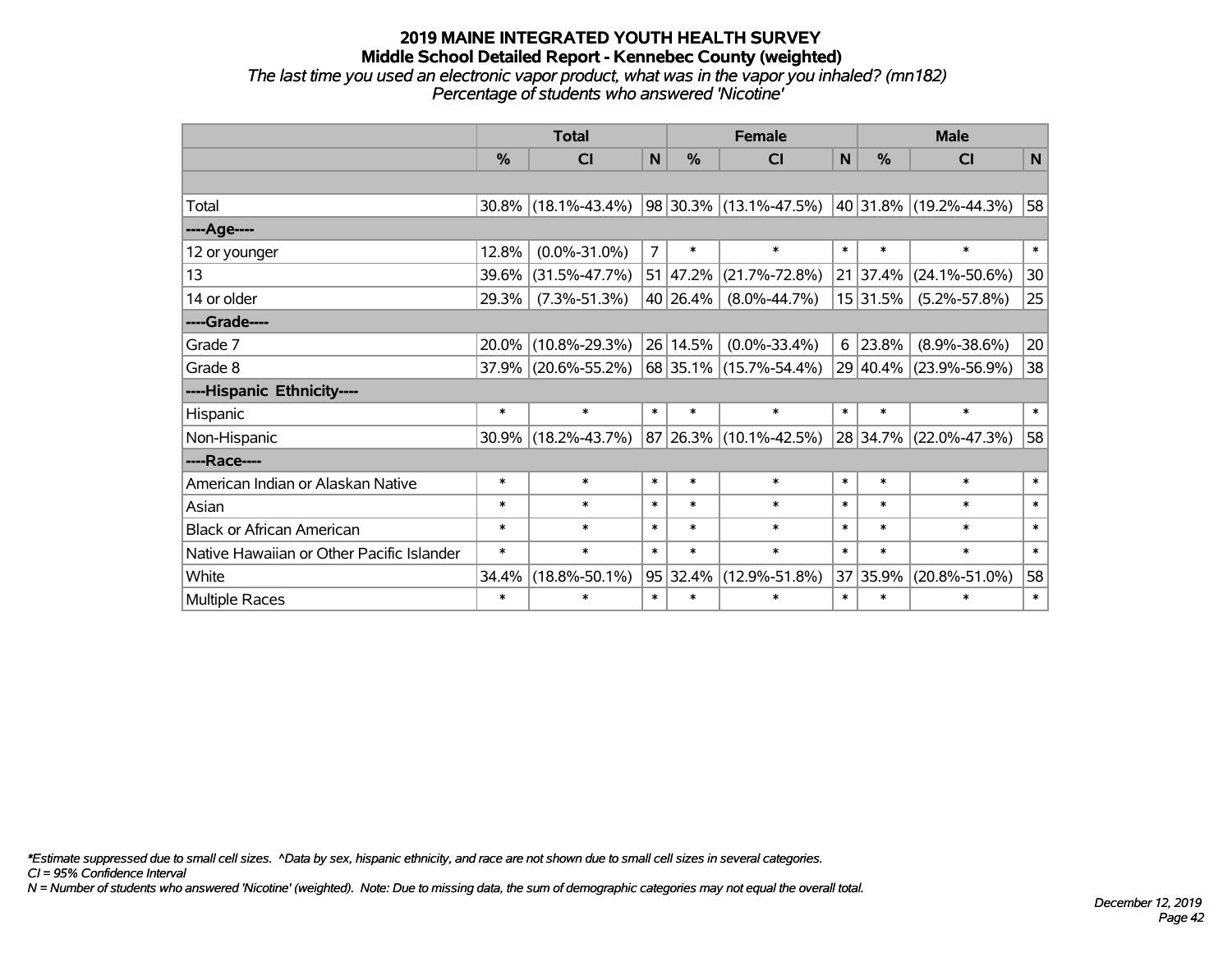# 2019 MAINE INTEGRATED YOUTH HEALTH SURVEY

## Middle School Detailed Report - Kennebec County (weighted)

*The last time you used an electronic vapor product, what was in the vapor you inhaled? (mn182)*
*Percentage of students who answered 'Nicotine'*

| | Total | | | Female | | | Male | | |
|---|---|---|---|---|---|---|---|---|---|
| | % | CI | N | % | CI | N | % | CI | N |
| | | | | | | | | | |
| Total | 30.8% | (18.1%-43.4%) | 98 | 30.3% | (13.1%-47.5%) | 40 | 31.8% | (19.2%-44.3%) | 58 |
| **----Age----** | | | | | | | | | |
| 12 or younger | 12.8% | (0.0%-31.0%) | 7 | * | * | * | * | * | * |
| 13 | 39.6% | (31.5%-47.7%) | 51 | 47.2% | (21.7%-72.8%) | 21 | 37.4% | (24.1%-50.6%) | 30 |
| 14 or older | 29.3% | (7.3%-51.3%) | 40 | 26.4% | (8.0%-44.7%) | 15 | 31.5% | (5.2%-57.8%) | 25 |
| **----Grade----** | | | | | | | | | |
| Grade 7 | 20.0% | (10.8%-29.3%) | 26 | 14.5% | (0.0%-33.4%) | 6 | 23.8% | (8.9%-38.6%) | 20 |
| Grade 8 | 37.9% | (20.6%-55.2%) | 68 | 35.1% | (15.7%-54.4%) | 29 | 40.4% | (23.9%-56.9%) | 38 |
| **----Hispanic Ethnicity----** | | | | | | | | | |
| Hispanic | * | * | * | * | * | * | * | * | * |
| Non-Hispanic | 30.9% | (18.2%-43.7%) | 87 | 26.3% | (10.1%-42.5%) | 28 | 34.7% | (22.0%-47.3%) | 58 |
| **----Race----** | | | | | | | | | |
| American Indian or Alaskan Native | * | * | * | * | * | * | * | * | * |
| Asian | * | * | * | * | * | * | * | * | * |
| Black or African American | * | * | * | * | * | * | * | * | * |
| Native Hawaiian or Other Pacific Islander | * | * | * | * | * | * | * | * | * |
| White | 34.4% | (18.8%-50.1%) | 95 | 32.4% | (12.9%-51.8%) | 37 | 35.9% | (20.8%-51.0%) | 58 |
| Multiple Races | * | * | * | * | * | * | * | * | * |

*\*Estimate suppressed due to small cell sizes. ^Data by sex, hispanic ethnicity, and race are not shown due to small cell sizes in several categories.*
*CI = 95% Confidence Interval*
*N = Number of students who answered 'Nicotine' (weighted). Note: Due to missing data, the sum of demographic categories may not equal the overall total.*

*December 12, 2019*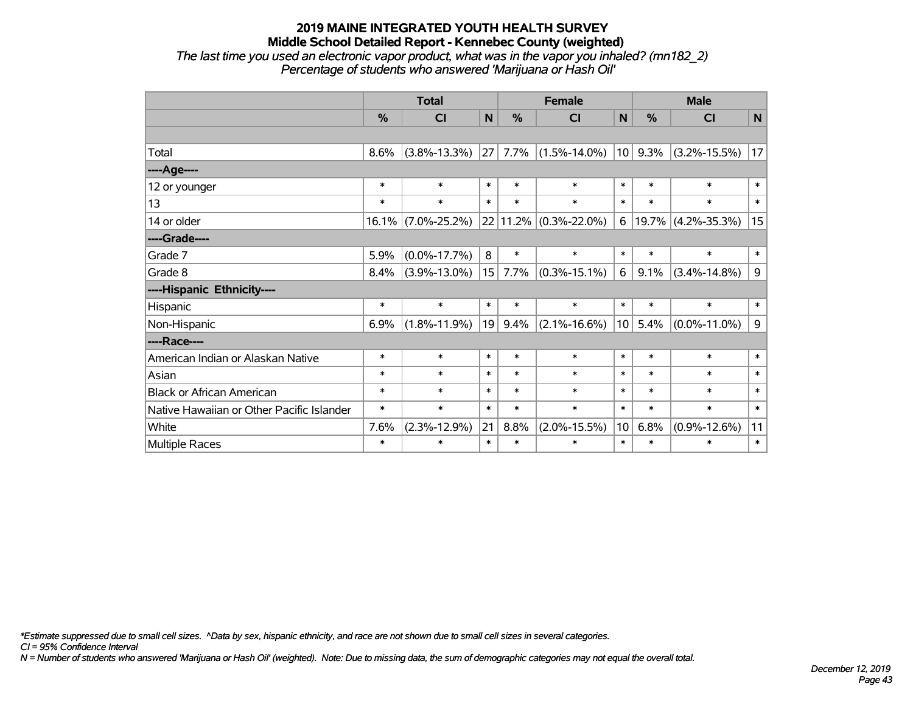**2019 MAINE INTEGRATED YOUTH HEALTH SURVEY**
**Middle School Detailed Report - Kennebec County (weighted)**
*The last time you used an electronic vapor product, what was in the vapor you inhaled? (mn182_2)*
*Percentage of students who answered 'Marijuana or Hash Oil'*

| | Total | | | Female | | | Male | | |
|---|---|---|---|---|---|---|---|---|---|
| | % | CI | N | % | CI | N | % | CI | N |
| | | | | | | | | | |
| Total | 8.6% | (3.8%-13.3%) | 27 | 7.7% | (1.5%-14.0%) | 10 | 9.3% | (3.2%-15.5%) | 17 |
| ----Age---- | | | | | | | | | |
| 12 or younger | * | * | * | * | * | * | * | * | * |
| 13 | * | * | * | * | * | * | * | * | * |
| 14 or older | 16.1% | (7.0%-25.2%) | 22 | 11.2% | (0.3%-22.0%) | 6 | 19.7% | (4.2%-35.3%) | 15 |
| ----Grade---- | | | | | | | | | |
| Grade 7 | 5.9% | (0.0%-17.7%) | 8 | * | * | * | * | * | * |
| Grade 8 | 8.4% | (3.9%-13.0%) | 15 | 7.7% | (0.3%-15.1%) | 6 | 9.1% | (3.4%-14.8%) | 9 |
| ----Hispanic Ethnicity---- | | | | | | | | | |
| Hispanic | * | * | * | * | * | * | * | * | * |
| Non-Hispanic | 6.9% | (1.8%-11.9%) | 19 | 9.4% | (2.1%-16.6%) | 10 | 5.4% | (0.0%-11.0%) | 9 |
| ----Race---- | | | | | | | | | |
| American Indian or Alaskan Native | * | * | * | * | * | * | * | * | * |
| Asian | * | * | * | * | * | * | * | * | * |
| Black or African American | * | * | * | * | * | * | * | * | * |
| Native Hawaiian or Other Pacific Islander | * | * | * | * | * | * | * | * | * |
| White | 7.6% | (2.3%-12.9%) | 21 | 8.8% | (2.0%-15.5%) | 10 | 6.8% | (0.9%-12.6%) | 11 |
| Multiple Races | * | * | * | * | * | * | * | * | * |

*\*Estimate suppressed due to small cell sizes. ^Data by sex, hispanic ethnicity, and race are not shown due to small cell sizes in several categories.*
*CI = 95% Confidence Interval*
*N = Number of students who answered 'Marijuana or Hash Oil' (weighted). Note: Due to missing data, the sum of demographic categories may not equal the overall total.*

*December 12, 2019*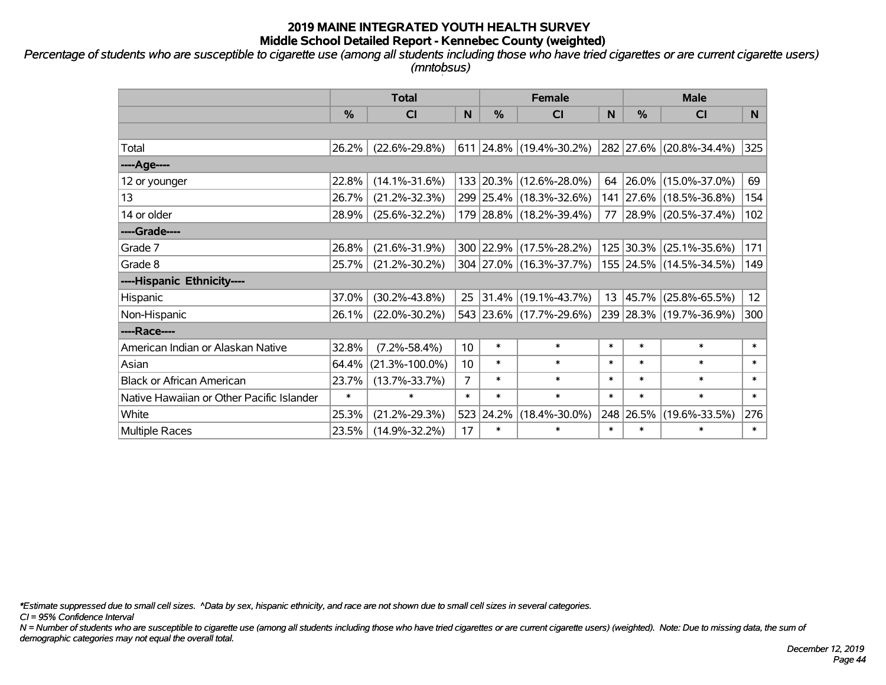# 2019 MAINE INTEGRATED YOUTH HEALTH SURVEY

## Middle School Detailed Report - Kennebec County (weighted)

*Percentage of students who are susceptible to cigarette use (among all students including those who have tried cigarettes or are current cigarette users) (mntobsus)*

| | Total | | | Female | | | Male | | |
|---|---|---|---|---|---|---|---|---|---|
| | % | CI | N | % | CI | N | % | CI | N |
| | | | | | | | | | |
| Total | 26.2% | (22.6%-29.8%) | 611 | 24.8% | (19.4%-30.2%) | 282 | 27.6% | (20.8%-34.4%) | 325 |
| ----Age---- | | | | | | | | | |
| 12 or younger | 22.8% | (14.1%-31.6%) | 133 | 20.3% | (12.6%-28.0%) | 64 | 26.0% | (15.0%-37.0%) | 69 |
| 13 | 26.7% | (21.2%-32.3%) | 299 | 25.4% | (18.3%-32.6%) | 141 | 27.6% | (18.5%-36.8%) | 154 |
| 14 or older | 28.9% | (25.6%-32.2%) | 179 | 28.8% | (18.2%-39.4%) | 77 | 28.9% | (20.5%-37.4%) | 102 |
| ----Grade---- | | | | | | | | | |
| Grade 7 | 26.8% | (21.6%-31.9%) | 300 | 22.9% | (17.5%-28.2%) | 125 | 30.3% | (25.1%-35.6%) | 171 |
| Grade 8 | 25.7% | (21.2%-30.2%) | 304 | 27.0% | (16.3%-37.7%) | 155 | 24.5% | (14.5%-34.5%) | 149 |
| ----Hispanic Ethnicity---- | | | | | | | | | |
| Hispanic | 37.0% | (30.2%-43.8%) | 25 | 31.4% | (19.1%-43.7%) | 13 | 45.7% | (25.8%-65.5%) | 12 |
| Non-Hispanic | 26.1% | (22.0%-30.2%) | 543 | 23.6% | (17.7%-29.6%) | 239 | 28.3% | (19.7%-36.9%) | 300 |
| ----Race---- | | | | | | | | | |
| American Indian or Alaskan Native | 32.8% | (7.2%-58.4%) | 10 | * | * | * | * | * | * |
| Asian | 64.4% | (21.3%-100.0%) | 10 | * | * | * | * | * | * |
| Black or African American | 23.7% | (13.7%-33.7%) | 7 | * | * | * | * | * | * |
| Native Hawaiian or Other Pacific Islander | * | * | * | * | * | * | * | * | * |
| White | 25.3% | (21.2%-29.3%) | 523 | 24.2% | (18.4%-30.0%) | 248 | 26.5% | (19.6%-33.5%) | 276 |
| Multiple Races | 23.5% | (14.9%-32.2%) | 17 | * | * | * | * | * | * |

*Estimate suppressed due to small cell sizes. ^Data by sex, hispanic ethnicity, and race are not shown due to small cell sizes in several categories.

CI = 95% Confidence Interval

N = Number of students who are susceptible to cigarette use (among all students including those who have tried cigarettes or are current cigarette users) (weighted). Note: Due to missing data, the sum of demographic categories may not equal the overall total.

December 12, 2019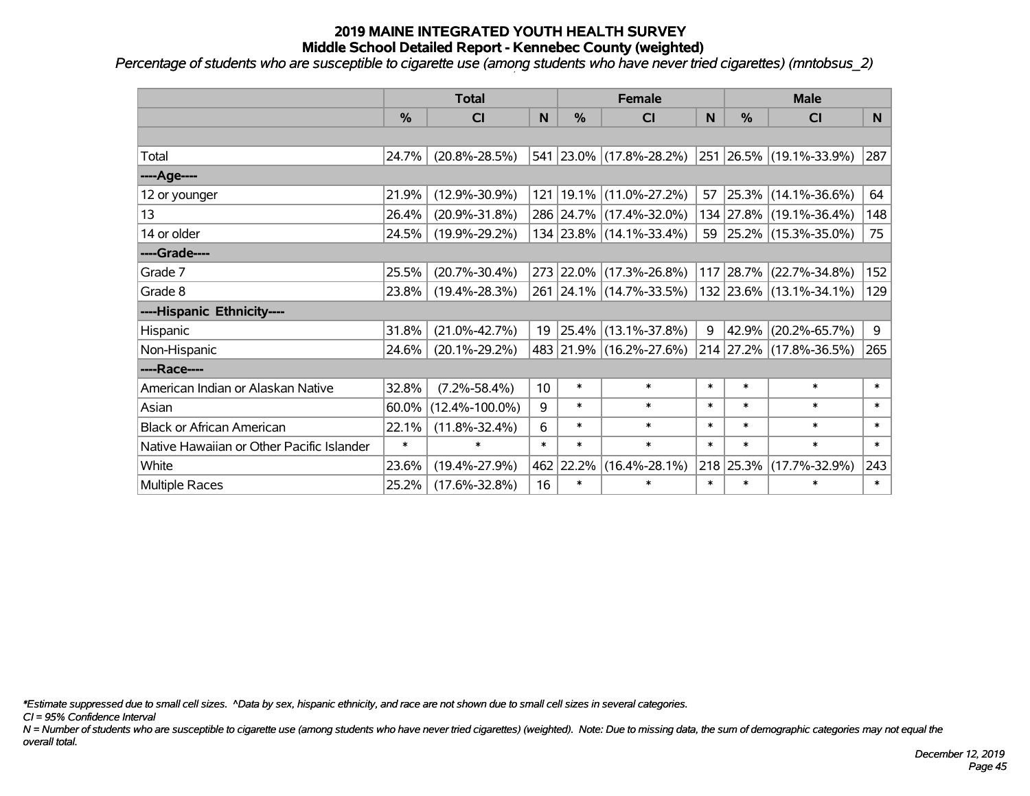# 2019 MAINE INTEGRATED YOUTH HEALTH SURVEY
## Middle School Detailed Report - Kennebec County (weighted)

*Percentage of students who are susceptible to cigarette use (among students who have never tried cigarettes) (mntobsus_2)*

| | Total | | | Female | | | Male | | |
|---|---|---|---|---|---|---|---|---|---|
| | % | CI | N | % | CI | N | % | CI | N |
| Total | 24.7% | (20.8%-28.5%) | 541 | 23.0% | (17.8%-28.2%) | 251 | 26.5% | (19.1%-33.9%) | 287 |
| ----Age---- | | | | | | | | | |
| 12 or younger | 21.9% | (12.9%-30.9%) | 121 | 19.1% | (11.0%-27.2%) | 57 | 25.3% | (14.1%-36.6%) | 64 |
| 13 | 26.4% | (20.9%-31.8%) | 286 | 24.7% | (17.4%-32.0%) | 134 | 27.8% | (19.1%-36.4%) | 148 |
| 14 or older | 24.5% | (19.9%-29.2%) | 134 | 23.8% | (14.1%-33.4%) | 59 | 25.2% | (15.3%-35.0%) | 75 |
| ----Grade---- | | | | | | | | | |
| Grade 7 | 25.5% | (20.7%-30.4%) | 273 | 22.0% | (17.3%-26.8%) | 117 | 28.7% | (22.7%-34.8%) | 152 |
| Grade 8 | 23.8% | (19.4%-28.3%) | 261 | 24.1% | (14.7%-33.5%) | 132 | 23.6% | (13.1%-34.1%) | 129 |
| ----Hispanic Ethnicity---- | | | | | | | | | |
| Hispanic | 31.8% | (21.0%-42.7%) | 19 | 25.4% | (13.1%-37.8%) | 9 | 42.9% | (20.2%-65.7%) | 9 |
| Non-Hispanic | 24.6% | (20.1%-29.2%) | 483 | 21.9% | (16.2%-27.6%) | 214 | 27.2% | (17.8%-36.5%) | 265 |
| ----Race---- | | | | | | | | | |
| American Indian or Alaskan Native | 32.8% | (7.2%-58.4%) | 10 | * | * | * | * | * | * |
| Asian | 60.0% | (12.4%-100.0%) | 9 | * | * | * | * | * | * |
| Black or African American | 22.1% | (11.8%-32.4%) | 6 | * | * | * | * | * | * |
| Native Hawaiian or Other Pacific Islander | * | * | * | * | * | * | * | * | * |
| White | 23.6% | (19.4%-27.9%) | 462 | 22.2% | (16.4%-28.1%) | 218 | 25.3% | (17.7%-32.9%) | 243 |
| Multiple Races | 25.2% | (17.6%-32.8%) | 16 | * | * | * | * | * | * |

*\*Estimate suppressed due to small cell sizes. ^Data by sex, hispanic ethnicity, and race are not shown due to small cell sizes in several categories.*

*CI = 95% Confidence Interval*

*N = Number of students who are susceptible to cigarette use (among students who have never tried cigarettes) (weighted). Note: Due to missing data, the sum of demographic categories may not equal the overall total.*

*December 12, 2019*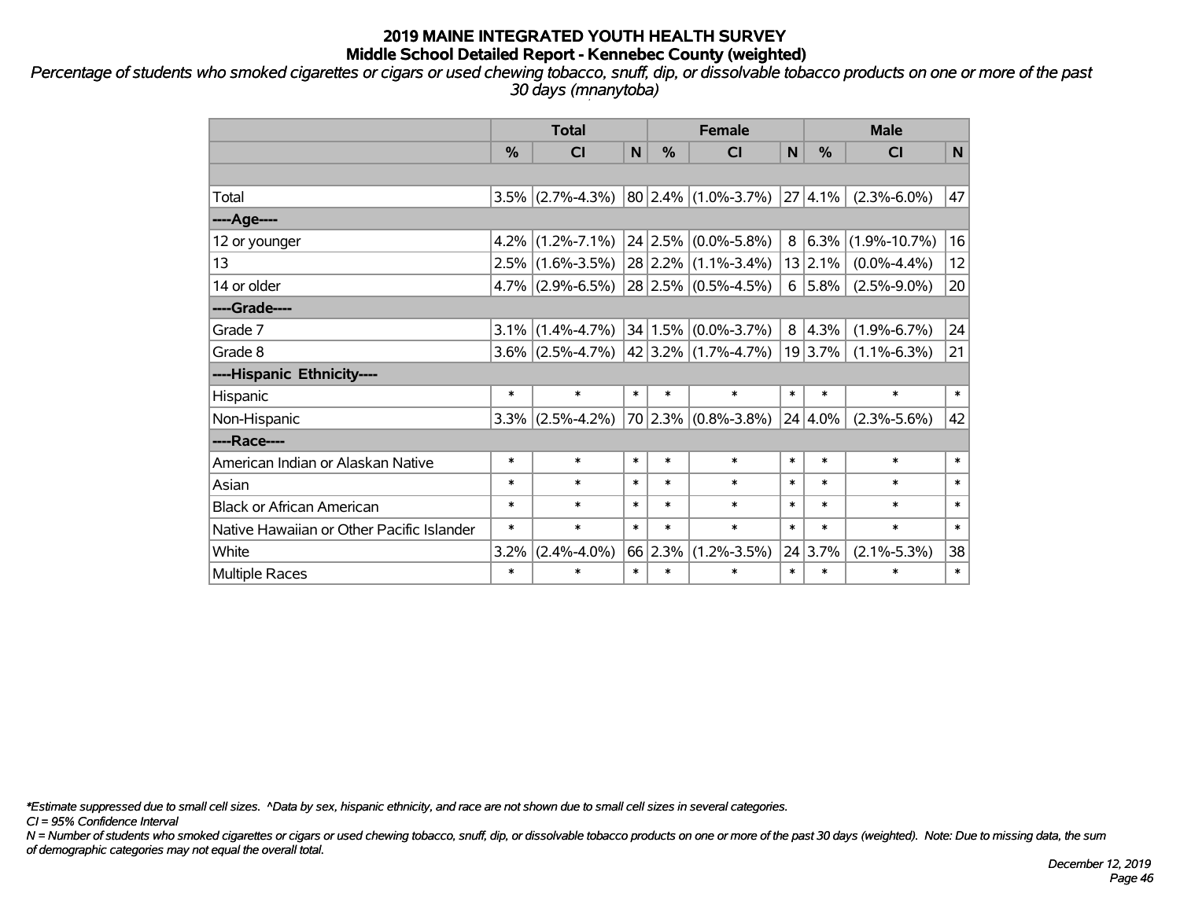# 2019 MAINE INTEGRATED YOUTH HEALTH SURVEY
## Middle School Detailed Report - Kennebec County (weighted)

*Percentage of students who smoked cigarettes or cigars or used chewing tobacco, snuff, dip, or dissolvable tobacco products on one or more of the past 30 days (mnanytoba)*

| | Total | | | Female | | | Male | | |
|---|---|---|---|---|---|---|---|---|---|
| | % | CI | N | % | CI | N | % | CI | N |
| | | | | | | | | | |
| Total | 3.5% | (2.7%-4.3%) | 80 | 2.4% | (1.0%-3.7%) | 27 | 4.1% | (2.3%-6.0%) | 47 |
| ----Age---- | | | | | | | | | |
| 12 or younger | 4.2% | (1.2%-7.1%) | 24 | 2.5% | (0.0%-5.8%) | 8 | 6.3% | (1.9%-10.7%) | 16 |
| 13 | 2.5% | (1.6%-3.5%) | 28 | 2.2% | (1.1%-3.4%) | 13 | 2.1% | (0.0%-4.4%) | 12 |
| 14 or older | 4.7% | (2.9%-6.5%) | 28 | 2.5% | (0.5%-4.5%) | 6 | 5.8% | (2.5%-9.0%) | 20 |
| ----Grade---- | | | | | | | | | |
| Grade 7 | 3.1% | (1.4%-4.7%) | 34 | 1.5% | (0.0%-3.7%) | 8 | 4.3% | (1.9%-6.7%) | 24 |
| Grade 8 | 3.6% | (2.5%-4.7%) | 42 | 3.2% | (1.7%-4.7%) | 19 | 3.7% | (1.1%-6.3%) | 21 |
| ----Hispanic Ethnicity---- | | | | | | | | | |
| Hispanic | * | * | * | * | * | * | * | * | * |
| Non-Hispanic | 3.3% | (2.5%-4.2%) | 70 | 2.3% | (0.8%-3.8%) | 24 | 4.0% | (2.3%-5.6%) | 42 |
| ----Race---- | | | | | | | | | |
| American Indian or Alaskan Native | * | * | * | * | * | * | * | * | * |
| Asian | * | * | * | * | * | * | * | * | * |
| Black or African American | * | * | * | * | * | * | * | * | * |
| Native Hawaiian or Other Pacific Islander | * | * | * | * | * | * | * | * | * |
| White | 3.2% | (2.4%-4.0%) | 66 | 2.3% | (1.2%-3.5%) | 24 | 3.7% | (2.1%-5.3%) | 38 |
| Multiple Races | * | * | * | * | * | * | * | * | * |

*\*Estimate suppressed due to small cell sizes. ^Data by sex, hispanic ethnicity, and race are not shown due to small cell sizes in several categories.*

*CI = 95% Confidence Interval*

*N = Number of students who smoked cigarettes or cigars or used chewing tobacco, snuff, dip, or dissolvable tobacco products on one or more of the past 30 days (weighted). Note: Due to missing data, the sum of demographic categories may not equal the overall total.*

*December 12, 2019*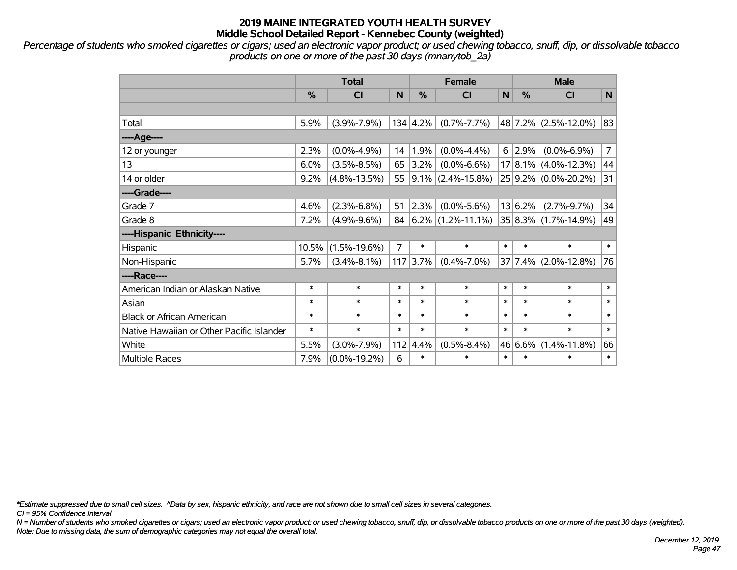# 2019 MAINE INTEGRATED YOUTH HEALTH SURVEY
## Middle School Detailed Report - Kennebec County (weighted)

*Percentage of students who smoked cigarettes or cigars; used an electronic vapor product; or used chewing tobacco, snuff, dip, or dissolvable tobacco products on one or more of the past 30 days (mnanytob_2a)*

| | Total | | | Female | | | Male | | |
|---|---|---|---|---|---|---|---|---|---|
| | % | CI | N | % | CI | N | % | CI | N |
| | | | | | | | | | |
| Total | 5.9% | (3.9%-7.9%) | 134 | 4.2% | (0.7%-7.7%) | 48 | 7.2% | (2.5%-12.0%) | 83 |
| ----Age---- | | | | | | | | | |
| 12 or younger | 2.3% | (0.0%-4.9%) | 14 | 1.9% | (0.0%-4.4%) | 6 | 2.9% | (0.0%-6.9%) | 7 |
| 13 | 6.0% | (3.5%-8.5%) | 65 | 3.2% | (0.0%-6.6%) | 17 | 8.1% | (4.0%-12.3%) | 44 |
| 14 or older | 9.2% | (4.8%-13.5%) | 55 | 9.1% | (2.4%-15.8%) | 25 | 9.2% | (0.0%-20.2%) | 31 |
| ----Grade---- | | | | | | | | | |
| Grade 7 | 4.6% | (2.3%-6.8%) | 51 | 2.3% | (0.0%-5.6%) | 13 | 6.2% | (2.7%-9.7%) | 34 |
| Grade 8 | 7.2% | (4.9%-9.6%) | 84 | 6.2% | (1.2%-11.1%) | 35 | 8.3% | (1.7%-14.9%) | 49 |
| ----Hispanic Ethnicity---- | | | | | | | | | |
| Hispanic | 10.5% | (1.5%-19.6%) | 7 | * | * | * | * | * | * |
| Non-Hispanic | 5.7% | (3.4%-8.1%) | 117 | 3.7% | (0.4%-7.0%) | 37 | 7.4% | (2.0%-12.8%) | 76 |
| ----Race---- | | | | | | | | | |
| American Indian or Alaskan Native | * | * | * | * | * | * | * | * | * |
| Asian | * | * | * | * | * | * | * | * | * |
| Black or African American | * | * | * | * | * | * | * | * | * |
| Native Hawaiian or Other Pacific Islander | * | * | * | * | * | * | * | * | * |
| White | 5.5% | (3.0%-7.9%) | 112 | 4.4% | (0.5%-8.4%) | 46 | 6.6% | (1.4%-11.8%) | 66 |
| Multiple Races | 7.9% | (0.0%-19.2%) | 6 | * | * | * | * | * | * |

*\*Estimate suppressed due to small cell sizes. ^Data by sex, hispanic ethnicity, and race are not shown due to small cell sizes in several categories.*
*CI = 95% Confidence Interval*
*N = Number of students who smoked cigarettes or cigars; used an electronic vapor product; or used chewing tobacco, snuff, dip, or dissolvable tobacco products on one or more of the past 30 days (weighted).*
*Note: Due to missing data, the sum of demographic categories may not equal the overall total.*

*December 12, 2019*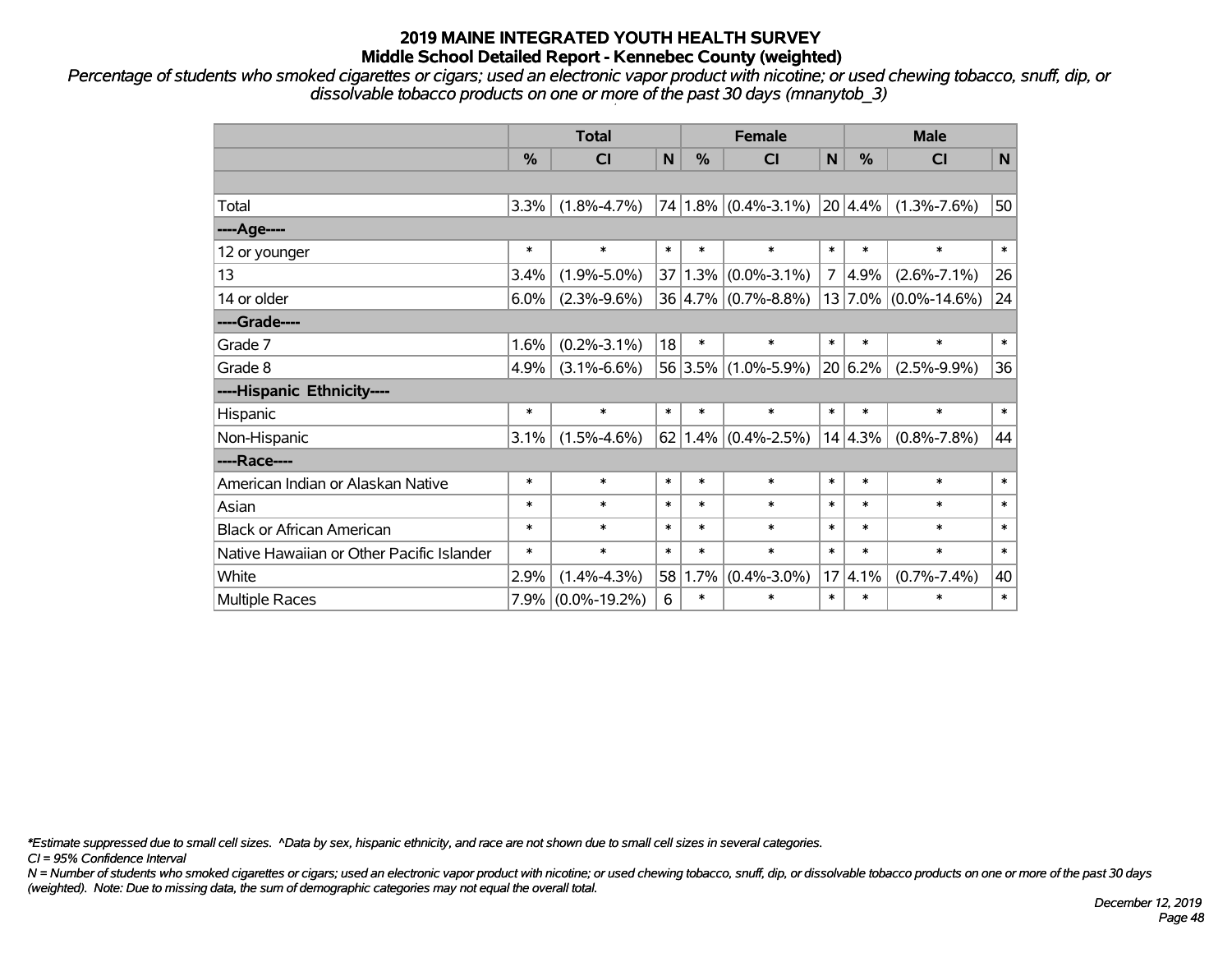# 2019 MAINE INTEGRATED YOUTH HEALTH SURVEY
## Middle School Detailed Report - Kennebec County (weighted)

*Percentage of students who smoked cigarettes or cigars; used an electronic vapor product with nicotine; or used chewing tobacco, snuff, dip, or dissolvable tobacco products on one or more of the past 30 days (mnanytob_3)*

| | Total | | | Female | | | Male | | |
|---|---|---|---|---|---|---|---|---|---|
| | % | CI | N | % | CI | N | % | CI | N |
| Total | 3.3% | (1.8%-4.7%) | 74 | 1.8% | (0.4%-3.1%) | 20 | 4.4% | (1.3%-7.6%) | 50 |
| **----Age----** | | | | | | | | | |
| 12 or younger | * | * | * | * | * | * | * | * | * |
| 13 | 3.4% | (1.9%-5.0%) | 37 | 1.3% | (0.0%-3.1%) | 7 | 4.9% | (2.6%-7.1%) | 26 |
| 14 or older | 6.0% | (2.3%-9.6%) | 36 | 4.7% | (0.7%-8.8%) | 13 | 7.0% | (0.0%-14.6%) | 24 |
| **----Grade----** | | | | | | | | | |
| Grade 7 | 1.6% | (0.2%-3.1%) | 18 | * | * | * | * | * | * |
| Grade 8 | 4.9% | (3.1%-6.6%) | 56 | 3.5% | (1.0%-5.9%) | 20 | 6.2% | (2.5%-9.9%) | 36 |
| **----Hispanic Ethnicity----** | | | | | | | | | |
| Hispanic | * | * | * | * | * | * | * | * | * |
| Non-Hispanic | 3.1% | (1.5%-4.6%) | 62 | 1.4% | (0.4%-2.5%) | 14 | 4.3% | (0.8%-7.8%) | 44 |
| **----Race----** | | | | | | | | | |
| American Indian or Alaskan Native | * | * | * | * | * | * | * | * | * |
| Asian | * | * | * | * | * | * | * | * | * |
| Black or African American | * | * | * | * | * | * | * | * | * |
| Native Hawaiian or Other Pacific Islander | * | * | * | * | * | * | * | * | * |
| White | 2.9% | (1.4%-4.3%) | 58 | 1.7% | (0.4%-3.0%) | 17 | 4.1% | (0.7%-7.4%) | 40 |
| Multiple Races | 7.9% | (0.0%-19.2%) | 6 | * | * | * | * | * | * |

*\*Estimate suppressed due to small cell sizes. ^Data by sex, hispanic ethnicity, and race are not shown due to small cell sizes in several categories.*

*CI = 95% Confidence Interval*

*N = Number of students who smoked cigarettes or cigars; used an electronic vapor product with nicotine; or used chewing tobacco, snuff, dip, or dissolvable tobacco products on one or more of the past 30 days (weighted). Note: Due to missing data, the sum of demographic categories may not equal the overall total.*

*December 12, 2019*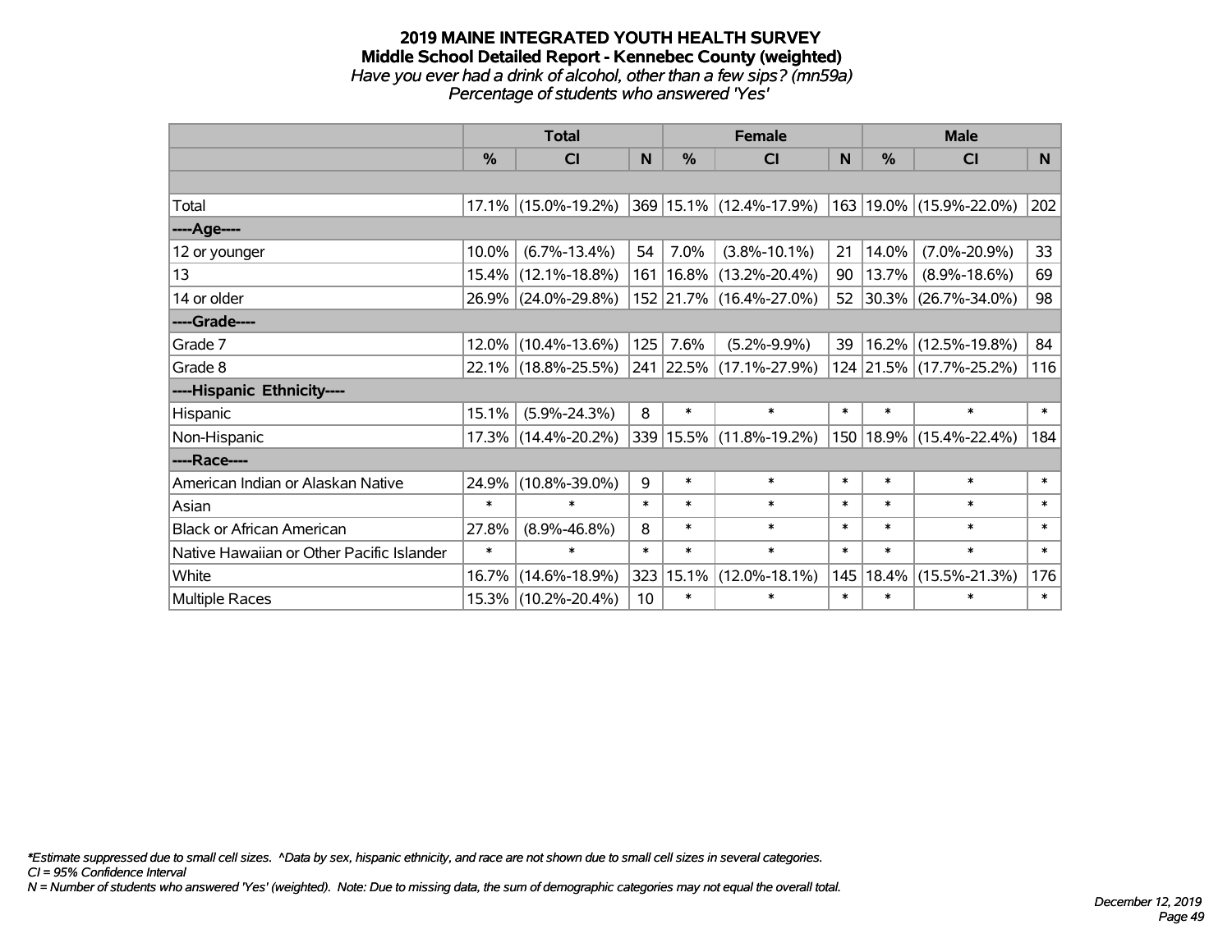# 2019 MAINE INTEGRATED YOUTH HEALTH SURVEY
## Middle School Detailed Report - Kennebec County (weighted)
*Have you ever had a drink of alcohol, other than a few sips? (mn59a)*
*Percentage of students who answered 'Yes'*

| | Total | | | Female | | | Male | | |
|---|---|---|---|---|---|---|---|---|---|
| | % | CI | N | % | CI | N | % | CI | N |
| | | | | | | | | | |
| Total | 17.1% | (15.0%-19.2%) | 369 | 15.1% | (12.4%-17.9%) | 163 | 19.0% | (15.9%-22.0%) | 202 |
| ----Age---- | | | | | | | | | |
| 12 or younger | 10.0% | (6.7%-13.4%) | 54 | 7.0% | (3.8%-10.1%) | 21 | 14.0% | (7.0%-20.9%) | 33 |
| 13 | 15.4% | (12.1%-18.8%) | 161 | 16.8% | (13.2%-20.4%) | 90 | 13.7% | (8.9%-18.6%) | 69 |
| 14 or older | 26.9% | (24.0%-29.8%) | 152 | 21.7% | (16.4%-27.0%) | 52 | 30.3% | (26.7%-34.0%) | 98 |
| ----Grade---- | | | | | | | | | |
| Grade 7 | 12.0% | (10.4%-13.6%) | 125 | 7.6% | (5.2%-9.9%) | 39 | 16.2% | (12.5%-19.8%) | 84 |
| Grade 8 | 22.1% | (18.8%-25.5%) | 241 | 22.5% | (17.1%-27.9%) | 124 | 21.5% | (17.7%-25.2%) | 116 |
| ----Hispanic Ethnicity---- | | | | | | | | | |
| Hispanic | 15.1% | (5.9%-24.3%) | 8 | * | * | * | * | * | * |
| Non-Hispanic | 17.3% | (14.4%-20.2%) | 339 | 15.5% | (11.8%-19.2%) | 150 | 18.9% | (15.4%-22.4%) | 184 |
| ----Race---- | | | | | | | | | |
| American Indian or Alaskan Native | 24.9% | (10.8%-39.0%) | 9 | * | * | * | * | * | * |
| Asian | * | * | * | * | * | * | * | * | * |
| Black or African American | 27.8% | (8.9%-46.8%) | 8 | * | * | * | * | * | * |
| Native Hawaiian or Other Pacific Islander | * | * | * | * | * | * | * | * | * |
| White | 16.7% | (14.6%-18.9%) | 323 | 15.1% | (12.0%-18.1%) | 145 | 18.4% | (15.5%-21.3%) | 176 |
| Multiple Races | 15.3% | (10.2%-20.4%) | 10 | * | * | * | * | * | * |

*Estimate suppressed due to small cell sizes. ^Data by sex, hispanic ethnicity, and race are not shown due to small cell sizes in several categories.*
*CI = 95% Confidence Interval*
*N = Number of students who answered 'Yes' (weighted). Note: Due to missing data, the sum of demographic categories may not equal the overall total.*

*December 12, 2019*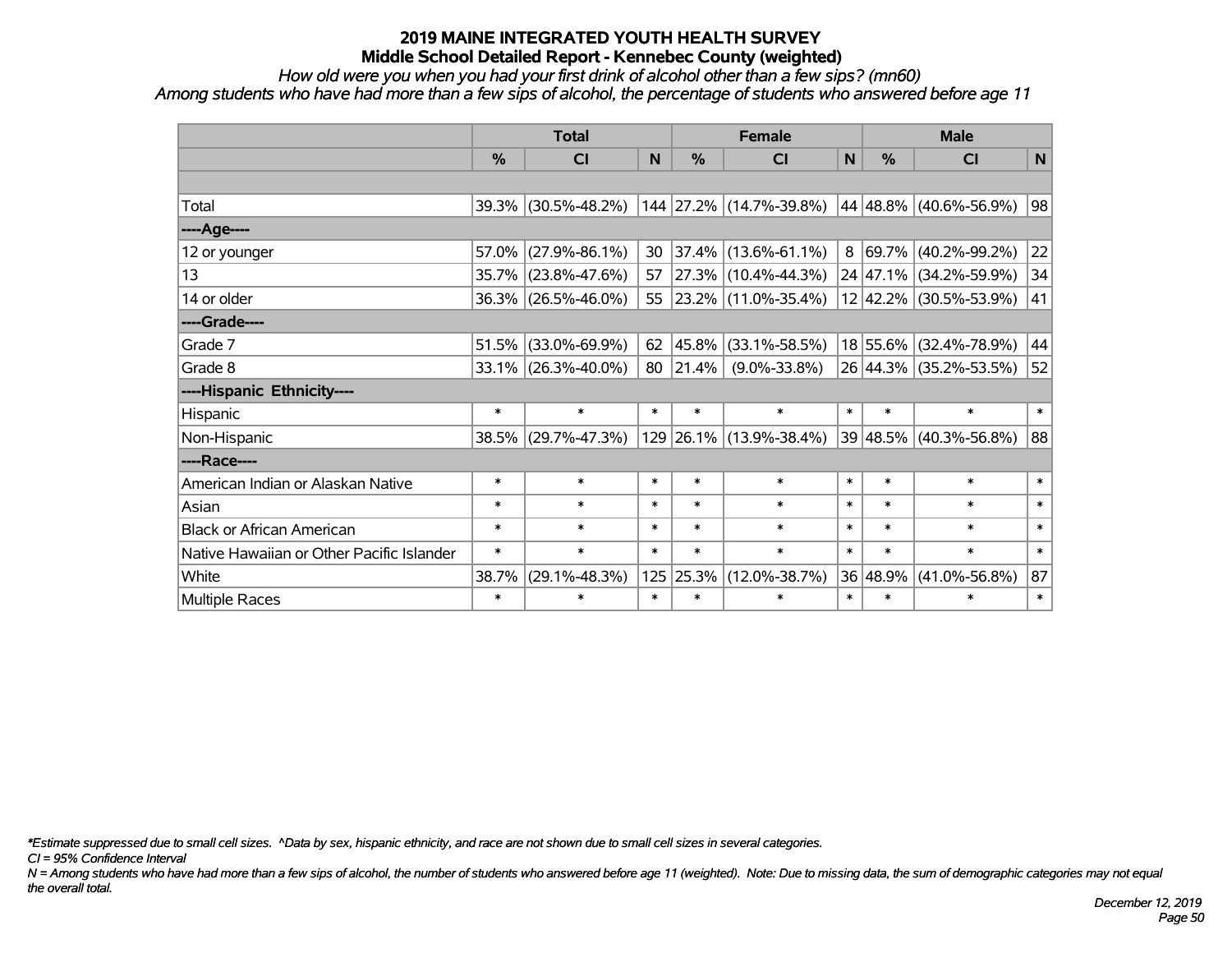**2019 MAINE INTEGRATED YOUTH HEALTH SURVEY**
**Middle School Detailed Report - Kennebec County (weighted)**
*How old were you when you had your first drink of alcohol other than a few sips? (mn60)*
*Among students who have had more than a few sips of alcohol, the percentage of students who answered before age 11*

| | Total | | | Female | | | Male | | |
|---|---|---|---|---|---|---|---|---|---|
| | % | CI | N | % | CI | N | % | CI | N |
| | | | | | | | | | |
| Total | 39.3% | (30.5%-48.2%) | 144 | 27.2% | (14.7%-39.8%) | 44 | 48.8% | (40.6%-56.9%) | 98 |
| ----Age---- | | | | | | | | | |
| 12 or younger | 57.0% | (27.9%-86.1%) | 30 | 37.4% | (13.6%-61.1%) | 8 | 69.7% | (40.2%-99.2%) | 22 |
| 13 | 35.7% | (23.8%-47.6%) | 57 | 27.3% | (10.4%-44.3%) | 24 | 47.1% | (34.2%-59.9%) | 34 |
| 14 or older | 36.3% | (26.5%-46.0%) | 55 | 23.2% | (11.0%-35.4%) | 12 | 42.2% | (30.5%-53.9%) | 41 |
| ----Grade---- | | | | | | | | | |
| Grade 7 | 51.5% | (33.0%-69.9%) | 62 | 45.8% | (33.1%-58.5%) | 18 | 55.6% | (32.4%-78.9%) | 44 |
| Grade 8 | 33.1% | (26.3%-40.0%) | 80 | 21.4% | (9.0%-33.8%) | 26 | 44.3% | (35.2%-53.5%) | 52 |
| ----Hispanic Ethnicity---- | | | | | | | | | |
| Hispanic | * | * | * | * | * | * | * | * | * |
| Non-Hispanic | 38.5% | (29.7%-47.3%) | 129 | 26.1% | (13.9%-38.4%) | 39 | 48.5% | (40.3%-56.8%) | 88 |
| ----Race---- | | | | | | | | | |
| American Indian or Alaskan Native | * | * | * | * | * | * | * | * | * |
| Asian | * | * | * | * | * | * | * | * | * |
| Black or African American | * | * | * | * | * | * | * | * | * |
| Native Hawaiian or Other Pacific Islander | * | * | * | * | * | * | * | * | * |
| White | 38.7% | (29.1%-48.3%) | 125 | 25.3% | (12.0%-38.7%) | 36 | 48.9% | (41.0%-56.8%) | 87 |
| Multiple Races | * | * | * | * | * | * | * | * | * |

*\*Estimate suppressed due to small cell sizes. ^Data by sex, hispanic ethnicity, and race are not shown due to small cell sizes in several categories.*
*CI = 95% Confidence Interval*
*N = Among students who have had more than a few sips of alcohol, the number of students who answered before age 11 (weighted). Note: Due to missing data, the sum of demographic categories may not equal the overall total.*

*December 12, 2019*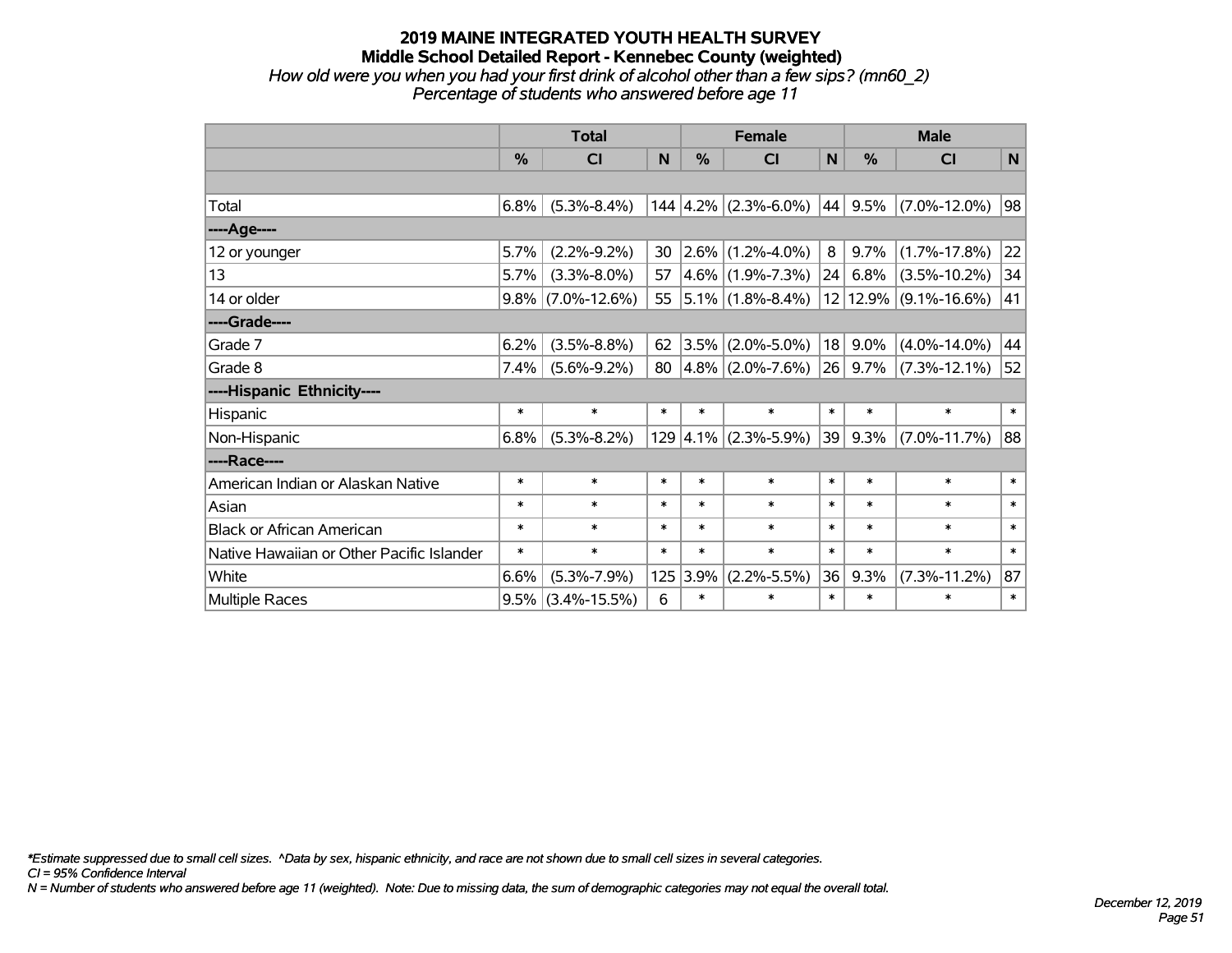# 2019 MAINE INTEGRATED YOUTH HEALTH SURVEY
## Middle School Detailed Report - Kennebec County (weighted)

*How old were you when you had your first drink of alcohol other than a few sips? (mn60_2)*
*Percentage of students who answered before age 11*

| | Total | | | Female | | | Male | | |
|---|---|---|---|---|---|---|---|---|---|
| | % | CI | N | % | CI | N | % | CI | N |
| | | | | | | | | | |
| Total | 6.8% | (5.3%-8.4%) | 144 | 4.2% | (2.3%-6.0%) | 44 | 9.5% | (7.0%-12.0%) | 98 |
| ----Age---- | | | | | | | | | |
| 12 or younger | 5.7% | (2.2%-9.2%) | 30 | 2.6% | (1.2%-4.0%) | 8 | 9.7% | (1.7%-17.8%) | 22 |
| 13 | 5.7% | (3.3%-8.0%) | 57 | 4.6% | (1.9%-7.3%) | 24 | 6.8% | (3.5%-10.2%) | 34 |
| 14 or older | 9.8% | (7.0%-12.6%) | 55 | 5.1% | (1.8%-8.4%) | 12 | 12.9% | (9.1%-16.6%) | 41 |
| ----Grade---- | | | | | | | | | |
| Grade 7 | 6.2% | (3.5%-8.8%) | 62 | 3.5% | (2.0%-5.0%) | 18 | 9.0% | (4.0%-14.0%) | 44 |
| Grade 8 | 7.4% | (5.6%-9.2%) | 80 | 4.8% | (2.0%-7.6%) | 26 | 9.7% | (7.3%-12.1%) | 52 |
| ----Hispanic Ethnicity---- | | | | | | | | | |
| Hispanic | * | * | * | * | * | * | * | * | * |
| Non-Hispanic | 6.8% | (5.3%-8.2%) | 129 | 4.1% | (2.3%-5.9%) | 39 | 9.3% | (7.0%-11.7%) | 88 |
| ----Race---- | | | | | | | | | |
| American Indian or Alaskan Native | * | * | * | * | * | * | * | * | * |
| Asian | * | * | * | * | * | * | * | * | * |
| Black or African American | * | * | * | * | * | * | * | * | * |
| Native Hawaiian or Other Pacific Islander | * | * | * | * | * | * | * | * | * |
| White | 6.6% | (5.3%-7.9%) | 125 | 3.9% | (2.2%-5.5%) | 36 | 9.3% | (7.3%-11.2%) | 87 |
| Multiple Races | 9.5% | (3.4%-15.5%) | 6 | * | * | * | * | * | * |

*\*Estimate suppressed due to small cell sizes. ^Data by sex, hispanic ethnicity, and race are not shown due to small cell sizes in several categories.*
*CI = 95% Confidence Interval*
*N = Number of students who answered before age 11 (weighted). Note: Due to missing data, the sum of demographic categories may not equal the overall total.*

*December 12, 2019*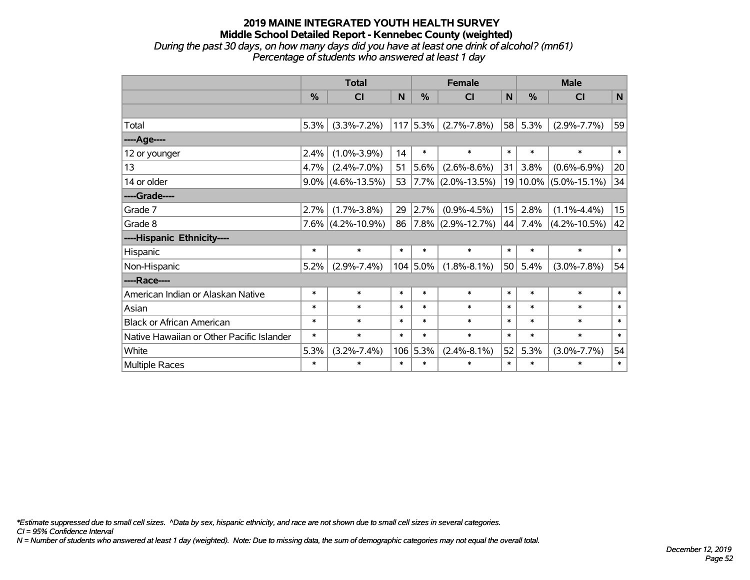# 2019 MAINE INTEGRATED YOUTH HEALTH SURVEY
## Middle School Detailed Report - Kennebec County (weighted)
*During the past 30 days, on how many days did you have at least one drink of alcohol? (mn61)*
*Percentage of students who answered at least 1 day*

| | Total | | | Female | | | Male | | |
|---|---|---|---|---|---|---|---|---|---|
| | % | CI | N | % | CI | N | % | CI | N |
| | | | | | | | | | |
| Total | 5.3% | (3.3%-7.2%) | 117 | 5.3% | (2.7%-7.8%) | 58 | 5.3% | (2.9%-7.7%) | 59 |
| ----Age---- | | | | | | | | | |
| 12 or younger | 2.4% | (1.0%-3.9%) | 14 | * | * | * | * | * | * |
| 13 | 4.7% | (2.4%-7.0%) | 51 | 5.6% | (2.6%-8.6%) | 31 | 3.8% | (0.6%-6.9%) | 20 |
| 14 or older | 9.0% | (4.6%-13.5%) | 53 | 7.7% | (2.0%-13.5%) | 19 | 10.0% | (5.0%-15.1%) | 34 |
| ----Grade---- | | | | | | | | | |
| Grade 7 | 2.7% | (1.7%-3.8%) | 29 | 2.7% | (0.9%-4.5%) | 15 | 2.8% | (1.1%-4.4%) | 15 |
| Grade 8 | 7.6% | (4.2%-10.9%) | 86 | 7.8% | (2.9%-12.7%) | 44 | 7.4% | (4.2%-10.5%) | 42 |
| ----Hispanic Ethnicity---- | | | | | | | | | |
| Hispanic | * | * | * | * | * | * | * | * | * |
| Non-Hispanic | 5.2% | (2.9%-7.4%) | 104 | 5.0% | (1.8%-8.1%) | 50 | 5.4% | (3.0%-7.8%) | 54 |
| ----Race---- | | | | | | | | | |
| American Indian or Alaskan Native | * | * | * | * | * | * | * | * | * |
| Asian | * | * | * | * | * | * | * | * | * |
| Black or African American | * | * | * | * | * | * | * | * | * |
| Native Hawaiian or Other Pacific Islander | * | * | * | * | * | * | * | * | * |
| White | 5.3% | (3.2%-7.4%) | 106 | 5.3% | (2.4%-8.1%) | 52 | 5.3% | (3.0%-7.7%) | 54 |
| Multiple Races | * | * | * | * | * | * | * | * | * |

*\*Estimate suppressed due to small cell sizes. ^Data by sex, hispanic ethnicity, and race are not shown due to small cell sizes in several categories.*
*CI = 95% Confidence Interval*
*N = Number of students who answered at least 1 day (weighted). Note: Due to missing data, the sum of demographic categories may not equal the overall total.*

*December 12, 2019*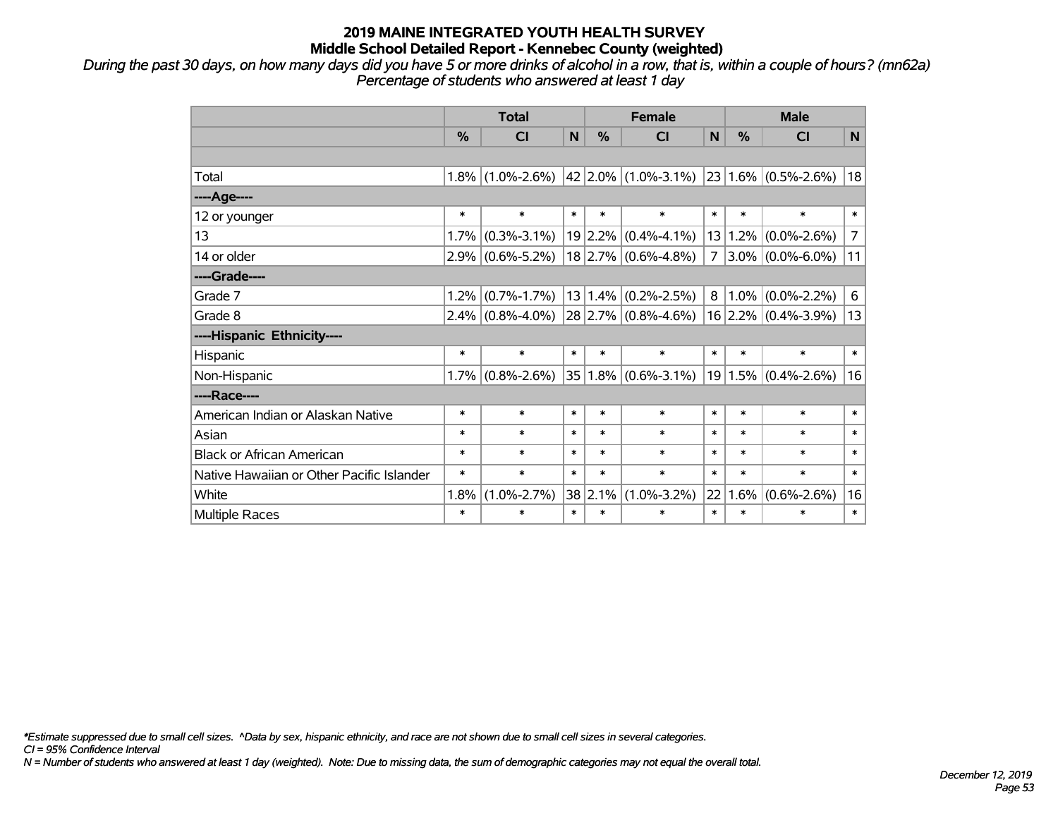**2019 MAINE INTEGRATED YOUTH HEALTH SURVEY**
**Middle School Detailed Report - Kennebec County (weighted)**

*During the past 30 days, on how many days did you have 5 or more drinks of alcohol in a row, that is, within a couple of hours? (mn62a)*
*Percentage of students who answered at least 1 day*

| | Total | | | Female | | | Male | | |
|---|---|---|---|---|---|---|---|---|---|
| | % | CI | N | % | CI | N | % | CI | N |
| | | | | | | | | | |
| Total | 1.8% | (1.0%-2.6%) | 42 | 2.0% | (1.0%-3.1%) | 23 | 1.6% | (0.5%-2.6%) | 18 |
| ----Age---- | | | | | | | | | |
| 12 or younger | * | * | * | * | * | * | * | * | * |
| 13 | 1.7% | (0.3%-3.1%) | 19 | 2.2% | (0.4%-4.1%) | 13 | 1.2% | (0.0%-2.6%) | 7 |
| 14 or older | 2.9% | (0.6%-5.2%) | 18 | 2.7% | (0.6%-4.8%) | 7 | 3.0% | (0.0%-6.0%) | 11 |
| ----Grade---- | | | | | | | | | |
| Grade 7 | 1.2% | (0.7%-1.7%) | 13 | 1.4% | (0.2%-2.5%) | 8 | 1.0% | (0.0%-2.2%) | 6 |
| Grade 8 | 2.4% | (0.8%-4.0%) | 28 | 2.7% | (0.8%-4.6%) | 16 | 2.2% | (0.4%-3.9%) | 13 |
| ----Hispanic Ethnicity---- | | | | | | | | | |
| Hispanic | * | * | * | * | * | * | * | * | * |
| Non-Hispanic | 1.7% | (0.8%-2.6%) | 35 | 1.8% | (0.6%-3.1%) | 19 | 1.5% | (0.4%-2.6%) | 16 |
| ----Race---- | | | | | | | | | |
| American Indian or Alaskan Native | * | * | * | * | * | * | * | * | * |
| Asian | * | * | * | * | * | * | * | * | * |
| Black or African American | * | * | * | * | * | * | * | * | * |
| Native Hawaiian or Other Pacific Islander | * | * | * | * | * | * | * | * | * |
| White | 1.8% | (1.0%-2.7%) | 38 | 2.1% | (1.0%-3.2%) | 22 | 1.6% | (0.6%-2.6%) | 16 |
| Multiple Races | * | * | * | * | * | * | * | * | * |

*\*Estimate suppressed due to small cell sizes. ^Data by sex, hispanic ethnicity, and race are not shown due to small cell sizes in several categories.*
*CI = 95% Confidence Interval*
*N = Number of students who answered at least 1 day (weighted). Note: Due to missing data, the sum of demographic categories may not equal the overall total.*

*December 12, 2019*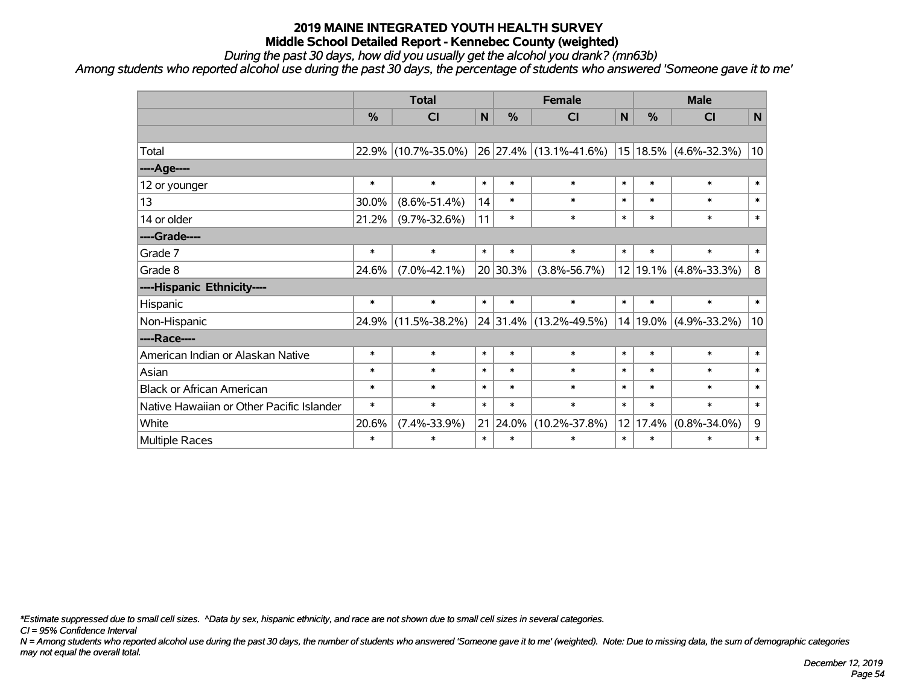# 2019 MAINE INTEGRATED YOUTH HEALTH SURVEY
## Middle School Detailed Report - Kennebec County (weighted)

*During the past 30 days, how did you usually get the alcohol you drank? (mn63b)*

*Among students who reported alcohol use during the past 30 days, the percentage of students who answered 'Someone gave it to me'*

| | Total | | | Female | | | Male | | |
|---|---|---|---|---|---|---|---|---|---|
| | % | CI | N | % | CI | N | % | CI | N |
| | | | | | | | | | |
| Total | 22.9% | (10.7%-35.0%) | 26 | 27.4% | (13.1%-41.6%) | 15 | 18.5% | (4.6%-32.3%) | 10 |
| **----Age----** | | | | | | | | | |
| 12 or younger | * | * | * | * | * | * | * | * | * |
| 13 | 30.0% | (8.6%-51.4%) | 14 | * | * | * | * | * | * |
| 14 or older | 21.2% | (9.7%-32.6%) | 11 | * | * | * | * | * | * |
| **----Grade----** | | | | | | | | | |
| Grade 7 | * | * | * | * | * | * | * | * | * |
| Grade 8 | 24.6% | (7.0%-42.1%) | 20 | 30.3% | (3.8%-56.7%) | 12 | 19.1% | (4.8%-33.3%) | 8 |
| **----Hispanic Ethnicity----** | | | | | | | | | |
| Hispanic | * | * | * | * | * | * | * | * | * |
| Non-Hispanic | 24.9% | (11.5%-38.2%) | 24 | 31.4% | (13.2%-49.5%) | 14 | 19.0% | (4.9%-33.2%) | 10 |
| **----Race----** | | | | | | | | | |
| American Indian or Alaskan Native | * | * | * | * | * | * | * | * | * |
| Asian | * | * | * | * | * | * | * | * | * |
| Black or African American | * | * | * | * | * | * | * | * | * |
| Native Hawaiian or Other Pacific Islander | * | * | * | * | * | * | * | * | * |
| White | 20.6% | (7.4%-33.9%) | 21 | 24.0% | (10.2%-37.8%) | 12 | 17.4% | (0.8%-34.0%) | 9 |
| Multiple Races | * | * | * | * | * | * | * | * | * |

*\*Estimate suppressed due to small cell sizes. ^Data by sex, hispanic ethnicity, and race are not shown due to small cell sizes in several categories.*

*CI = 95% Confidence Interval*

*N = Among students who reported alcohol use during the past 30 days, the number of students who answered 'Someone gave it to me' (weighted). Note: Due to missing data, the sum of demographic categories may not equal the overall total.*

*December 12, 2019*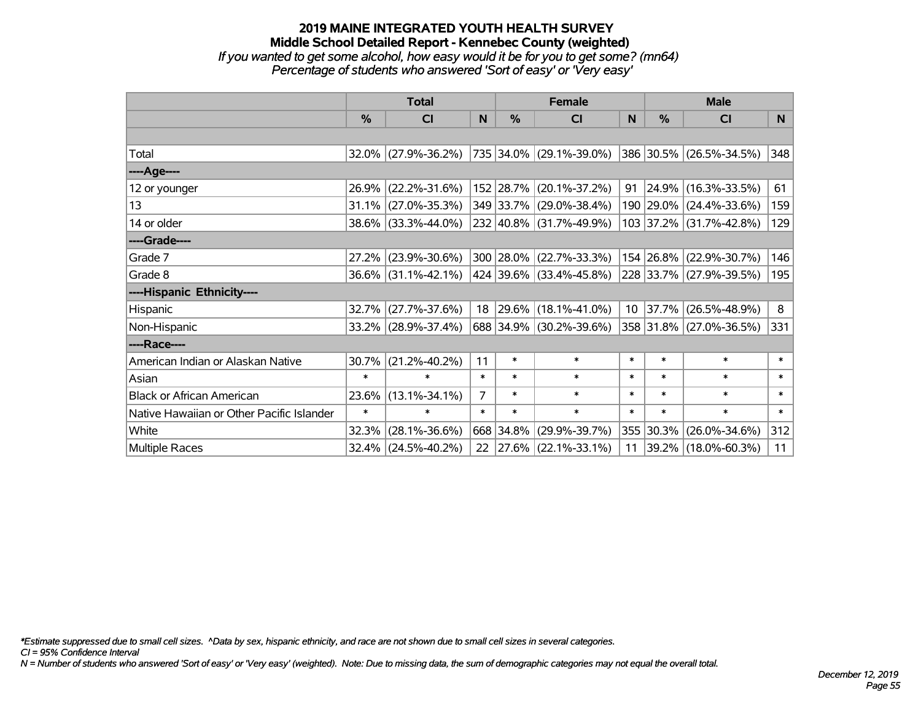# 2019 MAINE INTEGRATED YOUTH HEALTH SURVEY

## Middle School Detailed Report - Kennebec County (weighted)

*If you wanted to get some alcohol, how easy would it be for you to get some? (mn64)*

*Percentage of students who answered 'Sort of easy' or 'Very easy'*

| | Total | | | Female | | | Male | | |
|---|---|---|---|---|---|---|---|---|---|
| | % | CI | N | % | CI | N | % | CI | N |
| Total | 32.0% | (27.9%-36.2%) | 735 | 34.0% | (29.1%-39.0%) | 386 | 30.5% | (26.5%-34.5%) | 348 |
| ----Age---- | | | | | | | | | |
| 12 or younger | 26.9% | (22.2%-31.6%) | 152 | 28.7% | (20.1%-37.2%) | 91 | 24.9% | (16.3%-33.5%) | 61 |
| 13 | 31.1% | (27.0%-35.3%) | 349 | 33.7% | (29.0%-38.4%) | 190 | 29.0% | (24.4%-33.6%) | 159 |
| 14 or older | 38.6% | (33.3%-44.0%) | 232 | 40.8% | (31.7%-49.9%) | 103 | 37.2% | (31.7%-42.8%) | 129 |
| ----Grade---- | | | | | | | | | |
| Grade 7 | 27.2% | (23.9%-30.6%) | 300 | 28.0% | (22.7%-33.3%) | 154 | 26.8% | (22.9%-30.7%) | 146 |
| Grade 8 | 36.6% | (31.1%-42.1%) | 424 | 39.6% | (33.4%-45.8%) | 228 | 33.7% | (27.9%-39.5%) | 195 |
| ----Hispanic Ethnicity---- | | | | | | | | | |
| Hispanic | 32.7% | (27.7%-37.6%) | 18 | 29.6% | (18.1%-41.0%) | 10 | 37.7% | (26.5%-48.9%) | 8 |
| Non-Hispanic | 33.2% | (28.9%-37.4%) | 688 | 34.9% | (30.2%-39.6%) | 358 | 31.8% | (27.0%-36.5%) | 331 |
| ----Race---- | | | | | | | | | |
| American Indian or Alaskan Native | 30.7% | (21.2%-40.2%) | 11 | * | * | * | * | * | * |
| Asian | * | * | * | * | * | * | * | * | * |
| Black or African American | 23.6% | (13.1%-34.1%) | 7 | * | * | * | * | * | * |
| Native Hawaiian or Other Pacific Islander | * | * | * | * | * | * | * | * | * |
| White | 32.3% | (28.1%-36.6%) | 668 | 34.8% | (29.9%-39.7%) | 355 | 30.3% | (26.0%-34.6%) | 312 |
| Multiple Races | 32.4% | (24.5%-40.2%) | 22 | 27.6% | (22.1%-33.1%) | 11 | 39.2% | (18.0%-60.3%) | 11 |

*Estimate suppressed due to small cell sizes. ^Data by sex, hispanic ethnicity, and race are not shown due to small cell sizes in several categories.

*CI = 95% Confidence Interval*

*N = Number of students who answered 'Sort of easy' or 'Very easy' (weighted). Note: Due to missing data, the sum of demographic categories may not equal the overall total.*

*December 12, 2019*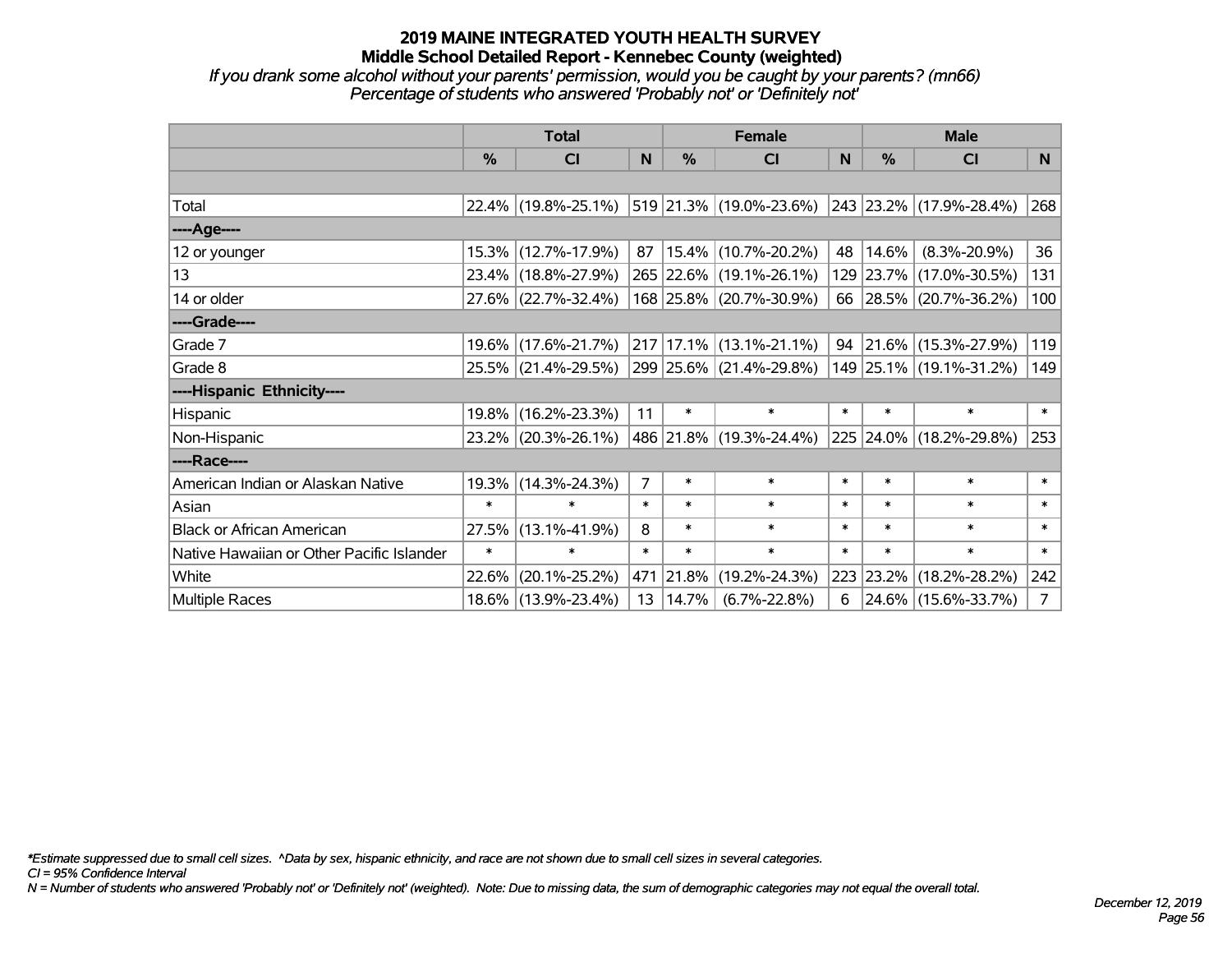# 2019 MAINE INTEGRATED YOUTH HEALTH SURVEY

## Middle School Detailed Report - Kennebec County (weighted)

*If you drank some alcohol without your parents' permission, would you be caught by your parents? (mn66)*
*Percentage of students who answered 'Probably not' or 'Definitely not'*

| | Total | | | Female | | | Male | | |
|---|---|---|---|---|---|---|---|---|---|
| | % | CI | N | % | CI | N | % | CI | N |
| | | | | | | | | | |
| Total | 22.4% | (19.8%-25.1%) | 519 | 21.3% | (19.0%-23.6%) | 243 | 23.2% | (17.9%-28.4%) | 268 |
| ----Age---- | | | | | | | | | |
| 12 or younger | 15.3% | (12.7%-17.9%) | 87 | 15.4% | (10.7%-20.2%) | 48 | 14.6% | (8.3%-20.9%) | 36 |
| 13 | 23.4% | (18.8%-27.9%) | 265 | 22.6% | (19.1%-26.1%) | 129 | 23.7% | (17.0%-30.5%) | 131 |
| 14 or older | 27.6% | (22.7%-32.4%) | 168 | 25.8% | (20.7%-30.9%) | 66 | 28.5% | (20.7%-36.2%) | 100 |
| ----Grade---- | | | | | | | | | |
| Grade 7 | 19.6% | (17.6%-21.7%) | 217 | 17.1% | (13.1%-21.1%) | 94 | 21.6% | (15.3%-27.9%) | 119 |
| Grade 8 | 25.5% | (21.4%-29.5%) | 299 | 25.6% | (21.4%-29.8%) | 149 | 25.1% | (19.1%-31.2%) | 149 |
| ----Hispanic Ethnicity---- | | | | | | | | | |
| Hispanic | 19.8% | (16.2%-23.3%) | 11 | * | * | * | * | * | * |
| Non-Hispanic | 23.2% | (20.3%-26.1%) | 486 | 21.8% | (19.3%-24.4%) | 225 | 24.0% | (18.2%-29.8%) | 253 |
| ----Race---- | | | | | | | | | |
| American Indian or Alaskan Native | 19.3% | (14.3%-24.3%) | 7 | * | * | * | * | * | * |
| Asian | * | * | * | * | * | * | * | * | * |
| Black or African American | 27.5% | (13.1%-41.9%) | 8 | * | * | * | * | * | * |
| Native Hawaiian or Other Pacific Islander | * | * | * | * | * | * | * | * | * |
| White | 22.6% | (20.1%-25.2%) | 471 | 21.8% | (19.2%-24.3%) | 223 | 23.2% | (18.2%-28.2%) | 242 |
| Multiple Races | 18.6% | (13.9%-23.4%) | 13 | 14.7% | (6.7%-22.8%) | 6 | 24.6% | (15.6%-33.7%) | 7 |

*\*Estimate suppressed due to small cell sizes. ^Data by sex, hispanic ethnicity, and race are not shown due to small cell sizes in several categories.*
*CI = 95% Confidence Interval*
*N = Number of students who answered 'Probably not' or 'Definitely not' (weighted). Note: Due to missing data, the sum of demographic categories may not equal the overall total.*

*December 12, 2019*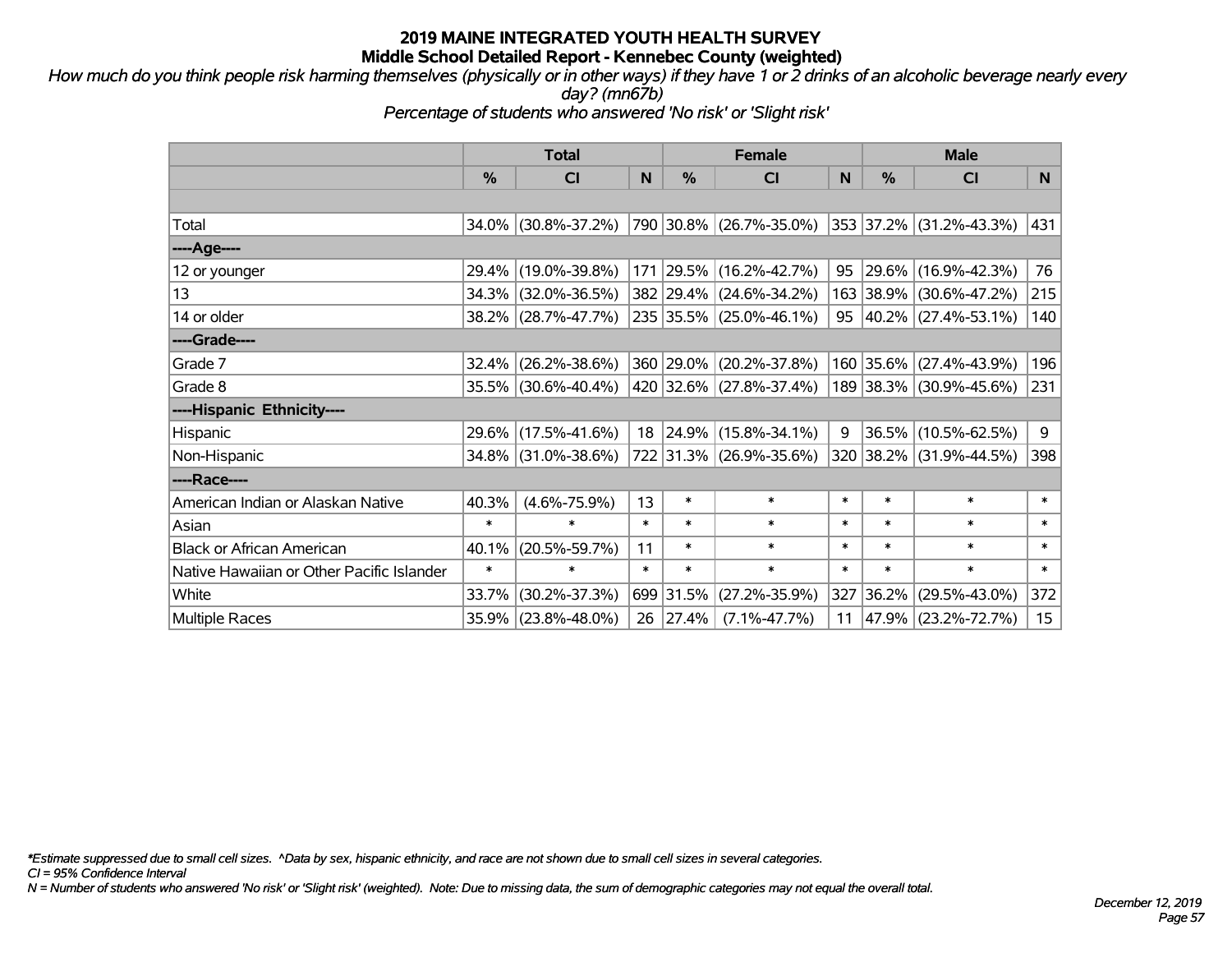# 2019 MAINE INTEGRATED YOUTH HEALTH SURVEY
## Middle School Detailed Report - Kennebec County (weighted)

*How much do you think people risk harming themselves (physically or in other ways) if they have 1 or 2 drinks of an alcoholic beverage nearly every day? (mn67b)*

*Percentage of students who answered 'No risk' or 'Slight risk'*

| | Total | | | Female | | | Male | | |
|---|---|---|---|---|---|---|---|---|---|
| | % | CI | N | % | CI | N | % | CI | N |
| Total | 34.0% | (30.8%-37.2%) | 790 | 30.8% | (26.7%-35.0%) | 353 | 37.2% | (31.2%-43.3%) | 431 |
| ----Age---- | | | | | | | | | |
| 12 or younger | 29.4% | (19.0%-39.8%) | 171 | 29.5% | (16.2%-42.7%) | 95 | 29.6% | (16.9%-42.3%) | 76 |
| 13 | 34.3% | (32.0%-36.5%) | 382 | 29.4% | (24.6%-34.2%) | 163 | 38.9% | (30.6%-47.2%) | 215 |
| 14 or older | 38.2% | (28.7%-47.7%) | 235 | 35.5% | (25.0%-46.1%) | 95 | 40.2% | (27.4%-53.1%) | 140 |
| ----Grade---- | | | | | | | | | |
| Grade 7 | 32.4% | (26.2%-38.6%) | 360 | 29.0% | (20.2%-37.8%) | 160 | 35.6% | (27.4%-43.9%) | 196 |
| Grade 8 | 35.5% | (30.6%-40.4%) | 420 | 32.6% | (27.8%-37.4%) | 189 | 38.3% | (30.9%-45.6%) | 231 |
| ----Hispanic Ethnicity---- | | | | | | | | | |
| Hispanic | 29.6% | (17.5%-41.6%) | 18 | 24.9% | (15.8%-34.1%) | 9 | 36.5% | (10.5%-62.5%) | 9 |
| Non-Hispanic | 34.8% | (31.0%-38.6%) | 722 | 31.3% | (26.9%-35.6%) | 320 | 38.2% | (31.9%-44.5%) | 398 |
| ----Race---- | | | | | | | | | |
| American Indian or Alaskan Native | 40.3% | (4.6%-75.9%) | 13 | * | * | * | * | * | * |
| Asian | * | * | * | * | * | * | * | * | * |
| Black or African American | 40.1% | (20.5%-59.7%) | 11 | * | * | * | * | * | * |
| Native Hawaiian or Other Pacific Islander | * | * | * | * | * | * | * | * | * |
| White | 33.7% | (30.2%-37.3%) | 699 | 31.5% | (27.2%-35.9%) | 327 | 36.2% | (29.5%-43.0%) | 372 |
| Multiple Races | 35.9% | (23.8%-48.0%) | 26 | 27.4% | (7.1%-47.7%) | 11 | 47.9% | (23.2%-72.7%) | 15 |

*\*Estimate suppressed due to small cell sizes. ^Data by sex, hispanic ethnicity, and race are not shown due to small cell sizes in several categories.*

*CI = 95% Confidence Interval*

*N = Number of students who answered 'No risk' or 'Slight risk' (weighted). Note: Due to missing data, the sum of demographic categories may not equal the overall total.*

*December 12, 2019*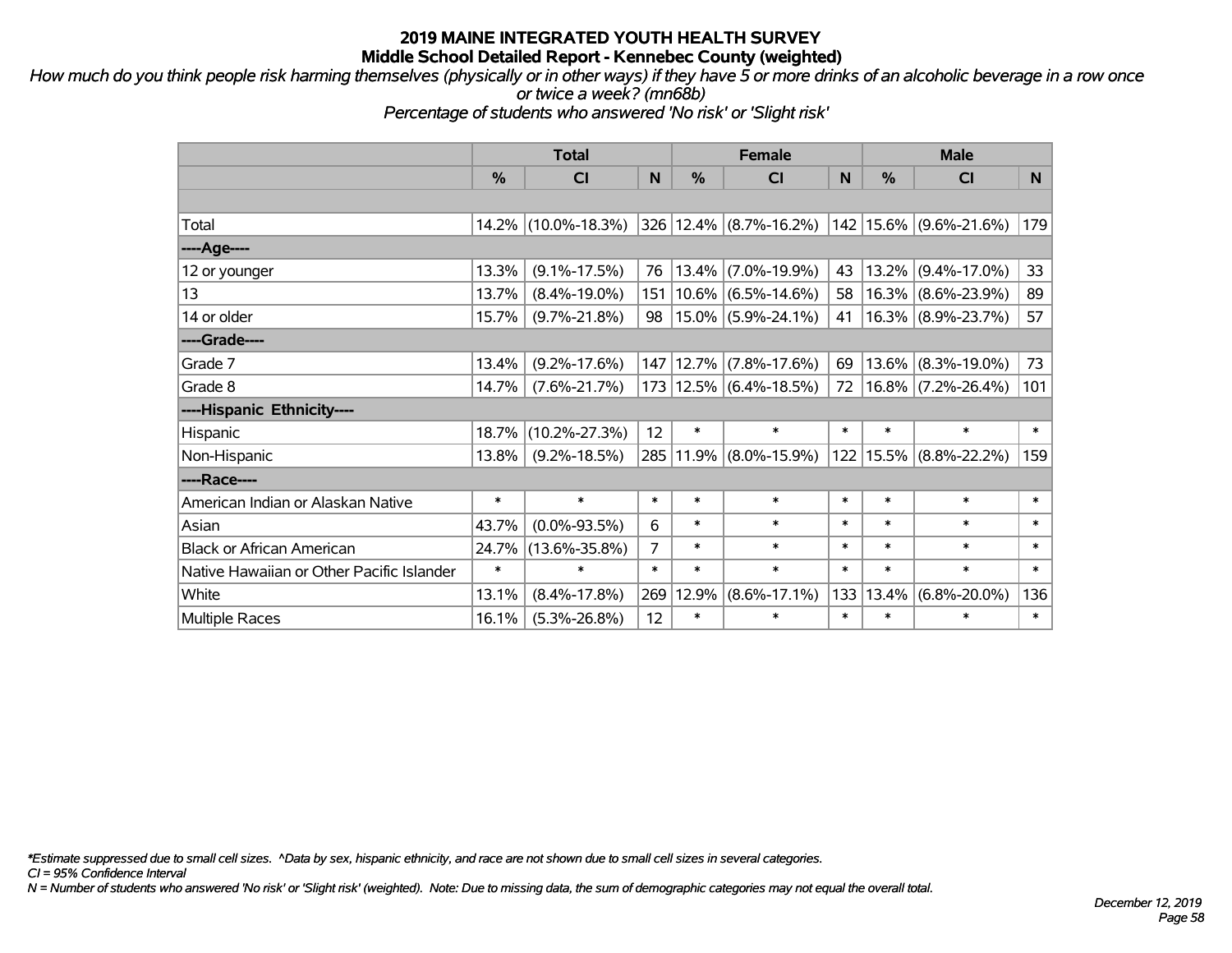# 2019 MAINE INTEGRATED YOUTH HEALTH SURVEY

## Middle School Detailed Report - Kennebec County (weighted)

*How much do you think people risk harming themselves (physically or in other ways) if they have 5 or more drinks of an alcoholic beverage in a row once or twice a week? (mn68b)*

*Percentage of students who answered 'No risk' or 'Slight risk'*

| | Total | | | Female | | | Male | | |
|---|---|---|---|---|---|---|---|---|---|
| | % | CI | N | % | CI | N | % | CI | N |
| Total | 14.2% | (10.0%-18.3%) | 326 | 12.4% | (8.7%-16.2%) | 142 | 15.6% | (9.6%-21.6%) | 179 |
| ----Age---- | | | | | | | | | |
| 12 or younger | 13.3% | (9.1%-17.5%) | 76 | 13.4% | (7.0%-19.9%) | 43 | 13.2% | (9.4%-17.0%) | 33 |
| 13 | 13.7% | (8.4%-19.0%) | 151 | 10.6% | (6.5%-14.6%) | 58 | 16.3% | (8.6%-23.9%) | 89 |
| 14 or older | 15.7% | (9.7%-21.8%) | 98 | 15.0% | (5.9%-24.1%) | 41 | 16.3% | (8.9%-23.7%) | 57 |
| ----Grade---- | | | | | | | | | |
| Grade 7 | 13.4% | (9.2%-17.6%) | 147 | 12.7% | (7.8%-17.6%) | 69 | 13.6% | (8.3%-19.0%) | 73 |
| Grade 8 | 14.7% | (7.6%-21.7%) | 173 | 12.5% | (6.4%-18.5%) | 72 | 16.8% | (7.2%-26.4%) | 101 |
| ----Hispanic Ethnicity---- | | | | | | | | | |
| Hispanic | 18.7% | (10.2%-27.3%) | 12 | * | * | * | * | * | * |
| Non-Hispanic | 13.8% | (9.2%-18.5%) | 285 | 11.9% | (8.0%-15.9%) | 122 | 15.5% | (8.8%-22.2%) | 159 |
| ----Race---- | | | | | | | | | |
| American Indian or Alaskan Native | * | * | * | * | * | * | * | * | * |
| Asian | 43.7% | (0.0%-93.5%) | 6 | * | * | * | * | * | * |
| Black or African American | 24.7% | (13.6%-35.8%) | 7 | * | * | * | * | * | * |
| Native Hawaiian or Other Pacific Islander | * | * | * | * | * | * | * | * | * |
| White | 13.1% | (8.4%-17.8%) | 269 | 12.9% | (8.6%-17.1%) | 133 | 13.4% | (6.8%-20.0%) | 136 |
| Multiple Races | 16.1% | (5.3%-26.8%) | 12 | * | * | * | * | * | * |

*\*Estimate suppressed due to small cell sizes. ^Data by sex, hispanic ethnicity, and race are not shown due to small cell sizes in several categories.*

*CI = 95% Confidence Interval*

*N = Number of students who answered 'No risk' or 'Slight risk' (weighted). Note: Due to missing data, the sum of demographic categories may not equal the overall total.*

*December 12, 2019*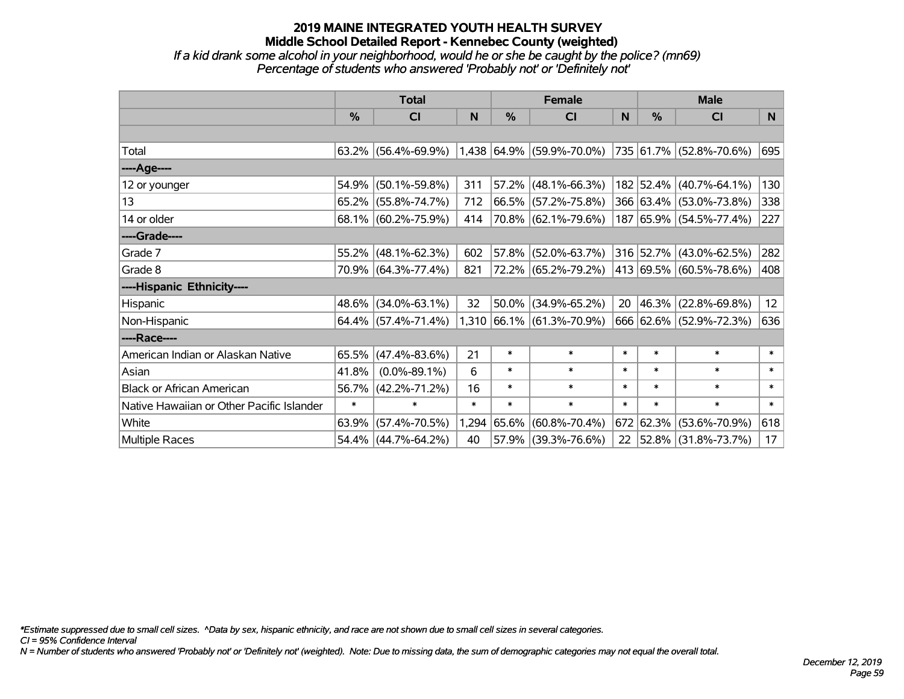# 2019 MAINE INTEGRATED YOUTH HEALTH SURVEY
## Middle School Detailed Report - Kennebec County (weighted)
### *If a kid drank some alcohol in your neighborhood, would he or she be caught by the police? (mn69)*
### *Percentage of students who answered 'Probably not' or 'Definitely not'*

| | Total | | | Female | | | Male | | |
|---|---|---|---|---|---|---|---|---|---|
| | % | CI | N | % | CI | N | % | CI | N |
| | | | | | | | | | |
| Total | 63.2% | (56.4%-69.9%) | 1,438 | 64.9% | (59.9%-70.0%) | 735 | 61.7% | (52.8%-70.6%) | 695 |
| ----Age---- | | | | | | | | | |
| 12 or younger | 54.9% | (50.1%-59.8%) | 311 | 57.2% | (48.1%-66.3%) | 182 | 52.4% | (40.7%-64.1%) | 130 |
| 13 | 65.2% | (55.8%-74.7%) | 712 | 66.5% | (57.2%-75.8%) | 366 | 63.4% | (53.0%-73.8%) | 338 |
| 14 or older | 68.1% | (60.2%-75.9%) | 414 | 70.8% | (62.1%-79.6%) | 187 | 65.9% | (54.5%-77.4%) | 227 |
| ----Grade---- | | | | | | | | | |
| Grade 7 | 55.2% | (48.1%-62.3%) | 602 | 57.8% | (52.0%-63.7%) | 316 | 52.7% | (43.0%-62.5%) | 282 |
| Grade 8 | 70.9% | (64.3%-77.4%) | 821 | 72.2% | (65.2%-79.2%) | 413 | 69.5% | (60.5%-78.6%) | 408 |
| ----Hispanic Ethnicity---- | | | | | | | | | |
| Hispanic | 48.6% | (34.0%-63.1%) | 32 | 50.0% | (34.9%-65.2%) | 20 | 46.3% | (22.8%-69.8%) | 12 |
| Non-Hispanic | 64.4% | (57.4%-71.4%) | 1,310 | 66.1% | (61.3%-70.9%) | 666 | 62.6% | (52.9%-72.3%) | 636 |
| ----Race---- | | | | | | | | | |
| American Indian or Alaskan Native | 65.5% | (47.4%-83.6%) | 21 | * | * | * | * | * | * |
| Asian | 41.8% | (0.0%-89.1%) | 6 | * | * | * | * | * | * |
| Black or African American | 56.7% | (42.2%-71.2%) | 16 | * | * | * | * | * | * |
| Native Hawaiian or Other Pacific Islander | * | * | * | * | * | * | * | * | * |
| White | 63.9% | (57.4%-70.5%) | 1,294 | 65.6% | (60.8%-70.4%) | 672 | 62.3% | (53.6%-70.9%) | 618 |
| Multiple Races | 54.4% | (44.7%-64.2%) | 40 | 57.9% | (39.3%-76.6%) | 22 | 52.8% | (31.8%-73.7%) | 17 |

*\*Estimate suppressed due to small cell sizes. ^Data by sex, hispanic ethnicity, and race are not shown due to small cell sizes in several categories.*

*CI = 95% Confidence Interval*

*N = Number of students who answered 'Probably not' or 'Definitely not' (weighted). Note: Due to missing data, the sum of demographic categories may not equal the overall total.*

*December 12, 2019*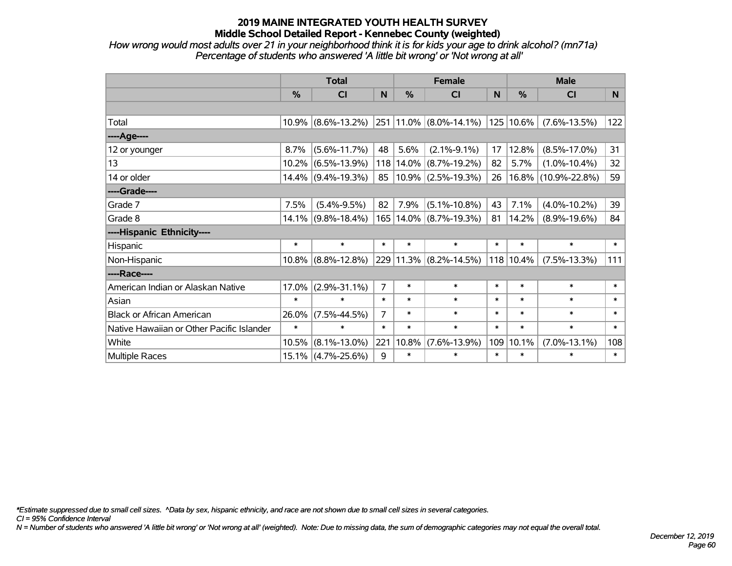# 2019 MAINE INTEGRATED YOUTH HEALTH SURVEY
## Middle School Detailed Report - Kennebec County (weighted)

*How wrong would most adults over 21 in your neighborhood think it is for kids your age to drink alcohol? (mn71a)*
*Percentage of students who answered 'A little bit wrong' or 'Not wrong at all'*

| | Total | | | Female | | | Male | | |
|---|---|---|---|---|---|---|---|---|---|
| | % | CI | N | % | CI | N | % | CI | N |
| Total | 10.9% | (8.6%-13.2%) | 251 | 11.0% | (8.0%-14.1%) | 125 | 10.6% | (7.6%-13.5%) | 122 |
| ----Age---- | | | | | | | | | |
| 12 or younger | 8.7% | (5.6%-11.7%) | 48 | 5.6% | (2.1%-9.1%) | 17 | 12.8% | (8.5%-17.0%) | 31 |
| 13 | 10.2% | (6.5%-13.9%) | 118 | 14.0% | (8.7%-19.2%) | 82 | 5.7% | (1.0%-10.4%) | 32 |
| 14 or older | 14.4% | (9.4%-19.3%) | 85 | 10.9% | (2.5%-19.3%) | 26 | 16.8% | (10.9%-22.8%) | 59 |
| ----Grade---- | | | | | | | | | |
| Grade 7 | 7.5% | (5.4%-9.5%) | 82 | 7.9% | (5.1%-10.8%) | 43 | 7.1% | (4.0%-10.2%) | 39 |
| Grade 8 | 14.1% | (9.8%-18.4%) | 165 | 14.0% | (8.7%-19.3%) | 81 | 14.2% | (8.9%-19.6%) | 84 |
| ----Hispanic Ethnicity---- | | | | | | | | | |
| Hispanic | * | * | * | * | * | * | * | * | * |
| Non-Hispanic | 10.8% | (8.8%-12.8%) | 229 | 11.3% | (8.2%-14.5%) | 118 | 10.4% | (7.5%-13.3%) | 111 |
| ----Race---- | | | | | | | | | |
| American Indian or Alaskan Native | 17.0% | (2.9%-31.1%) | 7 | * | * | * | * | * | * |
| Asian | * | * | * | * | * | * | * | * | * |
| Black or African American | 26.0% | (7.5%-44.5%) | 7 | * | * | * | * | * | * |
| Native Hawaiian or Other Pacific Islander | * | * | * | * | * | * | * | * | * |
| White | 10.5% | (8.1%-13.0%) | 221 | 10.8% | (7.6%-13.9%) | 109 | 10.1% | (7.0%-13.1%) | 108 |
| Multiple Races | 15.1% | (4.7%-25.6%) | 9 | * | * | * | * | * | * |

*\*Estimate suppressed due to small cell sizes. ^Data by sex, hispanic ethnicity, and race are not shown due to small cell sizes in several categories.*
*CI = 95% Confidence Interval*
*N = Number of students who answered 'A little bit wrong' or 'Not wrong at all' (weighted). Note: Due to missing data, the sum of demographic categories may not equal the overall total.*

*December 12, 2019*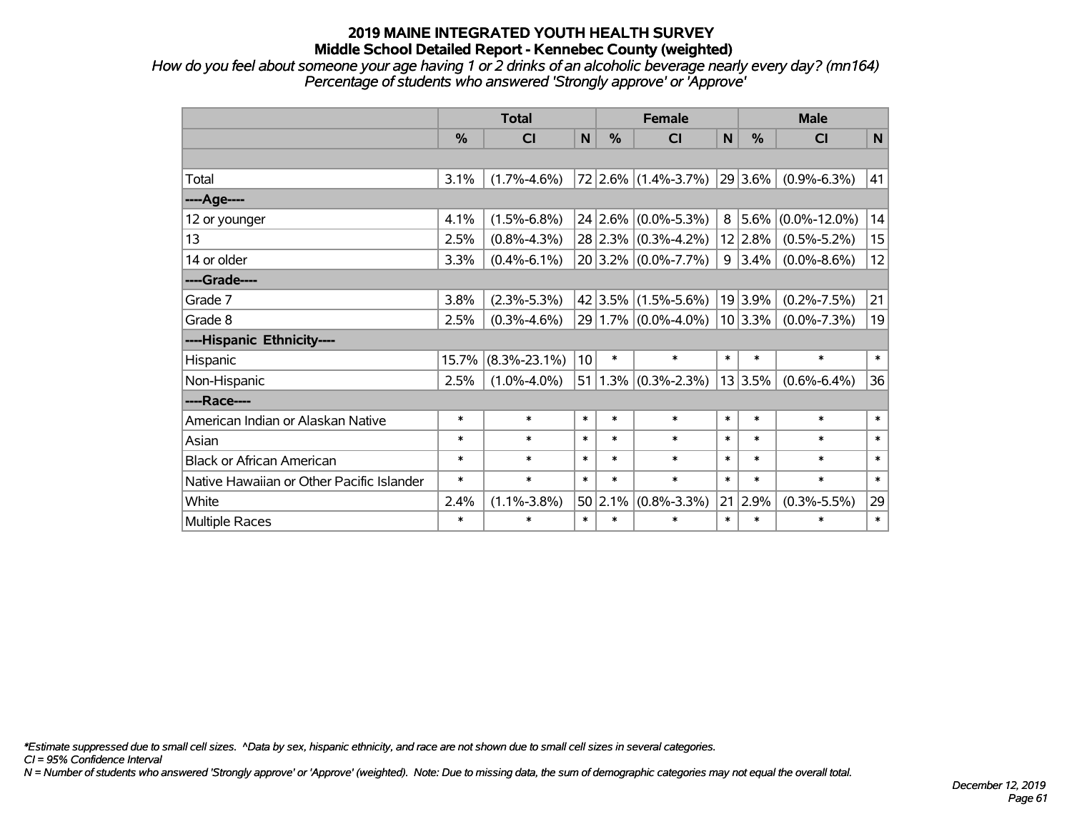# 2019 MAINE INTEGRATED YOUTH HEALTH SURVEY
## Middle School Detailed Report - Kennebec County (weighted)

*How do you feel about someone your age having 1 or 2 drinks of an alcoholic beverage nearly every day? (mn164)*
*Percentage of students who answered 'Strongly approve' or 'Approve'*

| | Total | | | Female | | | Male | | |
|---|---|---|---|---|---|---|---|---|---|
| | % | CI | N | % | CI | N | % | CI | N |
| | | | | | | | | | |
| Total | 3.1% | (1.7%-4.6%) | 72 | 2.6% | (1.4%-3.7%) | 29 | 3.6% | (0.9%-6.3%) | 41 |
| ----Age---- | | | | | | | | | |
| 12 or younger | 4.1% | (1.5%-6.8%) | 24 | 2.6% | (0.0%-5.3%) | 8 | 5.6% | (0.0%-12.0%) | 14 |
| 13 | 2.5% | (0.8%-4.3%) | 28 | 2.3% | (0.3%-4.2%) | 12 | 2.8% | (0.5%-5.2%) | 15 |
| 14 or older | 3.3% | (0.4%-6.1%) | 20 | 3.2% | (0.0%-7.7%) | 9 | 3.4% | (0.0%-8.6%) | 12 |
| ----Grade---- | | | | | | | | | |
| Grade 7 | 3.8% | (2.3%-5.3%) | 42 | 3.5% | (1.5%-5.6%) | 19 | 3.9% | (0.2%-7.5%) | 21 |
| Grade 8 | 2.5% | (0.3%-4.6%) | 29 | 1.7% | (0.0%-4.0%) | 10 | 3.3% | (0.0%-7.3%) | 19 |
| ----Hispanic Ethnicity---- | | | | | | | | | |
| Hispanic | 15.7% | (8.3%-23.1%) | 10 | * | * | * | * | * | * |
| Non-Hispanic | 2.5% | (1.0%-4.0%) | 51 | 1.3% | (0.3%-2.3%) | 13 | 3.5% | (0.6%-6.4%) | 36 |
| ----Race---- | | | | | | | | | |
| American Indian or Alaskan Native | * | * | * | * | * | * | * | * | * |
| Asian | * | * | * | * | * | * | * | * | * |
| Black or African American | * | * | * | * | * | * | * | * | * |
| Native Hawaiian or Other Pacific Islander | * | * | * | * | * | * | * | * | * |
| White | 2.4% | (1.1%-3.8%) | 50 | 2.1% | (0.8%-3.3%) | 21 | 2.9% | (0.3%-5.5%) | 29 |
| Multiple Races | * | * | * | * | * | * | * | * | * |

*\*Estimate suppressed due to small cell sizes. ^Data by sex, hispanic ethnicity, and race are not shown due to small cell sizes in several categories.*
*CI = 95% Confidence Interval*
*N = Number of students who answered 'Strongly approve' or 'Approve' (weighted). Note: Due to missing data, the sum of demographic categories may not equal the overall total.*

*December 12, 2019*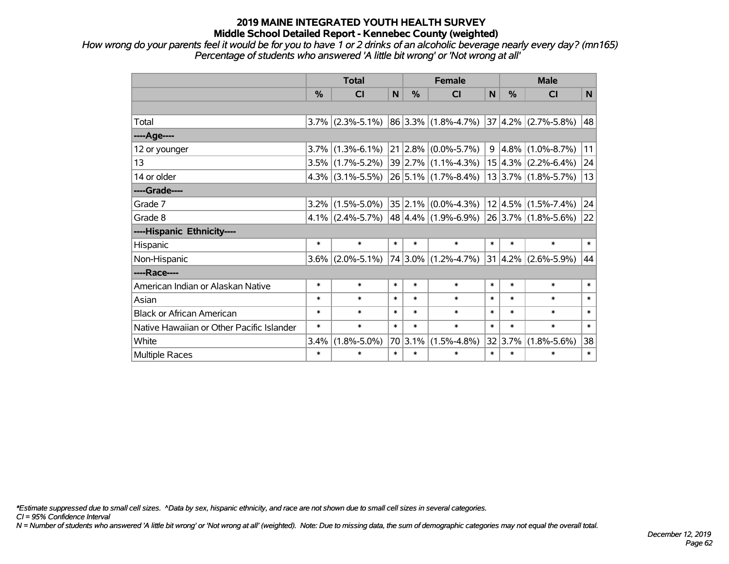# 2019 MAINE INTEGRATED YOUTH HEALTH SURVEY

## Middle School Detailed Report - Kennebec County (weighted)

*How wrong do your parents feel it would be for you to have 1 or 2 drinks of an alcoholic beverage nearly every day? (mn165)*
*Percentage of students who answered 'A little bit wrong' or 'Not wrong at all'*

| | Total | | | Female | | | Male | | |
|---|---|---|---|---|---|---|---|---|---|
| | % | CI | N | % | CI | N | % | CI | N |
| | | | | | | | | | |
| Total | 3.7% | (2.3%-5.1%) | 86 | 3.3% | (1.8%-4.7%) | 37 | 4.2% | (2.7%-5.8%) | 48 |
| ----Age---- | | | | | | | | | |
| 12 or younger | 3.7% | (1.3%-6.1%) | 21 | 2.8% | (0.0%-5.7%) | 9 | 4.8% | (1.0%-8.7%) | 11 |
| 13 | 3.5% | (1.7%-5.2%) | 39 | 2.7% | (1.1%-4.3%) | 15 | 4.3% | (2.2%-6.4%) | 24 |
| 14 or older | 4.3% | (3.1%-5.5%) | 26 | 5.1% | (1.7%-8.4%) | 13 | 3.7% | (1.8%-5.7%) | 13 |
| ----Grade---- | | | | | | | | | |
| Grade 7 | 3.2% | (1.5%-5.0%) | 35 | 2.1% | (0.0%-4.3%) | 12 | 4.5% | (1.5%-7.4%) | 24 |
| Grade 8 | 4.1% | (2.4%-5.7%) | 48 | 4.4% | (1.9%-6.9%) | 26 | 3.7% | (1.8%-5.6%) | 22 |
| ----Hispanic Ethnicity---- | | | | | | | | | |
| Hispanic | * | * | * | * | * | * | * | * | * |
| Non-Hispanic | 3.6% | (2.0%-5.1%) | 74 | 3.0% | (1.2%-4.7%) | 31 | 4.2% | (2.6%-5.9%) | 44 |
| ----Race---- | | | | | | | | | |
| American Indian or Alaskan Native | * | * | * | * | * | * | * | * | * |
| Asian | * | * | * | * | * | * | * | * | * |
| Black or African American | * | * | * | * | * | * | * | * | * |
| Native Hawaiian or Other Pacific Islander | * | * | * | * | * | * | * | * | * |
| White | 3.4% | (1.8%-5.0%) | 70 | 3.1% | (1.5%-4.8%) | 32 | 3.7% | (1.8%-5.6%) | 38 |
| Multiple Races | * | * | * | * | * | * | * | * | * |

*\*Estimate suppressed due to small cell sizes. ^Data by sex, hispanic ethnicity, and race are not shown due to small cell sizes in several categories.*
*CI = 95% Confidence Interval*
*N = Number of students who answered 'A little bit wrong' or 'Not wrong at all' (weighted). Note: Due to missing data, the sum of demographic categories may not equal the overall total.*

*December 12, 2019*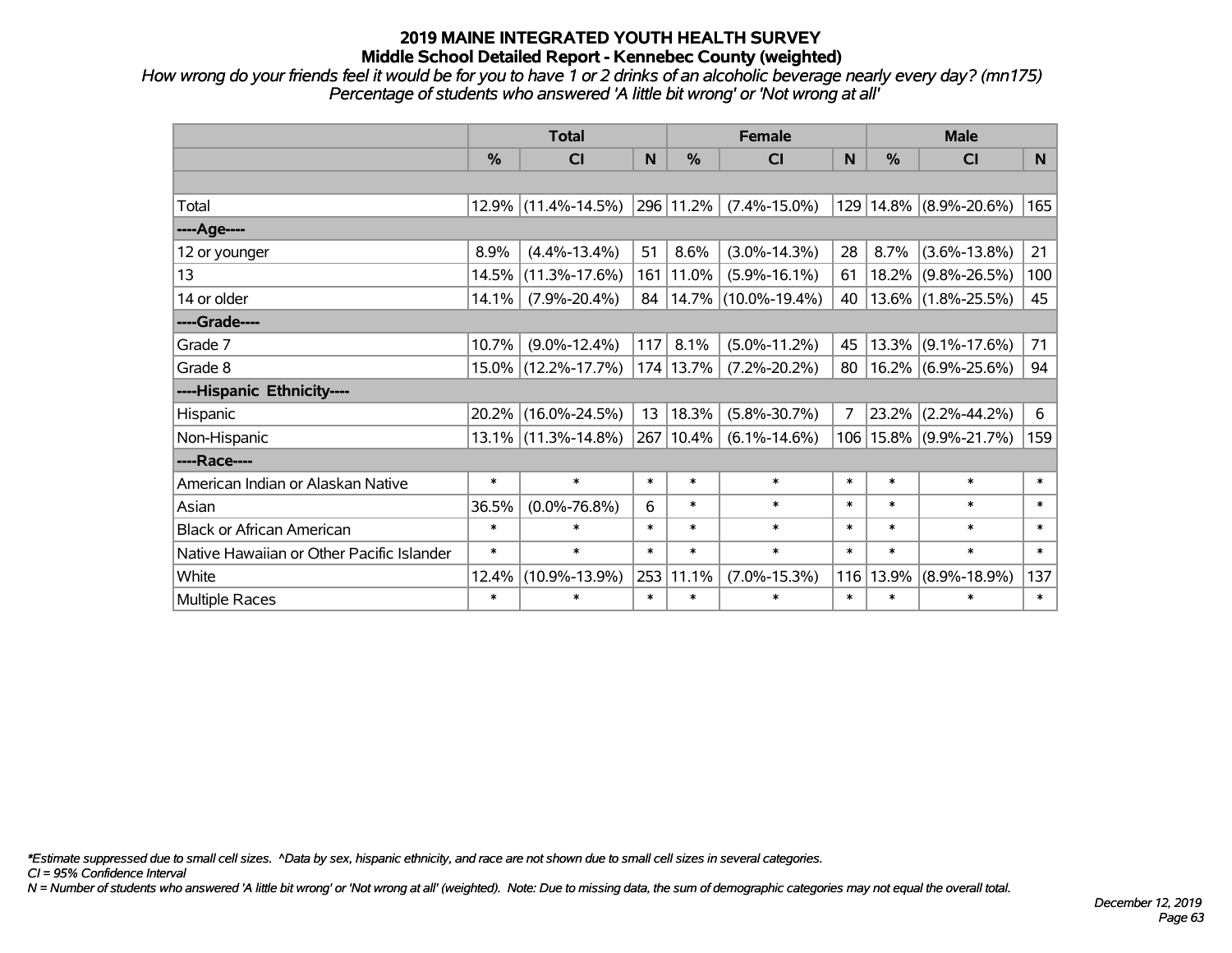# 2019 MAINE INTEGRATED YOUTH HEALTH SURVEY
## Middle School Detailed Report - Kennebec County (weighted)

*How wrong do your friends feel it would be for you to have 1 or 2 drinks of an alcoholic beverage nearly every day? (mn175)*
*Percentage of students who answered 'A little bit wrong' or 'Not wrong at all'*

| | Total | | | Female | | | Male | | |
|---|---|---|---|---|---|---|---|---|---|
| | % | CI | N | % | CI | N | % | CI | N |
| Total | 12.9% | (11.4%-14.5%) | 296 | 11.2% | (7.4%-15.0%) | 129 | 14.8% | (8.9%-20.6%) | 165 |
| ----Age---- | | | | | | | | | |
| 12 or younger | 8.9% | (4.4%-13.4%) | 51 | 8.6% | (3.0%-14.3%) | 28 | 8.7% | (3.6%-13.8%) | 21 |
| 13 | 14.5% | (11.3%-17.6%) | 161 | 11.0% | (5.9%-16.1%) | 61 | 18.2% | (9.8%-26.5%) | 100 |
| 14 or older | 14.1% | (7.9%-20.4%) | 84 | 14.7% | (10.0%-19.4%) | 40 | 13.6% | (1.8%-25.5%) | 45 |
| ----Grade---- | | | | | | | | | |
| Grade 7 | 10.7% | (9.0%-12.4%) | 117 | 8.1% | (5.0%-11.2%) | 45 | 13.3% | (9.1%-17.6%) | 71 |
| Grade 8 | 15.0% | (12.2%-17.7%) | 174 | 13.7% | (7.2%-20.2%) | 80 | 16.2% | (6.9%-25.6%) | 94 |
| ----Hispanic Ethnicity---- | | | | | | | | | |
| Hispanic | 20.2% | (16.0%-24.5%) | 13 | 18.3% | (5.8%-30.7%) | 7 | 23.2% | (2.2%-44.2%) | 6 |
| Non-Hispanic | 13.1% | (11.3%-14.8%) | 267 | 10.4% | (6.1%-14.6%) | 106 | 15.8% | (9.9%-21.7%) | 159 |
| ----Race---- | | | | | | | | | |
| American Indian or Alaskan Native | * | * | * | * | * | * | * | * | * |
| Asian | 36.5% | (0.0%-76.8%) | 6 | * | * | * | * | * | * |
| Black or African American | * | * | * | * | * | * | * | * | * |
| Native Hawaiian or Other Pacific Islander | * | * | * | * | * | * | * | * | * |
| White | 12.4% | (10.9%-13.9%) | 253 | 11.1% | (7.0%-15.3%) | 116 | 13.9% | (8.9%-18.9%) | 137 |
| Multiple Races | * | * | * | * | * | * | * | * | * |

*\*Estimate suppressed due to small cell sizes. ^Data by sex, hispanic ethnicity, and race are not shown due to small cell sizes in several categories.*
*CI = 95% Confidence Interval*
*N = Number of students who answered 'A little bit wrong' or 'Not wrong at all' (weighted). Note: Due to missing data, the sum of demographic categories may not equal the overall total.*

*December 12, 2019*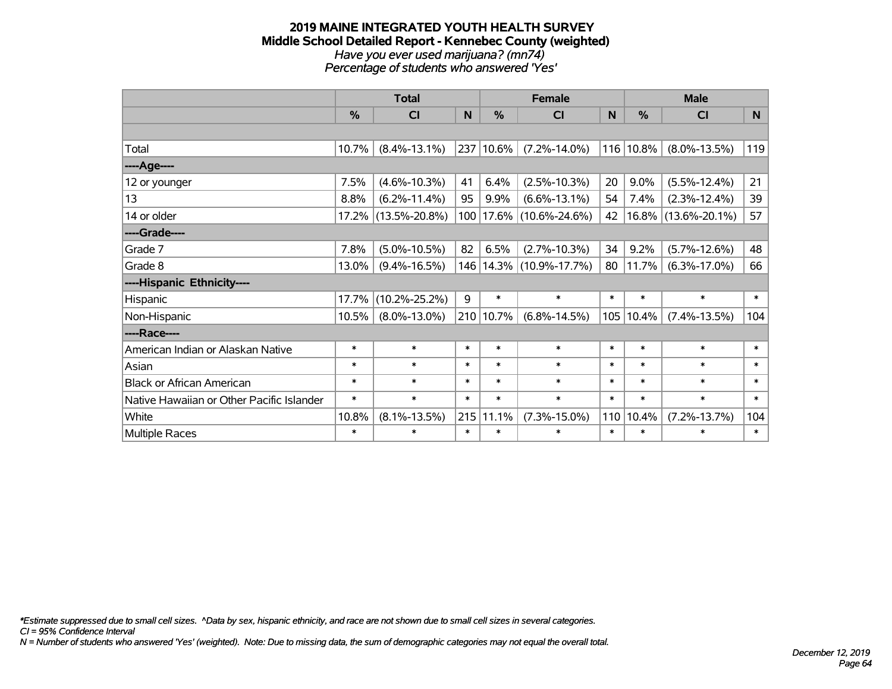# 2019 MAINE INTEGRATED YOUTH HEALTH SURVEY
## Middle School Detailed Report - Kennebec County (weighted)
*Have you ever used marijuana? (mn74)*
*Percentage of students who answered 'Yes'*

| | Total | | | Female | | | Male | | |
|---|---|---|---|---|---|---|---|---|---|
| | % | CI | N | % | CI | N | % | CI | N |
| | | | | | | | | | |
| Total | 10.7% | (8.4%-13.1%) | 237 | 10.6% | (7.2%-14.0%) | 116 | 10.8% | (8.0%-13.5%) | 119 |
| ----Age---- | | | | | | | | | |
| 12 or younger | 7.5% | (4.6%-10.3%) | 41 | 6.4% | (2.5%-10.3%) | 20 | 9.0% | (5.5%-12.4%) | 21 |
| 13 | 8.8% | (6.2%-11.4%) | 95 | 9.9% | (6.6%-13.1%) | 54 | 7.4% | (2.3%-12.4%) | 39 |
| 14 or older | 17.2% | (13.5%-20.8%) | 100 | 17.6% | (10.6%-24.6%) | 42 | 16.8% | (13.6%-20.1%) | 57 |
| ----Grade---- | | | | | | | | | |
| Grade 7 | 7.8% | (5.0%-10.5%) | 82 | 6.5% | (2.7%-10.3%) | 34 | 9.2% | (5.7%-12.6%) | 48 |
| Grade 8 | 13.0% | (9.4%-16.5%) | 146 | 14.3% | (10.9%-17.7%) | 80 | 11.7% | (6.3%-17.0%) | 66 |
| ----Hispanic Ethnicity---- | | | | | | | | | |
| Hispanic | 17.7% | (10.2%-25.2%) | 9 | * | * | * | * | * | * |
| Non-Hispanic | 10.5% | (8.0%-13.0%) | 210 | 10.7% | (6.8%-14.5%) | 105 | 10.4% | (7.4%-13.5%) | 104 |
| ----Race---- | | | | | | | | | |
| American Indian or Alaskan Native | * | * | * | * | * | * | * | * | * |
| Asian | * | * | * | * | * | * | * | * | * |
| Black or African American | * | * | * | * | * | * | * | * | * |
| Native Hawaiian or Other Pacific Islander | * | * | * | * | * | * | * | * | * |
| White | 10.8% | (8.1%-13.5%) | 215 | 11.1% | (7.3%-15.0%) | 110 | 10.4% | (7.2%-13.7%) | 104 |
| Multiple Races | * | * | * | * | * | * | * | * | * |

*\*Estimate suppressed due to small cell sizes. ^Data by sex, hispanic ethnicity, and race are not shown due to small cell sizes in several categories.*
*CI = 95% Confidence Interval*
*N = Number of students who answered 'Yes' (weighted). Note: Due to missing data, the sum of demographic categories may not equal the overall total.*

*December 12, 2019*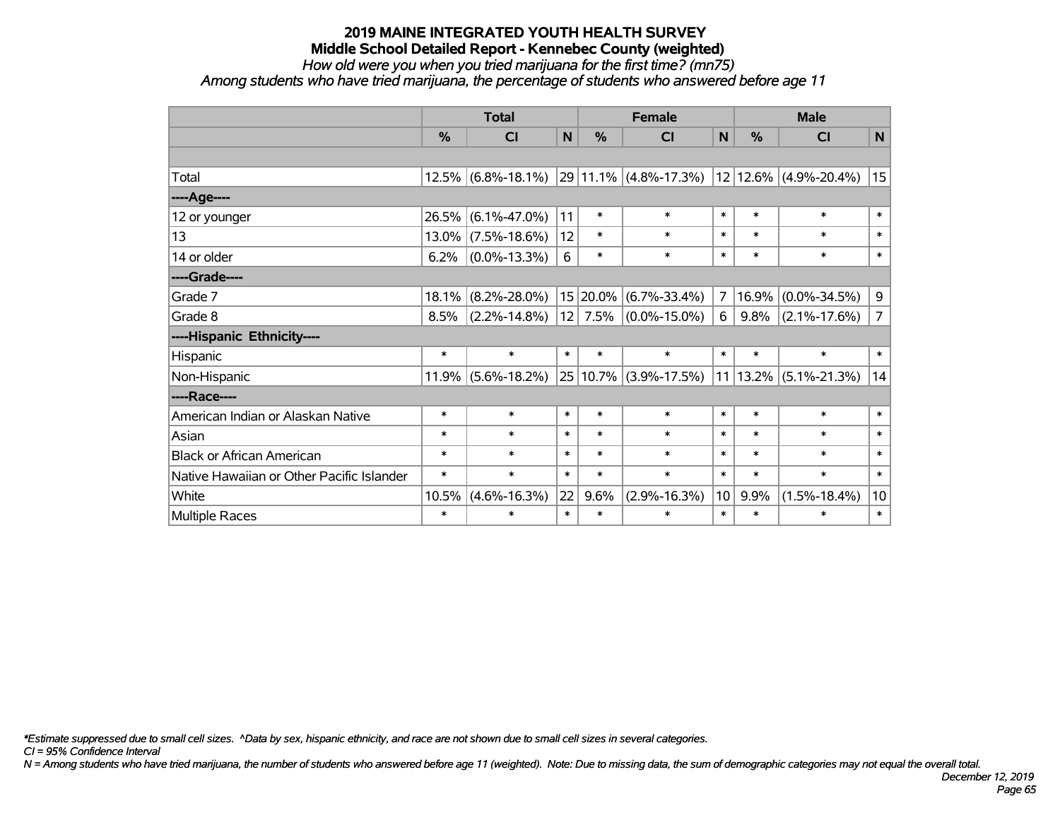# 2019 MAINE INTEGRATED YOUTH HEALTH SURVEY

## Middle School Detailed Report - Kennebec County (weighted)

*How old were you when you tried marijuana for the first time? (mn75)*

*Among students who have tried marijuana, the percentage of students who answered before age 11*

| | Total | | | Female | | | Male | | |
|---|---|---|---|---|---|---|---|---|---|
| | % | CI | N | % | CI | N | % | CI | N |
| | | | | | | | | | |
| Total | 12.5% | (6.8%-18.1%) | 29 | 11.1% | (4.8%-17.3%) | 12 | 12.6% | (4.9%-20.4%) | 15 |
| ----Age---- | | | | | | | | | |
| 12 or younger | 26.5% | (6.1%-47.0%) | 11 | * | * | * | * | * | * |
| 13 | 13.0% | (7.5%-18.6%) | 12 | * | * | * | * | * | * |
| 14 or older | 6.2% | (0.0%-13.3%) | 6 | * | * | * | * | * | * |
| ----Grade---- | | | | | | | | | |
| Grade 7 | 18.1% | (8.2%-28.0%) | 15 | 20.0% | (6.7%-33.4%) | 7 | 16.9% | (0.0%-34.5%) | 9 |
| Grade 8 | 8.5% | (2.2%-14.8%) | 12 | 7.5% | (0.0%-15.0%) | 6 | 9.8% | (2.1%-17.6%) | 7 |
| ----Hispanic Ethnicity---- | | | | | | | | | |
| Hispanic | * | * | * | * | * | * | * | * | * |
| Non-Hispanic | 11.9% | (5.6%-18.2%) | 25 | 10.7% | (3.9%-17.5%) | 11 | 13.2% | (5.1%-21.3%) | 14 |
| ----Race---- | | | | | | | | | |
| American Indian or Alaskan Native | * | * | * | * | * | * | * | * | * |
| Asian | * | * | * | * | * | * | * | * | * |
| Black or African American | * | * | * | * | * | * | * | * | * |
| Native Hawaiian or Other Pacific Islander | * | * | * | * | * | * | * | * | * |
| White | 10.5% | (4.6%-16.3%) | 22 | 9.6% | (2.9%-16.3%) | 10 | 9.9% | (1.5%-18.4%) | 10 |
| Multiple Races | * | * | * | * | * | * | * | * | * |

*\*Estimate suppressed due to small cell sizes. ^Data by sex, hispanic ethnicity, and race are not shown due to small cell sizes in several categories.*

*CI = 95% Confidence Interval*

*N = Among students who have tried marijuana, the number of students who answered before age 11 (weighted). Note: Due to missing data, the sum of demographic categories may not equal the overall total.*

*December 12, 2019*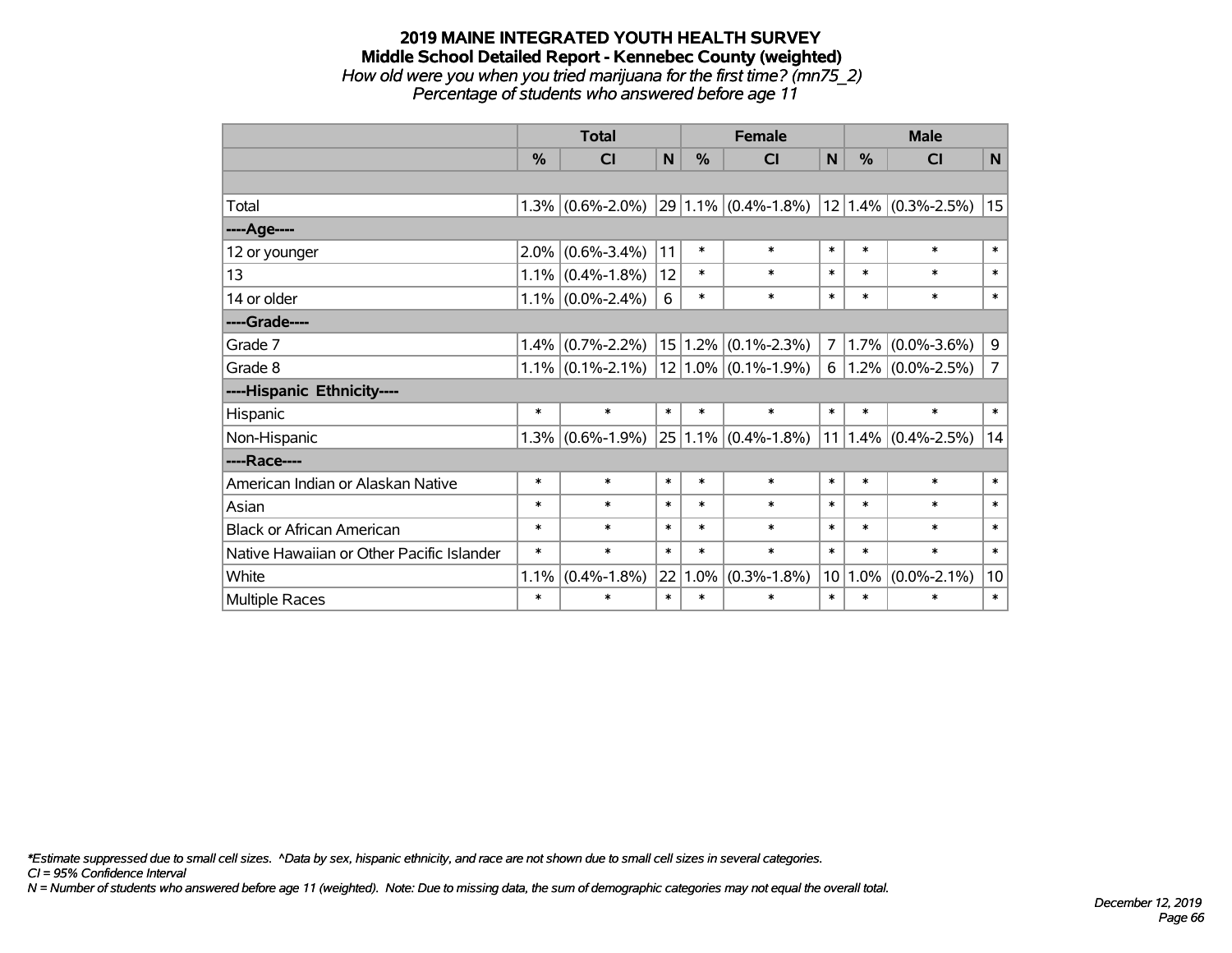# 2019 MAINE INTEGRATED YOUTH HEALTH SURVEY

## Middle School Detailed Report - Kennebec County (weighted)

*How old were you when you tried marijuana for the first time? (mn75_2)*

*Percentage of students who answered before age 11*

| | Total | | | Female | | | Male | | |
|---|---|---|---|---|---|---|---|---|---|
| | % | CI | N | % | CI | N | % | CI | N |
| Total | 1.3% | (0.6%-2.0%) | 29 | 1.1% | (0.4%-1.8%) | 12 | 1.4% | (0.3%-2.5%) | 15 |
| ----Age---- | | | | | | | | | |
| 12 or younger | 2.0% | (0.6%-3.4%) | 11 | * | * | * | * | * | * |
| 13 | 1.1% | (0.4%-1.8%) | 12 | * | * | * | * | * | * |
| 14 or older | 1.1% | (0.0%-2.4%) | 6 | * | * | * | * | * | * |
| ----Grade---- | | | | | | | | | |
| Grade 7 | 1.4% | (0.7%-2.2%) | 15 | 1.2% | (0.1%-2.3%) | 7 | 1.7% | (0.0%-3.6%) | 9 |
| Grade 8 | 1.1% | (0.1%-2.1%) | 12 | 1.0% | (0.1%-1.9%) | 6 | 1.2% | (0.0%-2.5%) | 7 |
| ----Hispanic Ethnicity---- | | | | | | | | | |
| Hispanic | * | * | * | * | * | * | * | * | * |
| Non-Hispanic | 1.3% | (0.6%-1.9%) | 25 | 1.1% | (0.4%-1.8%) | 11 | 1.4% | (0.4%-2.5%) | 14 |
| ----Race---- | | | | | | | | | |
| American Indian or Alaskan Native | * | * | * | * | * | * | * | * | * |
| Asian | * | * | * | * | * | * | * | * | * |
| Black or African American | * | * | * | * | * | * | * | * | * |
| Native Hawaiian or Other Pacific Islander | * | * | * | * | * | * | * | * | * |
| White | 1.1% | (0.4%-1.8%) | 22 | 1.0% | (0.3%-1.8%) | 10 | 1.0% | (0.0%-2.1%) | 10 |
| Multiple Races | * | * | * | * | * | * | * | * | * |

*\*Estimate suppressed due to small cell sizes. ^Data by sex, hispanic ethnicity, and race are not shown due to small cell sizes in several categories.*

*CI = 95% Confidence Interval*

*N = Number of students who answered before age 11 (weighted). Note: Due to missing data, the sum of demographic categories may not equal the overall total.*

*December 12, 2019*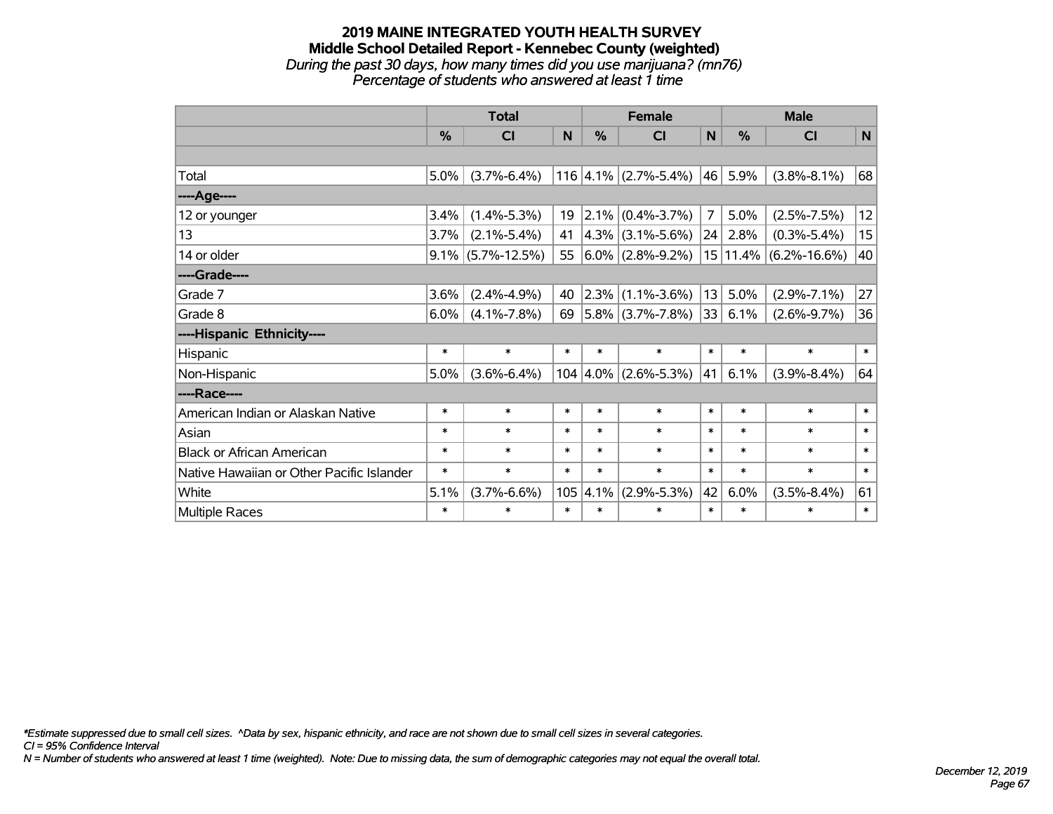# 2019 MAINE INTEGRATED YOUTH HEALTH SURVEY

## Middle School Detailed Report - Kennebec County (weighted)

*During the past 30 days, how many times did you use marijuana? (mn76)*

*Percentage of students who answered at least 1 time*

| | Total | | | Female | | | Male | | |
|---|---|---|---|---|---|---|---|---|---|
| | % | CI | N | % | CI | N | % | CI | N |
| | | | | | | | | | |
| Total | 5.0% | (3.7%-6.4%) | 116 | 4.1% | (2.7%-5.4%) | 46 | 5.9% | (3.8%-8.1%) | 68 |
| ----Age---- | | | | | | | | | |
| 12 or younger | 3.4% | (1.4%-5.3%) | 19 | 2.1% | (0.4%-3.7%) | 7 | 5.0% | (2.5%-7.5%) | 12 |
| 13 | 3.7% | (2.1%-5.4%) | 41 | 4.3% | (3.1%-5.6%) | 24 | 2.8% | (0.3%-5.4%) | 15 |
| 14 or older | 9.1% | (5.7%-12.5%) | 55 | 6.0% | (2.8%-9.2%) | 15 | 11.4% | (6.2%-16.6%) | 40 |
| ----Grade---- | | | | | | | | | |
| Grade 7 | 3.6% | (2.4%-4.9%) | 40 | 2.3% | (1.1%-3.6%) | 13 | 5.0% | (2.9%-7.1%) | 27 |
| Grade 8 | 6.0% | (4.1%-7.8%) | 69 | 5.8% | (3.7%-7.8%) | 33 | 6.1% | (2.6%-9.7%) | 36 |
| ----Hispanic Ethnicity---- | | | | | | | | | |
| Hispanic | * | * | * | * | * | * | * | * | * |
| Non-Hispanic | 5.0% | (3.6%-6.4%) | 104 | 4.0% | (2.6%-5.3%) | 41 | 6.1% | (3.9%-8.4%) | 64 |
| ----Race---- | | | | | | | | | |
| American Indian or Alaskan Native | * | * | * | * | * | * | * | * | * |
| Asian | * | * | * | * | * | * | * | * | * |
| Black or African American | * | * | * | * | * | * | * | * | * |
| Native Hawaiian or Other Pacific Islander | * | * | * | * | * | * | * | * | * |
| White | 5.1% | (3.7%-6.6%) | 105 | 4.1% | (2.9%-5.3%) | 42 | 6.0% | (3.5%-8.4%) | 61 |
| Multiple Races | * | * | * | * | * | * | * | * | * |

*\*Estimate suppressed due to small cell sizes. ^Data by sex, hispanic ethnicity, and race are not shown due to small cell sizes in several categories.*

*CI = 95% Confidence Interval*

*N = Number of students who answered at least 1 time (weighted). Note: Due to missing data, the sum of demographic categories may not equal the overall total.*

*December 12, 2019*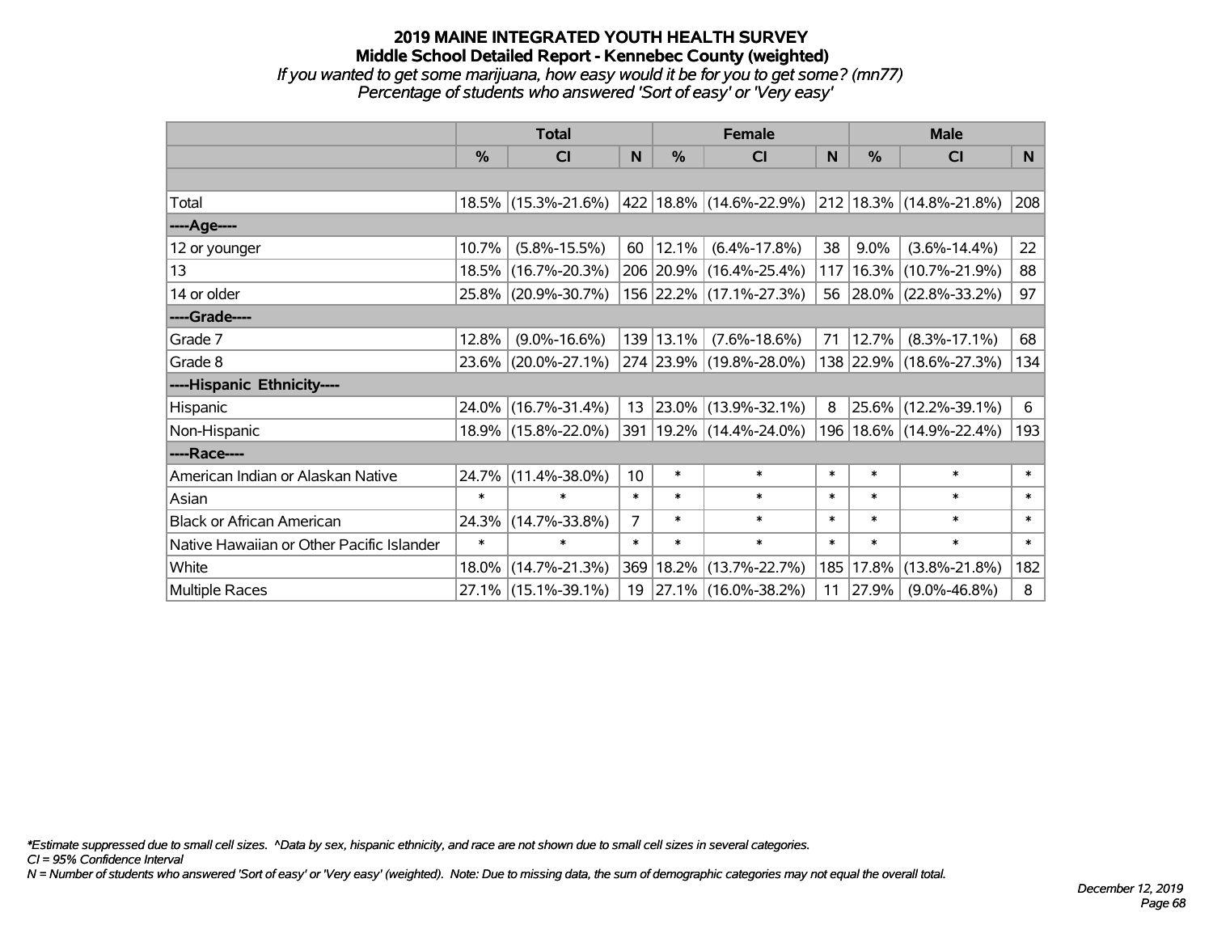# 2019 MAINE INTEGRATED YOUTH HEALTH SURVEY
## Middle School Detailed Report - Kennebec County (weighted)
*If you wanted to get some marijuana, how easy would it be for you to get some? (mn77)*
*Percentage of students who answered 'Sort of easy' or 'Very easy'*

| | Total | | | Female | | | Male | | |
|---|---|---|---|---|---|---|---|---|---|
| | % | CI | N | % | CI | N | % | CI | N |
| | | | | | | | | | |
| Total | 18.5% | (15.3%-21.6%) | 422 | 18.8% | (14.6%-22.9%) | 212 | 18.3% | (14.8%-21.8%) | 208 |
| ----Age---- | | | | | | | | | |
| 12 or younger | 10.7% | (5.8%-15.5%) | 60 | 12.1% | (6.4%-17.8%) | 38 | 9.0% | (3.6%-14.4%) | 22 |
| 13 | 18.5% | (16.7%-20.3%) | 206 | 20.9% | (16.4%-25.4%) | 117 | 16.3% | (10.7%-21.9%) | 88 |
| 14 or older | 25.8% | (20.9%-30.7%) | 156 | 22.2% | (17.1%-27.3%) | 56 | 28.0% | (22.8%-33.2%) | 97 |
| ----Grade---- | | | | | | | | | |
| Grade 7 | 12.8% | (9.0%-16.6%) | 139 | 13.1% | (7.6%-18.6%) | 71 | 12.7% | (8.3%-17.1%) | 68 |
| Grade 8 | 23.6% | (20.0%-27.1%) | 274 | 23.9% | (19.8%-28.0%) | 138 | 22.9% | (18.6%-27.3%) | 134 |
| ----Hispanic Ethnicity---- | | | | | | | | | |
| Hispanic | 24.0% | (16.7%-31.4%) | 13 | 23.0% | (13.9%-32.1%) | 8 | 25.6% | (12.2%-39.1%) | 6 |
| Non-Hispanic | 18.9% | (15.8%-22.0%) | 391 | 19.2% | (14.4%-24.0%) | 196 | 18.6% | (14.9%-22.4%) | 193 |
| ----Race---- | | | | | | | | | |
| American Indian or Alaskan Native | 24.7% | (11.4%-38.0%) | 10 | * | * | * | * | * | * |
| Asian | * | * | * | * | * | * | * | * | * |
| Black or African American | 24.3% | (14.7%-33.8%) | 7 | * | * | * | * | * | * |
| Native Hawaiian or Other Pacific Islander | * | * | * | * | * | * | * | * | * |
| White | 18.0% | (14.7%-21.3%) | 369 | 18.2% | (13.7%-22.7%) | 185 | 17.8% | (13.8%-21.8%) | 182 |
| Multiple Races | 27.1% | (15.1%-39.1%) | 19 | 27.1% | (16.0%-38.2%) | 11 | 27.9% | (9.0%-46.8%) | 8 |

*\*Estimate suppressed due to small cell sizes. ^Data by sex, hispanic ethnicity, and race are not shown due to small cell sizes in several categories.*
*CI = 95% Confidence Interval*
*N = Number of students who answered 'Sort of easy' or 'Very easy' (weighted). Note: Due to missing data, the sum of demographic categories may not equal the overall total.*

*December 12, 2019*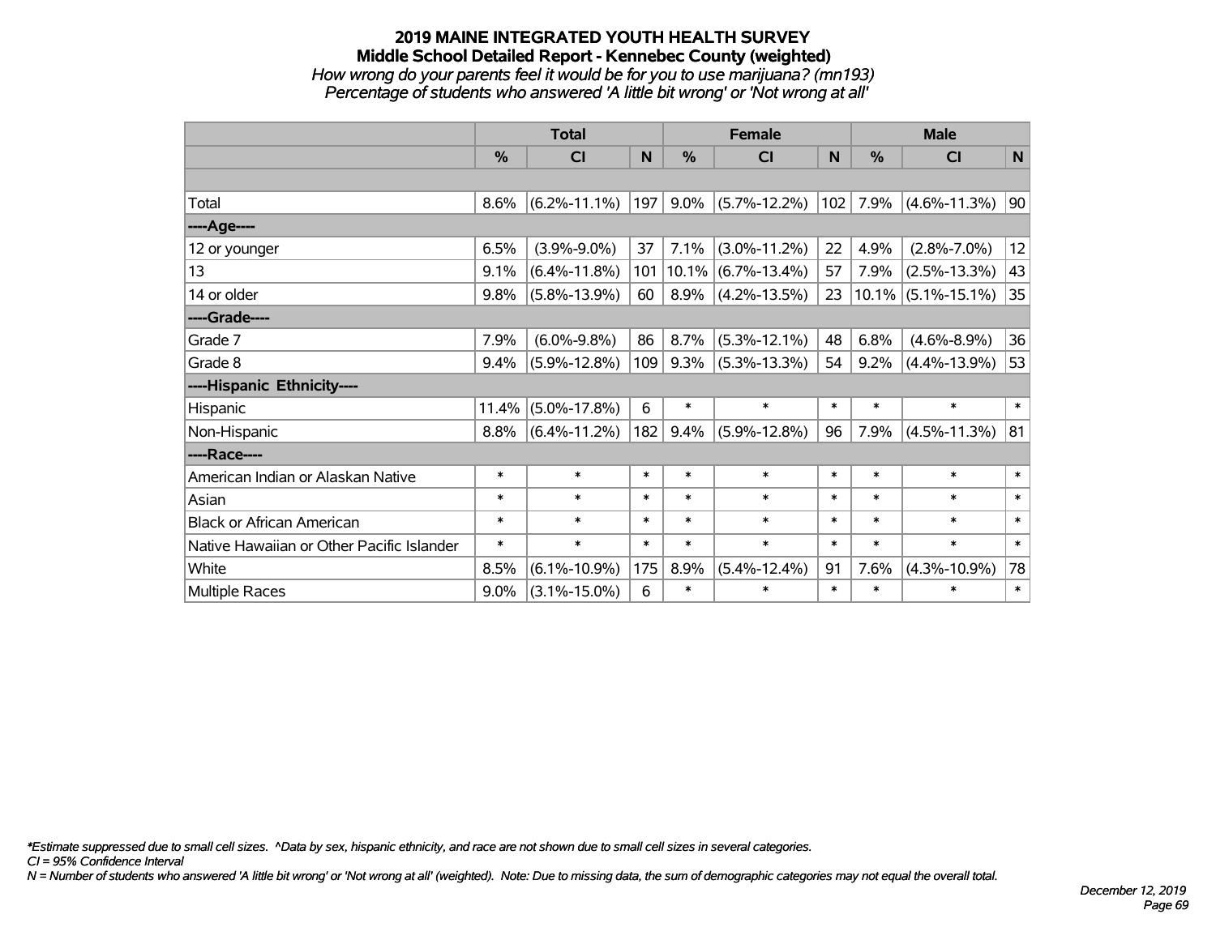# 2019 MAINE INTEGRATED YOUTH HEALTH SURVEY
## Middle School Detailed Report - Kennebec County (weighted)
*How wrong do your parents feel it would be for you to use marijuana? (mn193)*
*Percentage of students who answered 'A little bit wrong' or 'Not wrong at all'*

| | Total | | | Female | | | Male | | |
|---|---|---|---|---|---|---|---|---|---|
| | % | CI | N | % | CI | N | % | CI | N |
| | | | | | | | | | |
| Total | 8.6% | (6.2%-11.1%) | 197 | 9.0% | (5.7%-12.2%) | 102 | 7.9% | (4.6%-11.3%) | 90 |
| ----Age---- | | | | | | | | | |
| 12 or younger | 6.5% | (3.9%-9.0%) | 37 | 7.1% | (3.0%-11.2%) | 22 | 4.9% | (2.8%-7.0%) | 12 |
| 13 | 9.1% | (6.4%-11.8%) | 101 | 10.1% | (6.7%-13.4%) | 57 | 7.9% | (2.5%-13.3%) | 43 |
| 14 or older | 9.8% | (5.8%-13.9%) | 60 | 8.9% | (4.2%-13.5%) | 23 | 10.1% | (5.1%-15.1%) | 35 |
| ----Grade---- | | | | | | | | | |
| Grade 7 | 7.9% | (6.0%-9.8%) | 86 | 8.7% | (5.3%-12.1%) | 48 | 6.8% | (4.6%-8.9%) | 36 |
| Grade 8 | 9.4% | (5.9%-12.8%) | 109 | 9.3% | (5.3%-13.3%) | 54 | 9.2% | (4.4%-13.9%) | 53 |
| ----Hispanic Ethnicity---- | | | | | | | | | |
| Hispanic | 11.4% | (5.0%-17.8%) | 6 | * | * | * | * | * | * |
| Non-Hispanic | 8.8% | (6.4%-11.2%) | 182 | 9.4% | (5.9%-12.8%) | 96 | 7.9% | (4.5%-11.3%) | 81 |
| ----Race---- | | | | | | | | | |
| American Indian or Alaskan Native | * | * | * | * | * | * | * | * | * |
| Asian | * | * | * | * | * | * | * | * | * |
| Black or African American | * | * | * | * | * | * | * | * | * |
| Native Hawaiian or Other Pacific Islander | * | * | * | * | * | * | * | * | * |
| White | 8.5% | (6.1%-10.9%) | 175 | 8.9% | (5.4%-12.4%) | 91 | 7.6% | (4.3%-10.9%) | 78 |
| Multiple Races | 9.0% | (3.1%-15.0%) | 6 | * | * | * | * | * | * |

*\*Estimate suppressed due to small cell sizes. ^Data by sex, hispanic ethnicity, and race are not shown due to small cell sizes in several categories.*
*CI = 95% Confidence Interval*
*N = Number of students who answered 'A little bit wrong' or 'Not wrong at all' (weighted). Note: Due to missing data, the sum of demographic categories may not equal the overall total.*

*December 12, 2019*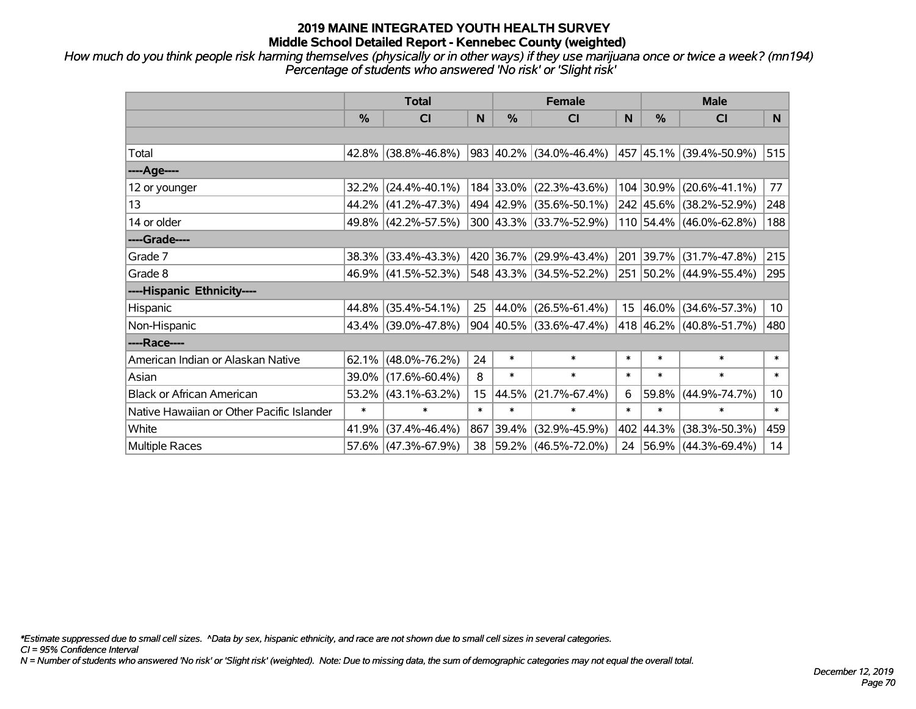# 2019 MAINE INTEGRATED YOUTH HEALTH SURVEY
## Middle School Detailed Report - Kennebec County (weighted)

*How much do you think people risk harming themselves (physically or in other ways) if they use marijuana once or twice a week? (mn194)*
*Percentage of students who answered 'No risk' or 'Slight risk'*

| | Total | | | Female | | | Male | | |
|---|---|---|---|---|---|---|---|---|---|
| | % | CI | N | % | CI | N | % | CI | N |
| Total | 42.8% | (38.8%-46.8%) | 983 | 40.2% | (34.0%-46.4%) | 457 | 45.1% | (39.4%-50.9%) | 515 |
| ----Age---- | | | | | | | | | |
| 12 or younger | 32.2% | (24.4%-40.1%) | 184 | 33.0% | (22.3%-43.6%) | 104 | 30.9% | (20.6%-41.1%) | 77 |
| 13 | 44.2% | (41.2%-47.3%) | 494 | 42.9% | (35.6%-50.1%) | 242 | 45.6% | (38.2%-52.9%) | 248 |
| 14 or older | 49.8% | (42.2%-57.5%) | 300 | 43.3% | (33.7%-52.9%) | 110 | 54.4% | (46.0%-62.8%) | 188 |
| ----Grade---- | | | | | | | | | |
| Grade 7 | 38.3% | (33.4%-43.3%) | 420 | 36.7% | (29.9%-43.4%) | 201 | 39.7% | (31.7%-47.8%) | 215 |
| Grade 8 | 46.9% | (41.5%-52.3%) | 548 | 43.3% | (34.5%-52.2%) | 251 | 50.2% | (44.9%-55.4%) | 295 |
| ----Hispanic Ethnicity---- | | | | | | | | | |
| Hispanic | 44.8% | (35.4%-54.1%) | 25 | 44.0% | (26.5%-61.4%) | 15 | 46.0% | (34.6%-57.3%) | 10 |
| Non-Hispanic | 43.4% | (39.0%-47.8%) | 904 | 40.5% | (33.6%-47.4%) | 418 | 46.2% | (40.8%-51.7%) | 480 |
| ----Race---- | | | | | | | | | |
| American Indian or Alaskan Native | 62.1% | (48.0%-76.2%) | 24 | * | * | * | * | * | * |
| Asian | 39.0% | (17.6%-60.4%) | 8 | * | * | * | * | * | * |
| Black or African American | 53.2% | (43.1%-63.2%) | 15 | 44.5% | (21.7%-67.4%) | 6 | 59.8% | (44.9%-74.7%) | 10 |
| Native Hawaiian or Other Pacific Islander | * | * | * | * | * | * | * | * | * |
| White | 41.9% | (37.4%-46.4%) | 867 | 39.4% | (32.9%-45.9%) | 402 | 44.3% | (38.3%-50.3%) | 459 |
| Multiple Races | 57.6% | (47.3%-67.9%) | 38 | 59.2% | (46.5%-72.0%) | 24 | 56.9% | (44.3%-69.4%) | 14 |

*\*Estimate suppressed due to small cell sizes. ^Data by sex, hispanic ethnicity, and race are not shown due to small cell sizes in several categories.*
*CI = 95% Confidence Interval*
*N = Number of students who answered 'No risk' or 'Slight risk' (weighted). Note: Due to missing data, the sum of demographic categories may not equal the overall total.*

*December 12, 2019*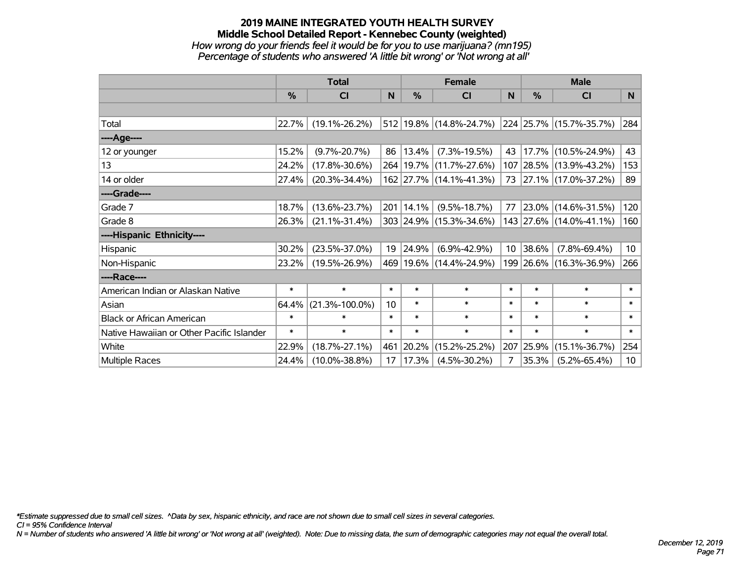# 2019 MAINE INTEGRATED YOUTH HEALTH SURVEY
## Middle School Detailed Report - Kennebec County (weighted)

*How wrong do your friends feel it would be for you to use marijuana? (mn195)*
*Percentage of students who answered 'A little bit wrong' or 'Not wrong at all'*

| | Total | | | Female | | | Male | | |
|---|---|---|---|---|---|---|---|---|---|
| | % | CI | N | % | CI | N | % | CI | N |
| Total | 22.7% | (19.1%-26.2%) | 512 | 19.8% | (14.8%-24.7%) | 224 | 25.7% | (15.7%-35.7%) | 284 |
| ----Age---- | | | | | | | | | |
| 12 or younger | 15.2% | (9.7%-20.7%) | 86 | 13.4% | (7.3%-19.5%) | 43 | 17.7% | (10.5%-24.9%) | 43 |
| 13 | 24.2% | (17.8%-30.6%) | 264 | 19.7% | (11.7%-27.6%) | 107 | 28.5% | (13.9%-43.2%) | 153 |
| 14 or older | 27.4% | (20.3%-34.4%) | 162 | 27.7% | (14.1%-41.3%) | 73 | 27.1% | (17.0%-37.2%) | 89 |
| ----Grade---- | | | | | | | | | |
| Grade 7 | 18.7% | (13.6%-23.7%) | 201 | 14.1% | (9.5%-18.7%) | 77 | 23.0% | (14.6%-31.5%) | 120 |
| Grade 8 | 26.3% | (21.1%-31.4%) | 303 | 24.9% | (15.3%-34.6%) | 143 | 27.6% | (14.0%-41.1%) | 160 |
| ----Hispanic Ethnicity---- | | | | | | | | | |
| Hispanic | 30.2% | (23.5%-37.0%) | 19 | 24.9% | (6.9%-42.9%) | 10 | 38.6% | (7.8%-69.4%) | 10 |
| Non-Hispanic | 23.2% | (19.5%-26.9%) | 469 | 19.6% | (14.4%-24.9%) | 199 | 26.6% | (16.3%-36.9%) | 266 |
| ----Race---- | | | | | | | | | |
| American Indian or Alaskan Native | * | * | * | * | * | * | * | * | * |
| Asian | 64.4% | (21.3%-100.0%) | 10 | * | * | * | * | * | * |
| Black or African American | * | * | * | * | * | * | * | * | * |
| Native Hawaiian or Other Pacific Islander | * | * | * | * | * | * | * | * | * |
| White | 22.9% | (18.7%-27.1%) | 461 | 20.2% | (15.2%-25.2%) | 207 | 25.9% | (15.1%-36.7%) | 254 |
| Multiple Races | 24.4% | (10.0%-38.8%) | 17 | 17.3% | (4.5%-30.2%) | 7 | 35.3% | (5.2%-65.4%) | 10 |

*\*Estimate suppressed due to small cell sizes. ^Data by sex, hispanic ethnicity, and race are not shown due to small cell sizes in several categories.*

*CI = 95% Confidence Interval*

*N = Number of students who answered 'A little bit wrong' or 'Not wrong at all' (weighted). Note: Due to missing data, the sum of demographic categories may not equal the overall total.*

*December 12, 2019*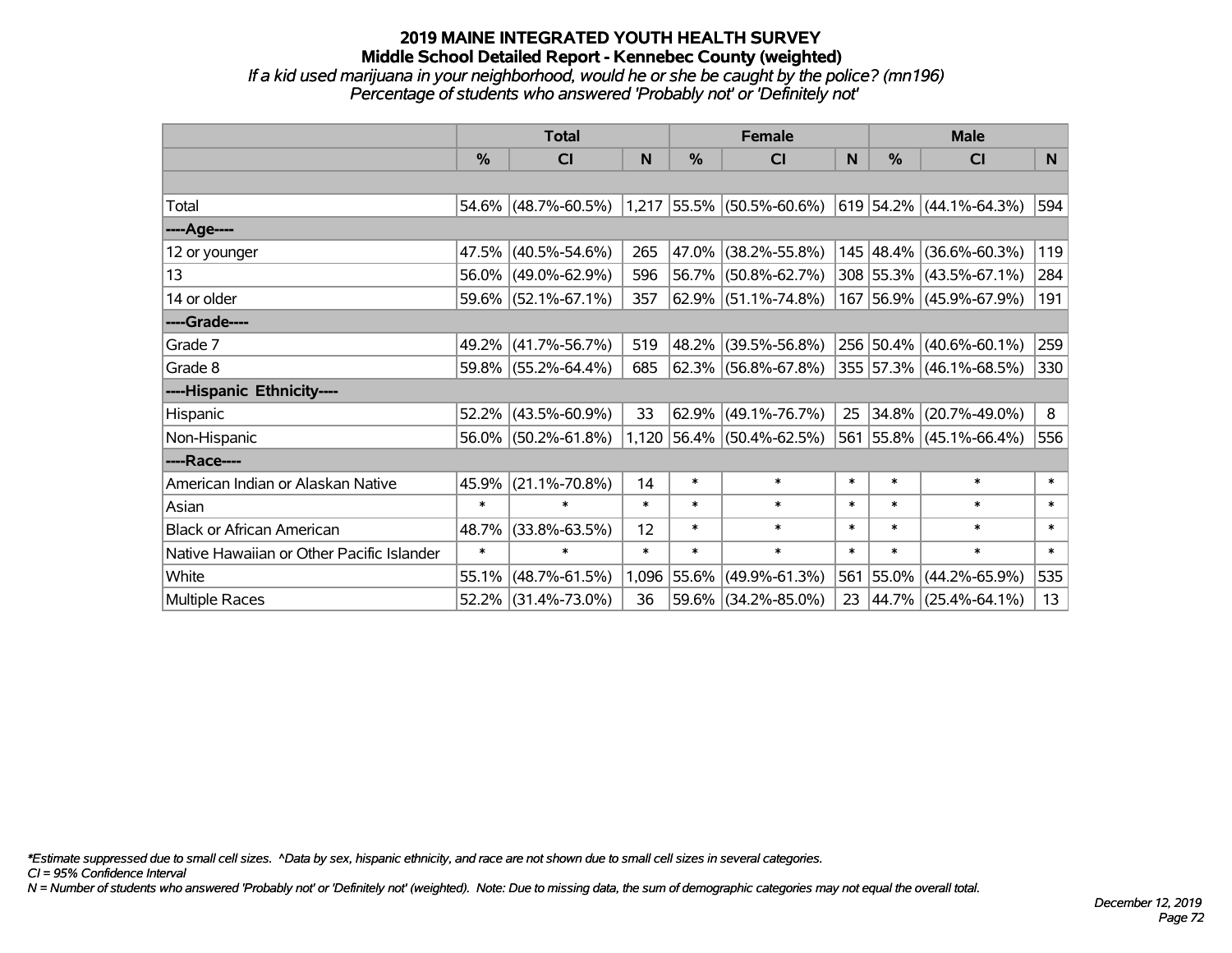# 2019 MAINE INTEGRATED YOUTH HEALTH SURVEY
## Middle School Detailed Report - Kennebec County (weighted)
*If a kid used marijuana in your neighborhood, would he or she be caught by the police? (mn196)*
*Percentage of students who answered 'Probably not' or 'Definitely not'*

| | Total | | | Female | | | Male | | |
|---|---|---|---|---|---|---|---|---|---|
| | % | CI | N | % | CI | N | % | CI | N |
| Total | 54.6% | (48.7%-60.5%) | 1,217 | 55.5% | (50.5%-60.6%) | 619 | 54.2% | (44.1%-64.3%) | 594 |
| ----Age---- | | | | | | | | | |
| 12 or younger | 47.5% | (40.5%-54.6%) | 265 | 47.0% | (38.2%-55.8%) | 145 | 48.4% | (36.6%-60.3%) | 119 |
| 13 | 56.0% | (49.0%-62.9%) | 596 | 56.7% | (50.8%-62.7%) | 308 | 55.3% | (43.5%-67.1%) | 284 |
| 14 or older | 59.6% | (52.1%-67.1%) | 357 | 62.9% | (51.1%-74.8%) | 167 | 56.9% | (45.9%-67.9%) | 191 |
| ----Grade---- | | | | | | | | | |
| Grade 7 | 49.2% | (41.7%-56.7%) | 519 | 48.2% | (39.5%-56.8%) | 256 | 50.4% | (40.6%-60.1%) | 259 |
| Grade 8 | 59.8% | (55.2%-64.4%) | 685 | 62.3% | (56.8%-67.8%) | 355 | 57.3% | (46.1%-68.5%) | 330 |
| ----Hispanic Ethnicity---- | | | | | | | | | |
| Hispanic | 52.2% | (43.5%-60.9%) | 33 | 62.9% | (49.1%-76.7%) | 25 | 34.8% | (20.7%-49.0%) | 8 |
| Non-Hispanic | 56.0% | (50.2%-61.8%) | 1,120 | 56.4% | (50.4%-62.5%) | 561 | 55.8% | (45.1%-66.4%) | 556 |
| ----Race---- | | | | | | | | | |
| American Indian or Alaskan Native | 45.9% | (21.1%-70.8%) | 14 | * | * | * | * | * | * |
| Asian | * | * | * | * | * | * | * | * | * |
| Black or African American | 48.7% | (33.8%-63.5%) | 12 | * | * | * | * | * | * |
| Native Hawaiian or Other Pacific Islander | * | * | * | * | * | * | * | * | * |
| White | 55.1% | (48.7%-61.5%) | 1,096 | 55.6% | (49.9%-61.3%) | 561 | 55.0% | (44.2%-65.9%) | 535 |
| Multiple Races | 52.2% | (31.4%-73.0%) | 36 | 59.6% | (34.2%-85.0%) | 23 | 44.7% | (25.4%-64.1%) | 13 |

*\*Estimate suppressed due to small cell sizes. ^Data by sex, hispanic ethnicity, and race are not shown due to small cell sizes in several categories.*
*CI = 95% Confidence Interval*
*N = Number of students who answered 'Probably not' or 'Definitely not' (weighted). Note: Due to missing data, the sum of demographic categories may not equal the overall total.*

*December 12, 2019*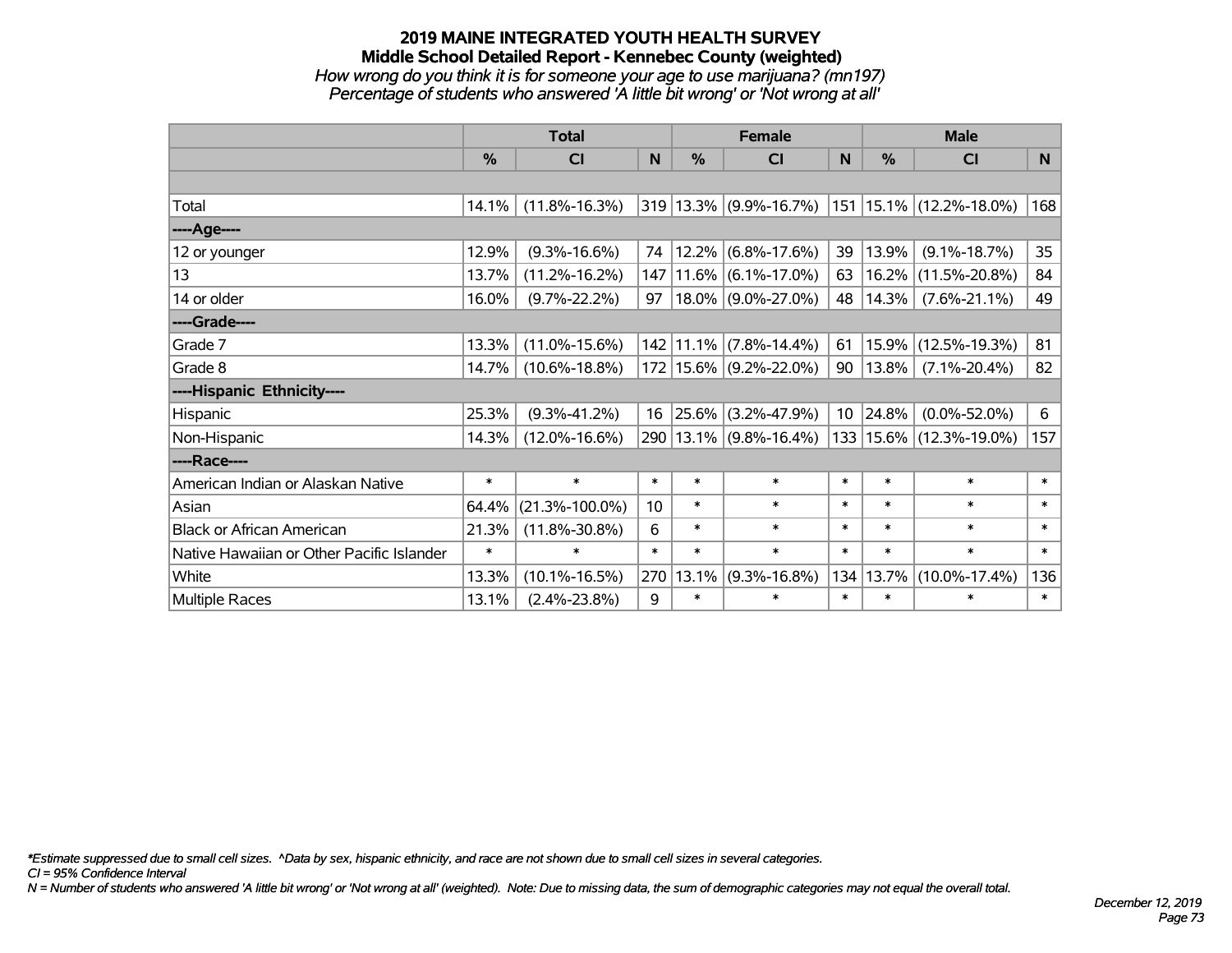# 2019 MAINE INTEGRATED YOUTH HEALTH SURVEY
## Middle School Detailed Report - Kennebec County (weighted)
*How wrong do you think it is for someone your age to use marijuana? (mn197)*
*Percentage of students who answered 'A little bit wrong' or 'Not wrong at all'*

| | Total | | | Female | | | Male | | |
|---|---|---|---|---|---|---|---|---|---|
| | % | CI | N | % | CI | N | % | CI | N |
| Total | 14.1% | (11.8%-16.3%) | 319 | 13.3% | (9.9%-16.7%) | 151 | 15.1% | (12.2%-18.0%) | 168 |
| ----Age---- | | | | | | | | | |
| 12 or younger | 12.9% | (9.3%-16.6%) | 74 | 12.2% | (6.8%-17.6%) | 39 | 13.9% | (9.1%-18.7%) | 35 |
| 13 | 13.7% | (11.2%-16.2%) | 147 | 11.6% | (6.1%-17.0%) | 63 | 16.2% | (11.5%-20.8%) | 84 |
| 14 or older | 16.0% | (9.7%-22.2%) | 97 | 18.0% | (9.0%-27.0%) | 48 | 14.3% | (7.6%-21.1%) | 49 |
| ----Grade---- | | | | | | | | | |
| Grade 7 | 13.3% | (11.0%-15.6%) | 142 | 11.1% | (7.8%-14.4%) | 61 | 15.9% | (12.5%-19.3%) | 81 |
| Grade 8 | 14.7% | (10.6%-18.8%) | 172 | 15.6% | (9.2%-22.0%) | 90 | 13.8% | (7.1%-20.4%) | 82 |
| ----Hispanic Ethnicity---- | | | | | | | | | |
| Hispanic | 25.3% | (9.3%-41.2%) | 16 | 25.6% | (3.2%-47.9%) | 10 | 24.8% | (0.0%-52.0%) | 6 |
| Non-Hispanic | 14.3% | (12.0%-16.6%) | 290 | 13.1% | (9.8%-16.4%) | 133 | 15.6% | (12.3%-19.0%) | 157 |
| ----Race---- | | | | | | | | | |
| American Indian or Alaskan Native | * | * | * | * | * | * | * | * | * |
| Asian | 64.4% | (21.3%-100.0%) | 10 | * | * | * | * | * | * |
| Black or African American | 21.3% | (11.8%-30.8%) | 6 | * | * | * | * | * | * |
| Native Hawaiian or Other Pacific Islander | * | * | * | * | * | * | * | * | * |
| White | 13.3% | (10.1%-16.5%) | 270 | 13.1% | (9.3%-16.8%) | 134 | 13.7% | (10.0%-17.4%) | 136 |
| Multiple Races | 13.1% | (2.4%-23.8%) | 9 | * | * | * | * | * | * |

*\*Estimate suppressed due to small cell sizes. ^Data by sex, hispanic ethnicity, and race are not shown due to small cell sizes in several categories.*
*CI = 95% Confidence Interval*
*N = Number of students who answered 'A little bit wrong' or 'Not wrong at all' (weighted). Note: Due to missing data, the sum of demographic categories may not equal the overall total.*

*December 12, 2019*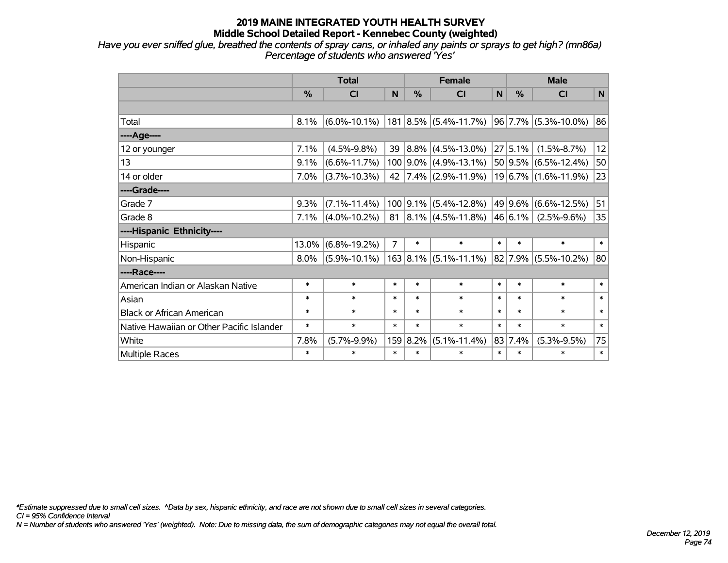# 2019 MAINE INTEGRATED YOUTH HEALTH SURVEY

## Middle School Detailed Report - Kennebec County (weighted)

*Have you ever sniffed glue, breathed the contents of spray cans, or inhaled any paints or sprays to get high? (mn86a)*
*Percentage of students who answered 'Yes'*

| | Total | | | Female | | | Male | | |
|---|---|---|---|---|---|---|---|---|---|
| | % | CI | N | % | CI | N | % | CI | N |
| Total | 8.1% | (6.0%-10.1%) | 181 | 8.5% | (5.4%-11.7%) | 96 | 7.7% | (5.3%-10.0%) | 86 |
| ----Age---- | | | | | | | | | |
| 12 or younger | 7.1% | (4.5%-9.8%) | 39 | 8.8% | (4.5%-13.0%) | 27 | 5.1% | (1.5%-8.7%) | 12 |
| 13 | 9.1% | (6.6%-11.7%) | 100 | 9.0% | (4.9%-13.1%) | 50 | 9.5% | (6.5%-12.4%) | 50 |
| 14 or older | 7.0% | (3.7%-10.3%) | 42 | 7.4% | (2.9%-11.9%) | 19 | 6.7% | (1.6%-11.9%) | 23 |
| ----Grade---- | | | | | | | | | |
| Grade 7 | 9.3% | (7.1%-11.4%) | 100 | 9.1% | (5.4%-12.8%) | 49 | 9.6% | (6.6%-12.5%) | 51 |
| Grade 8 | 7.1% | (4.0%-10.2%) | 81 | 8.1% | (4.5%-11.8%) | 46 | 6.1% | (2.5%-9.6%) | 35 |
| ----Hispanic Ethnicity---- | | | | | | | | | |
| Hispanic | 13.0% | (6.8%-19.2%) | 7 | * | * | * | * | * | * |
| Non-Hispanic | 8.0% | (5.9%-10.1%) | 163 | 8.1% | (5.1%-11.1%) | 82 | 7.9% | (5.5%-10.2%) | 80 |
| ----Race---- | | | | | | | | | |
| American Indian or Alaskan Native | * | * | * | * | * | * | * | * | * |
| Asian | * | * | * | * | * | * | * | * | * |
| Black or African American | * | * | * | * | * | * | * | * | * |
| Native Hawaiian or Other Pacific Islander | * | * | * | * | * | * | * | * | * |
| White | 7.8% | (5.7%-9.9%) | 159 | 8.2% | (5.1%-11.4%) | 83 | 7.4% | (5.3%-9.5%) | 75 |
| Multiple Races | * | * | * | * | * | * | * | * | * |

*\*Estimate suppressed due to small cell sizes. ^Data by sex, hispanic ethnicity, and race are not shown due to small cell sizes in several categories.*
*CI = 95% Confidence Interval*
*N = Number of students who answered 'Yes' (weighted). Note: Due to missing data, the sum of demographic categories may not equal the overall total.*

*December 12, 2019*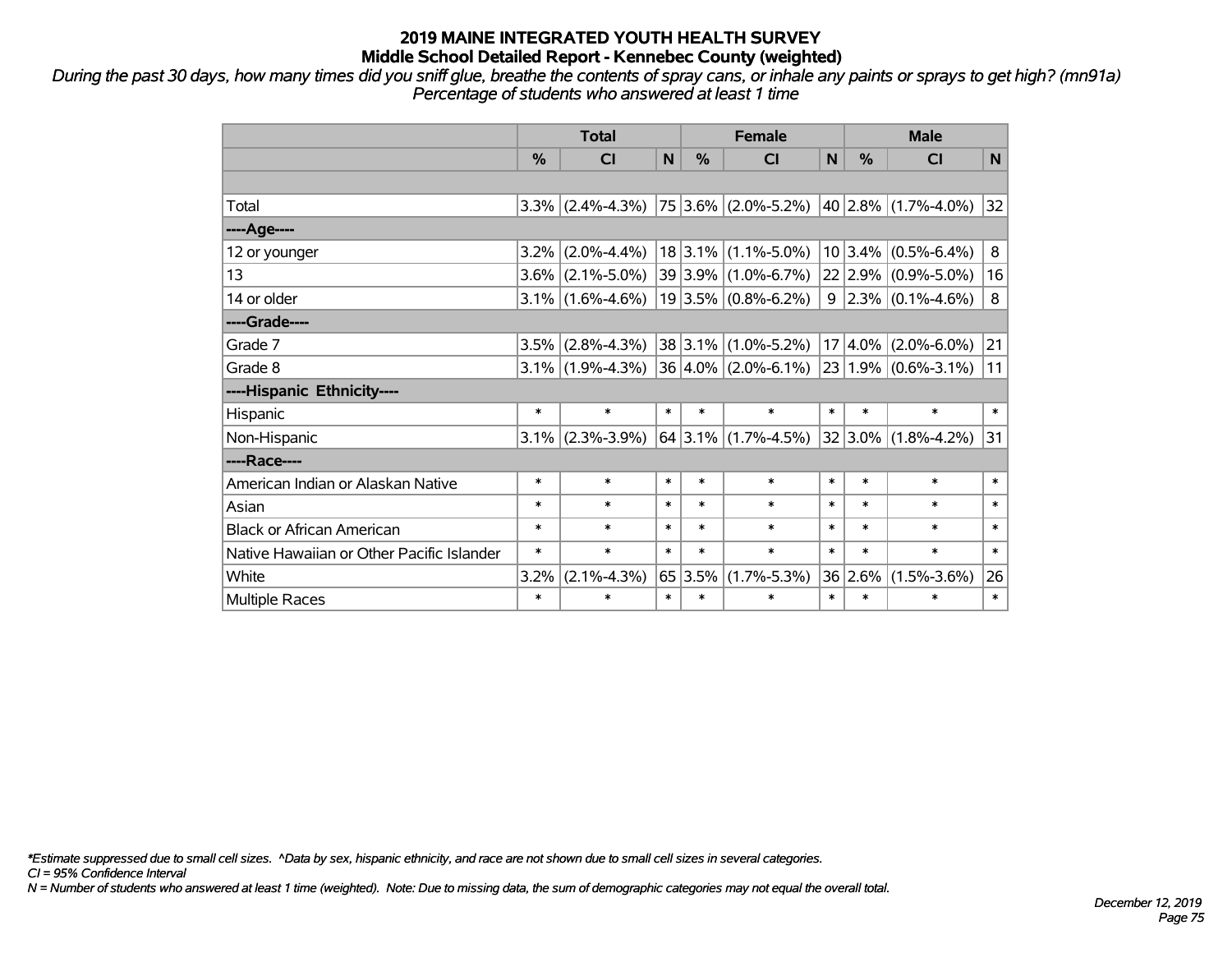# 2019 MAINE INTEGRATED YOUTH HEALTH SURVEY
## Middle School Detailed Report - Kennebec County (weighted)

*During the past 30 days, how many times did you sniff glue, breathe the contents of spray cans, or inhale any paints or sprays to get high? (mn91a)*
*Percentage of students who answered at least 1 time*

| | Total | | | Female | | | Male | | |
|---|---|---|---|---|---|---|---|---|---|
| | % | CI | N | % | CI | N | % | CI | N |
| | | | | | | | | | |
| Total | 3.3% | (2.4%-4.3%) | 75 | 3.6% | (2.0%-5.2%) | 40 | 2.8% | (1.7%-4.0%) | 32 |
| ----Age---- | | | | | | | | | |
| 12 or younger | 3.2% | (2.0%-4.4%) | 18 | 3.1% | (1.1%-5.0%) | 10 | 3.4% | (0.5%-6.4%) | 8 |
| 13 | 3.6% | (2.1%-5.0%) | 39 | 3.9% | (1.0%-6.7%) | 22 | 2.9% | (0.9%-5.0%) | 16 |
| 14 or older | 3.1% | (1.6%-4.6%) | 19 | 3.5% | (0.8%-6.2%) | 9 | 2.3% | (0.1%-4.6%) | 8 |
| ----Grade---- | | | | | | | | | |
| Grade 7 | 3.5% | (2.8%-4.3%) | 38 | 3.1% | (1.0%-5.2%) | 17 | 4.0% | (2.0%-6.0%) | 21 |
| Grade 8 | 3.1% | (1.9%-4.3%) | 36 | 4.0% | (2.0%-6.1%) | 23 | 1.9% | (0.6%-3.1%) | 11 |
| ----Hispanic Ethnicity---- | | | | | | | | | |
| Hispanic | * | * | * | * | * | * | * | * | * |
| Non-Hispanic | 3.1% | (2.3%-3.9%) | 64 | 3.1% | (1.7%-4.5%) | 32 | 3.0% | (1.8%-4.2%) | 31 |
| ----Race---- | | | | | | | | | |
| American Indian or Alaskan Native | * | * | * | * | * | * | * | * | * |
| Asian | * | * | * | * | * | * | * | * | * |
| Black or African American | * | * | * | * | * | * | * | * | * |
| Native Hawaiian or Other Pacific Islander | * | * | * | * | * | * | * | * | * |
| White | 3.2% | (2.1%-4.3%) | 65 | 3.5% | (1.7%-5.3%) | 36 | 2.6% | (1.5%-3.6%) | 26 |
| Multiple Races | * | * | * | * | * | * | * | * | * |

*\*Estimate suppressed due to small cell sizes. ^Data by sex, hispanic ethnicity, and race are not shown due to small cell sizes in several categories.*
*CI = 95% Confidence Interval*
*N = Number of students who answered at least 1 time (weighted). Note: Due to missing data, the sum of demographic categories may not equal the overall total.*

*December 12, 2019*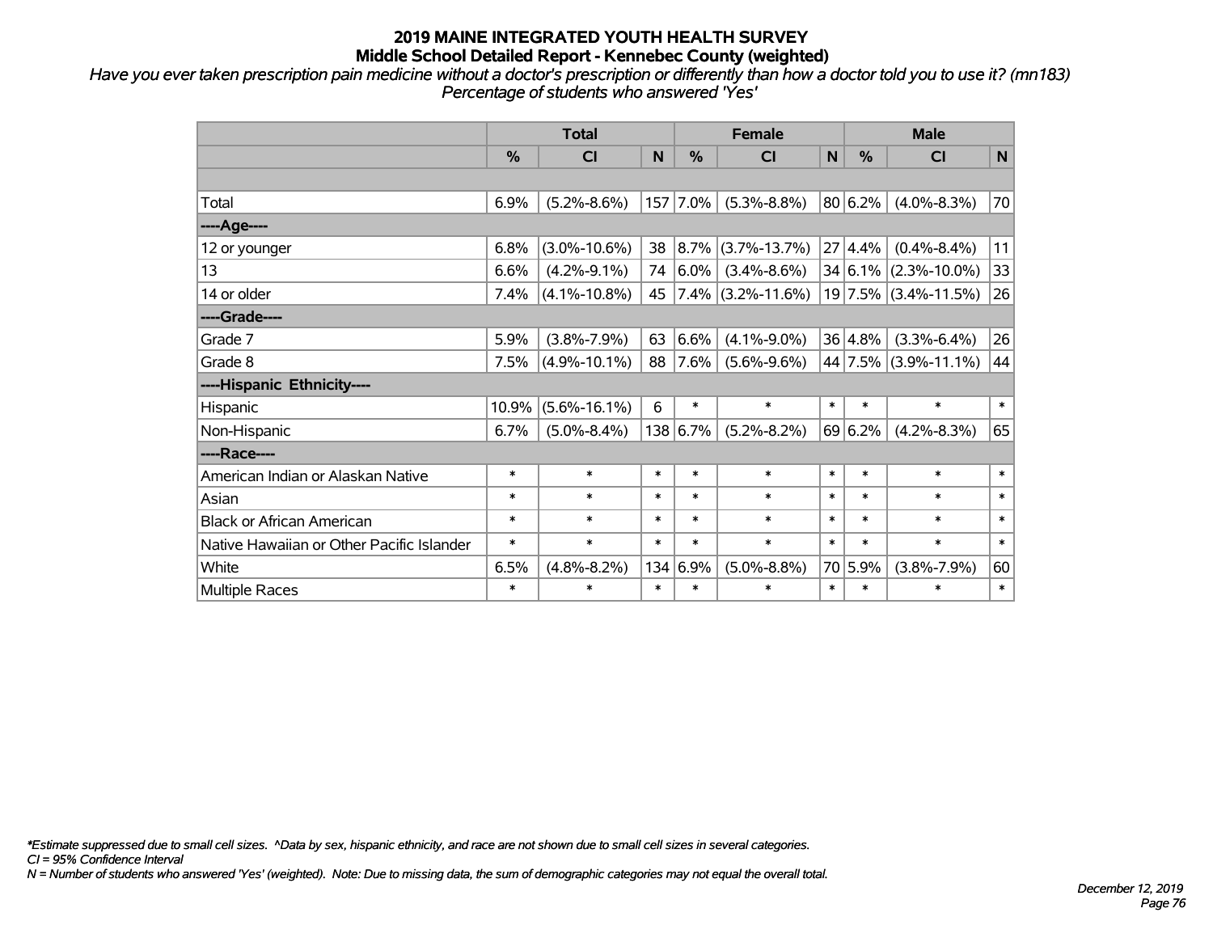# 2019 MAINE INTEGRATED YOUTH HEALTH SURVEY
## Middle School Detailed Report - Kennebec County (weighted)

*Have you ever taken prescription pain medicine without a doctor's prescription or differently than how a doctor told you to use it? (mn183)*
*Percentage of students who answered 'Yes'*

| | Total | | | Female | | | Male | | |
|---|---|---|---|---|---|---|---|---|---|
| | % | CI | N | % | CI | N | % | CI | N |
| | | | | | | | | | |
| Total | 6.9% | (5.2%-8.6%) | 157 | 7.0% | (5.3%-8.8%) | 80 | 6.2% | (4.0%-8.3%) | 70 |
| ----Age---- | | | | | | | | | |
| 12 or younger | 6.8% | (3.0%-10.6%) | 38 | 8.7% | (3.7%-13.7%) | 27 | 4.4% | (0.4%-8.4%) | 11 |
| 13 | 6.6% | (4.2%-9.1%) | 74 | 6.0% | (3.4%-8.6%) | 34 | 6.1% | (2.3%-10.0%) | 33 |
| 14 or older | 7.4% | (4.1%-10.8%) | 45 | 7.4% | (3.2%-11.6%) | 19 | 7.5% | (3.4%-11.5%) | 26 |
| ----Grade---- | | | | | | | | | |
| Grade 7 | 5.9% | (3.8%-7.9%) | 63 | 6.6% | (4.1%-9.0%) | 36 | 4.8% | (3.3%-6.4%) | 26 |
| Grade 8 | 7.5% | (4.9%-10.1%) | 88 | 7.6% | (5.6%-9.6%) | 44 | 7.5% | (3.9%-11.1%) | 44 |
| ----Hispanic Ethnicity---- | | | | | | | | | |
| Hispanic | 10.9% | (5.6%-16.1%) | 6 | * | * | * | * | * | * |
| Non-Hispanic | 6.7% | (5.0%-8.4%) | 138 | 6.7% | (5.2%-8.2%) | 69 | 6.2% | (4.2%-8.3%) | 65 |
| ----Race---- | | | | | | | | | |
| American Indian or Alaskan Native | * | * | * | * | * | * | * | * | * |
| Asian | * | * | * | * | * | * | * | * | * |
| Black or African American | * | * | * | * | * | * | * | * | * |
| Native Hawaiian or Other Pacific Islander | * | * | * | * | * | * | * | * | * |
| White | 6.5% | (4.8%-8.2%) | 134 | 6.9% | (5.0%-8.8%) | 70 | 5.9% | (3.8%-7.9%) | 60 |
| Multiple Races | * | * | * | * | * | * | * | * | * |

*\*Estimate suppressed due to small cell sizes. ^Data by sex, hispanic ethnicity, and race are not shown due to small cell sizes in several categories.*
*CI = 95% Confidence Interval*
*N = Number of students who answered 'Yes' (weighted). Note: Due to missing data, the sum of demographic categories may not equal the overall total.*

*December 12, 2019*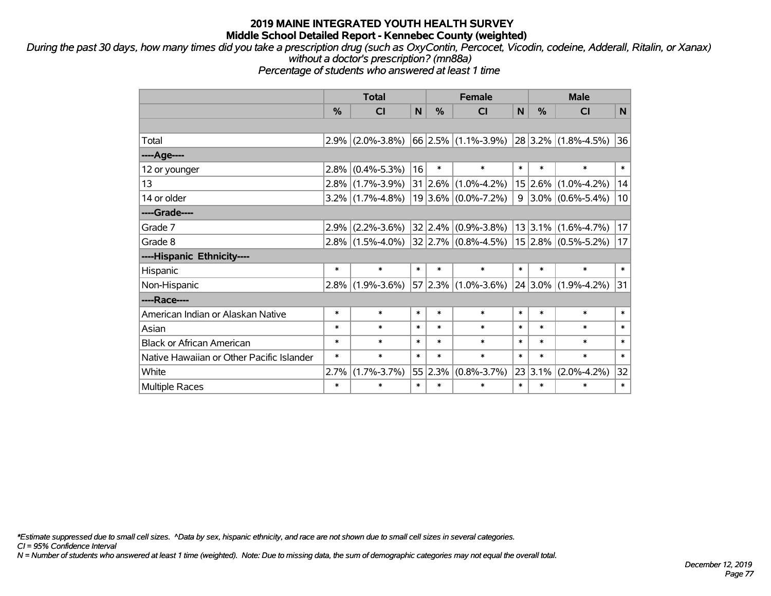# 2019 MAINE INTEGRATED YOUTH HEALTH SURVEY
## Middle School Detailed Report - Kennebec County (weighted)

*During the past 30 days, how many times did you take a prescription drug (such as OxyContin, Percocet, Vicodin, codeine, Adderall, Ritalin, or Xanax) without a doctor's prescription? (mn88a)*
*Percentage of students who answered at least 1 time*

| | Total | | | Female | | | Male | | |
|---|---|---|---|---|---|---|---|---|---|
| | % | CI | N | % | CI | N | % | CI | N |
| | | | | | | | | | |
| Total | 2.9% | (2.0%-3.8%) | 66 | 2.5% | (1.1%-3.9%) | 28 | 3.2% | (1.8%-4.5%) | 36 |
| ----Age---- | | | | | | | | | |
| 12 or younger | 2.8% | (0.4%-5.3%) | 16 | * | * | * | * | * | * |
| 13 | 2.8% | (1.7%-3.9%) | 31 | 2.6% | (1.0%-4.2%) | 15 | 2.6% | (1.0%-4.2%) | 14 |
| 14 or older | 3.2% | (1.7%-4.8%) | 19 | 3.6% | (0.0%-7.2%) | 9 | 3.0% | (0.6%-5.4%) | 10 |
| ----Grade---- | | | | | | | | | |
| Grade 7 | 2.9% | (2.2%-3.6%) | 32 | 2.4% | (0.9%-3.8%) | 13 | 3.1% | (1.6%-4.7%) | 17 |
| Grade 8 | 2.8% | (1.5%-4.0%) | 32 | 2.7% | (0.8%-4.5%) | 15 | 2.8% | (0.5%-5.2%) | 17 |
| ----Hispanic Ethnicity---- | | | | | | | | | |
| Hispanic | * | * | * | * | * | * | * | * | * |
| Non-Hispanic | 2.8% | (1.9%-3.6%) | 57 | 2.3% | (1.0%-3.6%) | 24 | 3.0% | (1.9%-4.2%) | 31 |
| ----Race---- | | | | | | | | | |
| American Indian or Alaskan Native | * | * | * | * | * | * | * | * | * |
| Asian | * | * | * | * | * | * | * | * | * |
| Black or African American | * | * | * | * | * | * | * | * | * |
| Native Hawaiian or Other Pacific Islander | * | * | * | * | * | * | * | * | * |
| White | 2.7% | (1.7%-3.7%) | 55 | 2.3% | (0.8%-3.7%) | 23 | 3.1% | (2.0%-4.2%) | 32 |
| Multiple Races | * | * | * | * | * | * | * | * | * |

*\*Estimate suppressed due to small cell sizes. ^Data by sex, hispanic ethnicity, and race are not shown due to small cell sizes in several categories.*
*CI = 95% Confidence Interval*
*N = Number of students who answered at least 1 time (weighted). Note: Due to missing data, the sum of demographic categories may not equal the overall total.*

*December 12, 2019*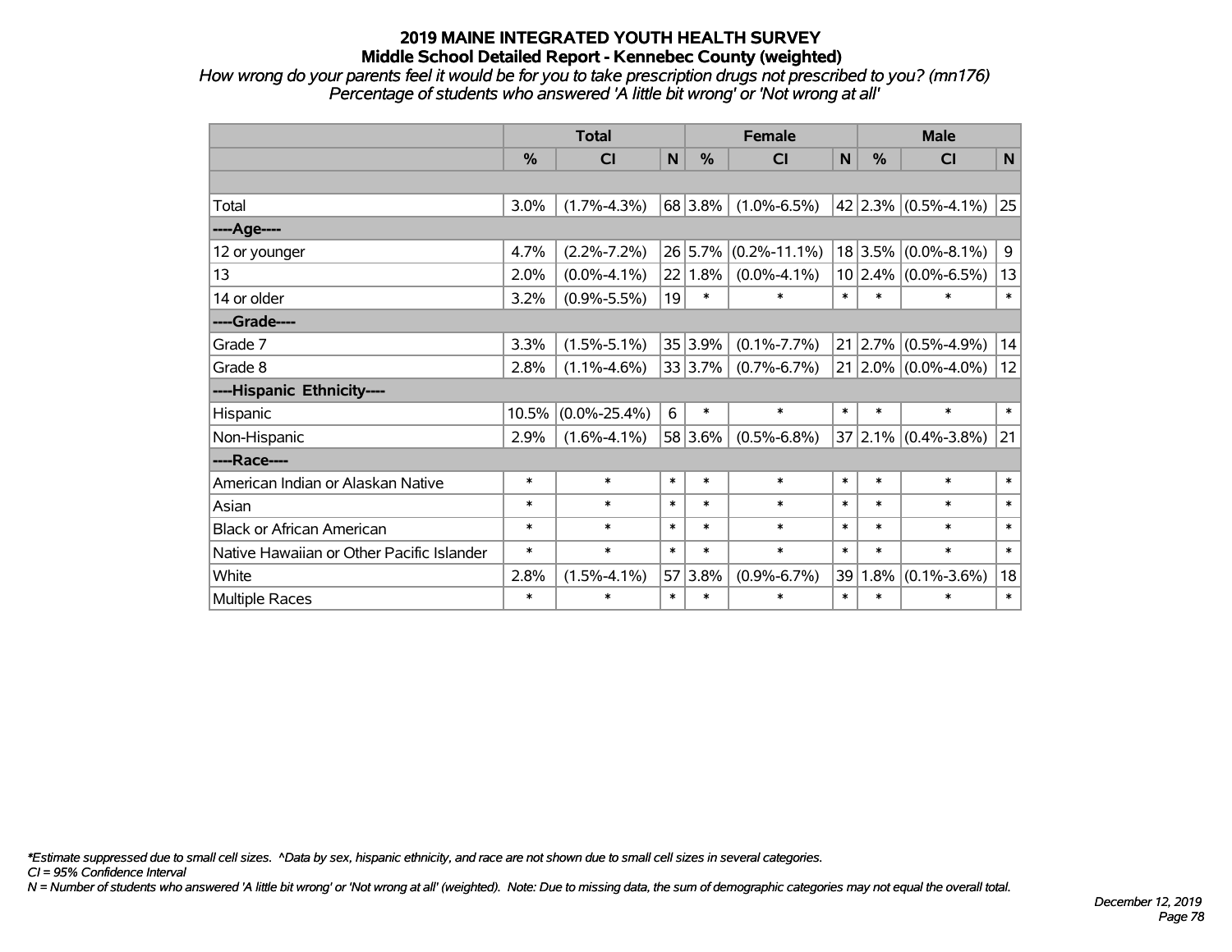# 2019 MAINE INTEGRATED YOUTH HEALTH SURVEY

## Middle School Detailed Report - Kennebec County (weighted)

*How wrong do your parents feel it would be for you to take prescription drugs not prescribed to you? (mn176)*
*Percentage of students who answered 'A little bit wrong' or 'Not wrong at all'*

| | Total | | | Female | | | Male | | |
|---|---|---|---|---|---|---|---|---|---|
| | % | CI | N | % | CI | N | % | CI | N |
| Total | 3.0% | (1.7%-4.3%) | 68 | 3.8% | (1.0%-6.5%) | 42 | 2.3% | (0.5%-4.1%) | 25 |
| **----Age----** | | | | | | | | | |
| 12 or younger | 4.7% | (2.2%-7.2%) | 26 | 5.7% | (0.2%-11.1%) | 18 | 3.5% | (0.0%-8.1%) | 9 |
| 13 | 2.0% | (0.0%-4.1%) | 22 | 1.8% | (0.0%-4.1%) | 10 | 2.4% | (0.0%-6.5%) | 13 |
| 14 or older | 3.2% | (0.9%-5.5%) | 19 | * | * | * | * | * | * |
| **----Grade----** | | | | | | | | | |
| Grade 7 | 3.3% | (1.5%-5.1%) | 35 | 3.9% | (0.1%-7.7%) | 21 | 2.7% | (0.5%-4.9%) | 14 |
| Grade 8 | 2.8% | (1.1%-4.6%) | 33 | 3.7% | (0.7%-6.7%) | 21 | 2.0% | (0.0%-4.0%) | 12 |
| **----Hispanic Ethnicity----** | | | | | | | | | |
| Hispanic | 10.5% | (0.0%-25.4%) | 6 | * | * | * | * | * | * |
| Non-Hispanic | 2.9% | (1.6%-4.1%) | 58 | 3.6% | (0.5%-6.8%) | 37 | 2.1% | (0.4%-3.8%) | 21 |
| **----Race----** | | | | | | | | | |
| American Indian or Alaskan Native | * | * | * | * | * | * | * | * | * |
| Asian | * | * | * | * | * | * | * | * | * |
| Black or African American | * | * | * | * | * | * | * | * | * |
| Native Hawaiian or Other Pacific Islander | * | * | * | * | * | * | * | * | * |
| White | 2.8% | (1.5%-4.1%) | 57 | 3.8% | (0.9%-6.7%) | 39 | 1.8% | (0.1%-3.6%) | 18 |
| Multiple Races | * | * | * | * | * | * | * | * | * |

*\*Estimate suppressed due to small cell sizes. ^Data by sex, hispanic ethnicity, and race are not shown due to small cell sizes in several categories.*
*CI = 95% Confidence Interval*
*N = Number of students who answered 'A little bit wrong' or 'Not wrong at all' (weighted). Note: Due to missing data, the sum of demographic categories may not equal the overall total.*

*December 12, 2019*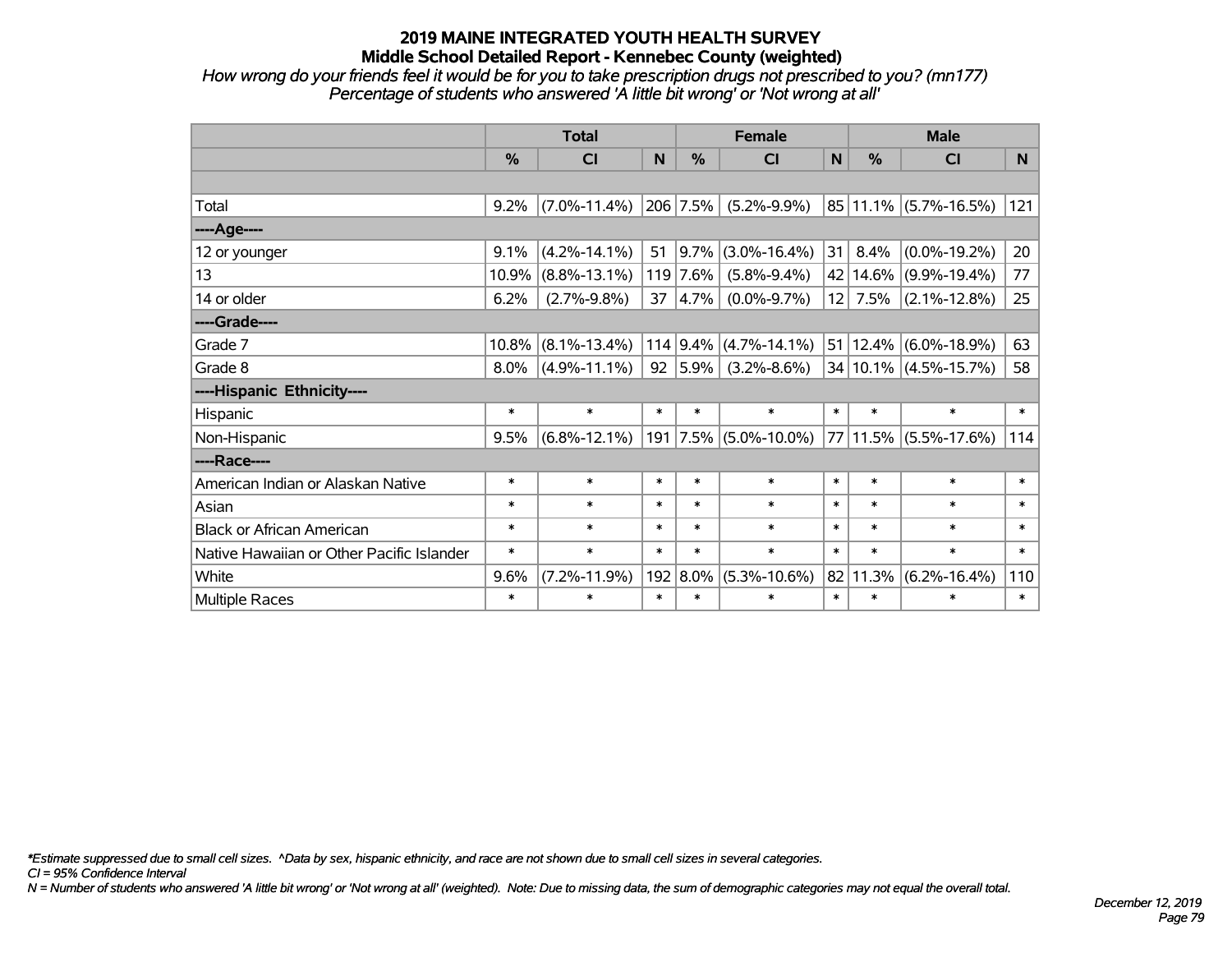# 2019 MAINE INTEGRATED YOUTH HEALTH SURVEY
## Middle School Detailed Report - Kennebec County (weighted)

*How wrong do your friends feel it would be for you to take prescription drugs not prescribed to you? (mn177)*
*Percentage of students who answered 'A little bit wrong' or 'Not wrong at all'*

| | Total | | | Female | | | Male | | |
|---|---|---|---|---|---|---|---|---|---|
| | % | CI | N | % | CI | N | % | CI | N |
| | | | | | | | | | |
| Total | 9.2% | (7.0%-11.4%) | 206 | 7.5% | (5.2%-9.9%) | 85 | 11.1% | (5.7%-16.5%) | 121 |
| ----Age---- | | | | | | | | | |
| 12 or younger | 9.1% | (4.2%-14.1%) | 51 | 9.7% | (3.0%-16.4%) | 31 | 8.4% | (0.0%-19.2%) | 20 |
| 13 | 10.9% | (8.8%-13.1%) | 119 | 7.6% | (5.8%-9.4%) | 42 | 14.6% | (9.9%-19.4%) | 77 |
| 14 or older | 6.2% | (2.7%-9.8%) | 37 | 4.7% | (0.0%-9.7%) | 12 | 7.5% | (2.1%-12.8%) | 25 |
| ----Grade---- | | | | | | | | | |
| Grade 7 | 10.8% | (8.1%-13.4%) | 114 | 9.4% | (4.7%-14.1%) | 51 | 12.4% | (6.0%-18.9%) | 63 |
| Grade 8 | 8.0% | (4.9%-11.1%) | 92 | 5.9% | (3.2%-8.6%) | 34 | 10.1% | (4.5%-15.7%) | 58 |
| ----Hispanic Ethnicity---- | | | | | | | | | |
| Hispanic | * | * | * | * | * | * | * | * | * |
| Non-Hispanic | 9.5% | (6.8%-12.1%) | 191 | 7.5% | (5.0%-10.0%) | 77 | 11.5% | (5.5%-17.6%) | 114 |
| ----Race---- | | | | | | | | | |
| American Indian or Alaskan Native | * | * | * | * | * | * | * | * | * |
| Asian | * | * | * | * | * | * | * | * | * |
| Black or African American | * | * | * | * | * | * | * | * | * |
| Native Hawaiian or Other Pacific Islander | * | * | * | * | * | * | * | * | * |
| White | 9.6% | (7.2%-11.9%) | 192 | 8.0% | (5.3%-10.6%) | 82 | 11.3% | (6.2%-16.4%) | 110 |
| Multiple Races | * | * | * | * | * | * | * | * | * |

*\*Estimate suppressed due to small cell sizes. ^Data by sex, hispanic ethnicity, and race are not shown due to small cell sizes in several categories.*
*CI = 95% Confidence Interval*
*N = Number of students who answered 'A little bit wrong' or 'Not wrong at all' (weighted). Note: Due to missing data, the sum of demographic categories may not equal the overall total.*

*December 12, 2019*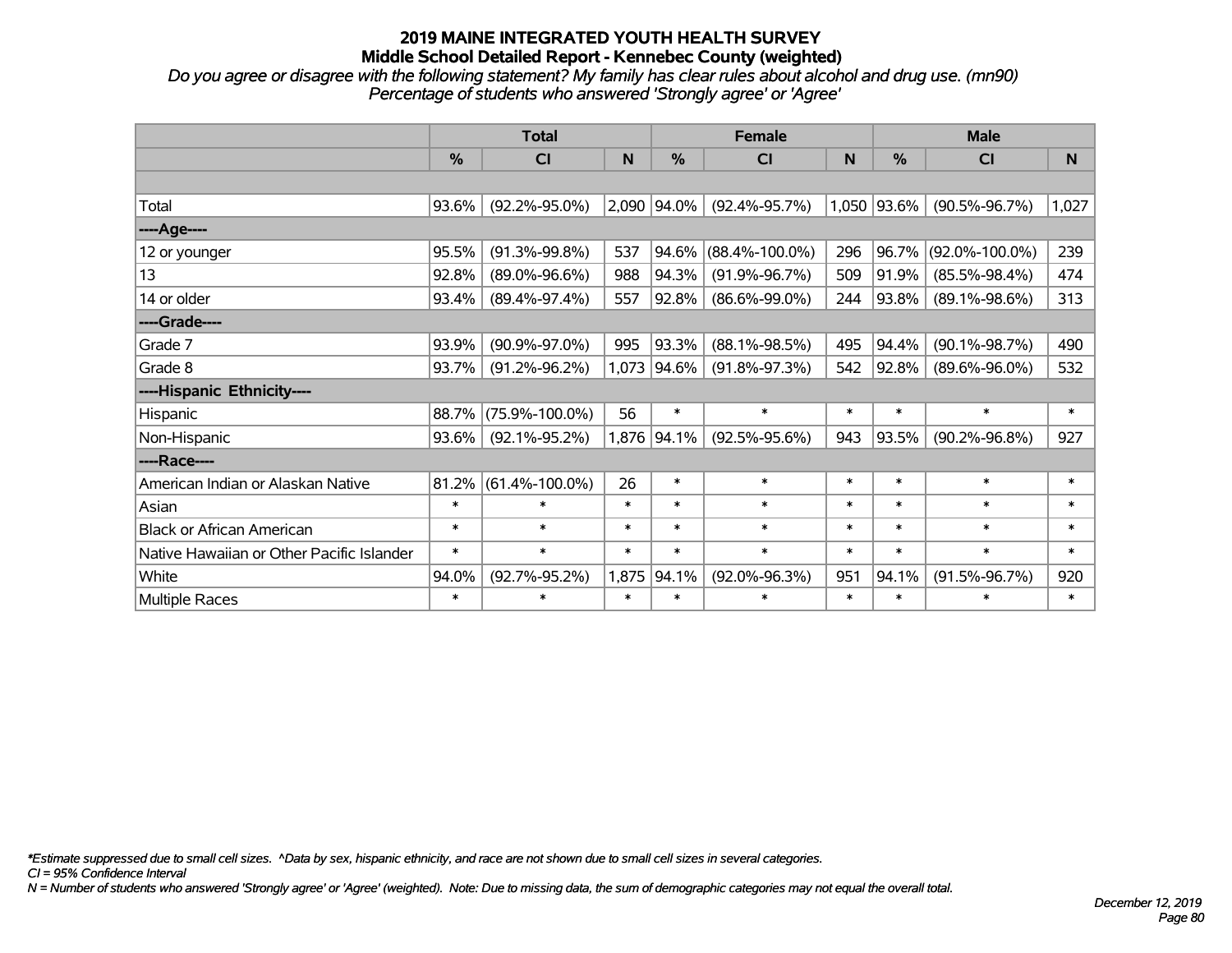# 2019 MAINE INTEGRATED YOUTH HEALTH SURVEY
## Middle School Detailed Report - Kennebec County (weighted)

*Do you agree or disagree with the following statement? My family has clear rules about alcohol and drug use. (mn90)*
*Percentage of students who answered 'Strongly agree' or 'Agree'*

| | Total | | | Female | | | Male | | |
|---|---|---|---|---|---|---|---|---|---|
| | % | CI | N | % | CI | N | % | CI | N |
| | | | | | | | | | |
| Total | 93.6% | (92.2%-95.0%) | 2,090 | 94.0% | (92.4%-95.7%) | 1,050 | 93.6% | (90.5%-96.7%) | 1,027 |
| ----Age---- | | | | | | | | | |
| 12 or younger | 95.5% | (91.3%-99.8%) | 537 | 94.6% | (88.4%-100.0%) | 296 | 96.7% | (92.0%-100.0%) | 239 |
| 13 | 92.8% | (89.0%-96.6%) | 988 | 94.3% | (91.9%-96.7%) | 509 | 91.9% | (85.5%-98.4%) | 474 |
| 14 or older | 93.4% | (89.4%-97.4%) | 557 | 92.8% | (86.6%-99.0%) | 244 | 93.8% | (89.1%-98.6%) | 313 |
| ----Grade---- | | | | | | | | | |
| Grade 7 | 93.9% | (90.9%-97.0%) | 995 | 93.3% | (88.1%-98.5%) | 495 | 94.4% | (90.1%-98.7%) | 490 |
| Grade 8 | 93.7% | (91.2%-96.2%) | 1,073 | 94.6% | (91.8%-97.3%) | 542 | 92.8% | (89.6%-96.0%) | 532 |
| ----Hispanic Ethnicity---- | | | | | | | | | |
| Hispanic | 88.7% | (75.9%-100.0%) | 56 | * | * | * | * | * | * |
| Non-Hispanic | 93.6% | (92.1%-95.2%) | 1,876 | 94.1% | (92.5%-95.6%) | 943 | 93.5% | (90.2%-96.8%) | 927 |
| ----Race---- | | | | | | | | | |
| American Indian or Alaskan Native | 81.2% | (61.4%-100.0%) | 26 | * | * | * | * | * | * |
| Asian | * | * | * | * | * | * | * | * | * |
| Black or African American | * | * | * | * | * | * | * | * | * |
| Native Hawaiian or Other Pacific Islander | * | * | * | * | * | * | * | * | * |
| White | 94.0% | (92.7%-95.2%) | 1,875 | 94.1% | (92.0%-96.3%) | 951 | 94.1% | (91.5%-96.7%) | 920 |
| Multiple Races | * | * | * | * | * | * | * | * | * |

*\*Estimate suppressed due to small cell sizes. ^Data by sex, hispanic ethnicity, and race are not shown due to small cell sizes in several categories.*
*CI = 95% Confidence Interval*
*N = Number of students who answered 'Strongly agree' or 'Agree' (weighted). Note: Due to missing data, the sum of demographic categories may not equal the overall total.*

*December 12, 2019*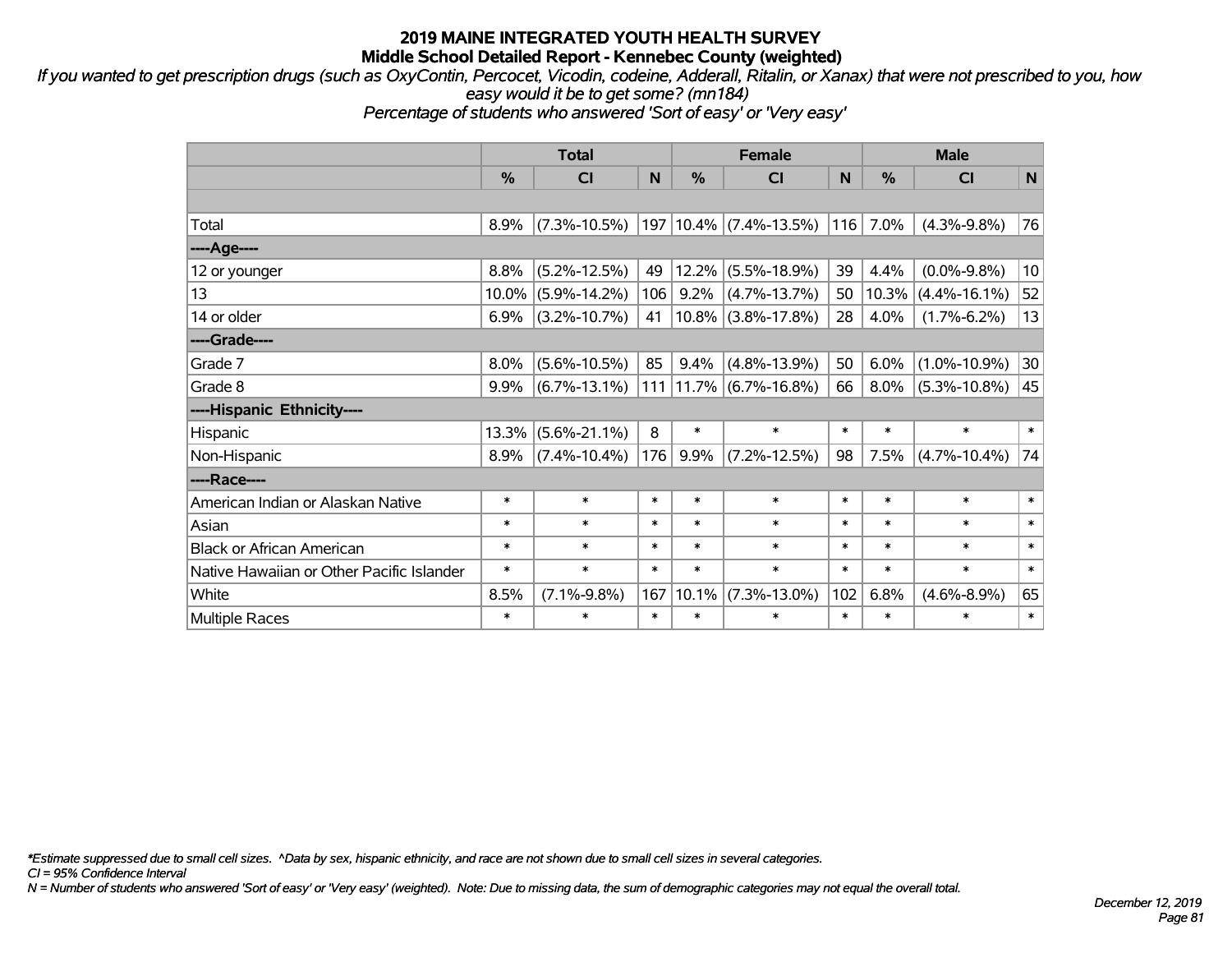# 2019 MAINE INTEGRATED YOUTH HEALTH SURVEY
## Middle School Detailed Report - Kennebec County (weighted)

*If you wanted to get prescription drugs (such as OxyContin, Percocet, Vicodin, codeine, Adderall, Ritalin, or Xanax) that were not prescribed to you, how easy would it be to get some? (mn184)*
*Percentage of students who answered 'Sort of easy' or 'Very easy'*

| | Total | | | Female | | | Male | | |
|---|---|---|---|---|---|---|---|---|---|
| | % | CI | N | % | CI | N | % | CI | N |
| | | | | | | | | | |
| Total | 8.9% | (7.3%-10.5%) | 197 | 10.4% | (7.4%-13.5%) | 116 | 7.0% | (4.3%-9.8%) | 76 |
| ----Age---- | | | | | | | | | |
| 12 or younger | 8.8% | (5.2%-12.5%) | 49 | 12.2% | (5.5%-18.9%) | 39 | 4.4% | (0.0%-9.8%) | 10 |
| 13 | 10.0% | (5.9%-14.2%) | 106 | 9.2% | (4.7%-13.7%) | 50 | 10.3% | (4.4%-16.1%) | 52 |
| 14 or older | 6.9% | (3.2%-10.7%) | 41 | 10.8% | (3.8%-17.8%) | 28 | 4.0% | (1.7%-6.2%) | 13 |
| ----Grade---- | | | | | | | | | |
| Grade 7 | 8.0% | (5.6%-10.5%) | 85 | 9.4% | (4.8%-13.9%) | 50 | 6.0% | (1.0%-10.9%) | 30 |
| Grade 8 | 9.9% | (6.7%-13.1%) | 111 | 11.7% | (6.7%-16.8%) | 66 | 8.0% | (5.3%-10.8%) | 45 |
| ----Hispanic Ethnicity---- | | | | | | | | | |
| Hispanic | 13.3% | (5.6%-21.1%) | 8 | * | * | * | * | * | * |
| Non-Hispanic | 8.9% | (7.4%-10.4%) | 176 | 9.9% | (7.2%-12.5%) | 98 | 7.5% | (4.7%-10.4%) | 74 |
| ----Race---- | | | | | | | | | |
| American Indian or Alaskan Native | * | * | * | * | * | * | * | * | * |
| Asian | * | * | * | * | * | * | * | * | * |
| Black or African American | * | * | * | * | * | * | * | * | * |
| Native Hawaiian or Other Pacific Islander | * | * | * | * | * | * | * | * | * |
| White | 8.5% | (7.1%-9.8%) | 167 | 10.1% | (7.3%-13.0%) | 102 | 6.8% | (4.6%-8.9%) | 65 |
| Multiple Races | * | * | * | * | * | * | * | * | * |

*\*Estimate suppressed due to small cell sizes. ^Data by sex, hispanic ethnicity, and race are not shown due to small cell sizes in several categories.*
*CI = 95% Confidence Interval*
*N = Number of students who answered 'Sort of easy' or 'Very easy' (weighted). Note: Due to missing data, the sum of demographic categories may not equal the overall total.*

*December 12, 2019*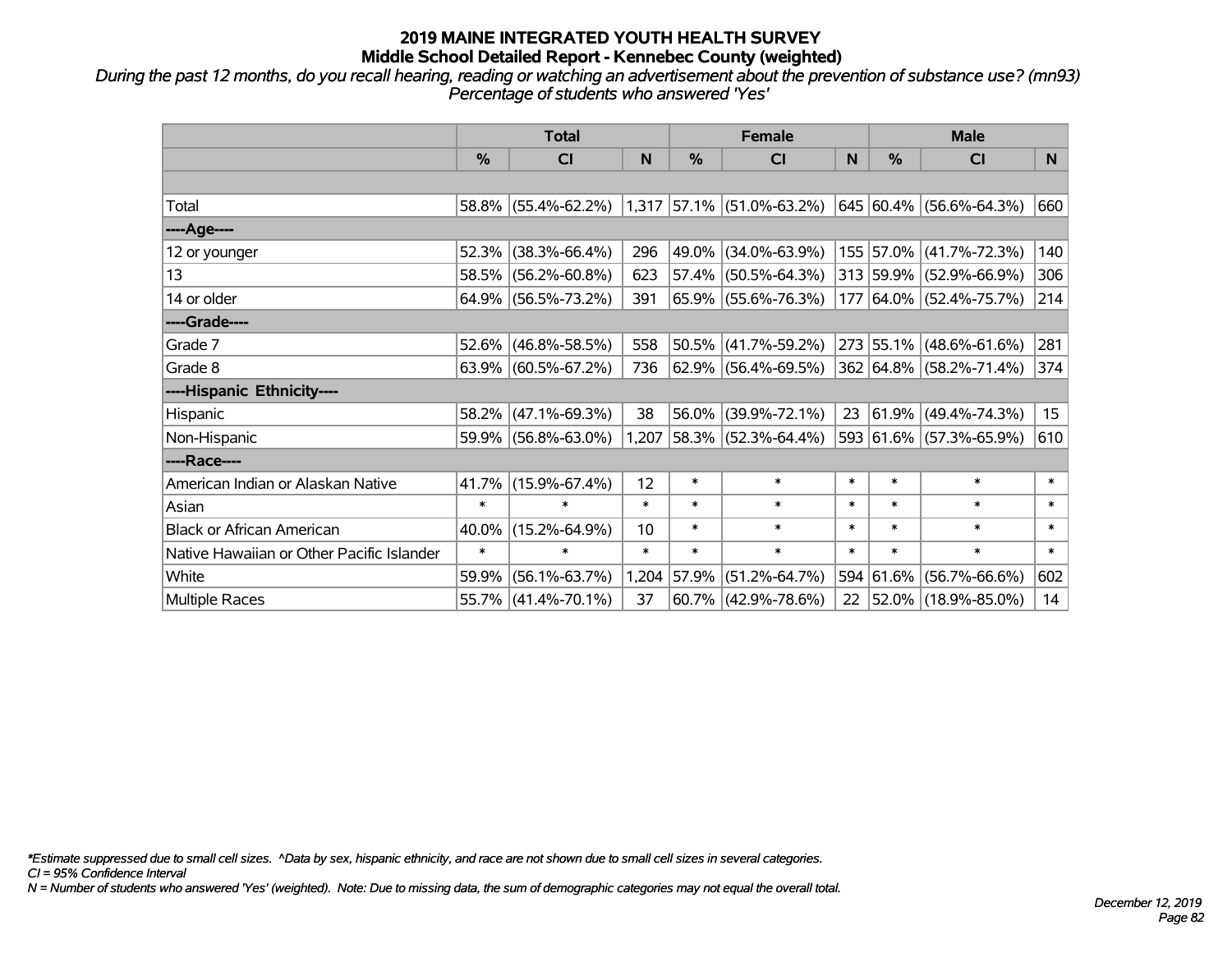# 2019 MAINE INTEGRATED YOUTH HEALTH SURVEY
## Middle School Detailed Report - Kennebec County (weighted)

*During the past 12 months, do you recall hearing, reading or watching an advertisement about the prevention of substance use? (mn93)*
*Percentage of students who answered 'Yes'*

| | Total | | | Female | | | Male | | |
|---|---|---|---|---|---|---|---|---|---|
| | % | CI | N | % | CI | N | % | CI | N |
| | | | | | | | | | |
| Total | 58.8% | (55.4%-62.2%) | 1,317 | 57.1% | (51.0%-63.2%) | 645 | 60.4% | (56.6%-64.3%) | 660 |
| ----Age---- | | | | | | | | | |
| 12 or younger | 52.3% | (38.3%-66.4%) | 296 | 49.0% | (34.0%-63.9%) | 155 | 57.0% | (41.7%-72.3%) | 140 |
| 13 | 58.5% | (56.2%-60.8%) | 623 | 57.4% | (50.5%-64.3%) | 313 | 59.9% | (52.9%-66.9%) | 306 |
| 14 or older | 64.9% | (56.5%-73.2%) | 391 | 65.9% | (55.6%-76.3%) | 177 | 64.0% | (52.4%-75.7%) | 214 |
| ----Grade---- | | | | | | | | | |
| Grade 7 | 52.6% | (46.8%-58.5%) | 558 | 50.5% | (41.7%-59.2%) | 273 | 55.1% | (48.6%-61.6%) | 281 |
| Grade 8 | 63.9% | (60.5%-67.2%) | 736 | 62.9% | (56.4%-69.5%) | 362 | 64.8% | (58.2%-71.4%) | 374 |
| ----Hispanic Ethnicity---- | | | | | | | | | |
| Hispanic | 58.2% | (47.1%-69.3%) | 38 | 56.0% | (39.9%-72.1%) | 23 | 61.9% | (49.4%-74.3%) | 15 |
| Non-Hispanic | 59.9% | (56.8%-63.0%) | 1,207 | 58.3% | (52.3%-64.4%) | 593 | 61.6% | (57.3%-65.9%) | 610 |
| ----Race---- | | | | | | | | | |
| American Indian or Alaskan Native | 41.7% | (15.9%-67.4%) | 12 | * | * | * | * | * | * |
| Asian | * | * | * | * | * | * | * | * | * |
| Black or African American | 40.0% | (15.2%-64.9%) | 10 | * | * | * | * | * | * |
| Native Hawaiian or Other Pacific Islander | * | * | * | * | * | * | * | * | * |
| White | 59.9% | (56.1%-63.7%) | 1,204 | 57.9% | (51.2%-64.7%) | 594 | 61.6% | (56.7%-66.6%) | 602 |
| Multiple Races | 55.7% | (41.4%-70.1%) | 37 | 60.7% | (42.9%-78.6%) | 22 | 52.0% | (18.9%-85.0%) | 14 |

*\*Estimate suppressed due to small cell sizes. ^Data by sex, hispanic ethnicity, and race are not shown due to small cell sizes in several categories.*
*CI = 95% Confidence Interval*
*N = Number of students who answered 'Yes' (weighted). Note: Due to missing data, the sum of demographic categories may not equal the overall total.*

*December 12, 2019*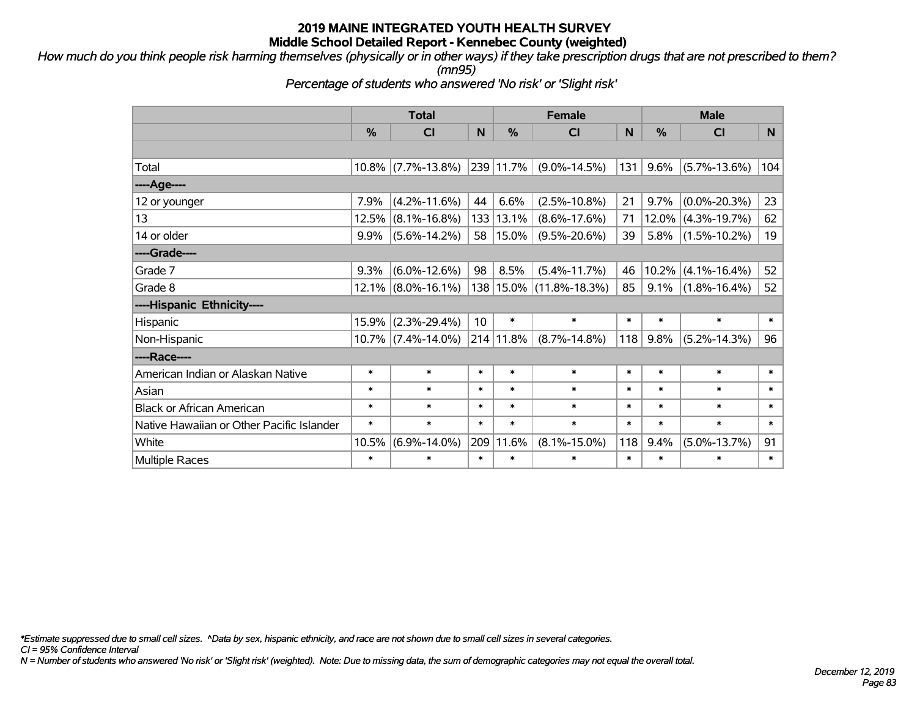# 2019 MAINE INTEGRATED YOUTH HEALTH SURVEY
## Middle School Detailed Report - Kennebec County (weighted)

*How much do you think people risk harming themselves (physically or in other ways) if they take prescription drugs that are not prescribed to them? (mn95)*

*Percentage of students who answered 'No risk' or 'Slight risk'*

| | Total | | | Female | | | Male | | |
|---|---|---|---|---|---|---|---|---|---|
| | % | CI | N | % | CI | N | % | CI | N |
| Total | 10.8% | (7.7%-13.8%) | 239 | 11.7% | (9.0%-14.5%) | 131 | 9.6% | (5.7%-13.6%) | 104 |
| ----Age---- | | | | | | | | | |
| 12 or younger | 7.9% | (4.2%-11.6%) | 44 | 6.6% | (2.5%-10.8%) | 21 | 9.7% | (0.0%-20.3%) | 23 |
| 13 | 12.5% | (8.1%-16.8%) | 133 | 13.1% | (8.6%-17.6%) | 71 | 12.0% | (4.3%-19.7%) | 62 |
| 14 or older | 9.9% | (5.6%-14.2%) | 58 | 15.0% | (9.5%-20.6%) | 39 | 5.8% | (1.5%-10.2%) | 19 |
| ----Grade---- | | | | | | | | | |
| Grade 7 | 9.3% | (6.0%-12.6%) | 98 | 8.5% | (5.4%-11.7%) | 46 | 10.2% | (4.1%-16.4%) | 52 |
| Grade 8 | 12.1% | (8.0%-16.1%) | 138 | 15.0% | (11.8%-18.3%) | 85 | 9.1% | (1.8%-16.4%) | 52 |
| ----Hispanic Ethnicity---- | | | | | | | | | |
| Hispanic | 15.9% | (2.3%-29.4%) | 10 | * | * | * | * | * | * |
| Non-Hispanic | 10.7% | (7.4%-14.0%) | 214 | 11.8% | (8.7%-14.8%) | 118 | 9.8% | (5.2%-14.3%) | 96 |
| ----Race---- | | | | | | | | | |
| American Indian or Alaskan Native | * | * | * | * | * | * | * | * | * |
| Asian | * | * | * | * | * | * | * | * | * |
| Black or African American | * | * | * | * | * | * | * | * | * |
| Native Hawaiian or Other Pacific Islander | * | * | * | * | * | * | * | * | * |
| White | 10.5% | (6.9%-14.0%) | 209 | 11.6% | (8.1%-15.0%) | 118 | 9.4% | (5.0%-13.7%) | 91 |
| Multiple Races | * | * | * | * | * | * | * | * | * |

*\*Estimate suppressed due to small cell sizes. ^Data by sex, hispanic ethnicity, and race are not shown due to small cell sizes in several categories.*

*CI = 95% Confidence Interval*

*N = Number of students who answered 'No risk' or 'Slight risk' (weighted). Note: Due to missing data, the sum of demographic categories may not equal the overall total.*

*December 12, 2019*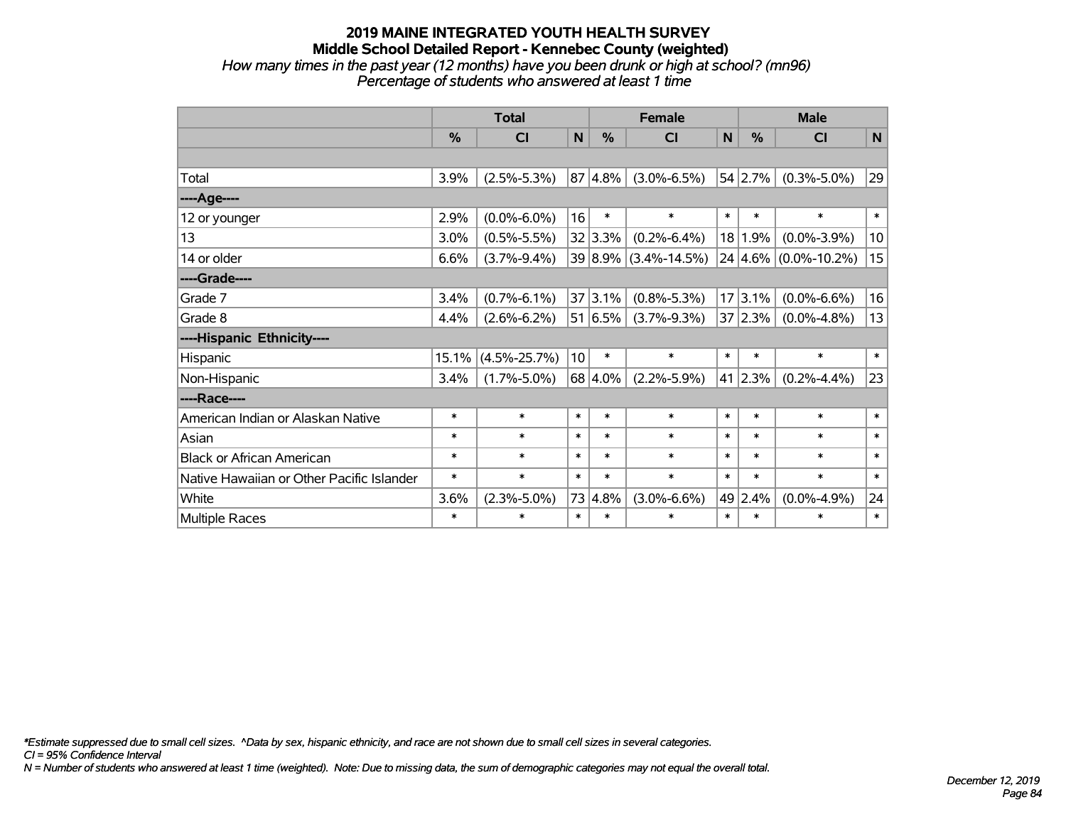# 2019 MAINE INTEGRATED YOUTH HEALTH SURVEY

## Middle School Detailed Report - Kennebec County (weighted)

*How many times in the past year (12 months) have you been drunk or high at school? (mn96)*
*Percentage of students who answered at least 1 time*

| | Total | | | Female | | | Male | | |
|---|---|---|---|---|---|---|---|---|---|
| | % | CI | N | % | CI | N | % | CI | N |
| | | | | | | | | | |
| Total | 3.9% | (2.5%-5.3%) | 87 | 4.8% | (3.0%-6.5%) | 54 | 2.7% | (0.3%-5.0%) | 29 |
| ----Age---- | | | | | | | | | |
| 12 or younger | 2.9% | (0.0%-6.0%) | 16 | * | * | * | * | * | * |
| 13 | 3.0% | (0.5%-5.5%) | 32 | 3.3% | (0.2%-6.4%) | 18 | 1.9% | (0.0%-3.9%) | 10 |
| 14 or older | 6.6% | (3.7%-9.4%) | 39 | 8.9% | (3.4%-14.5%) | 24 | 4.6% | (0.0%-10.2%) | 15 |
| ----Grade---- | | | | | | | | | |
| Grade 7 | 3.4% | (0.7%-6.1%) | 37 | 3.1% | (0.8%-5.3%) | 17 | 3.1% | (0.0%-6.6%) | 16 |
| Grade 8 | 4.4% | (2.6%-6.2%) | 51 | 6.5% | (3.7%-9.3%) | 37 | 2.3% | (0.0%-4.8%) | 13 |
| ----Hispanic Ethnicity---- | | | | | | | | | |
| Hispanic | 15.1% | (4.5%-25.7%) | 10 | * | * | * | * | * | * |
| Non-Hispanic | 3.4% | (1.7%-5.0%) | 68 | 4.0% | (2.2%-5.9%) | 41 | 2.3% | (0.2%-4.4%) | 23 |
| ----Race---- | | | | | | | | | |
| American Indian or Alaskan Native | * | * | * | * | * | * | * | * | * |
| Asian | * | * | * | * | * | * | * | * | * |
| Black or African American | * | * | * | * | * | * | * | * | * |
| Native Hawaiian or Other Pacific Islander | * | * | * | * | * | * | * | * | * |
| White | 3.6% | (2.3%-5.0%) | 73 | 4.8% | (3.0%-6.6%) | 49 | 2.4% | (0.0%-4.9%) | 24 |
| Multiple Races | * | * | * | * | * | * | * | * | * |

*\*Estimate suppressed due to small cell sizes. ^Data by sex, hispanic ethnicity, and race are not shown due to small cell sizes in several categories.*
*CI = 95% Confidence Interval*
*N = Number of students who answered at least 1 time (weighted). Note: Due to missing data, the sum of demographic categories may not equal the overall total.*

*December 12, 2019*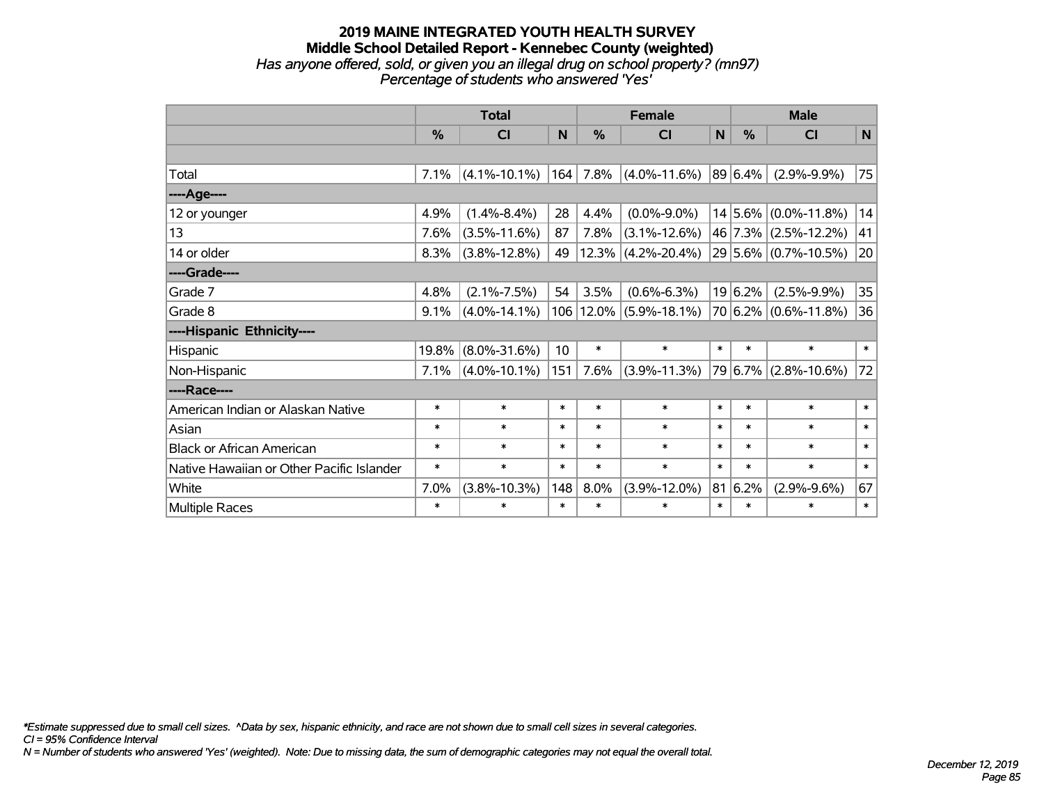# 2019 MAINE INTEGRATED YOUTH HEALTH SURVEY
## Middle School Detailed Report - Kennebec County (weighted)
*Has anyone offered, sold, or given you an illegal drug on school property? (mn97)*
*Percentage of students who answered 'Yes'*

| | Total | | | Female | | | Male | | |
|---|---|---|---|---|---|---|---|---|---|
| | % | CI | N | % | CI | N | % | CI | N |
| | | | | | | | | | |
| Total | 7.1% | (4.1%-10.1%) | 164 | 7.8% | (4.0%-11.6%) | 89 | 6.4% | (2.9%-9.9%) | 75 |
| ----Age---- | | | | | | | | | |
| 12 or younger | 4.9% | (1.4%-8.4%) | 28 | 4.4% | (0.0%-9.0%) | 14 | 5.6% | (0.0%-11.8%) | 14 |
| 13 | 7.6% | (3.5%-11.6%) | 87 | 7.8% | (3.1%-12.6%) | 46 | 7.3% | (2.5%-12.2%) | 41 |
| 14 or older | 8.3% | (3.8%-12.8%) | 49 | 12.3% | (4.2%-20.4%) | 29 | 5.6% | (0.7%-10.5%) | 20 |
| ----Grade---- | | | | | | | | | |
| Grade 7 | 4.8% | (2.1%-7.5%) | 54 | 3.5% | (0.6%-6.3%) | 19 | 6.2% | (2.5%-9.9%) | 35 |
| Grade 8 | 9.1% | (4.0%-14.1%) | 106 | 12.0% | (5.9%-18.1%) | 70 | 6.2% | (0.6%-11.8%) | 36 |
| ----Hispanic Ethnicity---- | | | | | | | | | |
| Hispanic | 19.8% | (8.0%-31.6%) | 10 | * | * | * | * | * | * |
| Non-Hispanic | 7.1% | (4.0%-10.1%) | 151 | 7.6% | (3.9%-11.3%) | 79 | 6.7% | (2.8%-10.6%) | 72 |
| ----Race---- | | | | | | | | | |
| American Indian or Alaskan Native | * | * | * | * | * | * | * | * | * |
| Asian | * | * | * | * | * | * | * | * | * |
| Black or African American | * | * | * | * | * | * | * | * | * |
| Native Hawaiian or Other Pacific Islander | * | * | * | * | * | * | * | * | * |
| White | 7.0% | (3.8%-10.3%) | 148 | 8.0% | (3.9%-12.0%) | 81 | 6.2% | (2.9%-9.6%) | 67 |
| Multiple Races | * | * | * | * | * | * | * | * | * |

*\*Estimate suppressed due to small cell sizes. ^Data by sex, hispanic ethnicity, and race are not shown due to small cell sizes in several categories.*
*CI = 95% Confidence Interval*
*N = Number of students who answered 'Yes' (weighted). Note: Due to missing data, the sum of demographic categories may not equal the overall total.*

*December 12, 2019*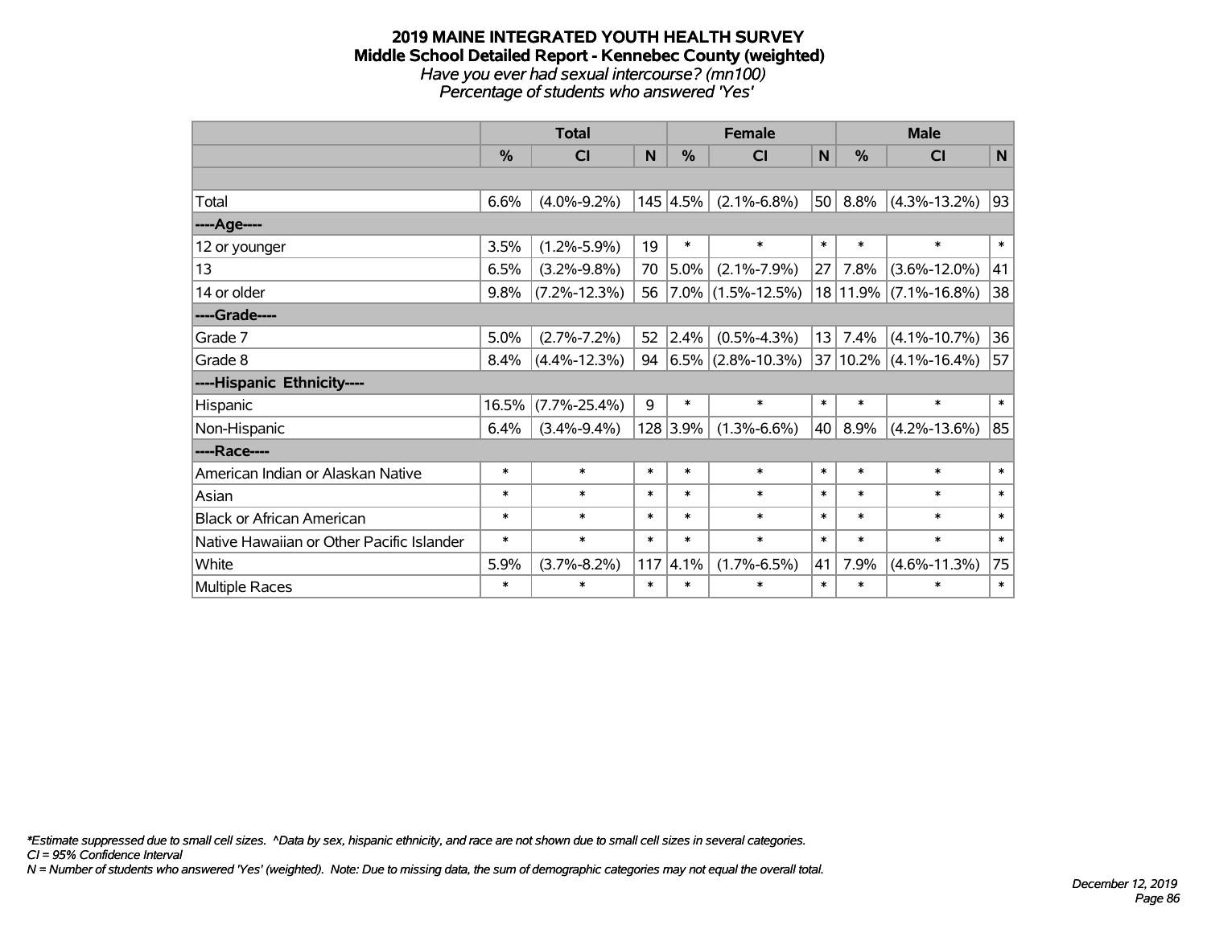# 2019 MAINE INTEGRATED YOUTH HEALTH SURVEY
## Middle School Detailed Report - Kennebec County (weighted)
*Have you ever had sexual intercourse? (mn100)*
*Percentage of students who answered 'Yes'*

| | Total | | | Female | | | Male | | |
|---|---|---|---|---|---|---|---|---|---|
| | % | CI | N | % | CI | N | % | CI | N |
| | | | | | | | | | |
| Total | 6.6% | (4.0%-9.2%) | 145 | 4.5% | (2.1%-6.8%) | 50 | 8.8% | (4.3%-13.2%) | 93 |
| ----Age---- | | | | | | | | | |
| 12 or younger | 3.5% | (1.2%-5.9%) | 19 | * | * | * | * | * | * |
| 13 | 6.5% | (3.2%-9.8%) | 70 | 5.0% | (2.1%-7.9%) | 27 | 7.8% | (3.6%-12.0%) | 41 |
| 14 or older | 9.8% | (7.2%-12.3%) | 56 | 7.0% | (1.5%-12.5%) | 18 | 11.9% | (7.1%-16.8%) | 38 |
| ----Grade---- | | | | | | | | | |
| Grade 7 | 5.0% | (2.7%-7.2%) | 52 | 2.4% | (0.5%-4.3%) | 13 | 7.4% | (4.1%-10.7%) | 36 |
| Grade 8 | 8.4% | (4.4%-12.3%) | 94 | 6.5% | (2.8%-10.3%) | 37 | 10.2% | (4.1%-16.4%) | 57 |
| ----Hispanic Ethnicity---- | | | | | | | | | |
| Hispanic | 16.5% | (7.7%-25.4%) | 9 | * | * | * | * | * | * |
| Non-Hispanic | 6.4% | (3.4%-9.4%) | 128 | 3.9% | (1.3%-6.6%) | 40 | 8.9% | (4.2%-13.6%) | 85 |
| ----Race---- | | | | | | | | | |
| American Indian or Alaskan Native | * | * | * | * | * | * | * | * | * |
| Asian | * | * | * | * | * | * | * | * | * |
| Black or African American | * | * | * | * | * | * | * | * | * |
| Native Hawaiian or Other Pacific Islander | * | * | * | * | * | * | * | * | * |
| White | 5.9% | (3.7%-8.2%) | 117 | 4.1% | (1.7%-6.5%) | 41 | 7.9% | (4.6%-11.3%) | 75 |
| Multiple Races | * | * | * | * | * | * | * | * | * |

*\*Estimate suppressed due to small cell sizes. ^Data by sex, hispanic ethnicity, and race are not shown due to small cell sizes in several categories.*
*CI = 95% Confidence Interval*
*N = Number of students who answered 'Yes' (weighted). Note: Due to missing data, the sum of demographic categories may not equal the overall total.*

*December 12, 2019*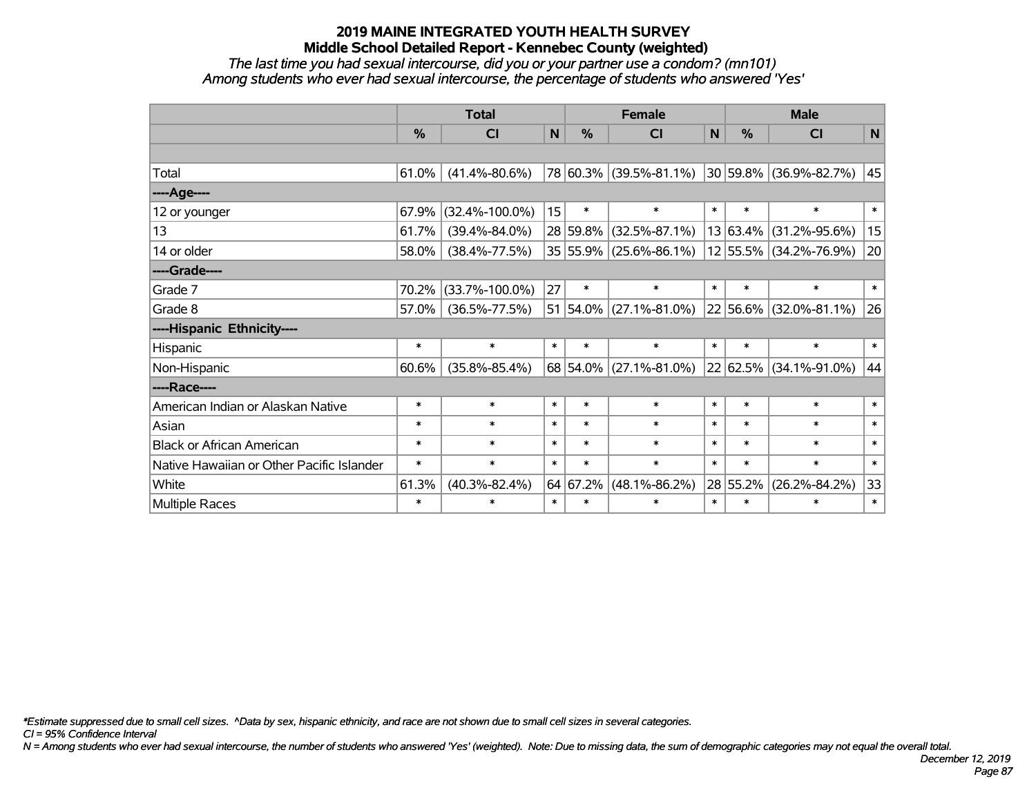# 2019 MAINE INTEGRATED YOUTH HEALTH SURVEY

## Middle School Detailed Report - Kennebec County (weighted)

*The last time you had sexual intercourse, did you or your partner use a condom? (mn101)*
*Among students who ever had sexual intercourse, the percentage of students who answered 'Yes'*

| | Total | | | Female | | | Male | | |
|---|---|---|---|---|---|---|---|---|---|
| | % | CI | N | % | CI | N | % | CI | N |
| | | | | | | | | | |
| Total | 61.0% | (41.4%-80.6%) | 78 | 60.3% | (39.5%-81.1%) | 30 | 59.8% | (36.9%-82.7%) | 45 |
| ----Age---- | | | | | | | | | |
| 12 or younger | 67.9% | (32.4%-100.0%) | 15 | * | * | * | * | * | * |
| 13 | 61.7% | (39.4%-84.0%) | 28 | 59.8% | (32.5%-87.1%) | 13 | 63.4% | (31.2%-95.6%) | 15 |
| 14 or older | 58.0% | (38.4%-77.5%) | 35 | 55.9% | (25.6%-86.1%) | 12 | 55.5% | (34.2%-76.9%) | 20 |
| ----Grade---- | | | | | | | | | |
| Grade 7 | 70.2% | (33.7%-100.0%) | 27 | * | * | * | * | * | * |
| Grade 8 | 57.0% | (36.5%-77.5%) | 51 | 54.0% | (27.1%-81.0%) | 22 | 56.6% | (32.0%-81.1%) | 26 |
| ----Hispanic Ethnicity---- | | | | | | | | | |
| Hispanic | * | * | * | * | * | * | * | * | * |
| Non-Hispanic | 60.6% | (35.8%-85.4%) | 68 | 54.0% | (27.1%-81.0%) | 22 | 62.5% | (34.1%-91.0%) | 44 |
| ----Race---- | | | | | | | | | |
| American Indian or Alaskan Native | * | * | * | * | * | * | * | * | * |
| Asian | * | * | * | * | * | * | * | * | * |
| Black or African American | * | * | * | * | * | * | * | * | * |
| Native Hawaiian or Other Pacific Islander | * | * | * | * | * | * | * | * | * |
| White | 61.3% | (40.3%-82.4%) | 64 | 67.2% | (48.1%-86.2%) | 28 | 55.2% | (26.2%-84.2%) | 33 |
| Multiple Races | * | * | * | * | * | * | * | * | * |

*\*Estimate suppressed due to small cell sizes. ^Data by sex, hispanic ethnicity, and race are not shown due to small cell sizes in several categories.*
*CI = 95% Confidence Interval*
*N = Among students who ever had sexual intercourse, the number of students who answered 'Yes' (weighted). Note: Due to missing data, the sum of demographic categories may not equal the overall total.*

*December 12, 2019*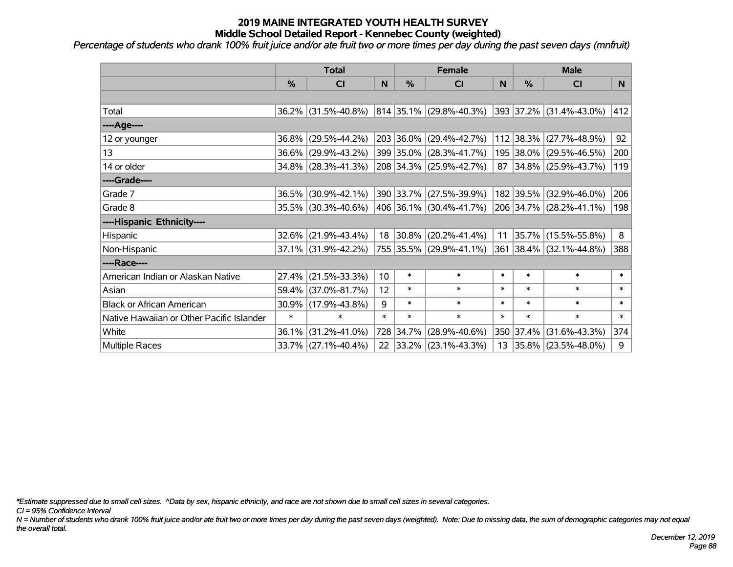# 2019 MAINE INTEGRATED YOUTH HEALTH SURVEY

## Middle School Detailed Report - Kennebec County (weighted)

*Percentage of students who drank 100% fruit juice and/or ate fruit two or more times per day during the past seven days (mnfruit)*

| | Total | | | Female | | | Male | | |
|---|---|---|---|---|---|---|---|---|---|
| | % | CI | N | % | CI | N | % | CI | N |
| | | | | | | | | | |
| Total | 36.2% | (31.5%-40.8%) | 814 | 35.1% | (29.8%-40.3%) | 393 | 37.2% | (31.4%-43.0%) | 412 |
| ----Age---- | | | | | | | | | |
| 12 or younger | 36.8% | (29.5%-44.2%) | 203 | 36.0% | (29.4%-42.7%) | 112 | 38.3% | (27.7%-48.9%) | 92 |
| 13 | 36.6% | (29.9%-43.2%) | 399 | 35.0% | (28.3%-41.7%) | 195 | 38.0% | (29.5%-46.5%) | 200 |
| 14 or older | 34.8% | (28.3%-41.3%) | 208 | 34.3% | (25.9%-42.7%) | 87 | 34.8% | (25.9%-43.7%) | 119 |
| ----Grade---- | | | | | | | | | |
| Grade 7 | 36.5% | (30.9%-42.1%) | 390 | 33.7% | (27.5%-39.9%) | 182 | 39.5% | (32.9%-46.0%) | 206 |
| Grade 8 | 35.5% | (30.3%-40.6%) | 406 | 36.1% | (30.4%-41.7%) | 206 | 34.7% | (28.2%-41.1%) | 198 |
| ----Hispanic Ethnicity---- | | | | | | | | | |
| Hispanic | 32.6% | (21.9%-43.4%) | 18 | 30.8% | (20.2%-41.4%) | 11 | 35.7% | (15.5%-55.8%) | 8 |
| Non-Hispanic | 37.1% | (31.9%-42.2%) | 755 | 35.5% | (29.9%-41.1%) | 361 | 38.4% | (32.1%-44.8%) | 388 |
| ----Race---- | | | | | | | | | |
| American Indian or Alaskan Native | 27.4% | (21.5%-33.3%) | 10 | * | * | * | * | * | * |
| Asian | 59.4% | (37.0%-81.7%) | 12 | * | * | * | * | * | * |
| Black or African American | 30.9% | (17.9%-43.8%) | 9 | * | * | * | * | * | * |
| Native Hawaiian or Other Pacific Islander | * | * | * | * | * | * | * | * | * |
| White | 36.1% | (31.2%-41.0%) | 728 | 34.7% | (28.9%-40.6%) | 350 | 37.4% | (31.6%-43.3%) | 374 |
| Multiple Races | 33.7% | (27.1%-40.4%) | 22 | 33.2% | (23.1%-43.3%) | 13 | 35.8% | (23.5%-48.0%) | 9 |

*\*Estimate suppressed due to small cell sizes. ^Data by sex, hispanic ethnicity, and race are not shown due to small cell sizes in several categories.*

*CI = 95% Confidence Interval*

*N = Number of students who drank 100% fruit juice and/or ate fruit two or more times per day during the past seven days (weighted). Note: Due to missing data, the sum of demographic categories may not equal the overall total.*

*December 12, 2019*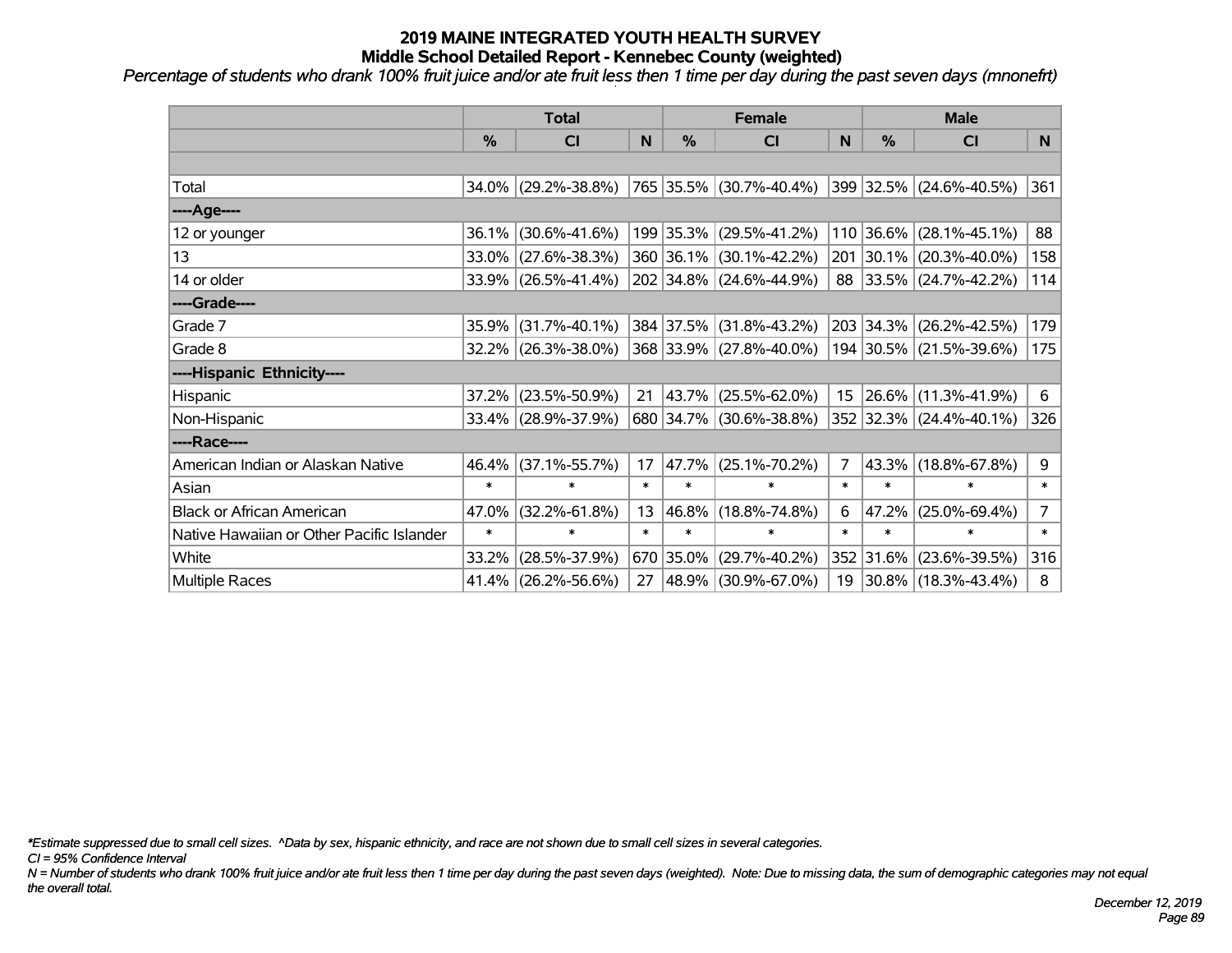# 2019 MAINE INTEGRATED YOUTH HEALTH SURVEY
## Middle School Detailed Report - Kennebec County (weighted)

*Percentage of students who drank 100% fruit juice and/or ate fruit less then 1 time per day during the past seven days (mnonefrt)*

| | Total | | | Female | | | Male | | |
|---|---|---|---|---|---|---|---|---|---|
| | % | CI | N | % | CI | N | % | CI | N |
| | | | | | | | | | |
| Total | 34.0% | (29.2%-38.8%) | 765 | 35.5% | (30.7%-40.4%) | 399 | 32.5% | (24.6%-40.5%) | 361 |
| ----Age---- | | | | | | | | | |
| 12 or younger | 36.1% | (30.6%-41.6%) | 199 | 35.3% | (29.5%-41.2%) | 110 | 36.6% | (28.1%-45.1%) | 88 |
| 13 | 33.0% | (27.6%-38.3%) | 360 | 36.1% | (30.1%-42.2%) | 201 | 30.1% | (20.3%-40.0%) | 158 |
| 14 or older | 33.9% | (26.5%-41.4%) | 202 | 34.8% | (24.6%-44.9%) | 88 | 33.5% | (24.7%-42.2%) | 114 |
| ----Grade---- | | | | | | | | | |
| Grade 7 | 35.9% | (31.7%-40.1%) | 384 | 37.5% | (31.8%-43.2%) | 203 | 34.3% | (26.2%-42.5%) | 179 |
| Grade 8 | 32.2% | (26.3%-38.0%) | 368 | 33.9% | (27.8%-40.0%) | 194 | 30.5% | (21.5%-39.6%) | 175 |
| ----Hispanic Ethnicity---- | | | | | | | | | |
| Hispanic | 37.2% | (23.5%-50.9%) | 21 | 43.7% | (25.5%-62.0%) | 15 | 26.6% | (11.3%-41.9%) | 6 |
| Non-Hispanic | 33.4% | (28.9%-37.9%) | 680 | 34.7% | (30.6%-38.8%) | 352 | 32.3% | (24.4%-40.1%) | 326 |
| ----Race---- | | | | | | | | | |
| American Indian or Alaskan Native | 46.4% | (37.1%-55.7%) | 17 | 47.7% | (25.1%-70.2%) | 7 | 43.3% | (18.8%-67.8%) | 9 |
| Asian | * | * | * | * | * | * | * | * | * |
| Black or African American | 47.0% | (32.2%-61.8%) | 13 | 46.8% | (18.8%-74.8%) | 6 | 47.2% | (25.0%-69.4%) | 7 |
| Native Hawaiian or Other Pacific Islander | * | * | * | * | * | * | * | * | * |
| White | 33.2% | (28.5%-37.9%) | 670 | 35.0% | (29.7%-40.2%) | 352 | 31.6% | (23.6%-39.5%) | 316 |
| Multiple Races | 41.4% | (26.2%-56.6%) | 27 | 48.9% | (30.9%-67.0%) | 19 | 30.8% | (18.3%-43.4%) | 8 |

*Estimate suppressed due to small cell sizes. ^Data by sex, hispanic ethnicity, and race are not shown due to small cell sizes in several categories.

CI = 95% Confidence Interval

N = Number of students who drank 100% fruit juice and/or ate fruit less then 1 time per day during the past seven days (weighted). Note: Due to missing data, the sum of demographic categories may not equal the overall total.

December 12, 2019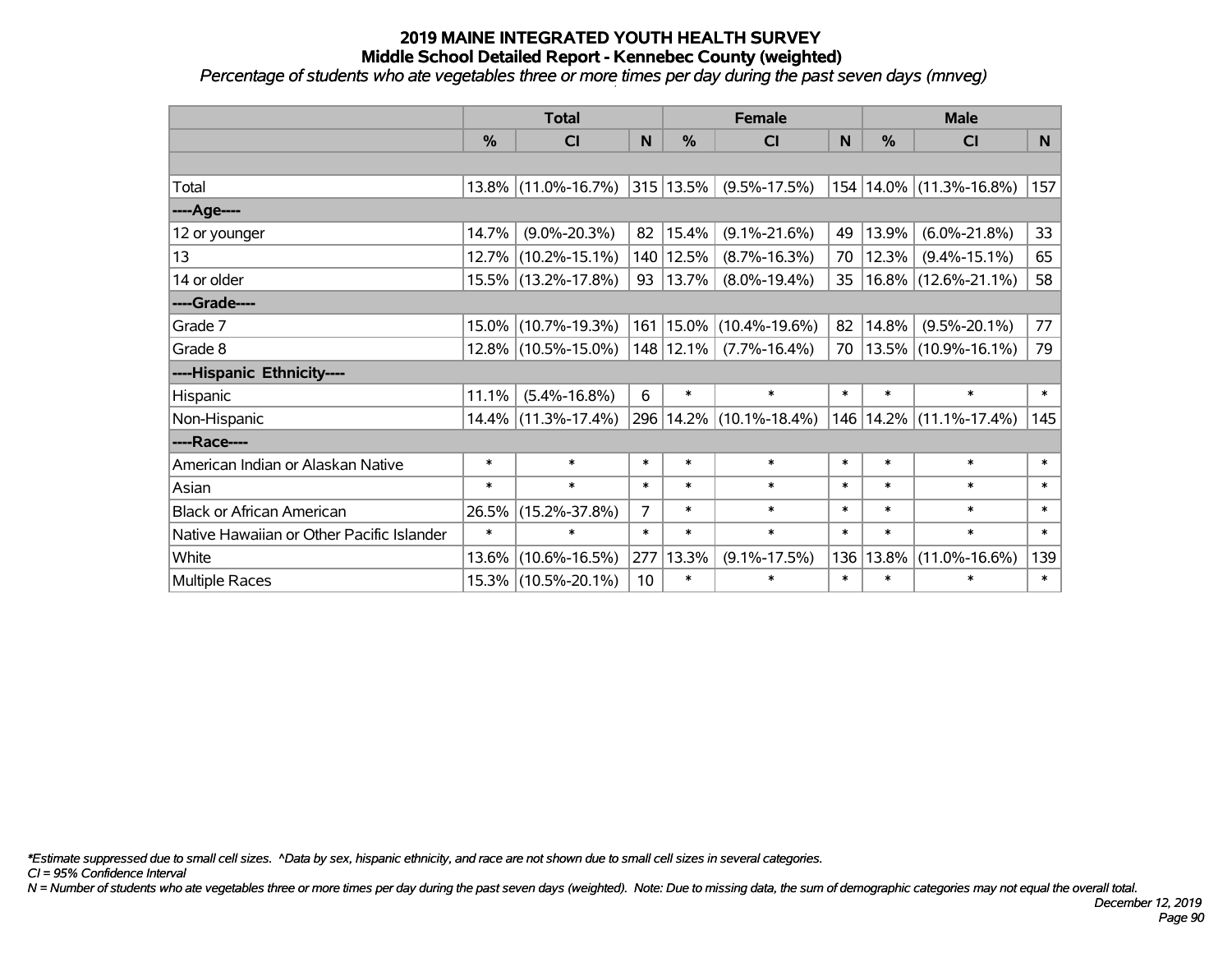# 2019 MAINE INTEGRATED YOUTH HEALTH SURVEY
## Middle School Detailed Report - Kennebec County (weighted)
*Percentage of students who ate vegetables three or more times per day during the past seven days (mnveg)*

| | Total | | | Female | | | Male | | |
|---|---|---|---|---|---|---|---|---|---|
| | % | CI | N | % | CI | N | % | CI | N |
| | | | | | | | | | |
| Total | 13.8% | (11.0%-16.7%) | 315 | 13.5% | (9.5%-17.5%) | 154 | 14.0% | (11.3%-16.8%) | 157 |
| ----Age---- | | | | | | | | | |
| 12 or younger | 14.7% | (9.0%-20.3%) | 82 | 15.4% | (9.1%-21.6%) | 49 | 13.9% | (6.0%-21.8%) | 33 |
| 13 | 12.7% | (10.2%-15.1%) | 140 | 12.5% | (8.7%-16.3%) | 70 | 12.3% | (9.4%-15.1%) | 65 |
| 14 or older | 15.5% | (13.2%-17.8%) | 93 | 13.7% | (8.0%-19.4%) | 35 | 16.8% | (12.6%-21.1%) | 58 |
| ----Grade---- | | | | | | | | | |
| Grade 7 | 15.0% | (10.7%-19.3%) | 161 | 15.0% | (10.4%-19.6%) | 82 | 14.8% | (9.5%-20.1%) | 77 |
| Grade 8 | 12.8% | (10.5%-15.0%) | 148 | 12.1% | (7.7%-16.4%) | 70 | 13.5% | (10.9%-16.1%) | 79 |
| ----Hispanic Ethnicity---- | | | | | | | | | |
| Hispanic | 11.1% | (5.4%-16.8%) | 6 | * | * | * | * | * | * |
| Non-Hispanic | 14.4% | (11.3%-17.4%) | 296 | 14.2% | (10.1%-18.4%) | 146 | 14.2% | (11.1%-17.4%) | 145 |
| ----Race---- | | | | | | | | | |
| American Indian or Alaskan Native | * | * | * | * | * | * | * | * | * |
| Asian | * | * | * | * | * | * | * | * | * |
| Black or African American | 26.5% | (15.2%-37.8%) | 7 | * | * | * | * | * | * |
| Native Hawaiian or Other Pacific Islander | * | * | * | * | * | * | * | * | * |
| White | 13.6% | (10.6%-16.5%) | 277 | 13.3% | (9.1%-17.5%) | 136 | 13.8% | (11.0%-16.6%) | 139 |
| Multiple Races | 15.3% | (10.5%-20.1%) | 10 | * | * | * | * | * | * |

*\*Estimate suppressed due to small cell sizes. ^Data by sex, hispanic ethnicity, and race are not shown due to small cell sizes in several categories.*

*CI = 95% Confidence Interval*

*N = Number of students who ate vegetables three or more times per day during the past seven days (weighted). Note: Due to missing data, the sum of demographic categories may not equal the overall total.*

*December 12, 2019*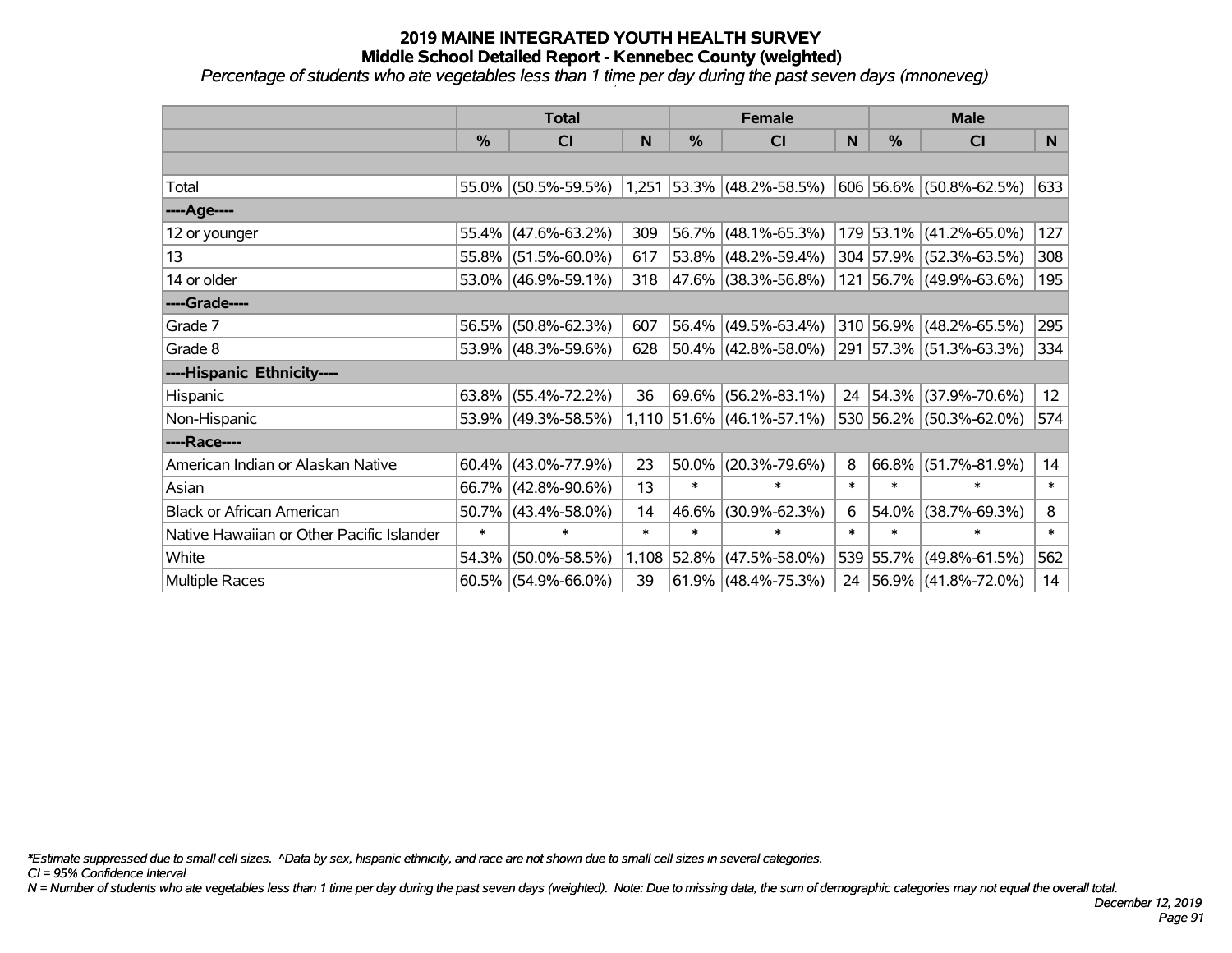# 2019 MAINE INTEGRATED YOUTH HEALTH SURVEY
## Middle School Detailed Report - Kennebec County (weighted)
*Percentage of students who ate vegetables less than 1 time per day during the past seven days (mnoneveg)*

| | Total | | | Female | | | Male | | |
|---|---|---|---|---|---|---|---|---|---|
| | % | CI | N | % | CI | N | % | CI | N |
| Total | 55.0% | (50.5%-59.5%) | 1,251 | 53.3% | (48.2%-58.5%) | 606 | 56.6% | (50.8%-62.5%) | 633 |
| ----Age---- | | | | | | | | | |
| 12 or younger | 55.4% | (47.6%-63.2%) | 309 | 56.7% | (48.1%-65.3%) | 179 | 53.1% | (41.2%-65.0%) | 127 |
| 13 | 55.8% | (51.5%-60.0%) | 617 | 53.8% | (48.2%-59.4%) | 304 | 57.9% | (52.3%-63.5%) | 308 |
| 14 or older | 53.0% | (46.9%-59.1%) | 318 | 47.6% | (38.3%-56.8%) | 121 | 56.7% | (49.9%-63.6%) | 195 |
| ----Grade---- | | | | | | | | | |
| Grade 7 | 56.5% | (50.8%-62.3%) | 607 | 56.4% | (49.5%-63.4%) | 310 | 56.9% | (48.2%-65.5%) | 295 |
| Grade 8 | 53.9% | (48.3%-59.6%) | 628 | 50.4% | (42.8%-58.0%) | 291 | 57.3% | (51.3%-63.3%) | 334 |
| ----Hispanic Ethnicity---- | | | | | | | | | |
| Hispanic | 63.8% | (55.4%-72.2%) | 36 | 69.6% | (56.2%-83.1%) | 24 | 54.3% | (37.9%-70.6%) | 12 |
| Non-Hispanic | 53.9% | (49.3%-58.5%) | 1,110 | 51.6% | (46.1%-57.1%) | 530 | 56.2% | (50.3%-62.0%) | 574 |
| ----Race---- | | | | | | | | | |
| American Indian or Alaskan Native | 60.4% | (43.0%-77.9%) | 23 | 50.0% | (20.3%-79.6%) | 8 | 66.8% | (51.7%-81.9%) | 14 |
| Asian | 66.7% | (42.8%-90.6%) | 13 | * | * | * | * | * | * |
| Black or African American | 50.7% | (43.4%-58.0%) | 14 | 46.6% | (30.9%-62.3%) | 6 | 54.0% | (38.7%-69.3%) | 8 |
| Native Hawaiian or Other Pacific Islander | * | * | * | * | * | * | * | * | * |
| White | 54.3% | (50.0%-58.5%) | 1,108 | 52.8% | (47.5%-58.0%) | 539 | 55.7% | (49.8%-61.5%) | 562 |
| Multiple Races | 60.5% | (54.9%-66.0%) | 39 | 61.9% | (48.4%-75.3%) | 24 | 56.9% | (41.8%-72.0%) | 14 |

*\*Estimate suppressed due to small cell sizes. ^Data by sex, hispanic ethnicity, and race are not shown due to small cell sizes in several categories.*

*CI = 95% Confidence Interval*

*N = Number of students who ate vegetables less than 1 time per day during the past seven days (weighted). Note: Due to missing data, the sum of demographic categories may not equal the overall total.*

*December 12, 2019*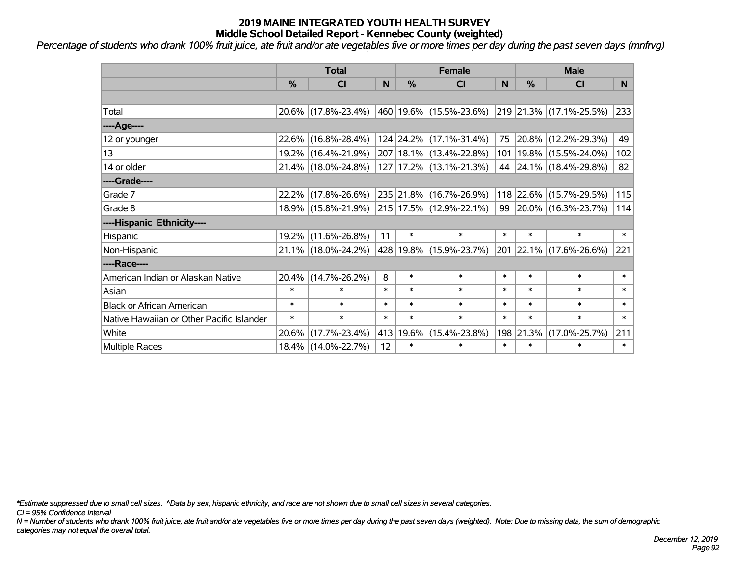# 2019 MAINE INTEGRATED YOUTH HEALTH SURVEY
## Middle School Detailed Report - Kennebec County (weighted)

*Percentage of students who drank 100% fruit juice, ate fruit and/or ate vegetables five or more times per day during the past seven days (mnfrvg)*

| | Total | | | Female | | | Male | | |
|---|---|---|---|---|---|---|---|---|---|
| | % | CI | N | % | CI | N | % | CI | N |
| | | | | | | | | | |
| Total | 20.6% | (17.8%-23.4%) | 460 | 19.6% | (15.5%-23.6%) | 219 | 21.3% | (17.1%-25.5%) | 233 |
| ----Age---- | | | | | | | | | |
| 12 or younger | 22.6% | (16.8%-28.4%) | 124 | 24.2% | (17.1%-31.4%) | 75 | 20.8% | (12.2%-29.3%) | 49 |
| 13 | 19.2% | (16.4%-21.9%) | 207 | 18.1% | (13.4%-22.8%) | 101 | 19.8% | (15.5%-24.0%) | 102 |
| 14 or older | 21.4% | (18.0%-24.8%) | 127 | 17.2% | (13.1%-21.3%) | 44 | 24.1% | (18.4%-29.8%) | 82 |
| ----Grade---- | | | | | | | | | |
| Grade 7 | 22.2% | (17.8%-26.6%) | 235 | 21.8% | (16.7%-26.9%) | 118 | 22.6% | (15.7%-29.5%) | 115 |
| Grade 8 | 18.9% | (15.8%-21.9%) | 215 | 17.5% | (12.9%-22.1%) | 99 | 20.0% | (16.3%-23.7%) | 114 |
| ----Hispanic Ethnicity---- | | | | | | | | | |
| Hispanic | 19.2% | (11.6%-26.8%) | 11 | * | * | * | * | * | * |
| Non-Hispanic | 21.1% | (18.0%-24.2%) | 428 | 19.8% | (15.9%-23.7%) | 201 | 22.1% | (17.6%-26.6%) | 221 |
| ----Race---- | | | | | | | | | |
| American Indian or Alaskan Native | 20.4% | (14.7%-26.2%) | 8 | * | * | * | * | * | * |
| Asian | * | * | * | * | * | * | * | * | * |
| Black or African American | * | * | * | * | * | * | * | * | * |
| Native Hawaiian or Other Pacific Islander | * | * | * | * | * | * | * | * | * |
| White | 20.6% | (17.7%-23.4%) | 413 | 19.6% | (15.4%-23.8%) | 198 | 21.3% | (17.0%-25.7%) | 211 |
| Multiple Races | 18.4% | (14.0%-22.7%) | 12 | * | * | * | * | * | * |

*\*Estimate suppressed due to small cell sizes. ^Data by sex, hispanic ethnicity, and race are not shown due to small cell sizes in several categories.*

*CI = 95% Confidence Interval*

*N = Number of students who drank 100% fruit juice, ate fruit and/or ate vegetables five or more times per day during the past seven days (weighted). Note: Due to missing data, the sum of demographic categories may not equal the overall total.*

*December 12, 2019*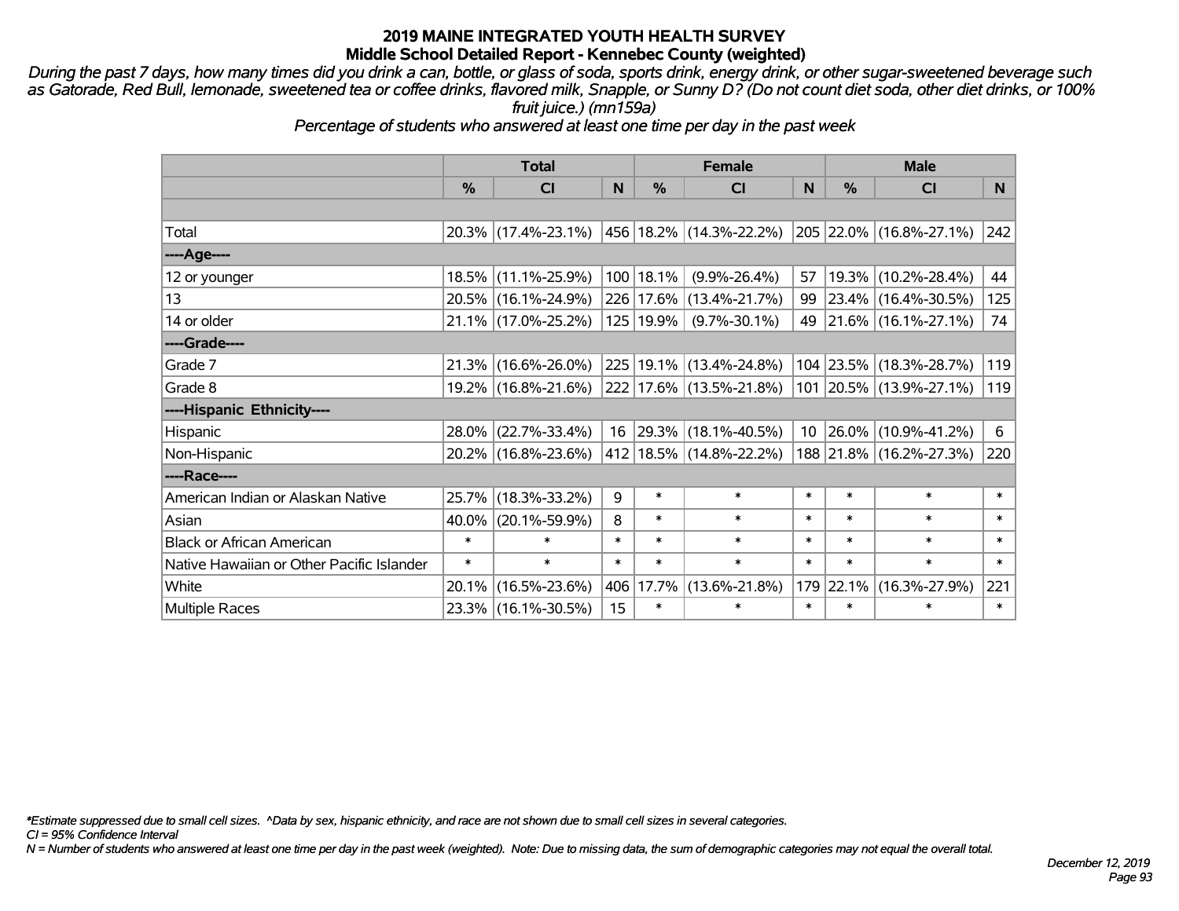# 2019 MAINE INTEGRATED YOUTH HEALTH SURVEY

## Middle School Detailed Report - Kennebec County (weighted)

*During the past 7 days, how many times did you drink a can, bottle, or glass of soda, sports drink, energy drink, or other sugar-sweetened beverage such as Gatorade, Red Bull, lemonade, sweetened tea or coffee drinks, flavored milk, Snapple, or Sunny D? (Do not count diet soda, other diet drinks, or 100% fruit juice.) (mn159a)*

*Percentage of students who answered at least one time per day in the past week*

| | Total | | | Female | | | Male | | |
|---|---|---|---|---|---|---|---|---|---|
| | % | CI | N | % | CI | N | % | CI | N |
| Total | 20.3% | (17.4%-23.1%) | 456 | 18.2% | (14.3%-22.2%) | 205 | 22.0% | (16.8%-27.1%) | 242 |
| ----Age---- | | | | | | | | | |
| 12 or younger | 18.5% | (11.1%-25.9%) | 100 | 18.1% | (9.9%-26.4%) | 57 | 19.3% | (10.2%-28.4%) | 44 |
| 13 | 20.5% | (16.1%-24.9%) | 226 | 17.6% | (13.4%-21.7%) | 99 | 23.4% | (16.4%-30.5%) | 125 |
| 14 or older | 21.1% | (17.0%-25.2%) | 125 | 19.9% | (9.7%-30.1%) | 49 | 21.6% | (16.1%-27.1%) | 74 |
| ----Grade---- | | | | | | | | | |
| Grade 7 | 21.3% | (16.6%-26.0%) | 225 | 19.1% | (13.4%-24.8%) | 104 | 23.5% | (18.3%-28.7%) | 119 |
| Grade 8 | 19.2% | (16.8%-21.6%) | 222 | 17.6% | (13.5%-21.8%) | 101 | 20.5% | (13.9%-27.1%) | 119 |
| ----Hispanic Ethnicity---- | | | | | | | | | |
| Hispanic | 28.0% | (22.7%-33.4%) | 16 | 29.3% | (18.1%-40.5%) | 10 | 26.0% | (10.9%-41.2%) | 6 |
| Non-Hispanic | 20.2% | (16.8%-23.6%) | 412 | 18.5% | (14.8%-22.2%) | 188 | 21.8% | (16.2%-27.3%) | 220 |
| ----Race---- | | | | | | | | | |
| American Indian or Alaskan Native | 25.7% | (18.3%-33.2%) | 9 | * | * | * | * | * | * |
| Asian | 40.0% | (20.1%-59.9%) | 8 | * | * | * | * | * | * |
| Black or African American | * | * | * | * | * | * | * | * | * |
| Native Hawaiian or Other Pacific Islander | * | * | * | * | * | * | * | * | * |
| White | 20.1% | (16.5%-23.6%) | 406 | 17.7% | (13.6%-21.8%) | 179 | 22.1% | (16.3%-27.9%) | 221 |
| Multiple Races | 23.3% | (16.1%-30.5%) | 15 | * | * | * | * | * | * |

*\*Estimate suppressed due to small cell sizes. ^Data by sex, hispanic ethnicity, and race are not shown due to small cell sizes in several categories.*

*CI = 95% Confidence Interval*

*N = Number of students who answered at least one time per day in the past week (weighted). Note: Due to missing data, the sum of demographic categories may not equal the overall total.*

*December 12, 2019*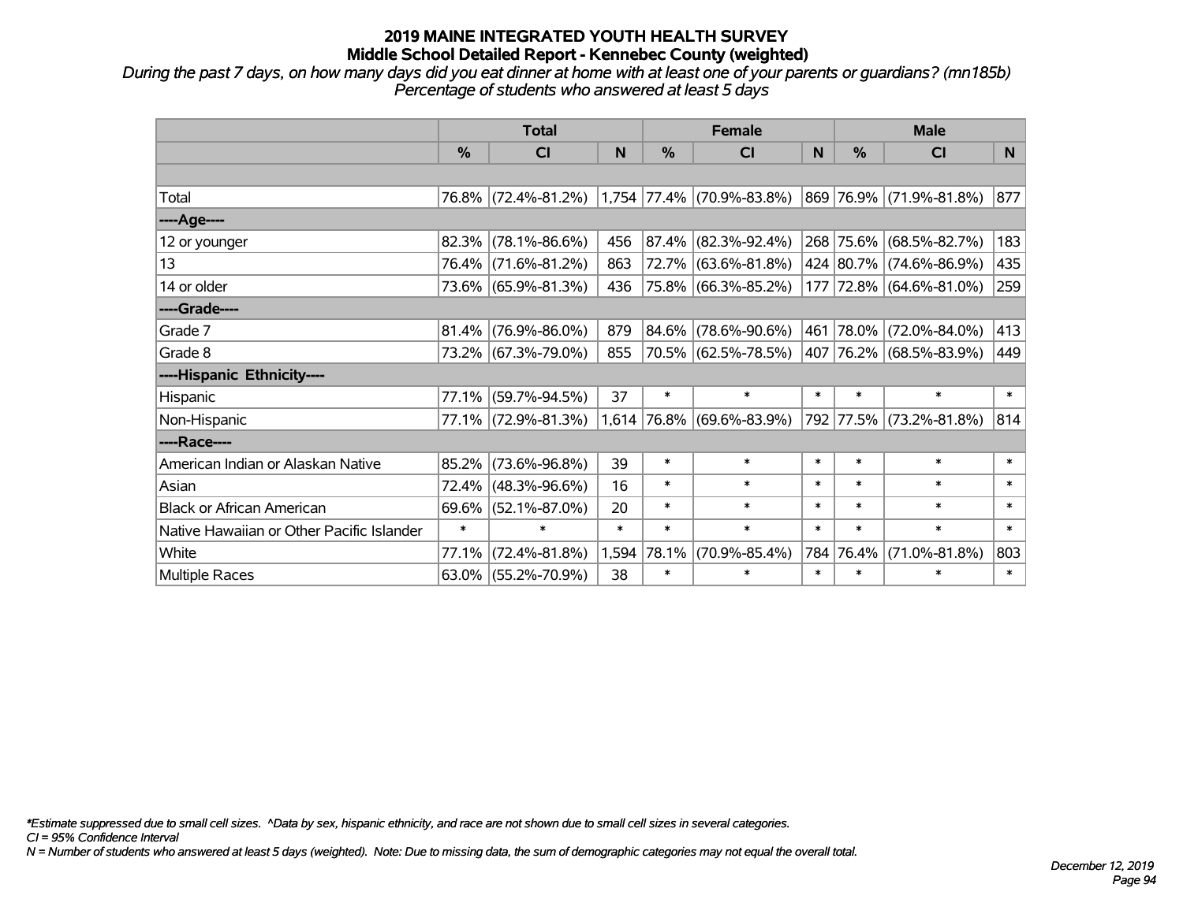# 2019 MAINE INTEGRATED YOUTH HEALTH SURVEY
## Middle School Detailed Report - Kennebec County (weighted)

*During the past 7 days, on how many days did you eat dinner at home with at least one of your parents or guardians? (mn185b)*
*Percentage of students who answered at least 5 days*

| | Total | | | Female | | | Male | | |
|---|---|---|---|---|---|---|---|---|---|
| | % | CI | N | % | CI | N | % | CI | N |
| | | | | | | | | | |
| Total | 76.8% | (72.4%-81.2%) | 1,754 | 77.4% | (70.9%-83.8%) | 869 | 76.9% | (71.9%-81.8%) | 877 |
| ----Age---- | | | | | | | | | |
| 12 or younger | 82.3% | (78.1%-86.6%) | 456 | 87.4% | (82.3%-92.4%) | 268 | 75.6% | (68.5%-82.7%) | 183 |
| 13 | 76.4% | (71.6%-81.2%) | 863 | 72.7% | (63.6%-81.8%) | 424 | 80.7% | (74.6%-86.9%) | 435 |
| 14 or older | 73.6% | (65.9%-81.3%) | 436 | 75.8% | (66.3%-85.2%) | 177 | 72.8% | (64.6%-81.0%) | 259 |
| ----Grade---- | | | | | | | | | |
| Grade 7 | 81.4% | (76.9%-86.0%) | 879 | 84.6% | (78.6%-90.6%) | 461 | 78.0% | (72.0%-84.0%) | 413 |
| Grade 8 | 73.2% | (67.3%-79.0%) | 855 | 70.5% | (62.5%-78.5%) | 407 | 76.2% | (68.5%-83.9%) | 449 |
| ----Hispanic Ethnicity---- | | | | | | | | | |
| Hispanic | 77.1% | (59.7%-94.5%) | 37 | * | * | * | * | * | * |
| Non-Hispanic | 77.1% | (72.9%-81.3%) | 1,614 | 76.8% | (69.6%-83.9%) | 792 | 77.5% | (73.2%-81.8%) | 814 |
| ----Race---- | | | | | | | | | |
| American Indian or Alaskan Native | 85.2% | (73.6%-96.8%) | 39 | * | * | * | * | * | * |
| Asian | 72.4% | (48.3%-96.6%) | 16 | * | * | * | * | * | * |
| Black or African American | 69.6% | (52.1%-87.0%) | 20 | * | * | * | * | * | * |
| Native Hawaiian or Other Pacific Islander | * | * | * | * | * | * | * | * | * |
| White | 77.1% | (72.4%-81.8%) | 1,594 | 78.1% | (70.9%-85.4%) | 784 | 76.4% | (71.0%-81.8%) | 803 |
| Multiple Races | 63.0% | (55.2%-70.9%) | 38 | * | * | * | * | * | * |

*Estimate suppressed due to small cell sizes. ^Data by sex, hispanic ethnicity, and race are not shown due to small cell sizes in several categories.
CI = 95% Confidence Interval
N = Number of students who answered at least 5 days (weighted). Note: Due to missing data, the sum of demographic categories may not equal the overall total.

December 12, 2019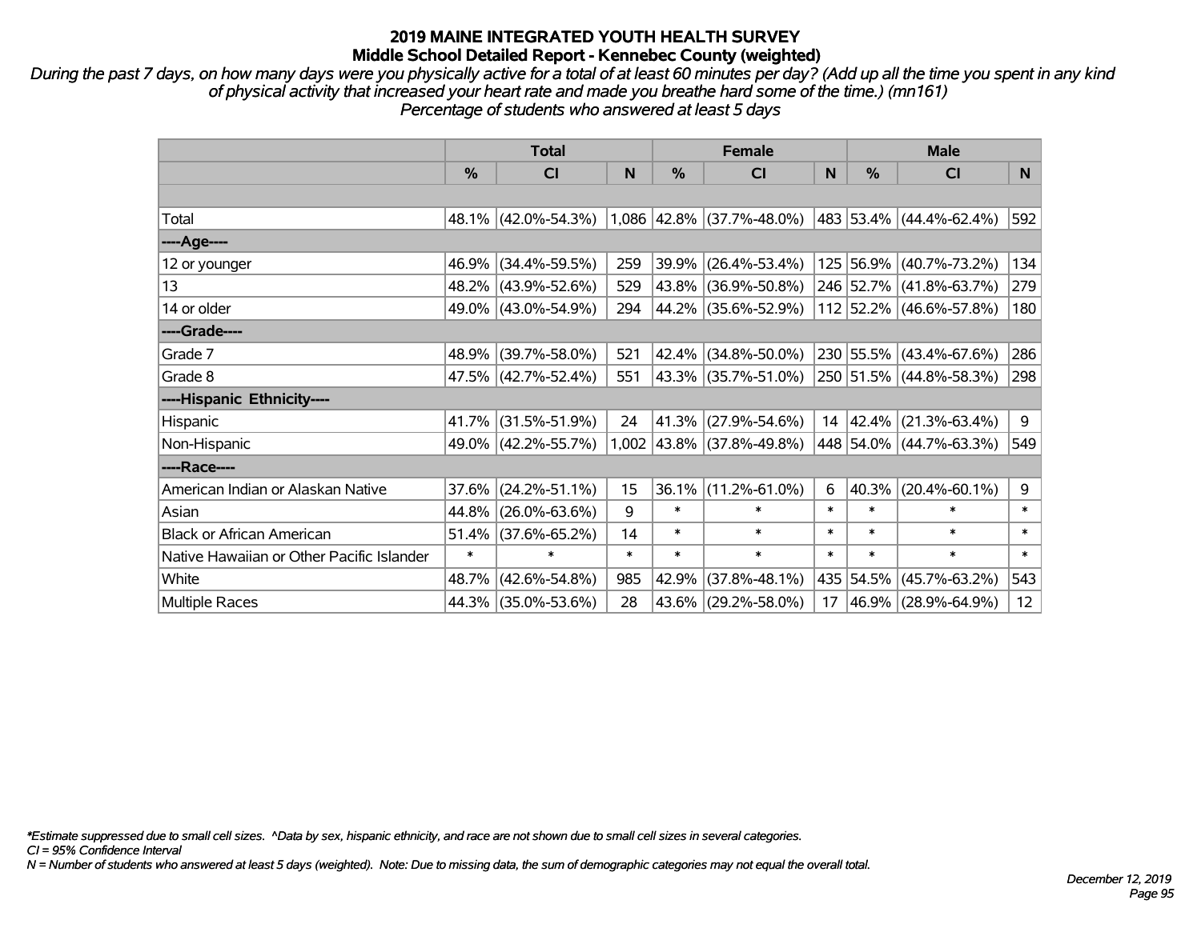# 2019 MAINE INTEGRATED YOUTH HEALTH SURVEY
## Middle School Detailed Report - Kennebec County (weighted)

*During the past 7 days, on how many days were you physically active for a total of at least 60 minutes per day? (Add up all the time you spent in any kind of physical activity that increased your heart rate and made you breathe hard some of the time.) (mn161)*
*Percentage of students who answered at least 5 days*

| | Total | | | Female | | | Male | | |
|---|---|---|---|---|---|---|---|---|---|
| | % | CI | N | % | CI | N | % | CI | N |
| | | | | | | | | | |
| Total | 48.1% | (42.0%-54.3%) | 1,086 | 42.8% | (37.7%-48.0%) | 483 | 53.4% | (44.4%-62.4%) | 592 |
| ----Age---- | | | | | | | | | |
| 12 or younger | 46.9% | (34.4%-59.5%) | 259 | 39.9% | (26.4%-53.4%) | 125 | 56.9% | (40.7%-73.2%) | 134 |
| 13 | 48.2% | (43.9%-52.6%) | 529 | 43.8% | (36.9%-50.8%) | 246 | 52.7% | (41.8%-63.7%) | 279 |
| 14 or older | 49.0% | (43.0%-54.9%) | 294 | 44.2% | (35.6%-52.9%) | 112 | 52.2% | (46.6%-57.8%) | 180 |
| ----Grade---- | | | | | | | | | |
| Grade 7 | 48.9% | (39.7%-58.0%) | 521 | 42.4% | (34.8%-50.0%) | 230 | 55.5% | (43.4%-67.6%) | 286 |
| Grade 8 | 47.5% | (42.7%-52.4%) | 551 | 43.3% | (35.7%-51.0%) | 250 | 51.5% | (44.8%-58.3%) | 298 |
| ----Hispanic Ethnicity---- | | | | | | | | | |
| Hispanic | 41.7% | (31.5%-51.9%) | 24 | 41.3% | (27.9%-54.6%) | 14 | 42.4% | (21.3%-63.4%) | 9 |
| Non-Hispanic | 49.0% | (42.2%-55.7%) | 1,002 | 43.8% | (37.8%-49.8%) | 448 | 54.0% | (44.7%-63.3%) | 549 |
| ----Race---- | | | | | | | | | |
| American Indian or Alaskan Native | 37.6% | (24.2%-51.1%) | 15 | 36.1% | (11.2%-61.0%) | 6 | 40.3% | (20.4%-60.1%) | 9 |
| Asian | 44.8% | (26.0%-63.6%) | 9 | * | * | * | * | * | * |
| Black or African American | 51.4% | (37.6%-65.2%) | 14 | * | * | * | * | * | * |
| Native Hawaiian or Other Pacific Islander | * | * | * | * | * | * | * | * | * |
| White | 48.7% | (42.6%-54.8%) | 985 | 42.9% | (37.8%-48.1%) | 435 | 54.5% | (45.7%-63.2%) | 543 |
| Multiple Races | 44.3% | (35.0%-53.6%) | 28 | 43.6% | (29.2%-58.0%) | 17 | 46.9% | (28.9%-64.9%) | 12 |

*Estimate suppressed due to small cell sizes. ^Data by sex, hispanic ethnicity, and race are not shown due to small cell sizes in several categories.*
*CI = 95% Confidence Interval*
*N = Number of students who answered at least 5 days (weighted). Note: Due to missing data, the sum of demographic categories may not equal the overall total.*

*December 12, 2019*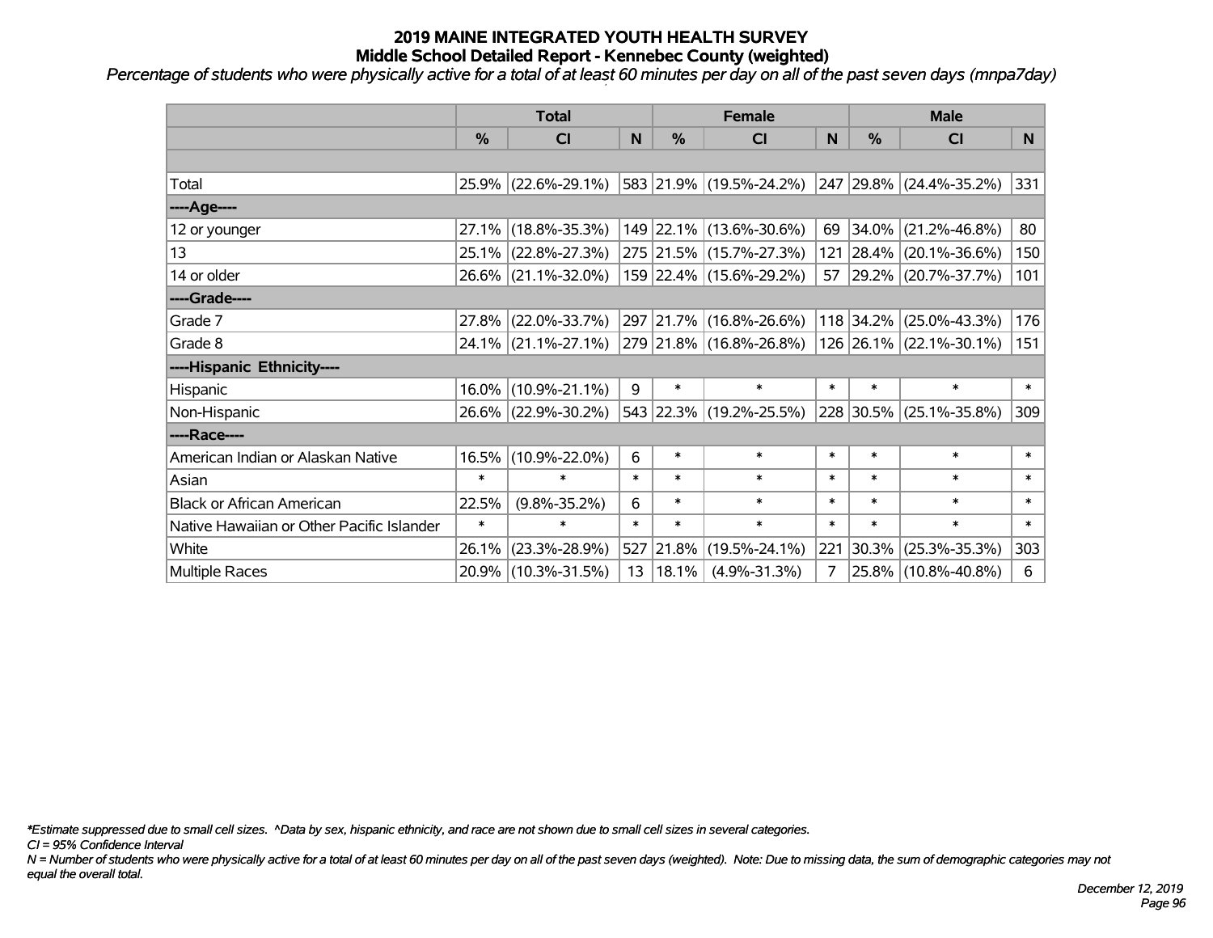# 2019 MAINE INTEGRATED YOUTH HEALTH SURVEY

## Middle School Detailed Report - Kennebec County (weighted)

*Percentage of students who were physically active for a total of at least 60 minutes per day on all of the past seven days (mnpa7day)*

| | Total | | | Female | | | Male | | |
|---|---|---|---|---|---|---|---|---|---|
| | % | CI | N | % | CI | N | % | CI | N |
| | | | | | | | | | |
| Total | 25.9% | (22.6%-29.1%) | 583 | 21.9% | (19.5%-24.2%) | 247 | 29.8% | (24.4%-35.2%) | 331 |
| ----Age---- | | | | | | | | | |
| 12 or younger | 27.1% | (18.8%-35.3%) | 149 | 22.1% | (13.6%-30.6%) | 69 | 34.0% | (21.2%-46.8%) | 80 |
| 13 | 25.1% | (22.8%-27.3%) | 275 | 21.5% | (15.7%-27.3%) | 121 | 28.4% | (20.1%-36.6%) | 150 |
| 14 or older | 26.6% | (21.1%-32.0%) | 159 | 22.4% | (15.6%-29.2%) | 57 | 29.2% | (20.7%-37.7%) | 101 |
| ----Grade---- | | | | | | | | | |
| Grade 7 | 27.8% | (22.0%-33.7%) | 297 | 21.7% | (16.8%-26.6%) | 118 | 34.2% | (25.0%-43.3%) | 176 |
| Grade 8 | 24.1% | (21.1%-27.1%) | 279 | 21.8% | (16.8%-26.8%) | 126 | 26.1% | (22.1%-30.1%) | 151 |
| ----Hispanic Ethnicity---- | | | | | | | | | |
| Hispanic | 16.0% | (10.9%-21.1%) | 9 | * | * | * | * | * | * |
| Non-Hispanic | 26.6% | (22.9%-30.2%) | 543 | 22.3% | (19.2%-25.5%) | 228 | 30.5% | (25.1%-35.8%) | 309 |
| ----Race---- | | | | | | | | | |
| American Indian or Alaskan Native | 16.5% | (10.9%-22.0%) | 6 | * | * | * | * | * | * |
| Asian | * | * | * | * | * | * | * | * | * |
| Black or African American | 22.5% | (9.8%-35.2%) | 6 | * | * | * | * | * | * |
| Native Hawaiian or Other Pacific Islander | * | * | * | * | * | * | * | * | * |
| White | 26.1% | (23.3%-28.9%) | 527 | 21.8% | (19.5%-24.1%) | 221 | 30.3% | (25.3%-35.3%) | 303 |
| Multiple Races | 20.9% | (10.3%-31.5%) | 13 | 18.1% | (4.9%-31.3%) | 7 | 25.8% | (10.8%-40.8%) | 6 |

*\*Estimate suppressed due to small cell sizes. ^Data by sex, hispanic ethnicity, and race are not shown due to small cell sizes in several categories.*

*CI = 95% Confidence Interval*

*N = Number of students who were physically active for a total of at least 60 minutes per day on all of the past seven days (weighted). Note: Due to missing data, the sum of demographic categories may not equal the overall total.*

*December 12, 2019*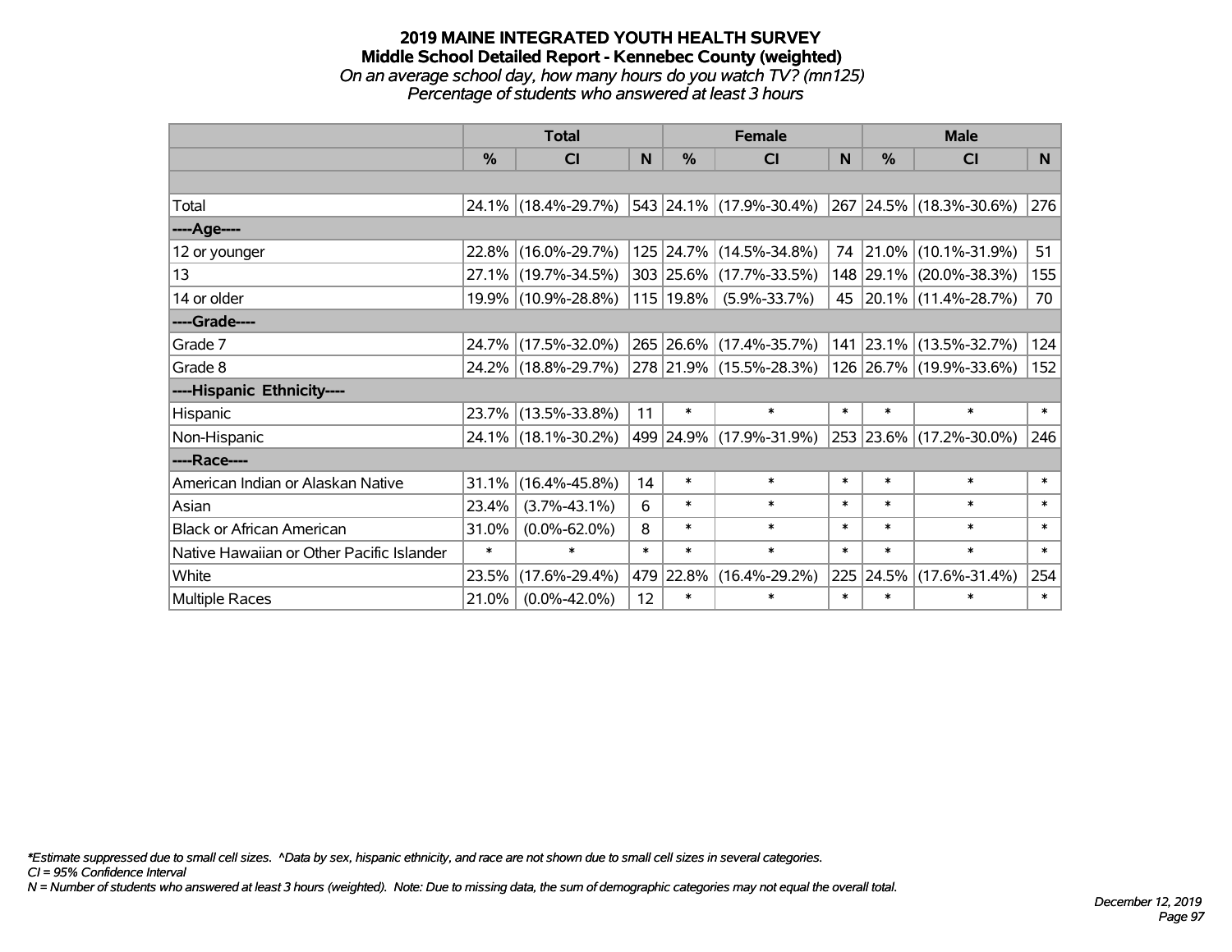# 2019 MAINE INTEGRATED YOUTH HEALTH SURVEY
## Middle School Detailed Report - Kennebec County (weighted)
*On an average school day, how many hours do you watch TV? (mn125)*
*Percentage of students who answered at least 3 hours*

| | Total | | | Female | | | Male | | |
|---|---|---|---|---|---|---|---|---|---|
| | % | CI | N | % | CI | N | % | CI | N |
| Total | 24.1% | (18.4%-29.7%) | 543 | 24.1% | (17.9%-30.4%) | 267 | 24.5% | (18.3%-30.6%) | 276 |
| ----Age---- | | | | | | | | | |
| 12 or younger | 22.8% | (16.0%-29.7%) | 125 | 24.7% | (14.5%-34.8%) | 74 | 21.0% | (10.1%-31.9%) | 51 |
| 13 | 27.1% | (19.7%-34.5%) | 303 | 25.6% | (17.7%-33.5%) | 148 | 29.1% | (20.0%-38.3%) | 155 |
| 14 or older | 19.9% | (10.9%-28.8%) | 115 | 19.8% | (5.9%-33.7%) | 45 | 20.1% | (11.4%-28.7%) | 70 |
| ----Grade---- | | | | | | | | | |
| Grade 7 | 24.7% | (17.5%-32.0%) | 265 | 26.6% | (17.4%-35.7%) | 141 | 23.1% | (13.5%-32.7%) | 124 |
| Grade 8 | 24.2% | (18.8%-29.7%) | 278 | 21.9% | (15.5%-28.3%) | 126 | 26.7% | (19.9%-33.6%) | 152 |
| ----Hispanic Ethnicity---- | | | | | | | | | |
| Hispanic | 23.7% | (13.5%-33.8%) | 11 | * | * | * | * | * | * |
| Non-Hispanic | 24.1% | (18.1%-30.2%) | 499 | 24.9% | (17.9%-31.9%) | 253 | 23.6% | (17.2%-30.0%) | 246 |
| ----Race---- | | | | | | | | | |
| American Indian or Alaskan Native | 31.1% | (16.4%-45.8%) | 14 | * | * | * | * | * | * |
| Asian | 23.4% | (3.7%-43.1%) | 6 | * | * | * | * | * | * |
| Black or African American | 31.0% | (0.0%-62.0%) | 8 | * | * | * | * | * | * |
| Native Hawaiian or Other Pacific Islander | * | * | * | * | * | * | * | * | * |
| White | 23.5% | (17.6%-29.4%) | 479 | 22.8% | (16.4%-29.2%) | 225 | 24.5% | (17.6%-31.4%) | 254 |
| Multiple Races | 21.0% | (0.0%-42.0%) | 12 | * | * | * | * | * | * |

*Estimate suppressed due to small cell sizes. ^Data by sex, hispanic ethnicity, and race are not shown due to small cell sizes in several categories.
CI = 95% Confidence Interval
N = Number of students who answered at least 3 hours (weighted). Note: Due to missing data, the sum of demographic categories may not equal the overall total.

December 12, 2019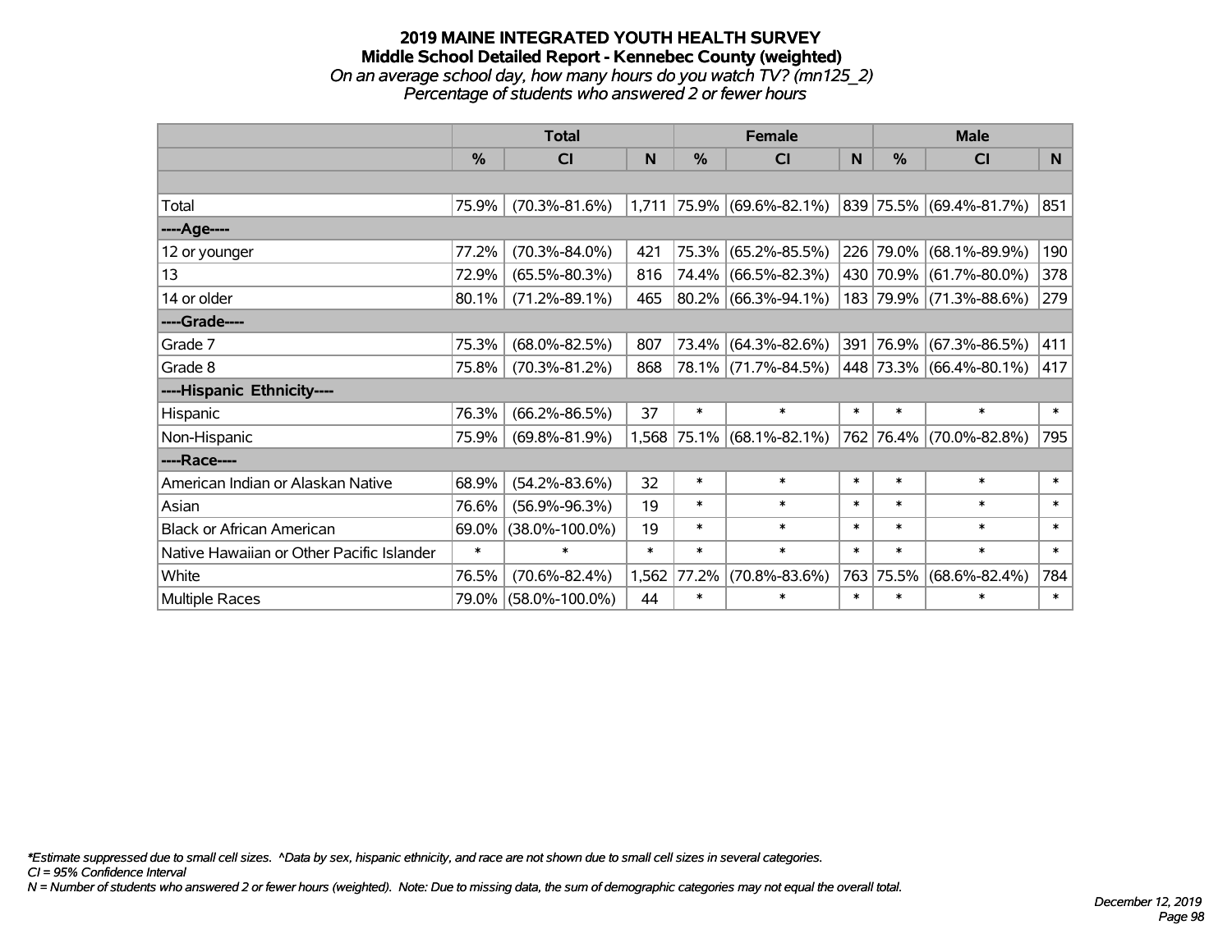# 2019 MAINE INTEGRATED YOUTH HEALTH SURVEY
## Middle School Detailed Report - Kennebec County (weighted)
### *On an average school day, how many hours do you watch TV? (mn125_2)*
### *Percentage of students who answered 2 or fewer hours*

| | Total | | | Female | | | Male | | |
|---|---|---|---|---|---|---|---|---|---|
| | % | CI | N | % | CI | N | % | CI | N |
| | | | | | | | | | |
| Total | 75.9% | (70.3%-81.6%) | 1,711 | 75.9% | (69.6%-82.1%) | 839 | 75.5% | (69.4%-81.7%) | 851 |
| ----Age---- | | | | | | | | | |
| 12 or younger | 77.2% | (70.3%-84.0%) | 421 | 75.3% | (65.2%-85.5%) | 226 | 79.0% | (68.1%-89.9%) | 190 |
| 13 | 72.9% | (65.5%-80.3%) | 816 | 74.4% | (66.5%-82.3%) | 430 | 70.9% | (61.7%-80.0%) | 378 |
| 14 or older | 80.1% | (71.2%-89.1%) | 465 | 80.2% | (66.3%-94.1%) | 183 | 79.9% | (71.3%-88.6%) | 279 |
| ----Grade---- | | | | | | | | | |
| Grade 7 | 75.3% | (68.0%-82.5%) | 807 | 73.4% | (64.3%-82.6%) | 391 | 76.9% | (67.3%-86.5%) | 411 |
| Grade 8 | 75.8% | (70.3%-81.2%) | 868 | 78.1% | (71.7%-84.5%) | 448 | 73.3% | (66.4%-80.1%) | 417 |
| ----Hispanic Ethnicity---- | | | | | | | | | |
| Hispanic | 76.3% | (66.2%-86.5%) | 37 | * | * | * | * | * | * |
| Non-Hispanic | 75.9% | (69.8%-81.9%) | 1,568 | 75.1% | (68.1%-82.1%) | 762 | 76.4% | (70.0%-82.8%) | 795 |
| ----Race---- | | | | | | | | | |
| American Indian or Alaskan Native | 68.9% | (54.2%-83.6%) | 32 | * | * | * | * | * | * |
| Asian | 76.6% | (56.9%-96.3%) | 19 | * | * | * | * | * | * |
| Black or African American | 69.0% | (38.0%-100.0%) | 19 | * | * | * | * | * | * |
| Native Hawaiian or Other Pacific Islander | * | * | * | * | * | * | * | * | * |
| White | 76.5% | (70.6%-82.4%) | 1,562 | 77.2% | (70.8%-83.6%) | 763 | 75.5% | (68.6%-82.4%) | 784 |
| Multiple Races | 79.0% | (58.0%-100.0%) | 44 | * | * | * | * | * | * |

*Estimate suppressed due to small cell sizes. ^Data by sex, hispanic ethnicity, and race are not shown due to small cell sizes in several categories.

*CI = 95% Confidence Interval*

*N = Number of students who answered 2 or fewer hours (weighted). Note: Due to missing data, the sum of demographic categories may not equal the overall total.*

*December 12, 2019*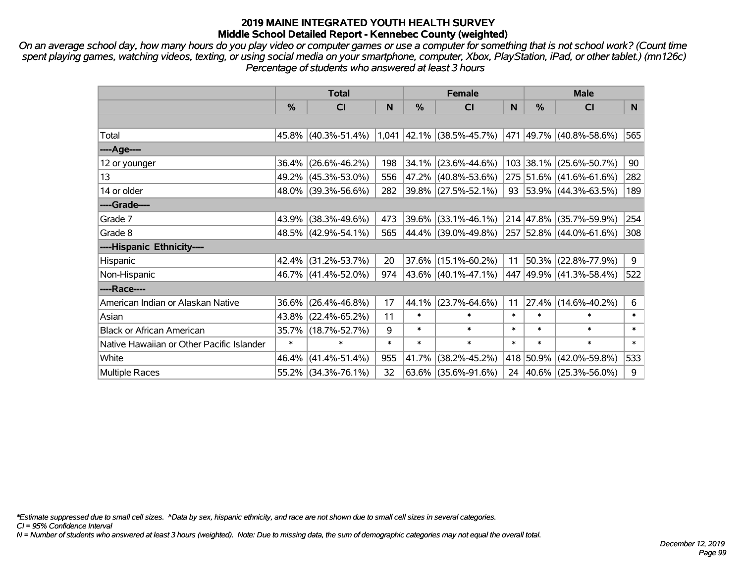# 2019 MAINE INTEGRATED YOUTH HEALTH SURVEY
## Middle School Detailed Report - Kennebec County (weighted)

*On an average school day, how many hours do you play video or computer games or use a computer for something that is not school work? (Count time spent playing games, watching videos, texting, or using social media on your smartphone, computer, Xbox, PlayStation, iPad, or other tablet.) (mn126c) Percentage of students who answered at least 3 hours*

| | Total | | | Female | | | Male | | |
|---|---|---|---|---|---|---|---|---|---|
| | % | CI | N | % | CI | N | % | CI | N |
| Total | 45.8% | (40.3%-51.4%) | 1,041 | 42.1% | (38.5%-45.7%) | 471 | 49.7% | (40.8%-58.6%) | 565 |
| ----Age---- | | | | | | | | | |
| 12 or younger | 36.4% | (26.6%-46.2%) | 198 | 34.1% | (23.6%-44.6%) | 103 | 38.1% | (25.6%-50.7%) | 90 |
| 13 | 49.2% | (45.3%-53.0%) | 556 | 47.2% | (40.8%-53.6%) | 275 | 51.6% | (41.6%-61.6%) | 282 |
| 14 or older | 48.0% | (39.3%-56.6%) | 282 | 39.8% | (27.5%-52.1%) | 93 | 53.9% | (44.3%-63.5%) | 189 |
| ----Grade---- | | | | | | | | | |
| Grade 7 | 43.9% | (38.3%-49.6%) | 473 | 39.6% | (33.1%-46.1%) | 214 | 47.8% | (35.7%-59.9%) | 254 |
| Grade 8 | 48.5% | (42.9%-54.1%) | 565 | 44.4% | (39.0%-49.8%) | 257 | 52.8% | (44.0%-61.6%) | 308 |
| ----Hispanic Ethnicity---- | | | | | | | | | |
| Hispanic | 42.4% | (31.2%-53.7%) | 20 | 37.6% | (15.1%-60.2%) | 11 | 50.3% | (22.8%-77.9%) | 9 |
| Non-Hispanic | 46.7% | (41.4%-52.0%) | 974 | 43.6% | (40.1%-47.1%) | 447 | 49.9% | (41.3%-58.4%) | 522 |
| ----Race---- | | | | | | | | | |
| American Indian or Alaskan Native | 36.6% | (26.4%-46.8%) | 17 | 44.1% | (23.7%-64.6%) | 11 | 27.4% | (14.6%-40.2%) | 6 |
| Asian | 43.8% | (22.4%-65.2%) | 11 | * | * | * | * | * | * |
| Black or African American | 35.7% | (18.7%-52.7%) | 9 | * | * | * | * | * | * |
| Native Hawaiian or Other Pacific Islander | * | * | * | * | * | * | * | * | * |
| White | 46.4% | (41.4%-51.4%) | 955 | 41.7% | (38.2%-45.2%) | 418 | 50.9% | (42.0%-59.8%) | 533 |
| Multiple Races | 55.2% | (34.3%-76.1%) | 32 | 63.6% | (35.6%-91.6%) | 24 | 40.6% | (25.3%-56.0%) | 9 |

*\*Estimate suppressed due to small cell sizes. ^Data by sex, hispanic ethnicity, and race are not shown due to small cell sizes in several categories.*

*CI = 95% Confidence Interval*

*N = Number of students who answered at least 3 hours (weighted). Note: Due to missing data, the sum of demographic categories may not equal the overall total.*

*December 12, 2019*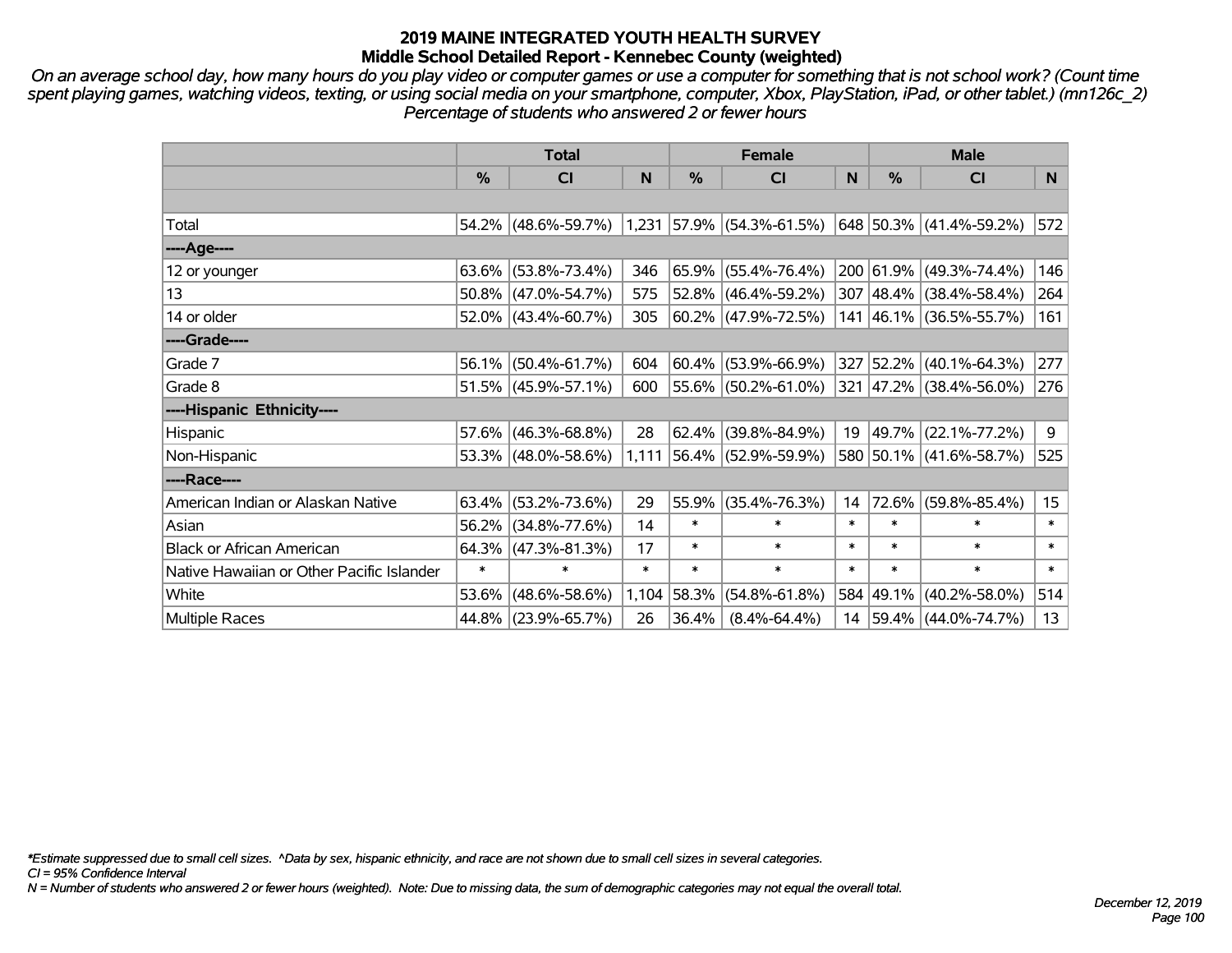# 2019 MAINE INTEGRATED YOUTH HEALTH SURVEY
## Middle School Detailed Report - Kennebec County (weighted)

*On an average school day, how many hours do you play video or computer games or use a computer for something that is not school work? (Count time spent playing games, watching videos, texting, or using social media on your smartphone, computer, Xbox, PlayStation, iPad, or other tablet.) (mn126c_2)*
*Percentage of students who answered 2 or fewer hours*

| | Total | | | Female | | | Male | | |
|---|---|---|---|---|---|---|---|---|---|
| | % | CI | N | % | CI | N | % | CI | N |
| | | | | | | | | | |
| Total | 54.2% | (48.6%-59.7%) | 1,231 | 57.9% | (54.3%-61.5%) | 648 | 50.3% | (41.4%-59.2%) | 572 |
| ----Age---- | | | | | | | | | |
| 12 or younger | 63.6% | (53.8%-73.4%) | 346 | 65.9% | (55.4%-76.4%) | 200 | 61.9% | (49.3%-74.4%) | 146 |
| 13 | 50.8% | (47.0%-54.7%) | 575 | 52.8% | (46.4%-59.2%) | 307 | 48.4% | (38.4%-58.4%) | 264 |
| 14 or older | 52.0% | (43.4%-60.7%) | 305 | 60.2% | (47.9%-72.5%) | 141 | 46.1% | (36.5%-55.7%) | 161 |
| ----Grade---- | | | | | | | | | |
| Grade 7 | 56.1% | (50.4%-61.7%) | 604 | 60.4% | (53.9%-66.9%) | 327 | 52.2% | (40.1%-64.3%) | 277 |
| Grade 8 | 51.5% | (45.9%-57.1%) | 600 | 55.6% | (50.2%-61.0%) | 321 | 47.2% | (38.4%-56.0%) | 276 |
| ----Hispanic Ethnicity---- | | | | | | | | | |
| Hispanic | 57.6% | (46.3%-68.8%) | 28 | 62.4% | (39.8%-84.9%) | 19 | 49.7% | (22.1%-77.2%) | 9 |
| Non-Hispanic | 53.3% | (48.0%-58.6%) | 1,111 | 56.4% | (52.9%-59.9%) | 580 | 50.1% | (41.6%-58.7%) | 525 |
| ----Race---- | | | | | | | | | |
| American Indian or Alaskan Native | 63.4% | (53.2%-73.6%) | 29 | 55.9% | (35.4%-76.3%) | 14 | 72.6% | (59.8%-85.4%) | 15 |
| Asian | 56.2% | (34.8%-77.6%) | 14 | * | * | * | * | * | * |
| Black or African American | 64.3% | (47.3%-81.3%) | 17 | * | * | * | * | * | * |
| Native Hawaiian or Other Pacific Islander | * | * | * | * | * | * | * | * | * |
| White | 53.6% | (48.6%-58.6%) | 1,104 | 58.3% | (54.8%-61.8%) | 584 | 49.1% | (40.2%-58.0%) | 514 |
| Multiple Races | 44.8% | (23.9%-65.7%) | 26 | 36.4% | (8.4%-64.4%) | 14 | 59.4% | (44.0%-74.7%) | 13 |

*\*Estimate suppressed due to small cell sizes. ^Data by sex, hispanic ethnicity, and race are not shown due to small cell sizes in several categories.*
*CI = 95% Confidence Interval*
*N = Number of students who answered 2 or fewer hours (weighted). Note: Due to missing data, the sum of demographic categories may not equal the overall total.*

*December 12, 2019*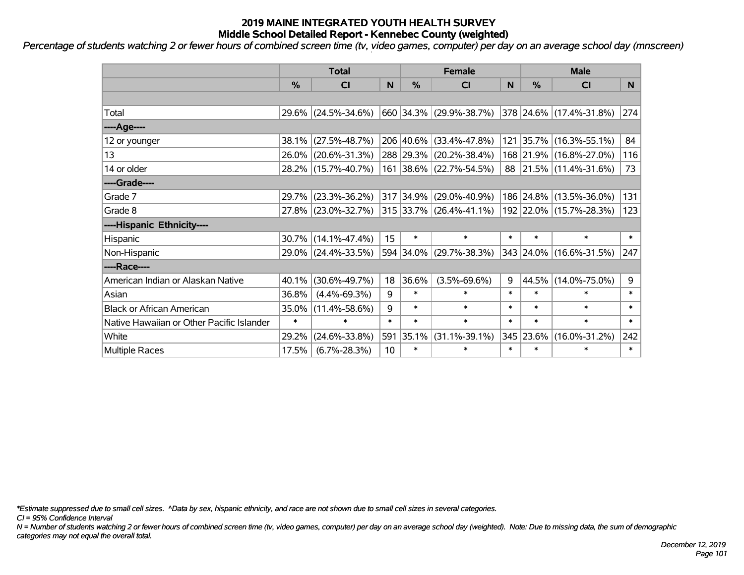# 2019 MAINE INTEGRATED YOUTH HEALTH SURVEY
## Middle School Detailed Report - Kennebec County (weighted)

*Percentage of students watching 2 or fewer hours of combined screen time (tv, video games, computer) per day on an average school day (mnscreen)*

| | Total | | | Female | | | Male | | |
|---|---|---|---|---|---|---|---|---|---|
| | % | CI | N | % | CI | N | % | CI | N |
| | | | | | | | | | |
| Total | 29.6% | (24.5%-34.6%) | 660 | 34.3% | (29.9%-38.7%) | 378 | 24.6% | (17.4%-31.8%) | 274 |
| ----Age---- | | | | | | | | | |
| 12 or younger | 38.1% | (27.5%-48.7%) | 206 | 40.6% | (33.4%-47.8%) | 121 | 35.7% | (16.3%-55.1%) | 84 |
| 13 | 26.0% | (20.6%-31.3%) | 288 | 29.3% | (20.2%-38.4%) | 168 | 21.9% | (16.8%-27.0%) | 116 |
| 14 or older | 28.2% | (15.7%-40.7%) | 161 | 38.6% | (22.7%-54.5%) | 88 | 21.5% | (11.4%-31.6%) | 73 |
| ----Grade---- | | | | | | | | | |
| Grade 7 | 29.7% | (23.3%-36.2%) | 317 | 34.9% | (29.0%-40.9%) | 186 | 24.8% | (13.5%-36.0%) | 131 |
| Grade 8 | 27.8% | (23.0%-32.7%) | 315 | 33.7% | (26.4%-41.1%) | 192 | 22.0% | (15.7%-28.3%) | 123 |
| ----Hispanic Ethnicity---- | | | | | | | | | |
| Hispanic | 30.7% | (14.1%-47.4%) | 15 | * | * | * | * | * | * |
| Non-Hispanic | 29.0% | (24.4%-33.5%) | 594 | 34.0% | (29.7%-38.3%) | 343 | 24.0% | (16.6%-31.5%) | 247 |
| ----Race---- | | | | | | | | | |
| American Indian or Alaskan Native | 40.1% | (30.6%-49.7%) | 18 | 36.6% | (3.5%-69.6%) | 9 | 44.5% | (14.0%-75.0%) | 9 |
| Asian | 36.8% | (4.4%-69.3%) | 9 | * | * | * | * | * | * |
| Black or African American | 35.0% | (11.4%-58.6%) | 9 | * | * | * | * | * | * |
| Native Hawaiian or Other Pacific Islander | * | * | * | * | * | * | * | * | * |
| White | 29.2% | (24.6%-33.8%) | 591 | 35.1% | (31.1%-39.1%) | 345 | 23.6% | (16.0%-31.2%) | 242 |
| Multiple Races | 17.5% | (6.7%-28.3%) | 10 | * | * | * | * | * | * |

*Estimate suppressed due to small cell sizes. ^Data by sex, hispanic ethnicity, and race are not shown due to small cell sizes in several categories.

CI = 95% Confidence Interval

N = Number of students watching 2 or fewer hours of combined screen time (tv, video games, computer) per day on an average school day (weighted). Note: Due to missing data, the sum of demographic categories may not equal the overall total.

December 12, 2019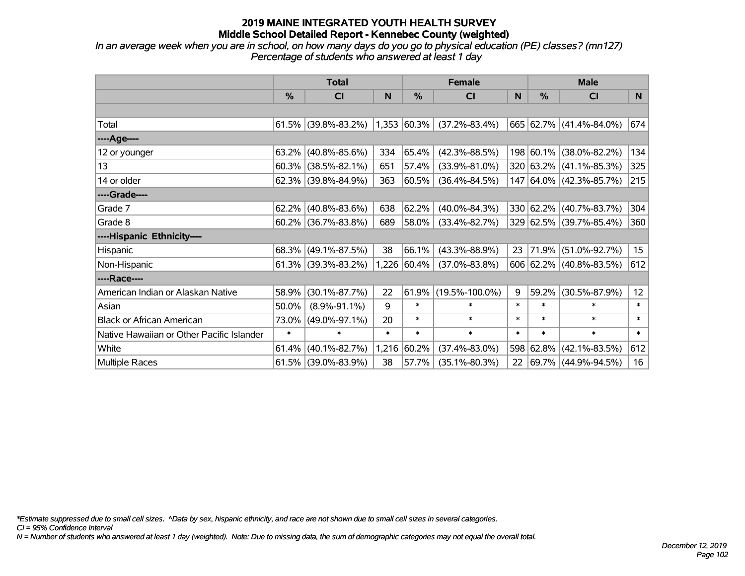# 2019 MAINE INTEGRATED YOUTH HEALTH SURVEY
## Middle School Detailed Report - Kennebec County (weighted)

*In an average week when you are in school, on how many days do you go to physical education (PE) classes? (mn127)*
*Percentage of students who answered at least 1 day*

| | Total | | | Female | | | Male | | |
|---|---|---|---|---|---|---|---|---|---|
| | % | CI | N | % | CI | N | % | CI | N |
| Total | 61.5% | (39.8%-83.2%) | 1,353 | 60.3% | (37.2%-83.4%) | 665 | 62.7% | (41.4%-84.0%) | 674 |
| ----Age---- | | | | | | | | | |
| 12 or younger | 63.2% | (40.8%-85.6%) | 334 | 65.4% | (42.3%-88.5%) | 198 | 60.1% | (38.0%-82.2%) | 134 |
| 13 | 60.3% | (38.5%-82.1%) | 651 | 57.4% | (33.9%-81.0%) | 320 | 63.2% | (41.1%-85.3%) | 325 |
| 14 or older | 62.3% | (39.8%-84.9%) | 363 | 60.5% | (36.4%-84.5%) | 147 | 64.0% | (42.3%-85.7%) | 215 |
| ----Grade---- | | | | | | | | | |
| Grade 7 | 62.2% | (40.8%-83.6%) | 638 | 62.2% | (40.0%-84.3%) | 330 | 62.2% | (40.7%-83.7%) | 304 |
| Grade 8 | 60.2% | (36.7%-83.8%) | 689 | 58.0% | (33.4%-82.7%) | 329 | 62.5% | (39.7%-85.4%) | 360 |
| ----Hispanic Ethnicity---- | | | | | | | | | |
| Hispanic | 68.3% | (49.1%-87.5%) | 38 | 66.1% | (43.3%-88.9%) | 23 | 71.9% | (51.0%-92.7%) | 15 |
| Non-Hispanic | 61.3% | (39.3%-83.2%) | 1,226 | 60.4% | (37.0%-83.8%) | 606 | 62.2% | (40.8%-83.5%) | 612 |
| ----Race---- | | | | | | | | | |
| American Indian or Alaskan Native | 58.9% | (30.1%-87.7%) | 22 | 61.9% | (19.5%-100.0%) | 9 | 59.2% | (30.5%-87.9%) | 12 |
| Asian | 50.0% | (8.9%-91.1%) | 9 | * | * | * | * | * | * |
| Black or African American | 73.0% | (49.0%-97.1%) | 20 | * | * | * | * | * | * |
| Native Hawaiian or Other Pacific Islander | * | * | * | * | * | * | * | * | * |
| White | 61.4% | (40.1%-82.7%) | 1,216 | 60.2% | (37.4%-83.0%) | 598 | 62.8% | (42.1%-83.5%) | 612 |
| Multiple Races | 61.5% | (39.0%-83.9%) | 38 | 57.7% | (35.1%-80.3%) | 22 | 69.7% | (44.9%-94.5%) | 16 |

*\*Estimate suppressed due to small cell sizes. ^Data by sex, hispanic ethnicity, and race are not shown due to small cell sizes in several categories.*
*CI = 95% Confidence Interval*
*N = Number of students who answered at least 1 day (weighted). Note: Due to missing data, the sum of demographic categories may not equal the overall total.*

December 12, 2019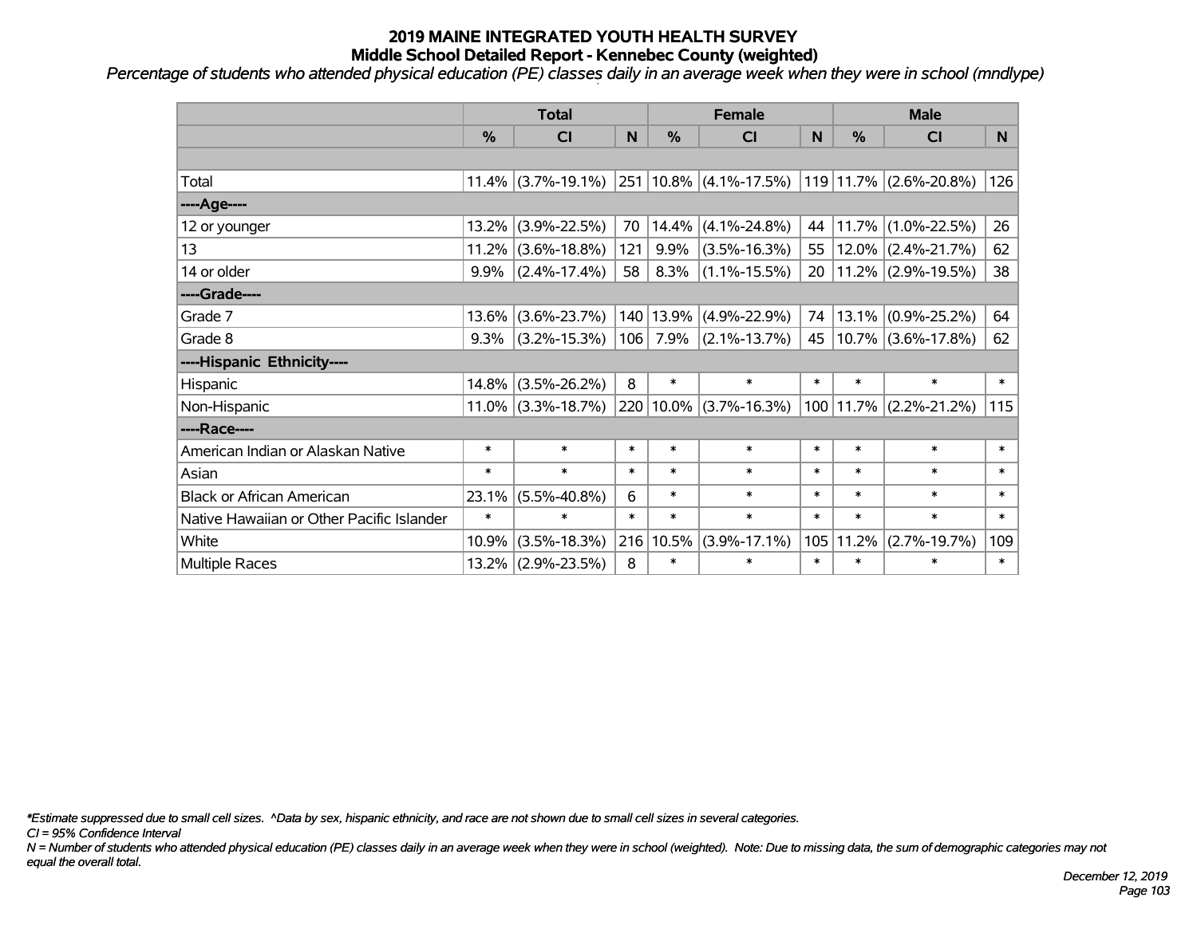# 2019 MAINE INTEGRATED YOUTH HEALTH SURVEY
## Middle School Detailed Report - Kennebec County (weighted)

*Percentage of students who attended physical education (PE) classes daily in an average week when they were in school (mndlype)*

| | Total | | | Female | | | Male | | |
|---|---|---|---|---|---|---|---|---|---|
| | % | CI | N | % | CI | N | % | CI | N |
| | | | | | | | | | |
| Total | 11.4% | (3.7%-19.1%) | 251 | 10.8% | (4.1%-17.5%) | 119 | 11.7% | (2.6%-20.8%) | 126 |
| ----Age---- | | | | | | | | | |
| 12 or younger | 13.2% | (3.9%-22.5%) | 70 | 14.4% | (4.1%-24.8%) | 44 | 11.7% | (1.0%-22.5%) | 26 |
| 13 | 11.2% | (3.6%-18.8%) | 121 | 9.9% | (3.5%-16.3%) | 55 | 12.0% | (2.4%-21.7%) | 62 |
| 14 or older | 9.9% | (2.4%-17.4%) | 58 | 8.3% | (1.1%-15.5%) | 20 | 11.2% | (2.9%-19.5%) | 38 |
| ----Grade---- | | | | | | | | | |
| Grade 7 | 13.6% | (3.6%-23.7%) | 140 | 13.9% | (4.9%-22.9%) | 74 | 13.1% | (0.9%-25.2%) | 64 |
| Grade 8 | 9.3% | (3.2%-15.3%) | 106 | 7.9% | (2.1%-13.7%) | 45 | 10.7% | (3.6%-17.8%) | 62 |
| ----Hispanic Ethnicity---- | | | | | | | | | |
| Hispanic | 14.8% | (3.5%-26.2%) | 8 | * | * | * | * | * | * |
| Non-Hispanic | 11.0% | (3.3%-18.7%) | 220 | 10.0% | (3.7%-16.3%) | 100 | 11.7% | (2.2%-21.2%) | 115 |
| ----Race---- | | | | | | | | | |
| American Indian or Alaskan Native | * | * | * | * | * | * | * | * | * |
| Asian | * | * | * | * | * | * | * | * | * |
| Black or African American | 23.1% | (5.5%-40.8%) | 6 | * | * | * | * | * | * |
| Native Hawaiian or Other Pacific Islander | * | * | * | * | * | * | * | * | * |
| White | 10.9% | (3.5%-18.3%) | 216 | 10.5% | (3.9%-17.1%) | 105 | 11.2% | (2.7%-19.7%) | 109 |
| Multiple Races | 13.2% | (2.9%-23.5%) | 8 | * | * | * | * | * | * |

*\*Estimate suppressed due to small cell sizes. ^Data by sex, hispanic ethnicity, and race are not shown due to small cell sizes in several categories.*

*CI = 95% Confidence Interval*

*N = Number of students who attended physical education (PE) classes daily in an average week when they were in school (weighted). Note: Due to missing data, the sum of demographic categories may not equal the overall total.*

*December 12, 2019*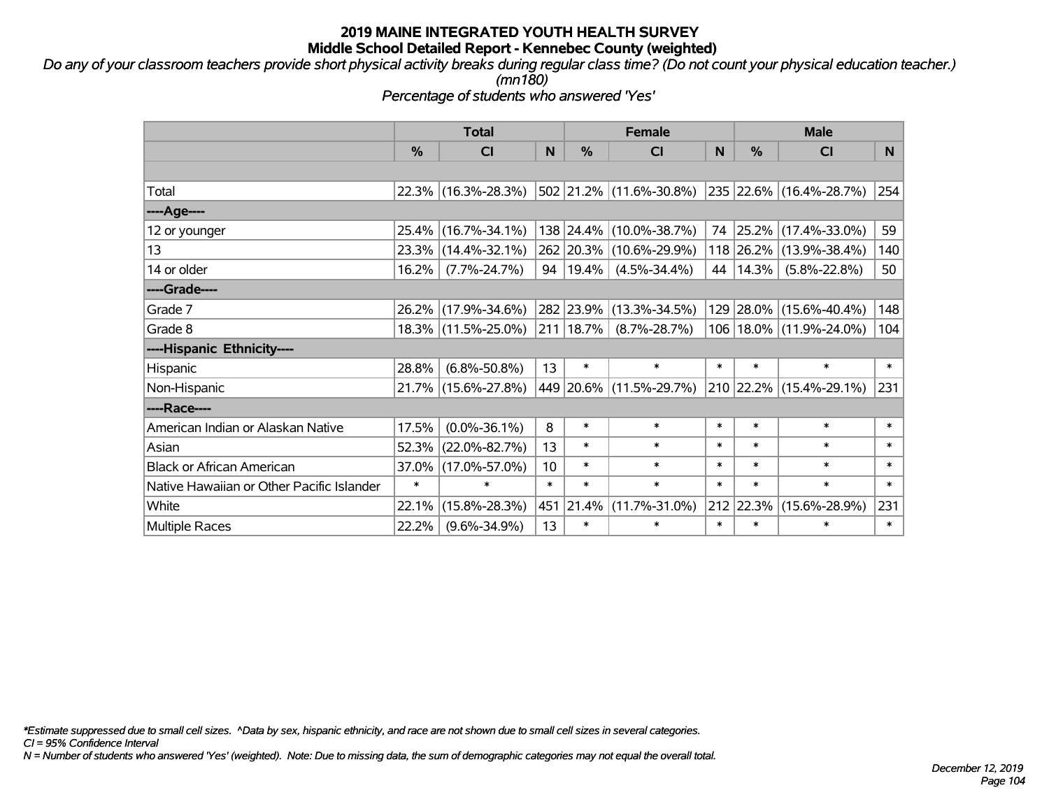# 2019 MAINE INTEGRATED YOUTH HEALTH SURVEY
## Middle School Detailed Report - Kennebec County (weighted)

*Do any of your classroom teachers provide short physical activity breaks during regular class time? (Do not count your physical education teacher.) (mn180)*

*Percentage of students who answered 'Yes'*

| | Total | | | Female | | | Male | | |
|---|---|---|---|---|---|---|---|---|---|
| | % | CI | N | % | CI | N | % | CI | N |
| | | | | | | | | | |
| Total | 22.3% | (16.3%-28.3%) | 502 | 21.2% | (11.6%-30.8%) | 235 | 22.6% | (16.4%-28.7%) | 254 |
| ----Age---- | | | | | | | | | |
| 12 or younger | 25.4% | (16.7%-34.1%) | 138 | 24.4% | (10.0%-38.7%) | 74 | 25.2% | (17.4%-33.0%) | 59 |
| 13 | 23.3% | (14.4%-32.1%) | 262 | 20.3% | (10.6%-29.9%) | 118 | 26.2% | (13.9%-38.4%) | 140 |
| 14 or older | 16.2% | (7.7%-24.7%) | 94 | 19.4% | (4.5%-34.4%) | 44 | 14.3% | (5.8%-22.8%) | 50 |
| ----Grade---- | | | | | | | | | |
| Grade 7 | 26.2% | (17.9%-34.6%) | 282 | 23.9% | (13.3%-34.5%) | 129 | 28.0% | (15.6%-40.4%) | 148 |
| Grade 8 | 18.3% | (11.5%-25.0%) | 211 | 18.7% | (8.7%-28.7%) | 106 | 18.0% | (11.9%-24.0%) | 104 |
| ----Hispanic Ethnicity---- | | | | | | | | | |
| Hispanic | 28.8% | (6.8%-50.8%) | 13 | * | * | * | * | * | * |
| Non-Hispanic | 21.7% | (15.6%-27.8%) | 449 | 20.6% | (11.5%-29.7%) | 210 | 22.2% | (15.4%-29.1%) | 231 |
| ----Race---- | | | | | | | | | |
| American Indian or Alaskan Native | 17.5% | (0.0%-36.1%) | 8 | * | * | * | * | * | * |
| Asian | 52.3% | (22.0%-82.7%) | 13 | * | * | * | * | * | * |
| Black or African American | 37.0% | (17.0%-57.0%) | 10 | * | * | * | * | * | * |
| Native Hawaiian or Other Pacific Islander | * | * | * | * | * | * | * | * | * |
| White | 22.1% | (15.8%-28.3%) | 451 | 21.4% | (11.7%-31.0%) | 212 | 22.3% | (15.6%-28.9%) | 231 |
| Multiple Races | 22.2% | (9.6%-34.9%) | 13 | * | * | * | * | * | * |

*\*Estimate suppressed due to small cell sizes. ^Data by sex, hispanic ethnicity, and race are not shown due to small cell sizes in several categories.*

*CI = 95% Confidence Interval*

*N = Number of students who answered 'Yes' (weighted). Note: Due to missing data, the sum of demographic categories may not equal the overall total.*

*December 12, 2019*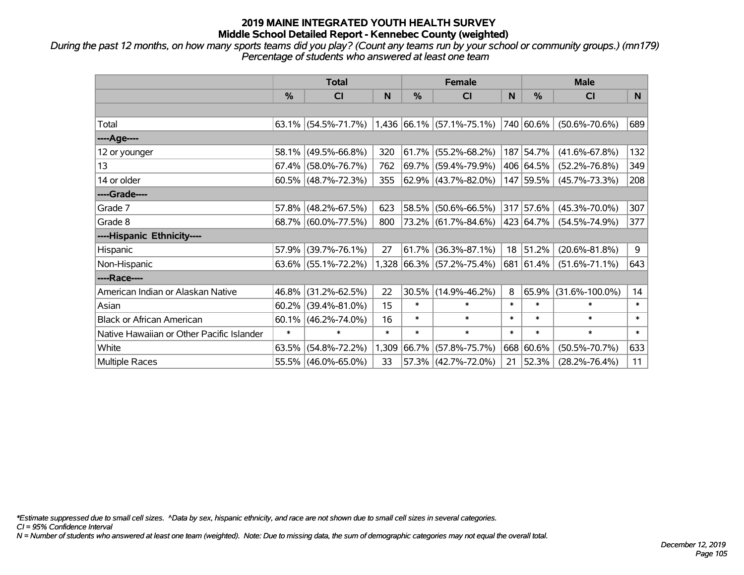# 2019 MAINE INTEGRATED YOUTH HEALTH SURVEY
## Middle School Detailed Report - Kennebec County (weighted)

*During the past 12 months, on how many sports teams did you play? (Count any teams run by your school or community groups.) (mn179)*
*Percentage of students who answered at least one team*

| | Total | | | Female | | | Male | | |
|---|---|---|---|---|---|---|---|---|---|
| | % | CI | N | % | CI | N | % | CI | N |
| Total | 63.1% | (54.5%-71.7%) | 1,436 | 66.1% | (57.1%-75.1%) | 740 | 60.6% | (50.6%-70.6%) | 689 |
| ----Age---- | | | | | | | | | |
| 12 or younger | 58.1% | (49.5%-66.8%) | 320 | 61.7% | (55.2%-68.2%) | 187 | 54.7% | (41.6%-67.8%) | 132 |
| 13 | 67.4% | (58.0%-76.7%) | 762 | 69.7% | (59.4%-79.9%) | 406 | 64.5% | (52.2%-76.8%) | 349 |
| 14 or older | 60.5% | (48.7%-72.3%) | 355 | 62.9% | (43.7%-82.0%) | 147 | 59.5% | (45.7%-73.3%) | 208 |
| ----Grade---- | | | | | | | | | |
| Grade 7 | 57.8% | (48.2%-67.5%) | 623 | 58.5% | (50.6%-66.5%) | 317 | 57.6% | (45.3%-70.0%) | 307 |
| Grade 8 | 68.7% | (60.0%-77.5%) | 800 | 73.2% | (61.7%-84.6%) | 423 | 64.7% | (54.5%-74.9%) | 377 |
| ----Hispanic Ethnicity---- | | | | | | | | | |
| Hispanic | 57.9% | (39.7%-76.1%) | 27 | 61.7% | (36.3%-87.1%) | 18 | 51.2% | (20.6%-81.8%) | 9 |
| Non-Hispanic | 63.6% | (55.1%-72.2%) | 1,328 | 66.3% | (57.2%-75.4%) | 681 | 61.4% | (51.6%-71.1%) | 643 |
| ----Race---- | | | | | | | | | |
| American Indian or Alaskan Native | 46.8% | (31.2%-62.5%) | 22 | 30.5% | (14.9%-46.2%) | 8 | 65.9% | (31.6%-100.0%) | 14 |
| Asian | 60.2% | (39.4%-81.0%) | 15 | * | * | * | * | * | * |
| Black or African American | 60.1% | (46.2%-74.0%) | 16 | * | * | * | * | * | * |
| Native Hawaiian or Other Pacific Islander | * | * | * | * | * | * | * | * | * |
| White | 63.5% | (54.8%-72.2%) | 1,309 | 66.7% | (57.8%-75.7%) | 668 | 60.6% | (50.5%-70.7%) | 633 |
| Multiple Races | 55.5% | (46.0%-65.0%) | 33 | 57.3% | (42.7%-72.0%) | 21 | 52.3% | (28.2%-76.4%) | 11 |

*\*Estimate suppressed due to small cell sizes. ^Data by sex, hispanic ethnicity, and race are not shown due to small cell sizes in several categories.*
*CI = 95% Confidence Interval*
*N = Number of students who answered at least one team (weighted). Note: Due to missing data, the sum of demographic categories may not equal the overall total.*

*December 12, 2019*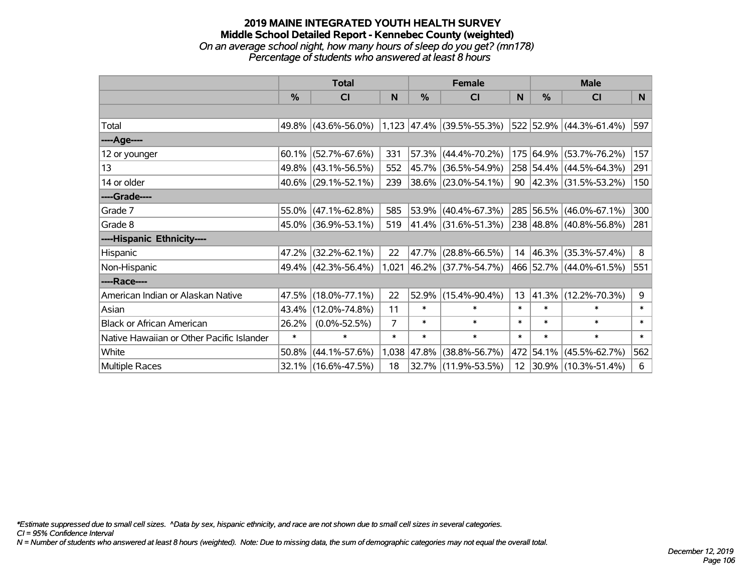# 2019 MAINE INTEGRATED YOUTH HEALTH SURVEY
## Middle School Detailed Report - Kennebec County (weighted)
*On an average school night, how many hours of sleep do you get? (mn178)*
*Percentage of students who answered at least 8 hours*

| | Total | | | Female | | | Male | | |
|---|---|---|---|---|---|---|---|---|---|
| | % | CI | N | % | CI | N | % | CI | N |
| Total | 49.8% | (43.6%-56.0%) | 1,123 | 47.4% | (39.5%-55.3%) | 522 | 52.9% | (44.3%-61.4%) | 597 |
| ----Age---- | | | | | | | | | |
| 12 or younger | 60.1% | (52.7%-67.6%) | 331 | 57.3% | (44.4%-70.2%) | 175 | 64.9% | (53.7%-76.2%) | 157 |
| 13 | 49.8% | (43.1%-56.5%) | 552 | 45.7% | (36.5%-54.9%) | 258 | 54.4% | (44.5%-64.3%) | 291 |
| 14 or older | 40.6% | (29.1%-52.1%) | 239 | 38.6% | (23.0%-54.1%) | 90 | 42.3% | (31.5%-53.2%) | 150 |
| ----Grade---- | | | | | | | | | |
| Grade 7 | 55.0% | (47.1%-62.8%) | 585 | 53.9% | (40.4%-67.3%) | 285 | 56.5% | (46.0%-67.1%) | 300 |
| Grade 8 | 45.0% | (36.9%-53.1%) | 519 | 41.4% | (31.6%-51.3%) | 238 | 48.8% | (40.8%-56.8%) | 281 |
| ----Hispanic Ethnicity---- | | | | | | | | | |
| Hispanic | 47.2% | (32.2%-62.1%) | 22 | 47.7% | (28.8%-66.5%) | 14 | 46.3% | (35.3%-57.4%) | 8 |
| Non-Hispanic | 49.4% | (42.3%-56.4%) | 1,021 | 46.2% | (37.7%-54.7%) | 466 | 52.7% | (44.0%-61.5%) | 551 |
| ----Race---- | | | | | | | | | |
| American Indian or Alaskan Native | 47.5% | (18.0%-77.1%) | 22 | 52.9% | (15.4%-90.4%) | 13 | 41.3% | (12.2%-70.3%) | 9 |
| Asian | 43.4% | (12.0%-74.8%) | 11 | * | * | * | * | * | * |
| Black or African American | 26.2% | (0.0%-52.5%) | 7 | * | * | * | * | * | * |
| Native Hawaiian or Other Pacific Islander | * | * | * | * | * | * | * | * | * |
| White | 50.8% | (44.1%-57.6%) | 1,038 | 47.8% | (38.8%-56.7%) | 472 | 54.1% | (45.5%-62.7%) | 562 |
| Multiple Races | 32.1% | (16.6%-47.5%) | 18 | 32.7% | (11.9%-53.5%) | 12 | 30.9% | (10.3%-51.4%) | 6 |

*\*Estimate suppressed due to small cell sizes. ^Data by sex, hispanic ethnicity, and race are not shown due to small cell sizes in several categories.*
*CI = 95% Confidence Interval*
*N = Number of students who answered at least 8 hours (weighted). Note: Due to missing data, the sum of demographic categories may not equal the overall total.*

*December 12, 2019*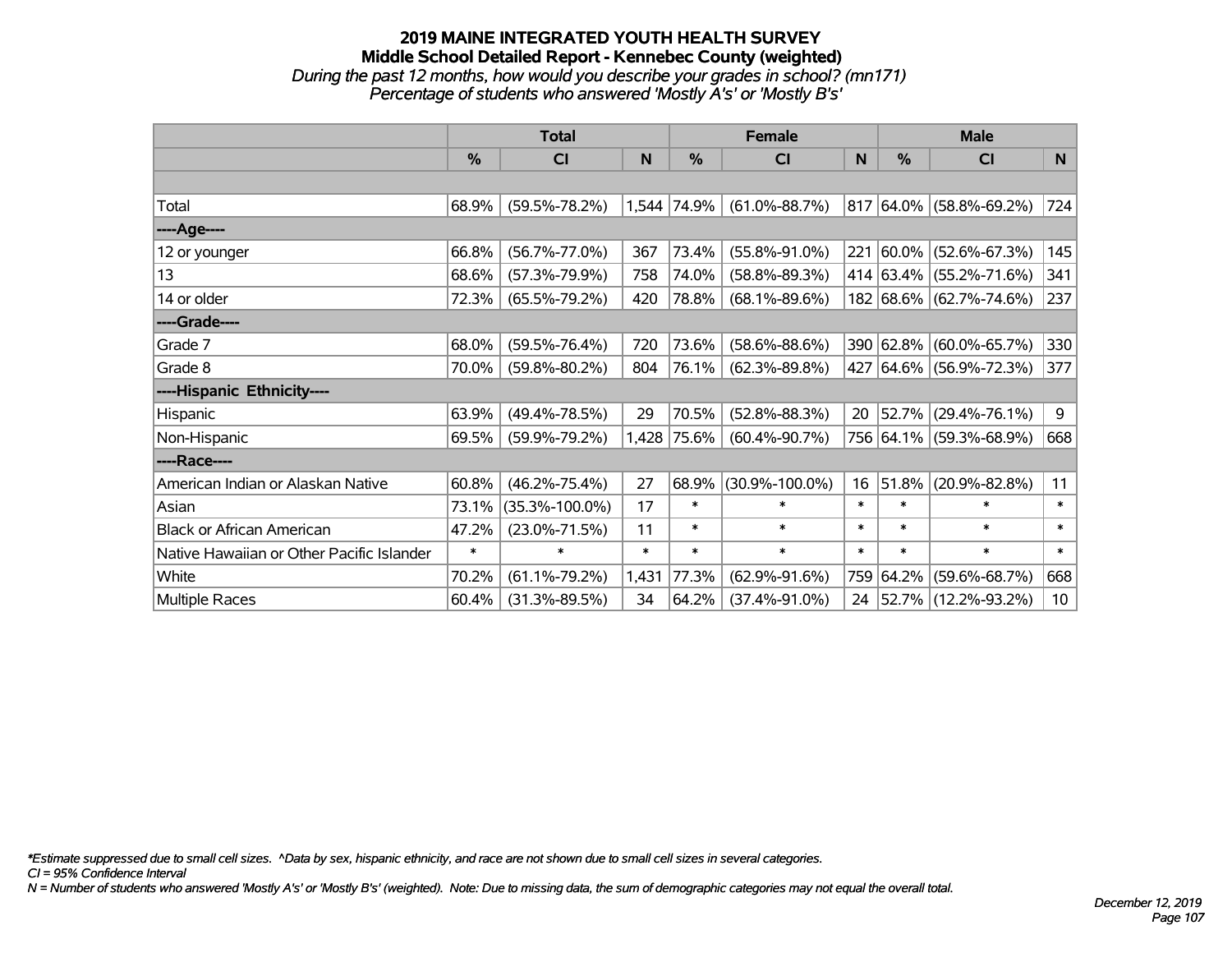# 2019 MAINE INTEGRATED YOUTH HEALTH SURVEY

## Middle School Detailed Report - Kennebec County (weighted)

*During the past 12 months, how would you describe your grades in school? (mn171)*

*Percentage of students who answered 'Mostly A's' or 'Mostly B's'*

| | Total | | | Female | | | Male | | |
|---|---|---|---|---|---|---|---|---|---|
| | % | CI | N | % | CI | N | % | CI | N |
| | | | | | | | | | |
| Total | 68.9% | (59.5%-78.2%) | 1,544 | 74.9% | (61.0%-88.7%) | 817 | 64.0% | (58.8%-69.2%) | 724 |
| ----Age---- | | | | | | | | | |
| 12 or younger | 66.8% | (56.7%-77.0%) | 367 | 73.4% | (55.8%-91.0%) | 221 | 60.0% | (52.6%-67.3%) | 145 |
| 13 | 68.6% | (57.3%-79.9%) | 758 | 74.0% | (58.8%-89.3%) | 414 | 63.4% | (55.2%-71.6%) | 341 |
| 14 or older | 72.3% | (65.5%-79.2%) | 420 | 78.8% | (68.1%-89.6%) | 182 | 68.6% | (62.7%-74.6%) | 237 |
| ----Grade---- | | | | | | | | | |
| Grade 7 | 68.0% | (59.5%-76.4%) | 720 | 73.6% | (58.6%-88.6%) | 390 | 62.8% | (60.0%-65.7%) | 330 |
| Grade 8 | 70.0% | (59.8%-80.2%) | 804 | 76.1% | (62.3%-89.8%) | 427 | 64.6% | (56.9%-72.3%) | 377 |
| ----Hispanic Ethnicity---- | | | | | | | | | |
| Hispanic | 63.9% | (49.4%-78.5%) | 29 | 70.5% | (52.8%-88.3%) | 20 | 52.7% | (29.4%-76.1%) | 9 |
| Non-Hispanic | 69.5% | (59.9%-79.2%) | 1,428 | 75.6% | (60.4%-90.7%) | 756 | 64.1% | (59.3%-68.9%) | 668 |
| ----Race---- | | | | | | | | | |
| American Indian or Alaskan Native | 60.8% | (46.2%-75.4%) | 27 | 68.9% | (30.9%-100.0%) | 16 | 51.8% | (20.9%-82.8%) | 11 |
| Asian | 73.1% | (35.3%-100.0%) | 17 | * | * | * | * | * | * |
| Black or African American | 47.2% | (23.0%-71.5%) | 11 | * | * | * | * | * | * |
| Native Hawaiian or Other Pacific Islander | * | * | * | * | * | * | * | * | * |
| White | 70.2% | (61.1%-79.2%) | 1,431 | 77.3% | (62.9%-91.6%) | 759 | 64.2% | (59.6%-68.7%) | 668 |
| Multiple Races | 60.4% | (31.3%-89.5%) | 34 | 64.2% | (37.4%-91.0%) | 24 | 52.7% | (12.2%-93.2%) | 10 |

*\*Estimate suppressed due to small cell sizes. ^Data by sex, hispanic ethnicity, and race are not shown due to small cell sizes in several categories.*

*CI = 95% Confidence Interval*

*N = Number of students who answered 'Mostly A's' or 'Mostly B's' (weighted). Note: Due to missing data, the sum of demographic categories may not equal the overall total.*

*December 12, 2019*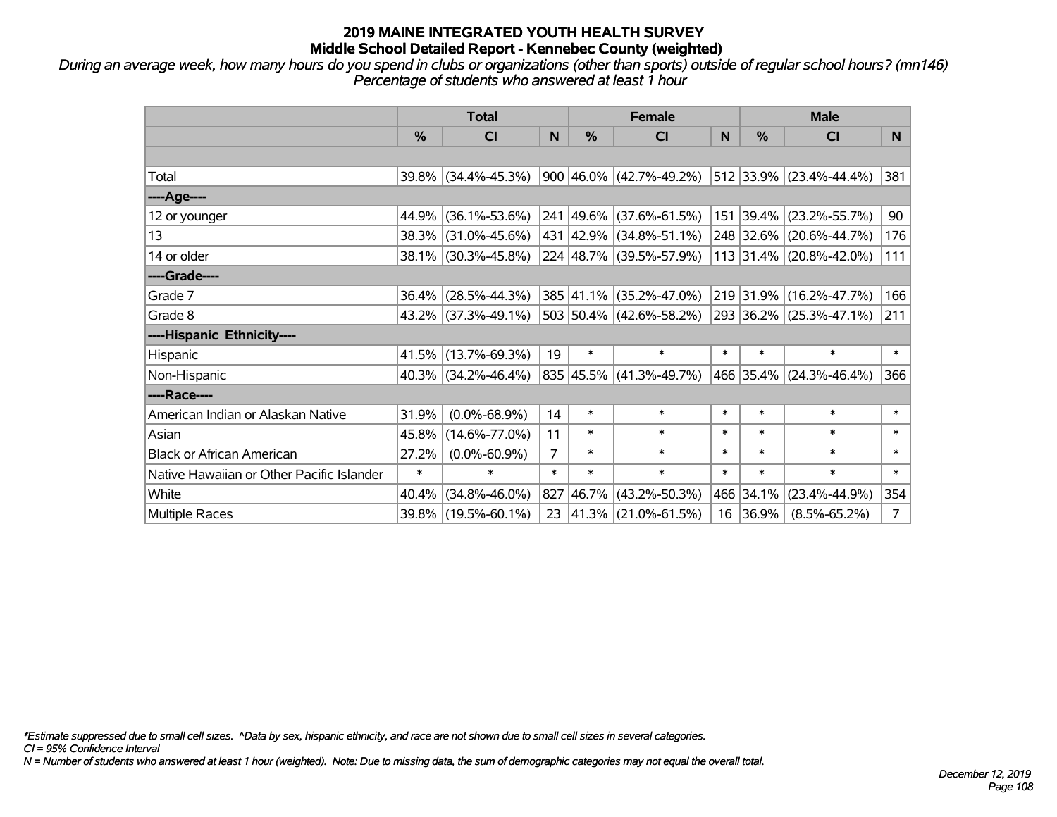# 2019 MAINE INTEGRATED YOUTH HEALTH SURVEY
## Middle School Detailed Report - Kennebec County (weighted)

*During an average week, how many hours do you spend in clubs or organizations (other than sports) outside of regular school hours? (mn146)*
*Percentage of students who answered at least 1 hour*

| | Total | | | Female | | | Male | | |
|---|---|---|---|---|---|---|---|---|---|
| | % | CI | N | % | CI | N | % | CI | N |
| | | | | | | | | | |
| Total | 39.8% | (34.4%-45.3%) | 900 | 46.0% | (42.7%-49.2%) | 512 | 33.9% | (23.4%-44.4%) | 381 |
| ----Age---- | | | | | | | | | |
| 12 or younger | 44.9% | (36.1%-53.6%) | 241 | 49.6% | (37.6%-61.5%) | 151 | 39.4% | (23.2%-55.7%) | 90 |
| 13 | 38.3% | (31.0%-45.6%) | 431 | 42.9% | (34.8%-51.1%) | 248 | 32.6% | (20.6%-44.7%) | 176 |
| 14 or older | 38.1% | (30.3%-45.8%) | 224 | 48.7% | (39.5%-57.9%) | 113 | 31.4% | (20.8%-42.0%) | 111 |
| ----Grade---- | | | | | | | | | |
| Grade 7 | 36.4% | (28.5%-44.3%) | 385 | 41.1% | (35.2%-47.0%) | 219 | 31.9% | (16.2%-47.7%) | 166 |
| Grade 8 | 43.2% | (37.3%-49.1%) | 503 | 50.4% | (42.6%-58.2%) | 293 | 36.2% | (25.3%-47.1%) | 211 |
| ----Hispanic Ethnicity---- | | | | | | | | | |
| Hispanic | 41.5% | (13.7%-69.3%) | 19 | * | * | * | * | * | * |
| Non-Hispanic | 40.3% | (34.2%-46.4%) | 835 | 45.5% | (41.3%-49.7%) | 466 | 35.4% | (24.3%-46.4%) | 366 |
| ----Race---- | | | | | | | | | |
| American Indian or Alaskan Native | 31.9% | (0.0%-68.9%) | 14 | * | * | * | * | * | * |
| Asian | 45.8% | (14.6%-77.0%) | 11 | * | * | * | * | * | * |
| Black or African American | 27.2% | (0.0%-60.9%) | 7 | * | * | * | * | * | * |
| Native Hawaiian or Other Pacific Islander | * | * | * | * | * | * | * | * | * |
| White | 40.4% | (34.8%-46.0%) | 827 | 46.7% | (43.2%-50.3%) | 466 | 34.1% | (23.4%-44.9%) | 354 |
| Multiple Races | 39.8% | (19.5%-60.1%) | 23 | 41.3% | (21.0%-61.5%) | 16 | 36.9% | (8.5%-65.2%) | 7 |

*\*Estimate suppressed due to small cell sizes. ^Data by sex, hispanic ethnicity, and race are not shown due to small cell sizes in several categories.*
*CI = 95% Confidence Interval*
*N = Number of students who answered at least 1 hour (weighted). Note: Due to missing data, the sum of demographic categories may not equal the overall total.*

*December 12, 2019*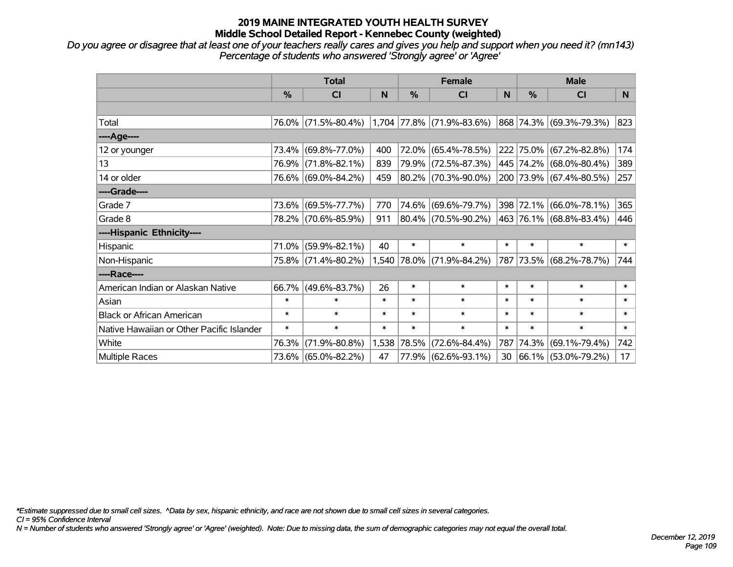# 2019 MAINE INTEGRATED YOUTH HEALTH SURVEY
## Middle School Detailed Report - Kennebec County (weighted)

*Do you agree or disagree that at least one of your teachers really cares and gives you help and support when you need it? (mn143)*
*Percentage of students who answered 'Strongly agree' or 'Agree'*

| | Total | | | Female | | | Male | | |
|---|---|---|---|---|---|---|---|---|---|
| | % | CI | N | % | CI | N | % | CI | N |
| | | | | | | | | | |
| Total | 76.0% | (71.5%-80.4%) | 1,704 | 77.8% | (71.9%-83.6%) | 868 | 74.3% | (69.3%-79.3%) | 823 |
| ----Age---- | | | | | | | | | |
| 12 or younger | 73.4% | (69.8%-77.0%) | 400 | 72.0% | (65.4%-78.5%) | 222 | 75.0% | (67.2%-82.8%) | 174 |
| 13 | 76.9% | (71.8%-82.1%) | 839 | 79.9% | (72.5%-87.3%) | 445 | 74.2% | (68.0%-80.4%) | 389 |
| 14 or older | 76.6% | (69.0%-84.2%) | 459 | 80.2% | (70.3%-90.0%) | 200 | 73.9% | (67.4%-80.5%) | 257 |
| ----Grade---- | | | | | | | | | |
| Grade 7 | 73.6% | (69.5%-77.7%) | 770 | 74.6% | (69.6%-79.7%) | 398 | 72.1% | (66.0%-78.1%) | 365 |
| Grade 8 | 78.2% | (70.6%-85.9%) | 911 | 80.4% | (70.5%-90.2%) | 463 | 76.1% | (68.8%-83.4%) | 446 |
| ----Hispanic Ethnicity---- | | | | | | | | | |
| Hispanic | 71.0% | (59.9%-82.1%) | 40 | * | * | * | * | * | * |
| Non-Hispanic | 75.8% | (71.4%-80.2%) | 1,540 | 78.0% | (71.9%-84.2%) | 787 | 73.5% | (68.2%-78.7%) | 744 |
| ----Race---- | | | | | | | | | |
| American Indian or Alaskan Native | 66.7% | (49.6%-83.7%) | 26 | * | * | * | * | * | * |
| Asian | * | * | * | * | * | * | * | * | * |
| Black or African American | * | * | * | * | * | * | * | * | * |
| Native Hawaiian or Other Pacific Islander | * | * | * | * | * | * | * | * | * |
| White | 76.3% | (71.9%-80.8%) | 1,538 | 78.5% | (72.6%-84.4%) | 787 | 74.3% | (69.1%-79.4%) | 742 |
| Multiple Races | 73.6% | (65.0%-82.2%) | 47 | 77.9% | (62.6%-93.1%) | 30 | 66.1% | (53.0%-79.2%) | 17 |

*Estimate suppressed due to small cell sizes. ^Data by sex, hispanic ethnicity, and race are not shown due to small cell sizes in several categories.
*CI = 95% Confidence Interval*
*N = Number of students who answered 'Strongly agree' or 'Agree' (weighted). Note: Due to missing data, the sum of demographic categories may not equal the overall total.*

*December 12, 2019*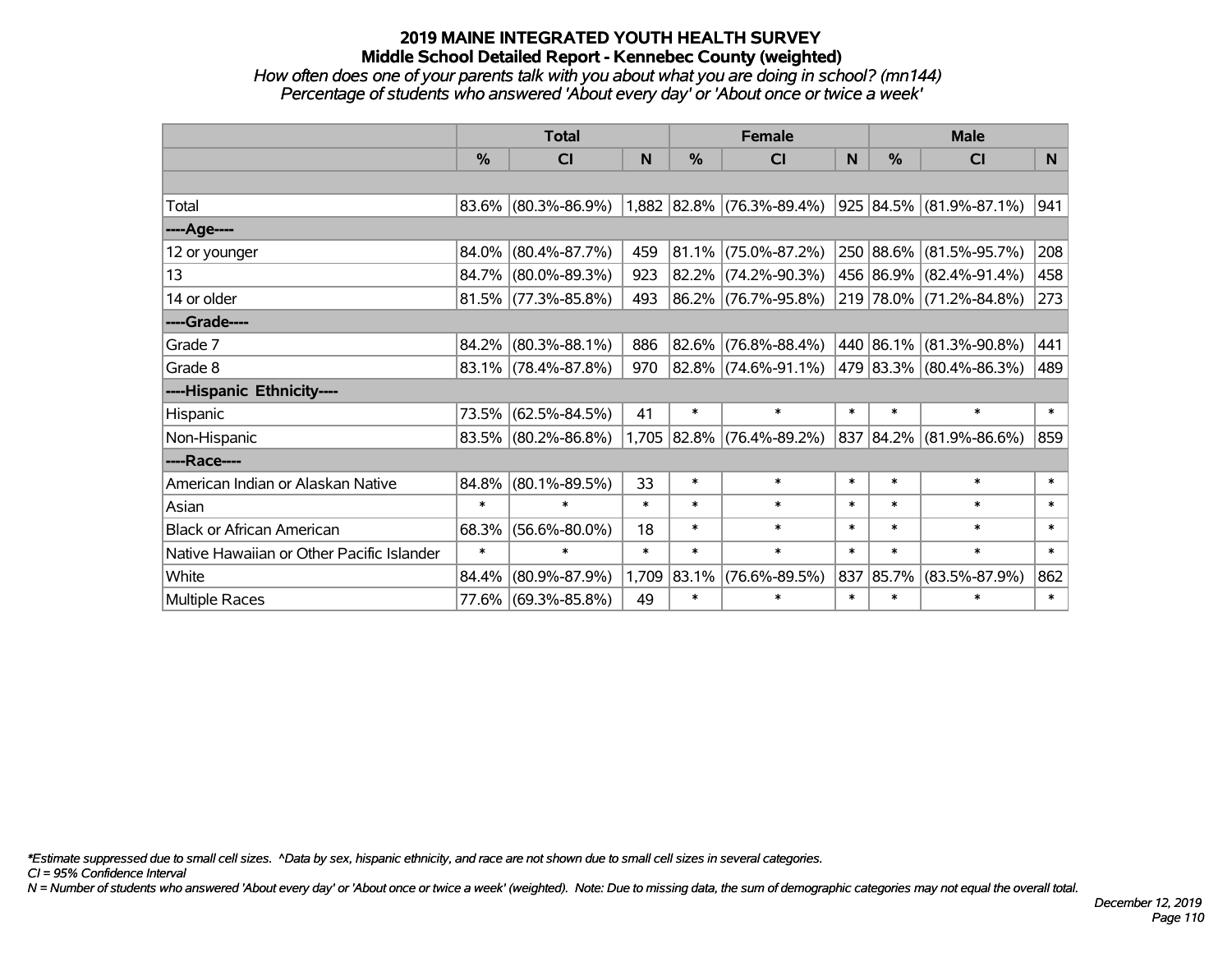# 2019 MAINE INTEGRATED YOUTH HEALTH SURVEY

## Middle School Detailed Report - Kennebec County (weighted)

*How often does one of your parents talk with you about what you are doing in school? (mn144)*

*Percentage of students who answered 'About every day' or 'About once or twice a week'*

| | Total | | | Female | | | Male | | |
|---|---|---|---|---|---|---|---|---|---|
| | % | CI | N | % | CI | N | % | CI | N |
| Total | 83.6% | (80.3%-86.9%) | 1,882 | 82.8% | (76.3%-89.4%) | 925 | 84.5% | (81.9%-87.1%) | 941 |
| ----Age---- | | | | | | | | | |
| 12 or younger | 84.0% | (80.4%-87.7%) | 459 | 81.1% | (75.0%-87.2%) | 250 | 88.6% | (81.5%-95.7%) | 208 |
| 13 | 84.7% | (80.0%-89.3%) | 923 | 82.2% | (74.2%-90.3%) | 456 | 86.9% | (82.4%-91.4%) | 458 |
| 14 or older | 81.5% | (77.3%-85.8%) | 493 | 86.2% | (76.7%-95.8%) | 219 | 78.0% | (71.2%-84.8%) | 273 |
| ----Grade---- | | | | | | | | | |
| Grade 7 | 84.2% | (80.3%-88.1%) | 886 | 82.6% | (76.8%-88.4%) | 440 | 86.1% | (81.3%-90.8%) | 441 |
| Grade 8 | 83.1% | (78.4%-87.8%) | 970 | 82.8% | (74.6%-91.1%) | 479 | 83.3% | (80.4%-86.3%) | 489 |
| ----Hispanic Ethnicity---- | | | | | | | | | |
| Hispanic | 73.5% | (62.5%-84.5%) | 41 | * | * | * | * | * | * |
| Non-Hispanic | 83.5% | (80.2%-86.8%) | 1,705 | 82.8% | (76.4%-89.2%) | 837 | 84.2% | (81.9%-86.6%) | 859 |
| ----Race---- | | | | | | | | | |
| American Indian or Alaskan Native | 84.8% | (80.1%-89.5%) | 33 | * | * | * | * | * | * |
| Asian | * | * | * | * | * | * | * | * | * |
| Black or African American | 68.3% | (56.6%-80.0%) | 18 | * | * | * | * | * | * |
| Native Hawaiian or Other Pacific Islander | * | * | * | * | * | * | * | * | * |
| White | 84.4% | (80.9%-87.9%) | 1,709 | 83.1% | (76.6%-89.5%) | 837 | 85.7% | (83.5%-87.9%) | 862 |
| Multiple Races | 77.6% | (69.3%-85.8%) | 49 | * | * | * | * | * | * |

*\*Estimate suppressed due to small cell sizes. ^Data by sex, hispanic ethnicity, and race are not shown due to small cell sizes in several categories.*

*CI = 95% Confidence Interval*

*N = Number of students who answered 'About every day' or 'About once or twice a week' (weighted). Note: Due to missing data, the sum of demographic categories may not equal the overall total.*

*December 12, 2019*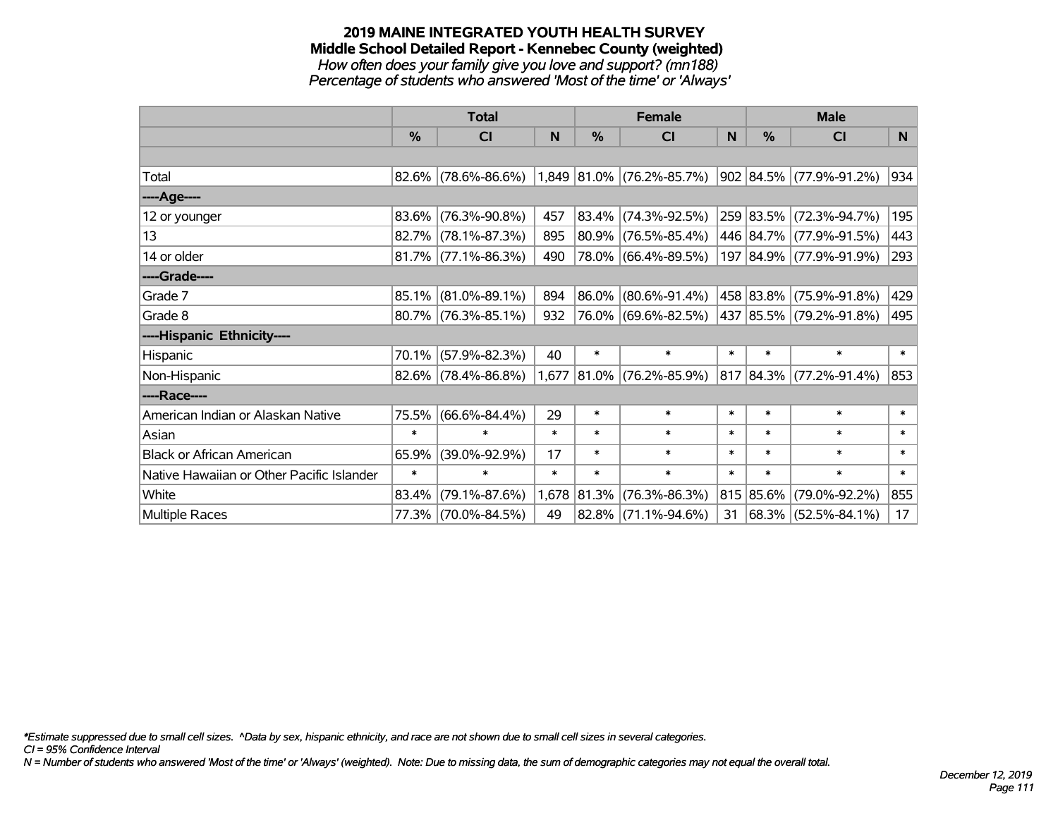# 2019 MAINE INTEGRATED YOUTH HEALTH SURVEY

## Middle School Detailed Report - Kennebec County (weighted)

*How often does your family give you love and support? (mn188)*

*Percentage of students who answered 'Most of the time' or 'Always'*

| | Total | | | Female | | | Male | | |
|---|---|---|---|---|---|---|---|---|---|
| | % | CI | N | % | CI | N | % | CI | N |
| Total | 82.6% | (78.6%-86.6%) | 1,849 | 81.0% | (76.2%-85.7%) | 902 | 84.5% | (77.9%-91.2%) | 934 |
| ----Age---- | | | | | | | | | |
| 12 or younger | 83.6% | (76.3%-90.8%) | 457 | 83.4% | (74.3%-92.5%) | 259 | 83.5% | (72.3%-94.7%) | 195 |
| 13 | 82.7% | (78.1%-87.3%) | 895 | 80.9% | (76.5%-85.4%) | 446 | 84.7% | (77.9%-91.5%) | 443 |
| 14 or older | 81.7% | (77.1%-86.3%) | 490 | 78.0% | (66.4%-89.5%) | 197 | 84.9% | (77.9%-91.9%) | 293 |
| ----Grade---- | | | | | | | | | |
| Grade 7 | 85.1% | (81.0%-89.1%) | 894 | 86.0% | (80.6%-91.4%) | 458 | 83.8% | (75.9%-91.8%) | 429 |
| Grade 8 | 80.7% | (76.3%-85.1%) | 932 | 76.0% | (69.6%-82.5%) | 437 | 85.5% | (79.2%-91.8%) | 495 |
| ----Hispanic Ethnicity---- | | | | | | | | | |
| Hispanic | 70.1% | (57.9%-82.3%) | 40 | * | * | * | * | * | * |
| Non-Hispanic | 82.6% | (78.4%-86.8%) | 1,677 | 81.0% | (76.2%-85.9%) | 817 | 84.3% | (77.2%-91.4%) | 853 |
| ----Race---- | | | | | | | | | |
| American Indian or Alaskan Native | 75.5% | (66.6%-84.4%) | 29 | * | * | * | * | * | * |
| Asian | * | * | * | * | * | * | * | * | * |
| Black or African American | 65.9% | (39.0%-92.9%) | 17 | * | * | * | * | * | * |
| Native Hawaiian or Other Pacific Islander | * | * | * | * | * | * | * | * | * |
| White | 83.4% | (79.1%-87.6%) | 1,678 | 81.3% | (76.3%-86.3%) | 815 | 85.6% | (79.0%-92.2%) | 855 |
| Multiple Races | 77.3% | (70.0%-84.5%) | 49 | 82.8% | (71.1%-94.6%) | 31 | 68.3% | (52.5%-84.1%) | 17 |

*\*Estimate suppressed due to small cell sizes. ^Data by sex, hispanic ethnicity, and race are not shown due to small cell sizes in several categories.*

*CI = 95% Confidence Interval*

*N = Number of students who answered 'Most of the time' or 'Always' (weighted). Note: Due to missing data, the sum of demographic categories may not equal the overall total.*

*December 12, 2019*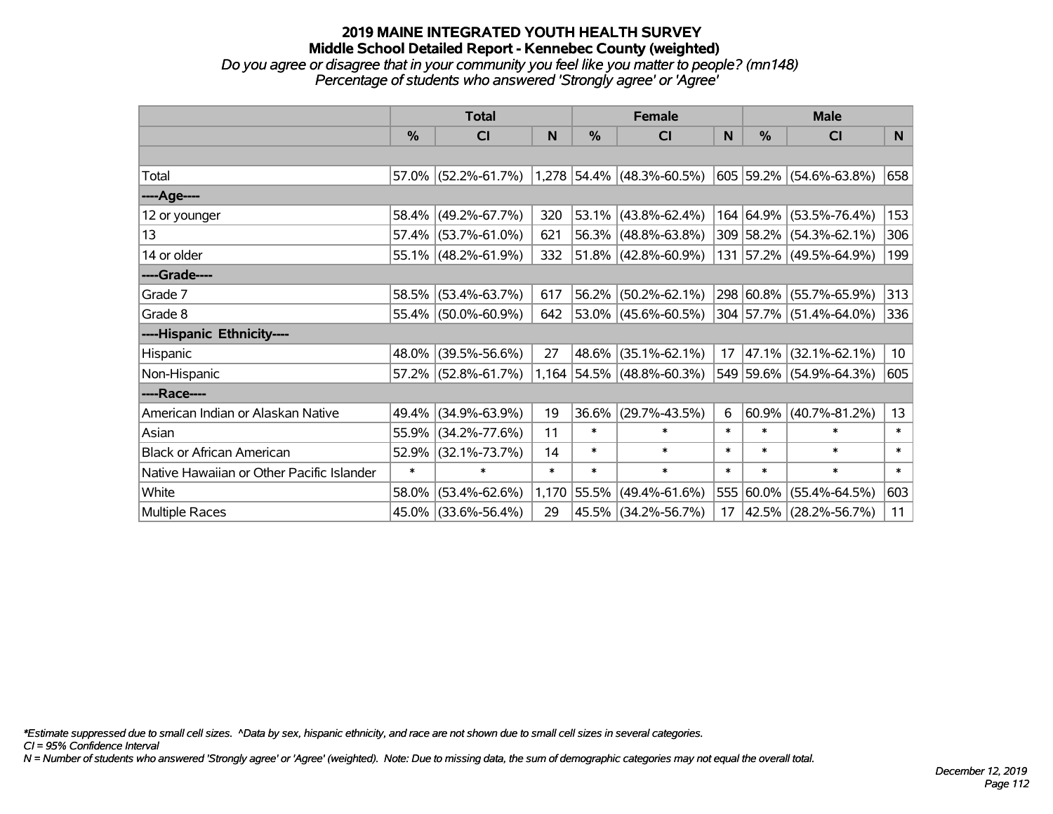# 2019 MAINE INTEGRATED YOUTH HEALTH SURVEY

## Middle School Detailed Report - Kennebec County (weighted)

*Do you agree or disagree that in your community you feel like you matter to people? (mn148)*

*Percentage of students who answered 'Strongly agree' or 'Agree'*

| | Total | | | Female | | | Male | | |
|---|---|---|---|---|---|---|---|---|---|
| | % | CI | N | % | CI | N | % | CI | N |
| | | | | | | | | | |
| Total | 57.0% | (52.2%-61.7%) | 1,278 | 54.4% | (48.3%-60.5%) | 605 | 59.2% | (54.6%-63.8%) | 658 |
| ----Age---- | | | | | | | | | |
| 12 or younger | 58.4% | (49.2%-67.7%) | 320 | 53.1% | (43.8%-62.4%) | 164 | 64.9% | (53.5%-76.4%) | 153 |
| 13 | 57.4% | (53.7%-61.0%) | 621 | 56.3% | (48.8%-63.8%) | 309 | 58.2% | (54.3%-62.1%) | 306 |
| 14 or older | 55.1% | (48.2%-61.9%) | 332 | 51.8% | (42.8%-60.9%) | 131 | 57.2% | (49.5%-64.9%) | 199 |
| ----Grade---- | | | | | | | | | |
| Grade 7 | 58.5% | (53.4%-63.7%) | 617 | 56.2% | (50.2%-62.1%) | 298 | 60.8% | (55.7%-65.9%) | 313 |
| Grade 8 | 55.4% | (50.0%-60.9%) | 642 | 53.0% | (45.6%-60.5%) | 304 | 57.7% | (51.4%-64.0%) | 336 |
| ----Hispanic Ethnicity---- | | | | | | | | | |
| Hispanic | 48.0% | (39.5%-56.6%) | 27 | 48.6% | (35.1%-62.1%) | 17 | 47.1% | (32.1%-62.1%) | 10 |
| Non-Hispanic | 57.2% | (52.8%-61.7%) | 1,164 | 54.5% | (48.8%-60.3%) | 549 | 59.6% | (54.9%-64.3%) | 605 |
| ----Race---- | | | | | | | | | |
| American Indian or Alaskan Native | 49.4% | (34.9%-63.9%) | 19 | 36.6% | (29.7%-43.5%) | 6 | 60.9% | (40.7%-81.2%) | 13 |
| Asian | 55.9% | (34.2%-77.6%) | 11 | * | * | * | * | * | * |
| Black or African American | 52.9% | (32.1%-73.7%) | 14 | * | * | * | * | * | * |
| Native Hawaiian or Other Pacific Islander | * | * | * | * | * | * | * | * | * |
| White | 58.0% | (53.4%-62.6%) | 1,170 | 55.5% | (49.4%-61.6%) | 555 | 60.0% | (55.4%-64.5%) | 603 |
| Multiple Races | 45.0% | (33.6%-56.4%) | 29 | 45.5% | (34.2%-56.7%) | 17 | 42.5% | (28.2%-56.7%) | 11 |

*Estimate suppressed due to small cell sizes. ^Data by sex, hispanic ethnicity, and race are not shown due to small cell sizes in several categories.

CI = 95% Confidence Interval

N = Number of students who answered 'Strongly agree' or 'Agree' (weighted). Note: Due to missing data, the sum of demographic categories may not equal the overall total.

December 12, 2019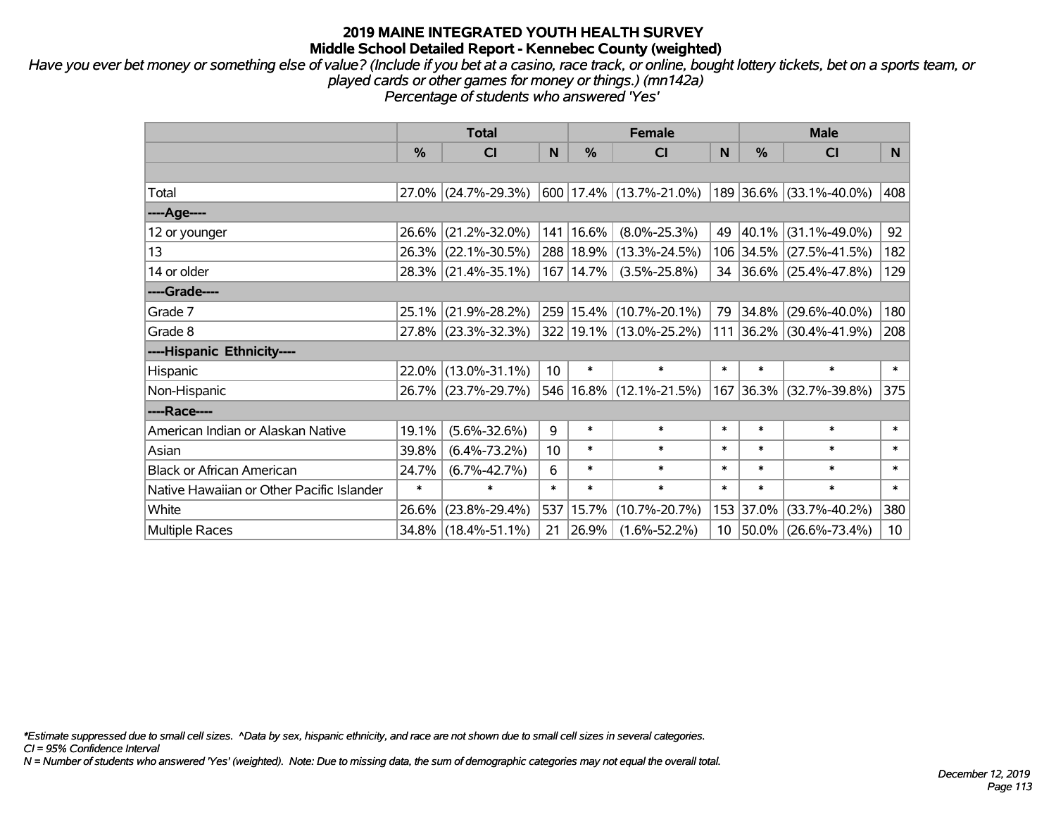# 2019 MAINE INTEGRATED YOUTH HEALTH SURVEY

## Middle School Detailed Report - Kennebec County (weighted)

*Have you ever bet money or something else of value? (Include if you bet at a casino, race track, or online, bought lottery tickets, bet on a sports team, or played cards or other games for money or things.) (mn142a)*
*Percentage of students who answered 'Yes'*

| | Total | | | Female | | | Male | | |
|---|---|---|---|---|---|---|---|---|---|
| | % | CI | N | % | CI | N | % | CI | N |
| | | | | | | | | | |
| Total | 27.0% | (24.7%-29.3%) | 600 | 17.4% | (13.7%-21.0%) | 189 | 36.6% | (33.1%-40.0%) | 408 |
| ----Age---- | | | | | | | | | |
| 12 or younger | 26.6% | (21.2%-32.0%) | 141 | 16.6% | (8.0%-25.3%) | 49 | 40.1% | (31.1%-49.0%) | 92 |
| 13 | 26.3% | (22.1%-30.5%) | 288 | 18.9% | (13.3%-24.5%) | 106 | 34.5% | (27.5%-41.5%) | 182 |
| 14 or older | 28.3% | (21.4%-35.1%) | 167 | 14.7% | (3.5%-25.8%) | 34 | 36.6% | (25.4%-47.8%) | 129 |
| ----Grade---- | | | | | | | | | |
| Grade 7 | 25.1% | (21.9%-28.2%) | 259 | 15.4% | (10.7%-20.1%) | 79 | 34.8% | (29.6%-40.0%) | 180 |
| Grade 8 | 27.8% | (23.3%-32.3%) | 322 | 19.1% | (13.0%-25.2%) | 111 | 36.2% | (30.4%-41.9%) | 208 |
| ----Hispanic Ethnicity---- | | | | | | | | | |
| Hispanic | 22.0% | (13.0%-31.1%) | 10 | * | * | * | * | * | * |
| Non-Hispanic | 26.7% | (23.7%-29.7%) | 546 | 16.8% | (12.1%-21.5%) | 167 | 36.3% | (32.7%-39.8%) | 375 |
| ----Race---- | | | | | | | | | |
| American Indian or Alaskan Native | 19.1% | (5.6%-32.6%) | 9 | * | * | * | * | * | * |
| Asian | 39.8% | (6.4%-73.2%) | 10 | * | * | * | * | * | * |
| Black or African American | 24.7% | (6.7%-42.7%) | 6 | * | * | * | * | * | * |
| Native Hawaiian or Other Pacific Islander | * | * | * | * | * | * | * | * | * |
| White | 26.6% | (23.8%-29.4%) | 537 | 15.7% | (10.7%-20.7%) | 153 | 37.0% | (33.7%-40.2%) | 380 |
| Multiple Races | 34.8% | (18.4%-51.1%) | 21 | 26.9% | (1.6%-52.2%) | 10 | 50.0% | (26.6%-73.4%) | 10 |

*\*Estimate suppressed due to small cell sizes. ^Data by sex, hispanic ethnicity, and race are not shown due to small cell sizes in several categories.*
*CI = 95% Confidence Interval*
*N = Number of students who answered 'Yes' (weighted). Note: Due to missing data, the sum of demographic categories may not equal the overall total.*

*December 12, 2019*